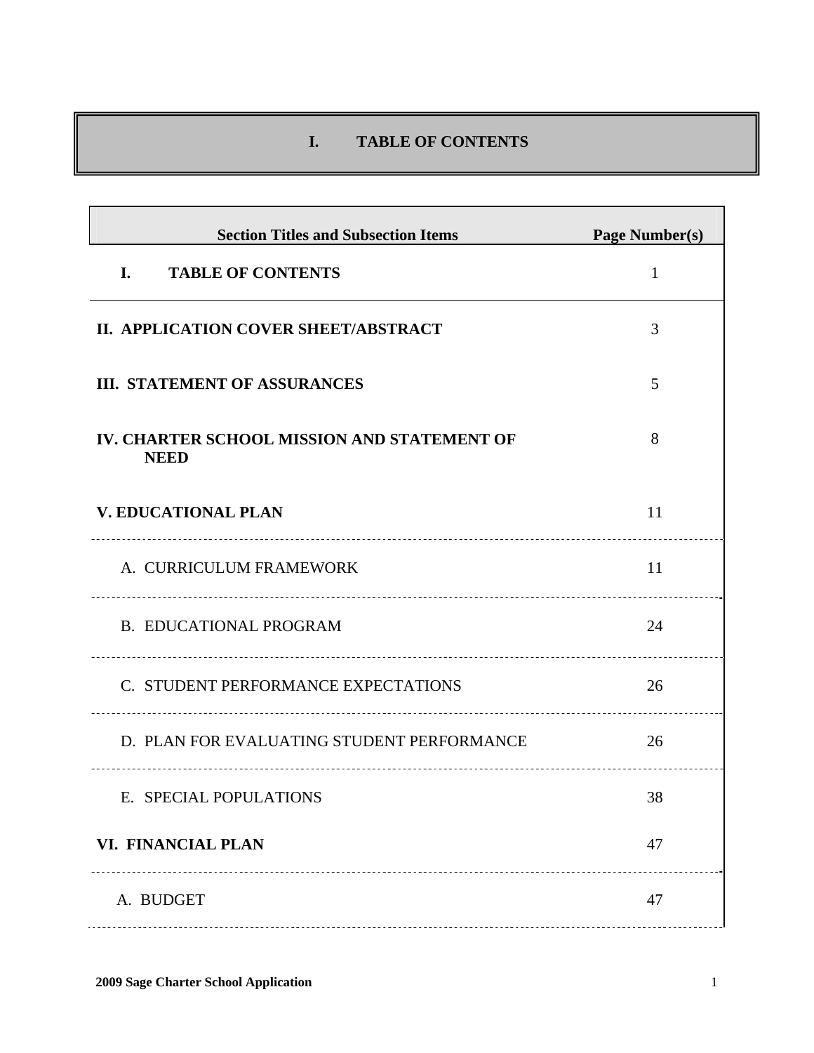# I. TABLE OF CONTENTS

| Section Titles and Subsection Items | Page Number(s) |
| --- | --- |
| **I. TABLE OF CONTENTS** | 1 |
| **II. APPLICATION COVER SHEET/ABSTRACT** | 3 |
| **III. STATEMENT OF ASSURANCES** | 5 |
| **IV. CHARTER SCHOOL MISSION AND STATEMENT OF NEED** | 8 |
| **V. EDUCATIONAL PLAN** | 11 |
| A. CURRICULUM FRAMEWORK | 11 |
| B. EDUCATIONAL PROGRAM | 24 |
| C. STUDENT PERFORMANCE EXPECTATIONS | 26 |
| D. PLAN FOR EVALUATING STUDENT PERFORMANCE | 26 |
| E. SPECIAL POPULATIONS | 38 |
| **VI. FINANCIAL PLAN** | 47 |
| A. BUDGET | 47 |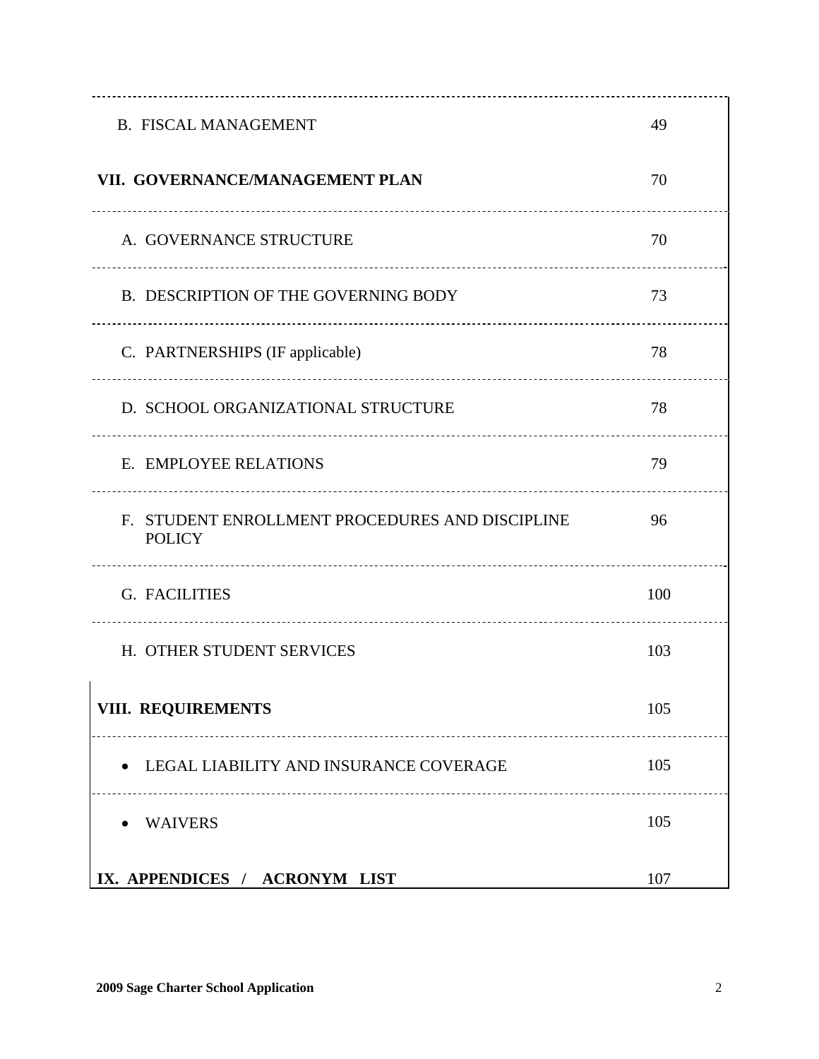| | |
|---|---|
| B. FISCAL MANAGEMENT | 49 |
| **VII. GOVERNANCE/MANAGEMENT PLAN** | 70 |
| A. GOVERNANCE STRUCTURE | 70 |
| B. DESCRIPTION OF THE GOVERNING BODY | 73 |
| C. PARTNERSHIPS (IF applicable) | 78 |
| D. SCHOOL ORGANIZATIONAL STRUCTURE | 78 |
| E. EMPLOYEE RELATIONS | 79 |
| F. STUDENT ENROLLMENT PROCEDURES AND DISCIPLINE POLICY | 96 |
| G. FACILITIES | 100 |
| H. OTHER STUDENT SERVICES | 103 |
| **VIII. REQUIREMENTS** | 105 |
| • LEGAL LIABILITY AND INSURANCE COVERAGE | 105 |
| • WAIVERS | 105 |
| **IX. APPENDICES / ACRONYM LIST** | 107 |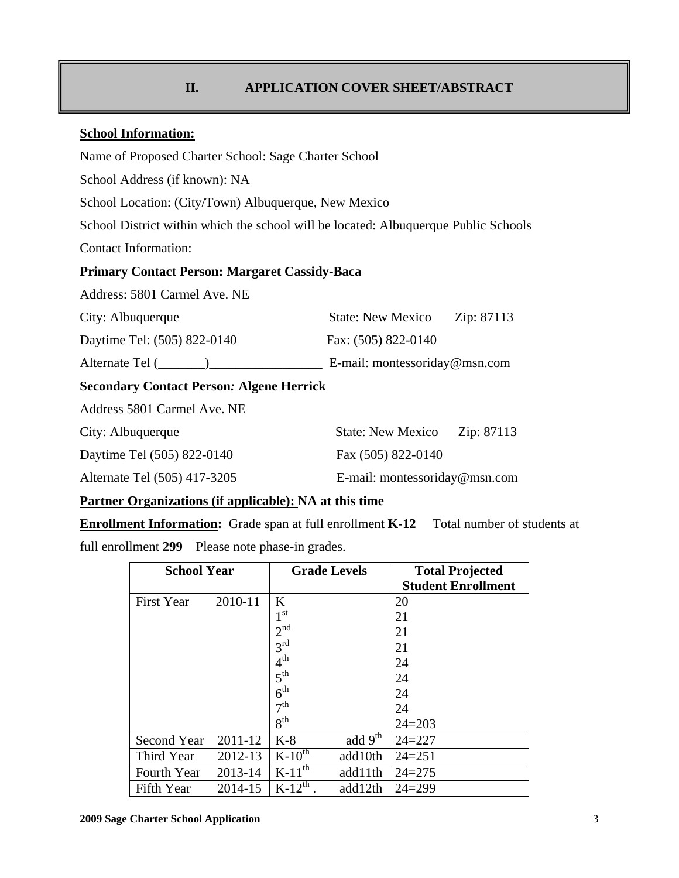## II. APPLICATION COVER SHEET/ABSTRACT

**School Information:**

Name of Proposed Charter School: Sage Charter School

School Address (if known): NA

School Location: (City/Town) Albuquerque, New Mexico

School District within which the school will be located: Albuquerque Public Schools

Contact Information:

**Primary Contact Person: Margaret Cassidy-Baca**

Address: 5801 Carmel Ave. NE

City: Albuquerque State: New Mexico Zip: 87113

Daytime Tel: (505) 822-0140 Fax: (505) 822-0140

Alternate Tel (_______)_________________ E-mail: montessoriday@msn.com

**Secondary Contact Person*:* Algene Herrick**

Address 5801 Carmel Ave. NE

City: Albuquerque State: New Mexico Zip: 87113

Daytime Tel (505) 822-0140 Fax (505) 822-0140

Alternate Tel (505) 417-3205 E-mail: montessoriday@msn.com

**Partner Organizations (if applicable): NA at this time**

**Enrollment Information:** Grade span at full enrollment **K-12** Total number of students at full enrollment **299** Please note phase-in grades.

| School Year | | Grade Levels | | Total Projected Student Enrollment |
|---|---|---|---|---|
| First Year | 2010-11 | K | | 20 |
| | | 1st | | 21 |
| | | 2nd | | 21 |
| | | 3rd | | 21 |
| | | 4th | | 24 |
| | | 5th | | 24 |
| | | 6th | | 24 |
| | | 7th | | 24 |
| | | 8th | | 24=203 |
| Second Year | 2011-12 | K-8 | add 9th | 24=227 |
| Third Year | 2012-13 | K-10th | add10th | 24=251 |
| Fourth Year | 2013-14 | K-11th | add11th | 24=275 |
| Fifth Year | 2014-15 | K-12th . | add12th | 24=299 |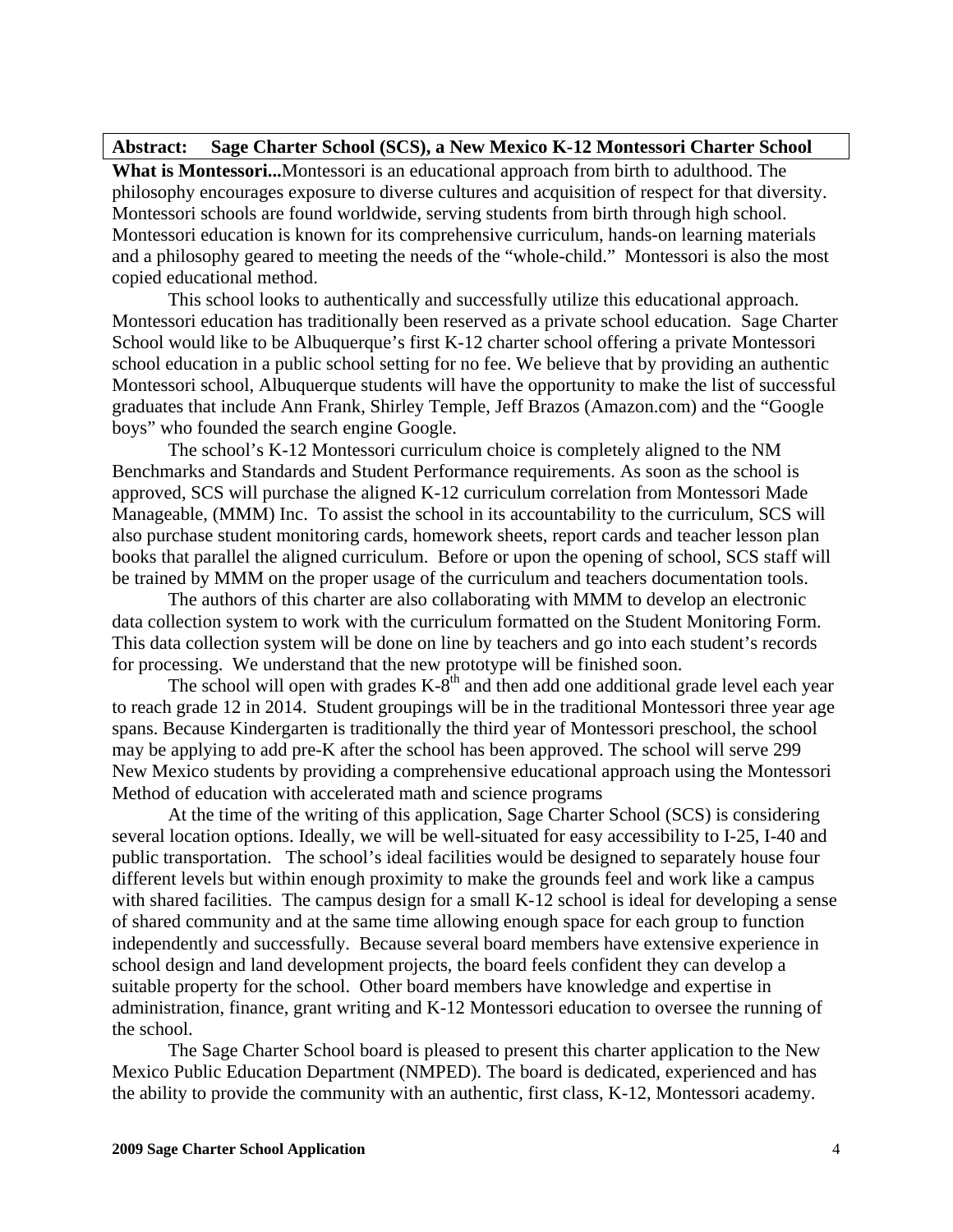**Abstract: Sage Charter School (SCS), a New Mexico K-12 Montessori Charter School**

**What is Montessori...** Montessori is an educational approach from birth to adulthood. The philosophy encourages exposure to diverse cultures and acquisition of respect for that diversity. Montessori schools are found worldwide, serving students from birth through high school. Montessori education is known for its comprehensive curriculum, hands-on learning materials and a philosophy geared to meeting the needs of the "whole-child." Montessori is also the most copied educational method.

This school looks to authentically and successfully utilize this educational approach. Montessori education has traditionally been reserved as a private school education. Sage Charter School would like to be Albuquerque's first K-12 charter school offering a private Montessori school education in a public school setting for no fee. We believe that by providing an authentic Montessori school, Albuquerque students will have the opportunity to make the list of successful graduates that include Ann Frank, Shirley Temple, Jeff Brazos (Amazon.com) and the "Google boys" who founded the search engine Google.

The school's K-12 Montessori curriculum choice is completely aligned to the NM Benchmarks and Standards and Student Performance requirements. As soon as the school is approved, SCS will purchase the aligned K-12 curriculum correlation from Montessori Made Manageable, (MMM) Inc. To assist the school in its accountability to the curriculum, SCS will also purchase student monitoring cards, homework sheets, report cards and teacher lesson plan books that parallel the aligned curriculum. Before or upon the opening of school, SCS staff will be trained by MMM on the proper usage of the curriculum and teachers documentation tools.

The authors of this charter are also collaborating with MMM to develop an electronic data collection system to work with the curriculum formatted on the Student Monitoring Form. This data collection system will be done on line by teachers and go into each student's records for processing. We understand that the new prototype will be finished soon.

The school will open with grades K-8th and then add one additional grade level each year to reach grade 12 in 2014. Student groupings will be in the traditional Montessori three year age spans. Because Kindergarten is traditionally the third year of Montessori preschool, the school may be applying to add pre-K after the school has been approved. The school will serve 299 New Mexico students by providing a comprehensive educational approach using the Montessori Method of education with accelerated math and science programs

At the time of the writing of this application, Sage Charter School (SCS) is considering several location options. Ideally, we will be well-situated for easy accessibility to I-25, I-40 and public transportation. The school's ideal facilities would be designed to separately house four different levels but within enough proximity to make the grounds feel and work like a campus with shared facilities. The campus design for a small K-12 school is ideal for developing a sense of shared community and at the same time allowing enough space for each group to function independently and successfully. Because several board members have extensive experience in school design and land development projects, the board feels confident they can develop a suitable property for the school. Other board members have knowledge and expertise in administration, finance, grant writing and K-12 Montessori education to oversee the running of the school.

The Sage Charter School board is pleased to present this charter application to the New Mexico Public Education Department (NMPED). The board is dedicated, experienced and has the ability to provide the community with an authentic, first class, K-12, Montessori academy.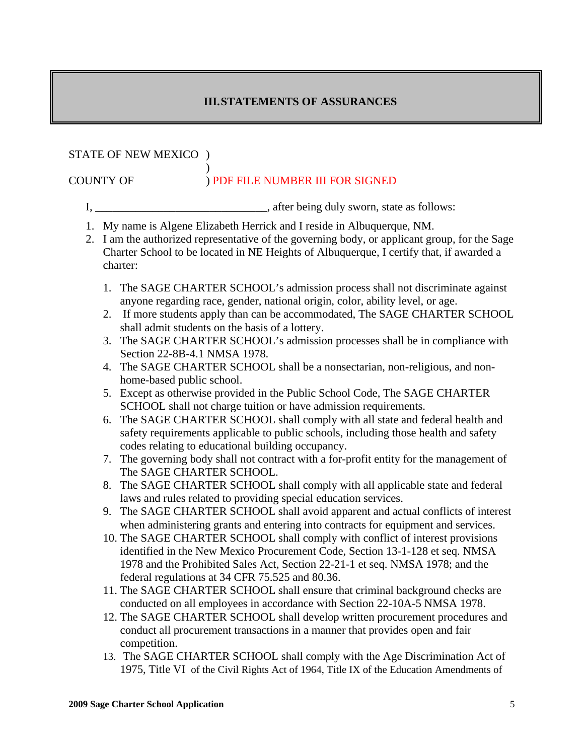## III. STATEMENTS OF ASSURANCES

STATE OF NEW MEXICO )
)
COUNTY OF ) PDF FILE NUMBER III FOR SIGNED

I, ____________________________, after being duly sworn, state as follows:

1. My name is Algene Elizabeth Herrick and I reside in Albuquerque, NM.
2. I am the authorized representative of the governing body, or applicant group, for the Sage Charter School to be located in NE Heights of Albuquerque, I certify that, if awarded a charter:

   1. The SAGE CHARTER SCHOOL's admission process shall not discriminate against anyone regarding race, gender, national origin, color, ability level, or age.
   2. If more students apply than can be accommodated, The SAGE CHARTER SCHOOL shall admit students on the basis of a lottery.
   3. The SAGE CHARTER SCHOOL's admission processes shall be in compliance with Section 22-8B-4.1 NMSA 1978.
   4. The SAGE CHARTER SCHOOL shall be a nonsectarian, non-religious, and non-home-based public school.
   5. Except as otherwise provided in the Public School Code, The SAGE CHARTER SCHOOL shall not charge tuition or have admission requirements.
   6. The SAGE CHARTER SCHOOL shall comply with all state and federal health and safety requirements applicable to public schools, including those health and safety codes relating to educational building occupancy.
   7. The governing body shall not contract with a for-profit entity for the management of The SAGE CHARTER SCHOOL.
   8. The SAGE CHARTER SCHOOL shall comply with all applicable state and federal laws and rules related to providing special education services.
   9. The SAGE CHARTER SCHOOL shall avoid apparent and actual conflicts of interest when administering grants and entering into contracts for equipment and services.
   10. The SAGE CHARTER SCHOOL shall comply with conflict of interest provisions identified in the New Mexico Procurement Code, Section 13-1-128 et seq. NMSA 1978 and the Prohibited Sales Act, Section 22-21-1 et seq. NMSA 1978; and the federal regulations at 34 CFR 75.525 and 80.36.
   11. The SAGE CHARTER SCHOOL shall ensure that criminal background checks are conducted on all employees in accordance with Section 22-10A-5 NMSA 1978.
   12. The SAGE CHARTER SCHOOL shall develop written procurement procedures and conduct all procurement transactions in a manner that provides open and fair competition.
   13. The SAGE CHARTER SCHOOL shall comply with the Age Discrimination Act of 1975, Title VI of the Civil Rights Act of 1964, Title IX of the Education Amendments of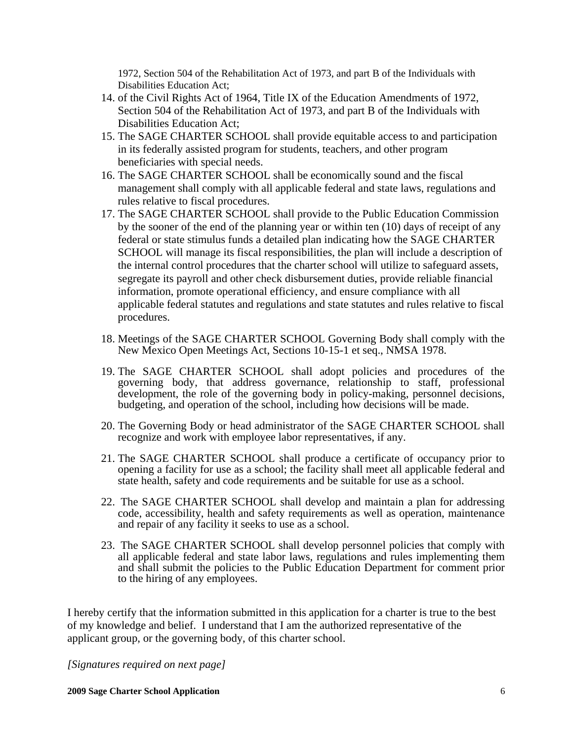1972, Section 504 of the Rehabilitation Act of 1973, and part B of the Individuals with Disabilities Education Act;

14. of the Civil Rights Act of 1964, Title IX of the Education Amendments of 1972, Section 504 of the Rehabilitation Act of 1973, and part B of the Individuals with Disabilities Education Act;
15. The SAGE CHARTER SCHOOL shall provide equitable access to and participation in its federally assisted program for students, teachers, and other program beneficiaries with special needs.
16. The SAGE CHARTER SCHOOL shall be economically sound and the fiscal management shall comply with all applicable federal and state laws, regulations and rules relative to fiscal procedures.
17. The SAGE CHARTER SCHOOL shall provide to the Public Education Commission by the sooner of the end of the planning year or within ten (10) days of receipt of any federal or state stimulus funds a detailed plan indicating how the SAGE CHARTER SCHOOL will manage its fiscal responsibilities, the plan will include a description of the internal control procedures that the charter school will utilize to safeguard assets, segregate its payroll and other check disbursement duties, provide reliable financial information, promote operational efficiency, and ensure compliance with all applicable federal statutes and regulations and state statutes and rules relative to fiscal procedures.
18. Meetings of the SAGE CHARTER SCHOOL Governing Body shall comply with the New Mexico Open Meetings Act, Sections 10-15-1 et seq., NMSA 1978.
19. The SAGE CHARTER SCHOOL shall adopt policies and procedures of the governing body, that address governance, relationship to staff, professional development, the role of the governing body in policy-making, personnel decisions, budgeting, and operation of the school, including how decisions will be made.
20. The Governing Body or head administrator of the SAGE CHARTER SCHOOL shall recognize and work with employee labor representatives, if any.
21. The SAGE CHARTER SCHOOL shall produce a certificate of occupancy prior to opening a facility for use as a school; the facility shall meet all applicable federal and state health, safety and code requirements and be suitable for use as a school.
22. The SAGE CHARTER SCHOOL shall develop and maintain a plan for addressing code, accessibility, health and safety requirements as well as operation, maintenance and repair of any facility it seeks to use as a school.
23. The SAGE CHARTER SCHOOL shall develop personnel policies that comply with all applicable federal and state labor laws, regulations and rules implementing them and shall submit the policies to the Public Education Department for comment prior to the hiring of any employees.

I hereby certify that the information submitted in this application for a charter is true to the best of my knowledge and belief. I understand that I am the authorized representative of the applicant group, or the governing body, of this charter school.

*[Signatures required on next page]*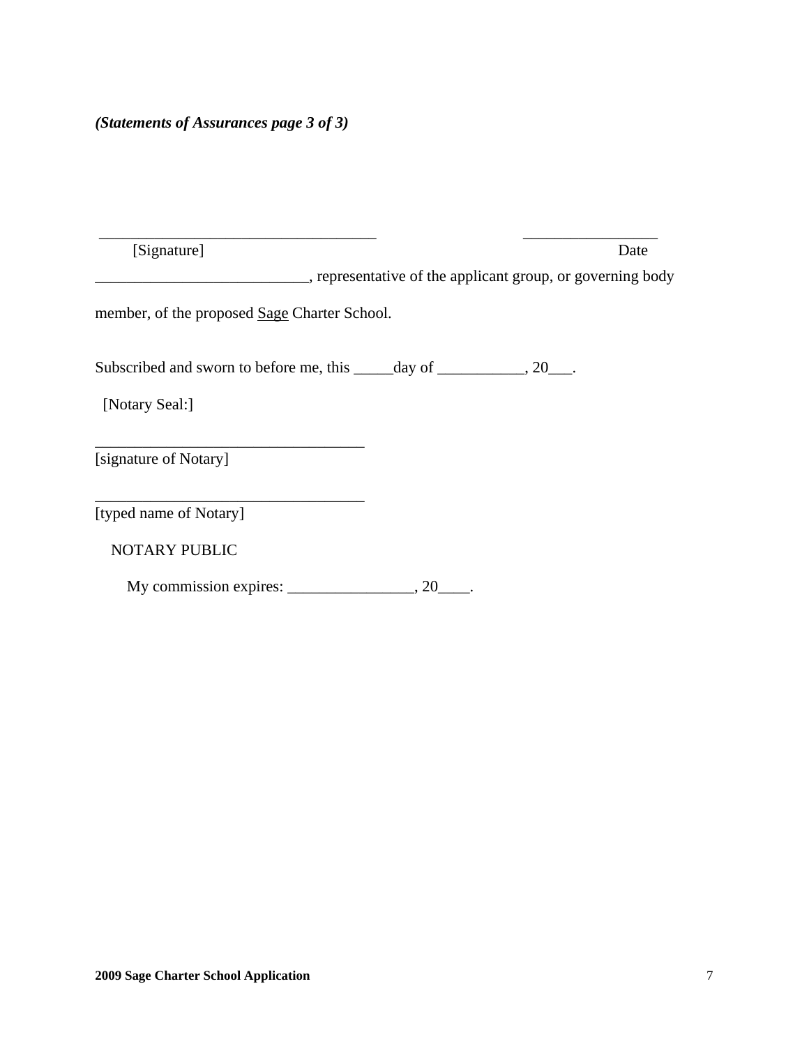*(Statements of Assurances page 3 of 3)*

\_\_\_\_\_\_\_\_\_\_\_\_\_\_\_\_\_\_\_\_\_\_\_\_\_\_\_\_\_\_\_\_\_\_\_\_ \_\_\_\_\_\_\_\_\_\_\_\_\_\_\_\_\_

[Signature] Date

\_\_\_\_\_\_\_\_\_\_\_\_\_\_\_\_\_\_\_\_\_\_\_\_\_\_\_, representative of the applicant group, or governing body member, of the proposed <u>Sage</u> Charter School.

Subscribed and sworn to before me, this \_\_\_\_\_day of \_\_\_\_\_\_\_\_\_\_\_, 20\_\_\_.

[Notary Seal:]

\_\_\_\_\_\_\_\_\_\_\_\_\_\_\_\_\_\_\_\_\_\_\_\_\_\_\_\_\_\_\_\_\_\_

[signature of Notary]

\_\_\_\_\_\_\_\_\_\_\_\_\_\_\_\_\_\_\_\_\_\_\_\_\_\_\_\_\_\_\_\_\_\_

[typed name of Notary]

NOTARY PUBLIC

My commission expires: \_\_\_\_\_\_\_\_\_\_\_\_\_\_\_\_, 20\_\_\_\_.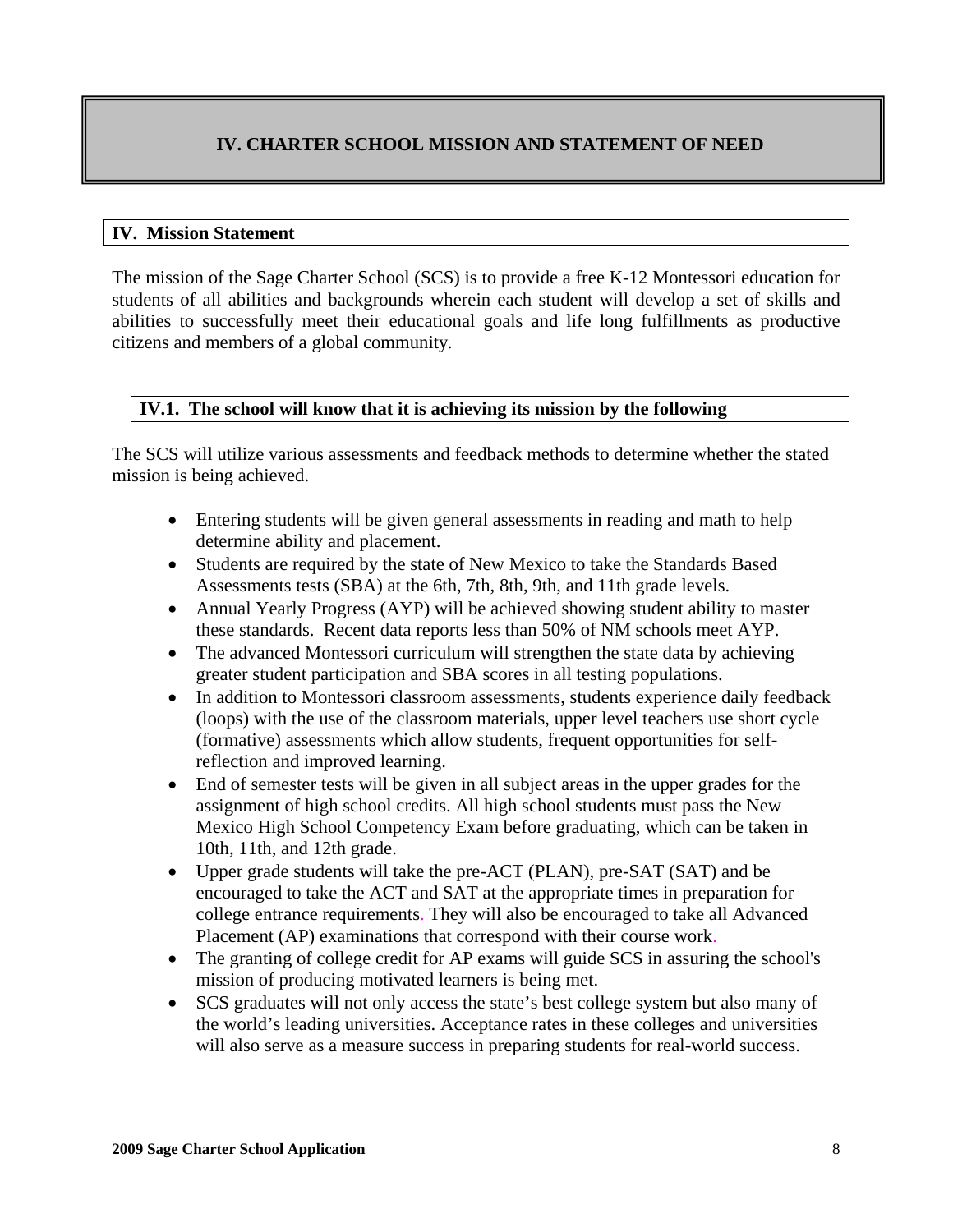# IV. CHARTER SCHOOL MISSION AND STATEMENT OF NEED

## IV. Mission Statement

The mission of the Sage Charter School (SCS) is to provide a free K-12 Montessori education for students of all abilities and backgrounds wherein each student will develop a set of skills and abilities to successfully meet their educational goals and life long fulfillments as productive citizens and members of a global community.

### IV.1. The school will know that it is achieving its mission by the following

The SCS will utilize various assessments and feedback methods to determine whether the stated mission is being achieved.

- Entering students will be given general assessments in reading and math to help determine ability and placement.
- Students are required by the state of New Mexico to take the Standards Based Assessments tests (SBA) at the 6th, 7th, 8th, 9th, and 11th grade levels.
- Annual Yearly Progress (AYP) will be achieved showing student ability to master these standards. Recent data reports less than 50% of NM schools meet AYP.
- The advanced Montessori curriculum will strengthen the state data by achieving greater student participation and SBA scores in all testing populations.
- In addition to Montessori classroom assessments, students experience daily feedback (loops) with the use of the classroom materials, upper level teachers use short cycle (formative) assessments which allow students, frequent opportunities for self-reflection and improved learning.
- End of semester tests will be given in all subject areas in the upper grades for the assignment of high school credits. All high school students must pass the New Mexico High School Competency Exam before graduating, which can be taken in 10th, 11th, and 12th grade.
- Upper grade students will take the pre-ACT (PLAN), pre-SAT (SAT) and be encouraged to take the ACT and SAT at the appropriate times in preparation for college entrance requirements. They will also be encouraged to take all Advanced Placement (AP) examinations that correspond with their course work.
- The granting of college credit for AP exams will guide SCS in assuring the school's mission of producing motivated learners is being met.
- SCS graduates will not only access the state's best college system but also many of the world's leading universities. Acceptance rates in these colleges and universities will also serve as a measure success in preparing students for real-world success.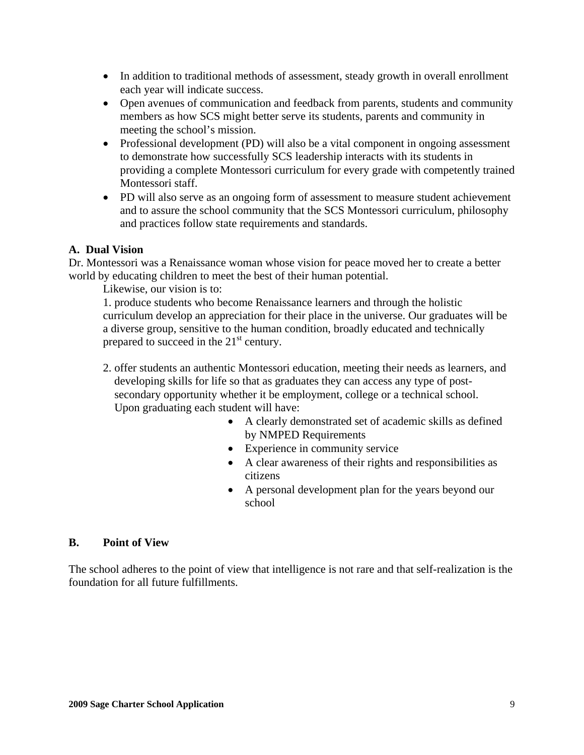- In addition to traditional methods of assessment, steady growth in overall enrollment each year will indicate success.
- Open avenues of communication and feedback from parents, students and community members as how SCS might better serve its students, parents and community in meeting the school's mission.
- Professional development (PD) will also be a vital component in ongoing assessment to demonstrate how successfully SCS leadership interacts with its students in providing a complete Montessori curriculum for every grade with competently trained Montessori staff.
- PD will also serve as an ongoing form of assessment to measure student achievement and to assure the school community that the SCS Montessori curriculum, philosophy and practices follow state requirements and standards.

**A. Dual Vision**

Dr. Montessori was a Renaissance woman whose vision for peace moved her to create a better world by educating children to meet the best of their human potential.

Likewise, our vision is to:

1. produce students who become Renaissance learners and through the holistic curriculum develop an appreciation for their place in the universe. Our graduates will be a diverse group, sensitive to the human condition, broadly educated and technically prepared to succeed in the 21st century.

2. offer students an authentic Montessori education, meeting their needs as learners, and developing skills for life so that as graduates they can access any type of post-secondary opportunity whether it be employment, college or a technical school. Upon graduating each student will have:
    - A clearly demonstrated set of academic skills as defined by NMPED Requirements
    - Experience in community service
    - A clear awareness of their rights and responsibilities as citizens
    - A personal development plan for the years beyond our school

**B. Point of View**

The school adheres to the point of view that intelligence is not rare and that self-realization is the foundation for all future fulfillments.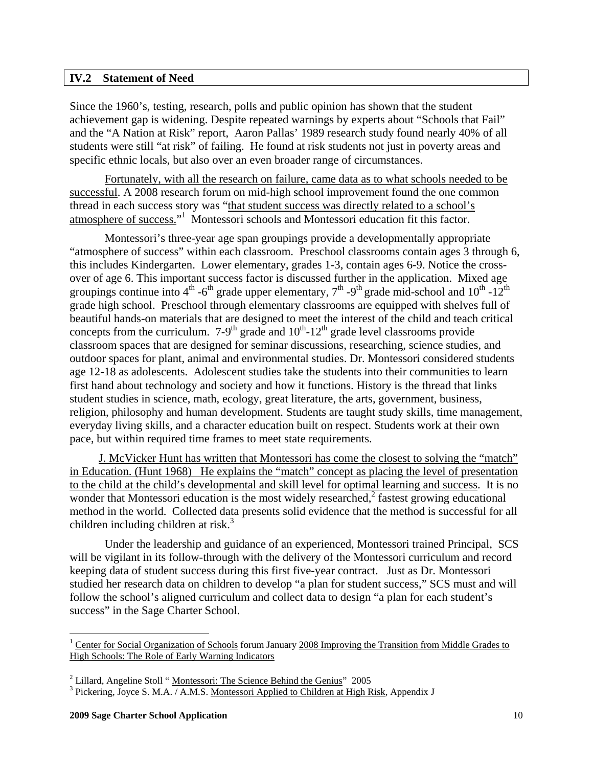## IV.2 Statement of Need

Since the 1960's, testing, research, polls and public opinion has shown that the student achievement gap is widening. Despite repeated warnings by experts about "Schools that Fail" and the "A Nation at Risk" report, Aaron Pallas' 1989 research study found nearly 40% of all students were still "at risk" of failing. He found at risk students not just in poverty areas and specific ethnic locals, but also over an even broader range of circumstances.

Fortunately, with all the research on failure, came data as to what schools needed to be successful. A 2008 research forum on mid-high school improvement found the one common thread in each success story was "that student success was directly related to a school's atmosphere of success."[1] Montessori schools and Montessori education fit this factor.

Montessori's three-year age span groupings provide a developmentally appropriate "atmosphere of success" within each classroom. Preschool classrooms contain ages 3 through 6, this includes Kindergarten. Lower elementary, grades 1-3, contain ages 6-9. Notice the cross-over of age 6. This important success factor is discussed further in the application. Mixed age groupings continue into 4th -6th grade upper elementary, 7th -9th grade mid-school and 10th -12th grade high school. Preschool through elementary classrooms are equipped with shelves full of beautiful hands-on materials that are designed to meet the interest of the child and teach critical concepts from the curriculum. 7-9th grade and 10th-12th grade level classrooms provide classroom spaces that are designed for seminar discussions, researching, science studies, and outdoor spaces for plant, animal and environmental studies. Dr. Montessori considered students age 12-18 as adolescents. Adolescent studies take the students into their communities to learn first hand about technology and society and how it functions. History is the thread that links student studies in science, math, ecology, great literature, the arts, government, business, religion, philosophy and human development. Students are taught study skills, time management, everyday living skills, and a character education built on respect. Students work at their own pace, but within required time frames to meet state requirements.

J. McVicker Hunt has written that Montessori has come the closest to solving the "match" in Education. (Hunt 1968) He explains the "match" concept as placing the level of presentation to the child at the child's developmental and skill level for optimal learning and success. It is no wonder that Montessori education is the most widely researched,[2] fastest growing educational method in the world. Collected data presents solid evidence that the method is successful for all children including children at risk.[3]

Under the leadership and guidance of an experienced, Montessori trained Principal, SCS will be vigilant in its follow-through with the delivery of the Montessori curriculum and record keeping data of student success during this first five-year contract. Just as Dr. Montessori studied her research data on children to develop "a plan for student success," SCS must and will follow the school's aligned curriculum and collect data to design "a plan for each student's success" in the Sage Charter School.

---

[1] Center for Social Organization of Schools forum January 2008 Improving the Transition from Middle Grades to High Schools: The Role of Early Warning Indicators

[2] Lillard, Angeline Stoll " Montessori: The Science Behind the Genius" 2005

[3] Pickering, Joyce S. M.A. / A.M.S. Montessori Applied to Children at High Risk, Appendix J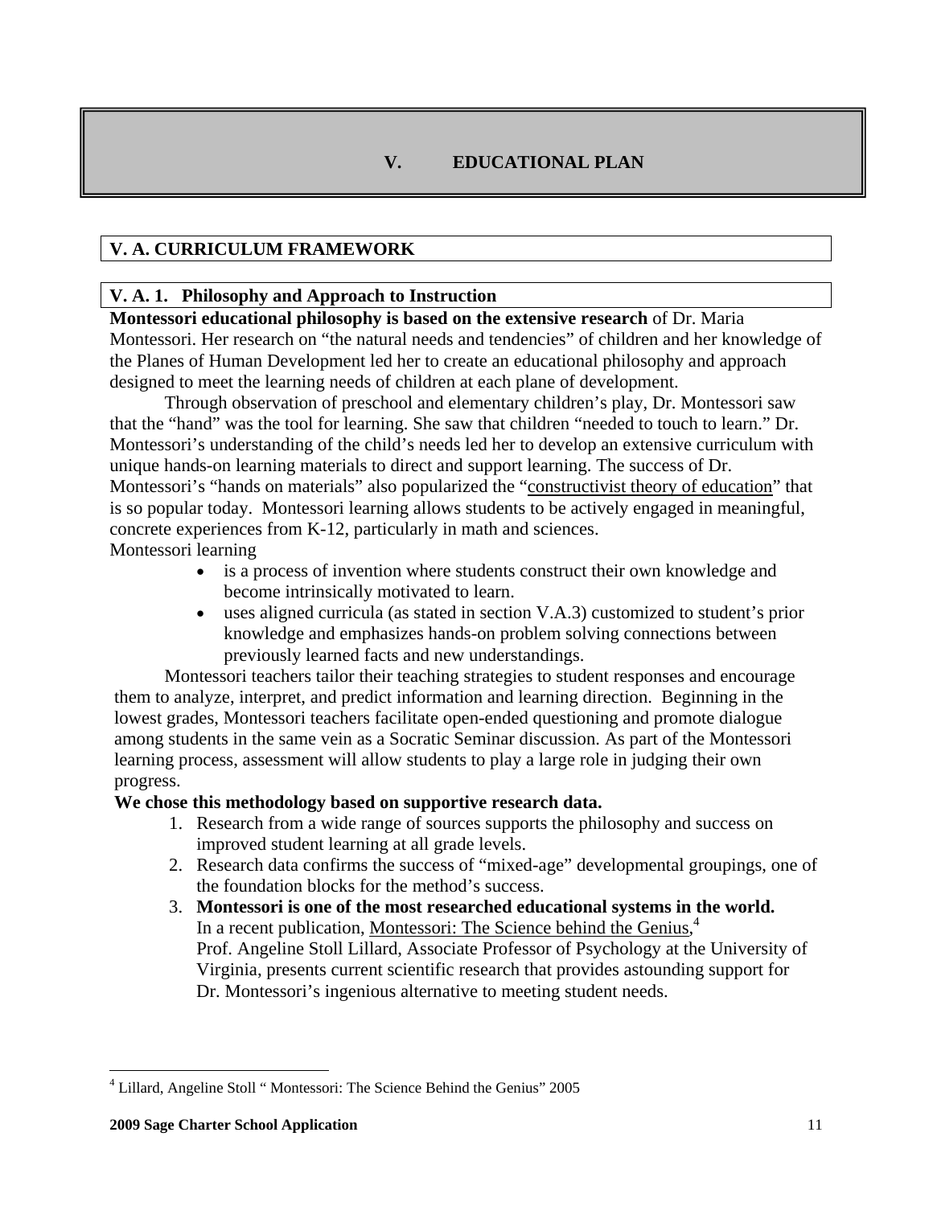# V. EDUCATIONAL PLAN

## V. A. CURRICULUM FRAMEWORK

### V. A. 1. Philosophy and Approach to Instruction

**Montessori educational philosophy is based on the extensive research** of Dr. Maria Montessori. Her research on "the natural needs and tendencies" of children and her knowledge of the Planes of Human Development led her to create an educational philosophy and approach designed to meet the learning needs of children at each plane of development.

Through observation of preschool and elementary children's play, Dr. Montessori saw that the "hand" was the tool for learning. She saw that children "needed to touch to learn." Dr. Montessori's understanding of the child's needs led her to develop an extensive curriculum with unique hands-on learning materials to direct and support learning. The success of Dr. Montessori's "hands on materials" also popularized the "constructivist theory of education" that is so popular today. Montessori learning allows students to be actively engaged in meaningful, concrete experiences from K-12, particularly in math and sciences.

Montessori learning

- is a process of invention where students construct their own knowledge and become intrinsically motivated to learn.
- uses aligned curricula (as stated in section V.A.3) customized to student's prior knowledge and emphasizes hands-on problem solving connections between previously learned facts and new understandings.

Montessori teachers tailor their teaching strategies to student responses and encourage them to analyze, interpret, and predict information and learning direction. Beginning in the lowest grades, Montessori teachers facilitate open-ended questioning and promote dialogue among students in the same vein as a Socratic Seminar discussion. As part of the Montessori learning process, assessment will allow students to play a large role in judging their own progress.

**We chose this methodology based on supportive research data.**

1. Research from a wide range of sources supports the philosophy and success on improved student learning at all grade levels.
2. Research data confirms the success of "mixed-age" developmental groupings, one of the foundation blocks for the method's success.
3. **Montessori is one of the most researched educational systems in the world.** In a recent publication, Montessori: The Science behind the Genius,[4] Prof. Angeline Stoll Lillard, Associate Professor of Psychology at the University of Virginia, presents current scientific research that provides astounding support for Dr. Montessori's ingenious alternative to meeting student needs.

[4] Lillard, Angeline Stoll " Montessori: The Science Behind the Genius" 2005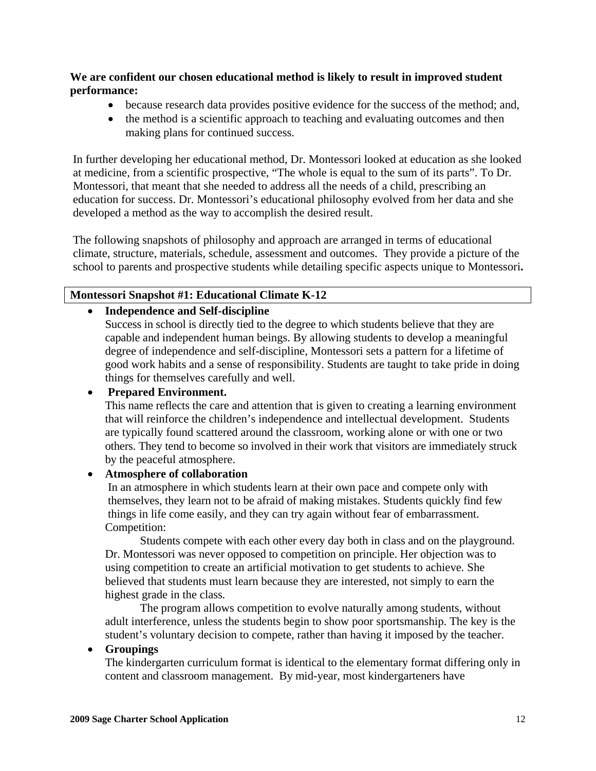**We are confident our chosen educational method is likely to result in improved student performance:**

- because research data provides positive evidence for the success of the method; and,
- the method is a scientific approach to teaching and evaluating outcomes and then making plans for continued success.

In further developing her educational method, Dr. Montessori looked at education as she looked at medicine, from a scientific prospective, "The whole is equal to the sum of its parts". To Dr. Montessori, that meant that she needed to address all the needs of a child, prescribing an education for success. Dr. Montessori's educational philosophy evolved from her data and she developed a method as the way to accomplish the desired result.

The following snapshots of philosophy and approach are arranged in terms of educational climate, structure, materials, schedule, assessment and outcomes. They provide a picture of the school to parents and prospective students while detailing specific aspects unique to Montessori**.**

**Montessori Snapshot #1: Educational Climate K-12**

- **Independence and Self-discipline**
  Success in school is directly tied to the degree to which students believe that they are capable and independent human beings. By allowing students to develop a meaningful degree of independence and self-discipline, Montessori sets a pattern for a lifetime of good work habits and a sense of responsibility. Students are taught to take pride in doing things for themselves carefully and well.
- **Prepared Environment.**
  This name reflects the care and attention that is given to creating a learning environment that will reinforce the children's independence and intellectual development. Students are typically found scattered around the classroom, working alone or with one or two others. They tend to become so involved in their work that visitors are immediately struck by the peaceful atmosphere.
- **Atmosphere of collaboration**
  In an atmosphere in which students learn at their own pace and compete only with themselves, they learn not to be afraid of making mistakes. Students quickly find few things in life come easily, and they can try again without fear of embarrassment.
  Competition:
  Students compete with each other every day both in class and on the playground. Dr. Montessori was never opposed to competition on principle. Her objection was to using competition to create an artificial motivation to get students to achieve. She believed that students must learn because they are interested, not simply to earn the highest grade in the class.
  The program allows competition to evolve naturally among students, without adult interference, unless the students begin to show poor sportsmanship. The key is the student's voluntary decision to compete, rather than having it imposed by the teacher.
- **Groupings**
  The kindergarten curriculum format is identical to the elementary format differing only in content and classroom management. By mid-year, most kindergarteners have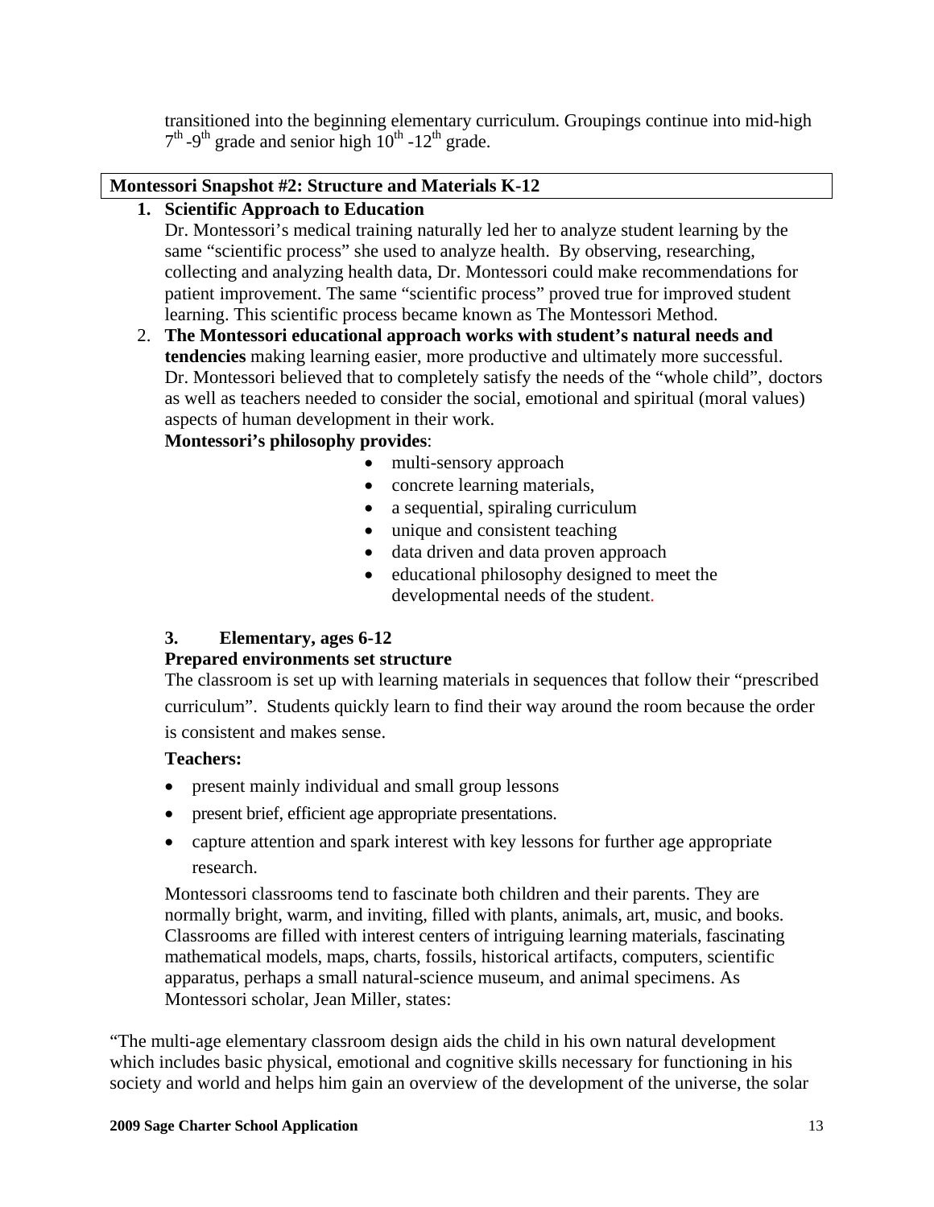transitioned into the beginning elementary curriculum. Groupings continue into mid-high $7^{th}$-$9^{th}$ grade and senior high $10^{th}$-$12^{th}$ grade.

**Montessori Snapshot #2: Structure and Materials K-12**

1. **Scientific Approach to Education**
   Dr. Montessori's medical training naturally led her to analyze student learning by the same "scientific process" she used to analyze health. By observing, researching, collecting and analyzing health data, Dr. Montessori could make recommendations for patient improvement. The same "scientific process" proved true for improved student learning. This scientific process became known as The Montessori Method.
2. **The Montessori educational approach works with student's natural needs and tendencies** making learning easier, more productive and ultimately more successful. Dr. Montessori believed that to completely satisfy the needs of the "whole child", doctors as well as teachers needed to consider the social, emotional and spiritual (moral values) aspects of human development in their work.
   **Montessori's philosophy provides**:
   - multi-sensory approach
   - concrete learning materials,
   - a sequential, spiraling curriculum
   - unique and consistent teaching
   - data driven and data proven approach
   - educational philosophy designed to meet the developmental needs of the student.

3. **Elementary, ages 6-12**
   **Prepared environments set structure**
   The classroom is set up with learning materials in sequences that follow their "prescribed curriculum". Students quickly learn to find their way around the room because the order is consistent and makes sense.

   **Teachers:**
   - present mainly individual and small group lessons
   - present brief, efficient age appropriate presentations.
   - capture attention and spark interest with key lessons for further age appropriate research.

   Montessori classrooms tend to fascinate both children and their parents. They are normally bright, warm, and inviting, filled with plants, animals, art, music, and books. Classrooms are filled with interest centers of intriguing learning materials, fascinating mathematical models, maps, charts, fossils, historical artifacts, computers, scientific apparatus, perhaps a small natural-science museum, and animal specimens. As Montessori scholar, Jean Miller, states:

"The multi-age elementary classroom design aids the child in his own natural development which includes basic physical, emotional and cognitive skills necessary for functioning in his society and world and helps him gain an overview of the development of the universe, the solar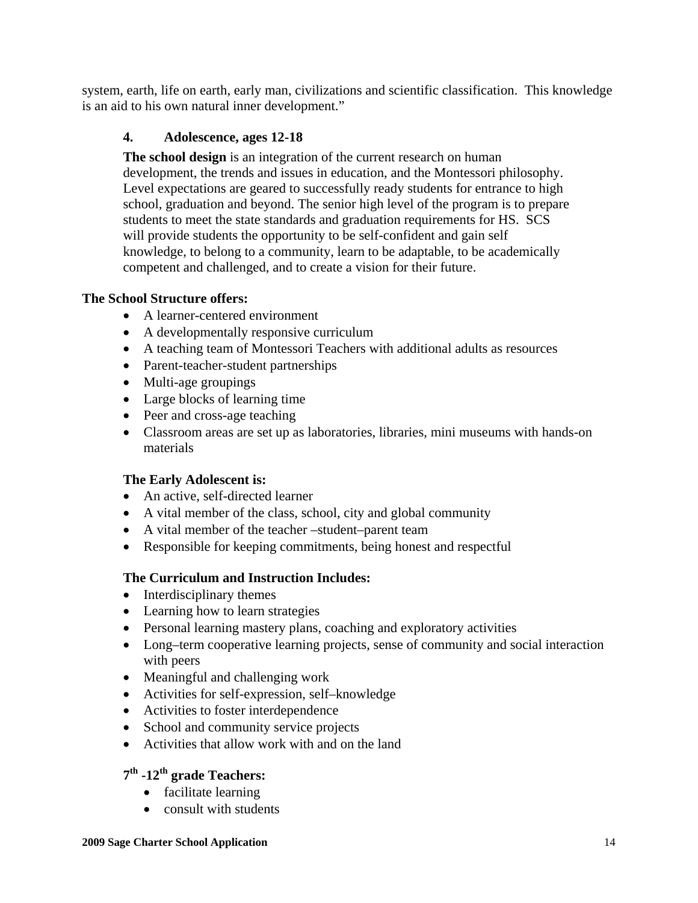system, earth, life on earth, early man, civilizations and scientific classification. This knowledge is an aid to his own natural inner development."

#### 4. Adolescence, ages 12-18

**The school design** is an integration of the current research on human development, the trends and issues in education, and the Montessori philosophy. Level expectations are geared to successfully ready students for entrance to high school, graduation and beyond. The senior high level of the program is to prepare students to meet the state standards and graduation requirements for HS. SCS will provide students the opportunity to be self-confident and gain self knowledge, to belong to a community, learn to be adaptable, to be academically competent and challenged, and to create a vision for their future.

**The School Structure offers:**

- A learner-centered environment
- A developmentally responsive curriculum
- A teaching team of Montessori Teachers with additional adults as resources
- Parent-teacher-student partnerships
- Multi-age groupings
- Large blocks of learning time
- Peer and cross-age teaching
- Classroom areas are set up as laboratories, libraries, mini museums with hands-on materials

**The Early Adolescent is:**

- An active, self-directed learner
- A vital member of the class, school, city and global community
- A vital member of the teacher –student–parent team
- Responsible for keeping commitments, being honest and respectful

**The Curriculum and Instruction Includes:**

- Interdisciplinary themes
- Learning how to learn strategies
- Personal learning mastery plans, coaching and exploratory activities
- Long–term cooperative learning projects, sense of community and social interaction with peers
- Meaningful and challenging work
- Activities for self-expression, self–knowledge
- Activities to foster interdependence
- School and community service projects
- Activities that allow work with and on the land

**7th -12th grade Teachers:**

- facilitate learning
- consult with students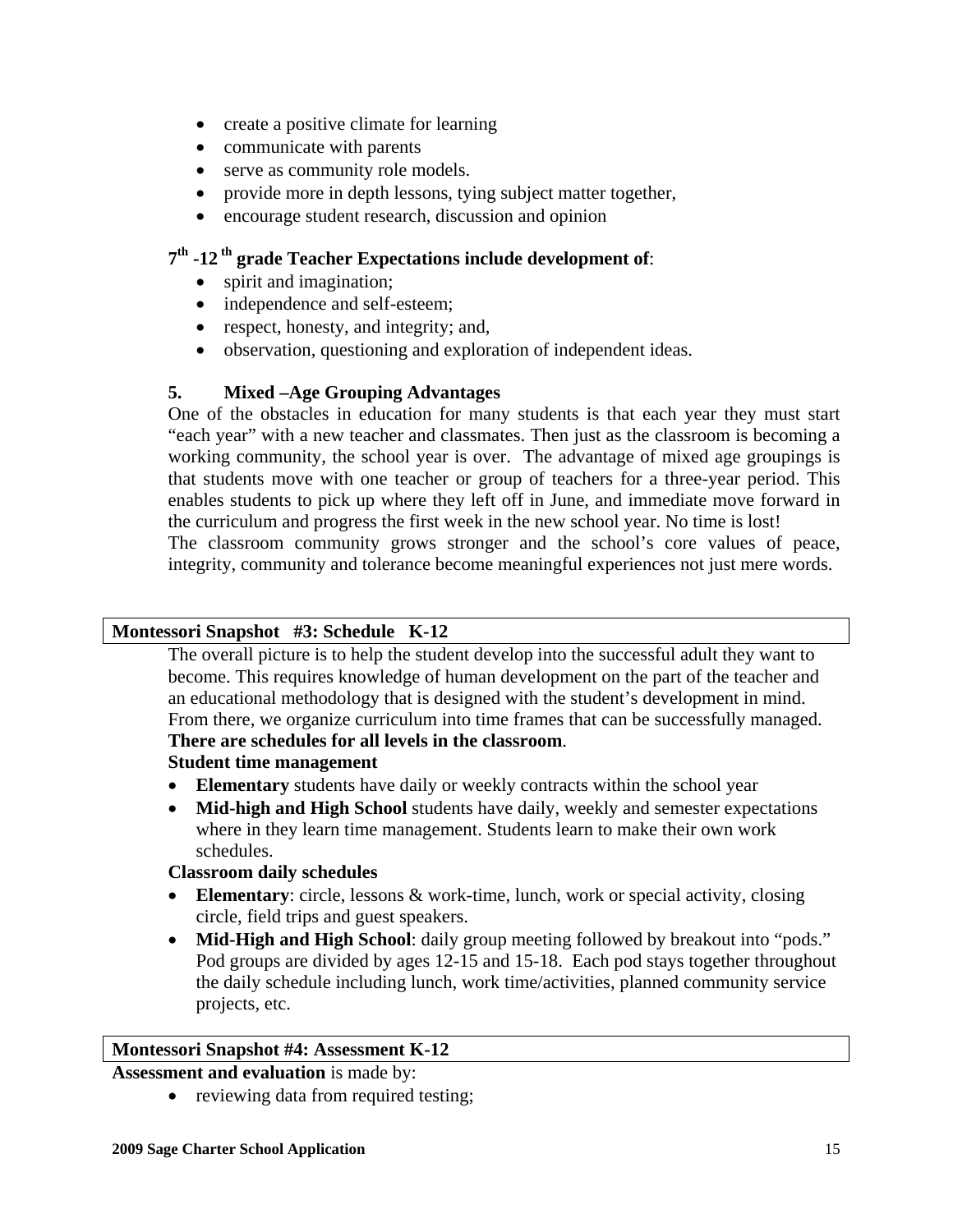- create a positive climate for learning
- communicate with parents
- serve as community role models.
- provide more in depth lessons, tying subject matter together,
- encourage student research, discussion and opinion

**7th -12 th grade Teacher Expectations include development of**:

- spirit and imagination;
- independence and self-esteem;
- respect, honesty, and integrity; and,
- observation, questioning and exploration of independent ideas.

### 5. Mixed –Age Grouping Advantages

One of the obstacles in education for many students is that each year they must start "each year" with a new teacher and classmates. Then just as the classroom is becoming a working community, the school year is over. The advantage of mixed age groupings is that students move with one teacher or group of teachers for a three-year period. This enables students to pick up where they left off in June, and immediate move forward in the curriculum and progress the first week in the new school year. No time is lost!

The classroom community grows stronger and the school's core values of peace, integrity, community and tolerance become meaningful experiences not just mere words.

## Montessori Snapshot #3: Schedule K-12

The overall picture is to help the student develop into the successful adult they want to become. This requires knowledge of human development on the part of the teacher and an educational methodology that is designed with the student's development in mind. From there, we organize curriculum into time frames that can be successfully managed. **There are schedules for all levels in the classroom**.

**Student time management**

- **Elementary** students have daily or weekly contracts within the school year
- **Mid-high and High School** students have daily, weekly and semester expectations where in they learn time management. Students learn to make their own work schedules.

**Classroom daily schedules**

- **Elementary**: circle, lessons & work-time, lunch, work or special activity, closing circle, field trips and guest speakers.
- **Mid-High and High School**: daily group meeting followed by breakout into "pods." Pod groups are divided by ages 12-15 and 15-18. Each pod stays together throughout the daily schedule including lunch, work time/activities, planned community service projects, etc.

## Montessori Snapshot #4: Assessment K-12

**Assessment and evaluation** is made by:

- reviewing data from required testing;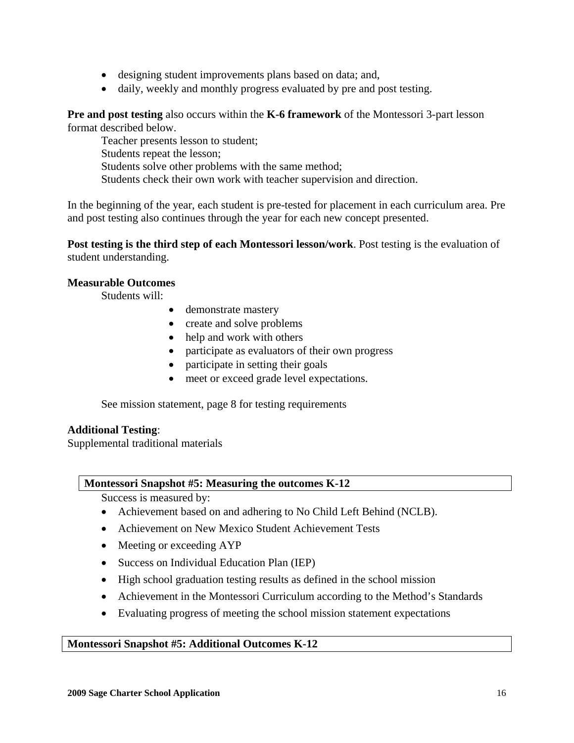- designing student improvements plans based on data; and,
- daily, weekly and monthly progress evaluated by pre and post testing.

**Pre and post testing** also occurs within the **K-6 framework** of the Montessori 3-part lesson format described below.

Teacher presents lesson to student;
Students repeat the lesson;
Students solve other problems with the same method;
Students check their own work with teacher supervision and direction.

In the beginning of the year, each student is pre-tested for placement in each curriculum area. Pre and post testing also continues through the year for each new concept presented.

**Post testing is the third step of each Montessori lesson/work**. Post testing is the evaluation of student understanding.

**Measurable Outcomes**

Students will:

- demonstrate mastery
- create and solve problems
- help and work with others
- participate as evaluators of their own progress
- participate in setting their goals
- meet or exceed grade level expectations.

See mission statement, page 8 for testing requirements

**Additional Testing**:
Supplemental traditional materials

**Montessori Snapshot #5: Measuring the outcomes K-12**

Success is measured by:

- Achievement based on and adhering to No Child Left Behind (NCLB).
- Achievement on New Mexico Student Achievement Tests
- Meeting or exceeding AYP
- Success on Individual Education Plan (IEP)
- High school graduation testing results as defined in the school mission
- Achievement in the Montessori Curriculum according to the Method's Standards
- Evaluating progress of meeting the school mission statement expectations

**Montessori Snapshot #5: Additional Outcomes K-12**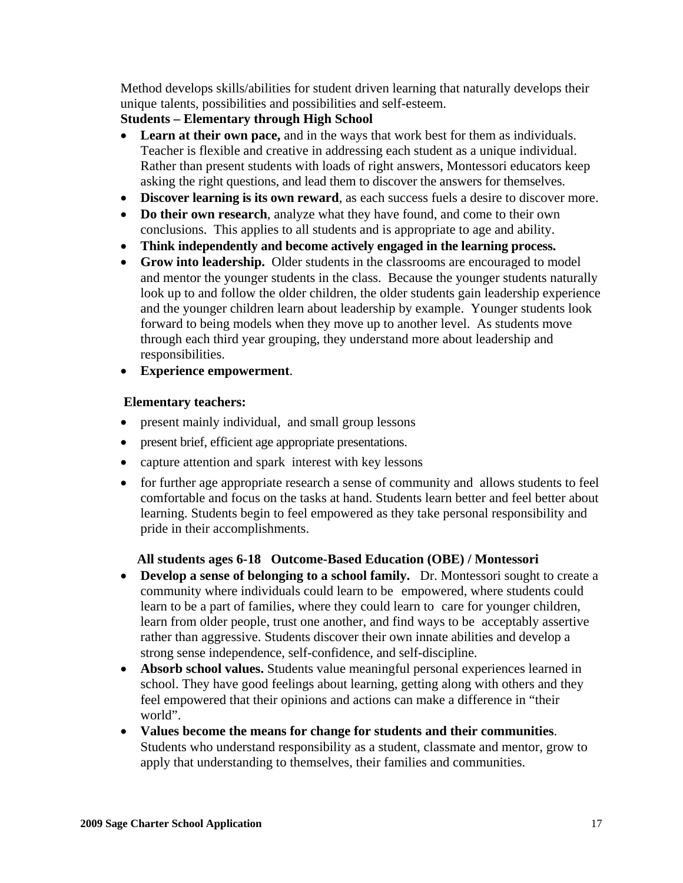Method develops skills/abilities for student driven learning that naturally develops their unique talents, possibilities and possibilities and self-esteem.

**Students – Elementary through High School**

- **Learn at their own pace,** and in the ways that work best for them as individuals. Teacher is flexible and creative in addressing each student as a unique individual. Rather than present students with loads of right answers, Montessori educators keep asking the right questions, and lead them to discover the answers for themselves.
- **Discover learning is its own reward**, as each success fuels a desire to discover more.
- **Do their own research**, analyze what they have found, and come to their own conclusions. This applies to all students and is appropriate to age and ability.
- **Think independently and become actively engaged in the learning process.**
- **Grow into leadership.** Older students in the classrooms are encouraged to model and mentor the younger students in the class. Because the younger students naturally look up to and follow the older children, the older students gain leadership experience and the younger children learn about leadership by example. Younger students look forward to being models when they move up to another level. As students move through each third year grouping, they understand more about leadership and responsibilities.
- **Experience empowerment**.

**Elementary teachers:**

- present mainly individual, and small group lessons
- present brief, efficient age appropriate presentations.
- capture attention and spark interest with key lessons
- for further age appropriate research a sense of community and allows students to feel comfortable and focus on the tasks at hand. Students learn better and feel better about learning. Students begin to feel empowered as they take personal responsibility and pride in their accomplishments.

**All students ages 6-18 Outcome-Based Education (OBE) / Montessori**

- **Develop a sense of belonging to a school family.** Dr. Montessori sought to create a community where individuals could learn to be empowered, where students could learn to be a part of families, where they could learn to care for younger children, learn from older people, trust one another, and find ways to be acceptably assertive rather than aggressive. Students discover their own innate abilities and develop a strong sense independence, self-confidence, and self-discipline.
- **Absorb school values.** Students value meaningful personal experiences learned in school. They have good feelings about learning, getting along with others and they feel empowered that their opinions and actions can make a difference in "their world".
- **Values become the means for change for students and their communities**. Students who understand responsibility as a student, classmate and mentor, grow to apply that understanding to themselves, their families and communities.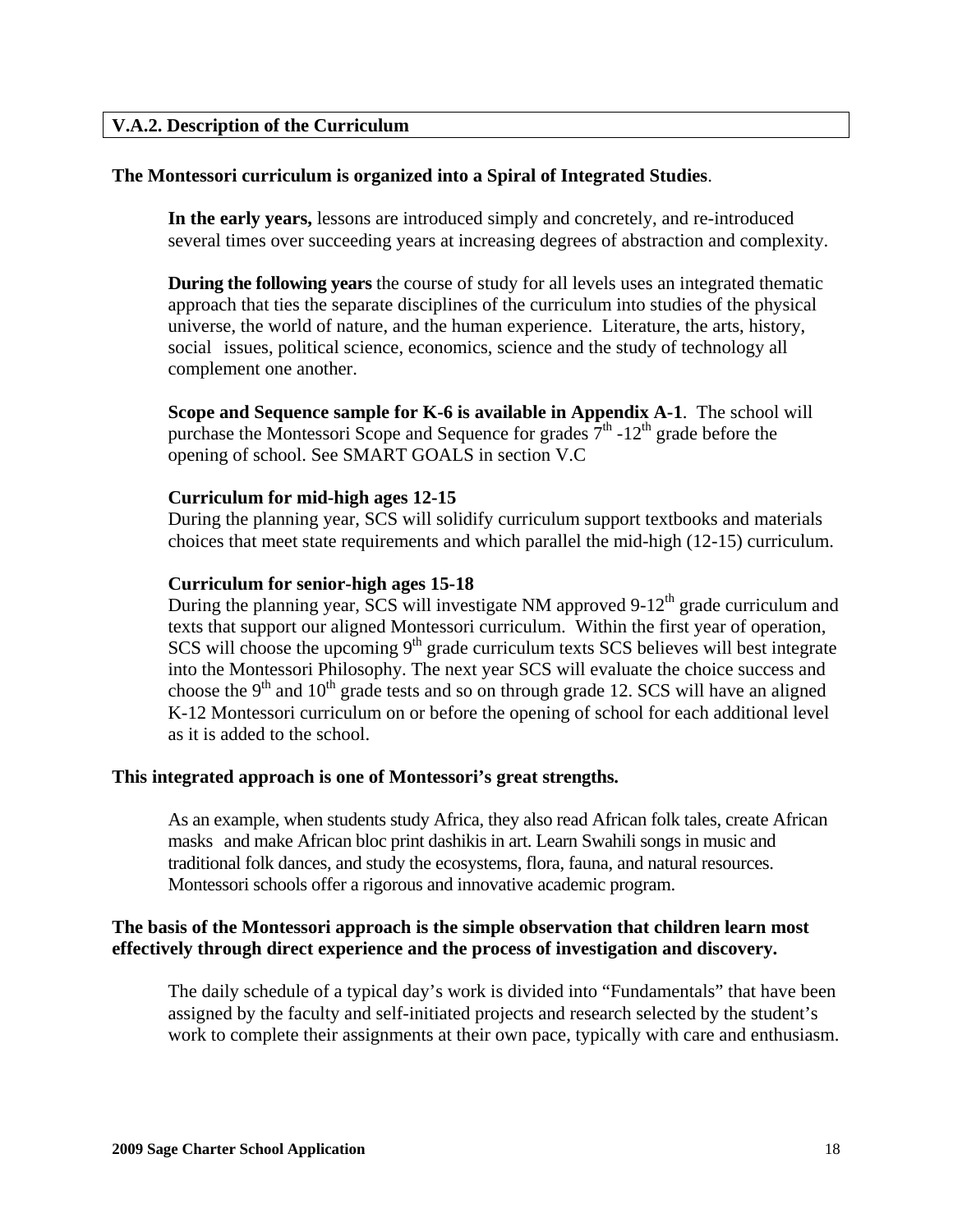## V.A.2. Description of the Curriculum

**The Montessori curriculum is organized into a Spiral of Integrated Studies**.

**In the early years,** lessons are introduced simply and concretely, and re-introduced several times over succeeding years at increasing degrees of abstraction and complexity.

**During the following years** the course of study for all levels uses an integrated thematic approach that ties the separate disciplines of the curriculum into studies of the physical universe, the world of nature, and the human experience. Literature, the arts, history, social issues, political science, economics, science and the study of technology all complement one another.

**Scope and Sequence sample for K-6 is available in Appendix A-1**. The school will purchase the Montessori Scope and Sequence for grades 7th -12th grade before the opening of school. See SMART GOALS in section V.C

**Curriculum for mid-high ages 12-15**
During the planning year, SCS will solidify curriculum support textbooks and materials choices that meet state requirements and which parallel the mid-high (12-15) curriculum.

**Curriculum for senior-high ages 15-18**
During the planning year, SCS will investigate NM approved 9-12th grade curriculum and texts that support our aligned Montessori curriculum. Within the first year of operation, SCS will choose the upcoming 9th grade curriculum texts SCS believes will best integrate into the Montessori Philosophy. The next year SCS will evaluate the choice success and choose the 9th and 10th grade tests and so on through grade 12. SCS will have an aligned K-12 Montessori curriculum on or before the opening of school for each additional level as it is added to the school.

**This integrated approach is one of Montessori's great strengths.**

As an example, when students study Africa, they also read African folk tales, create African masks and make African bloc print dashikis in art. Learn Swahili songs in music and traditional folk dances, and study the ecosystems, flora, fauna, and natural resources. Montessori schools offer a rigorous and innovative academic program.

**The basis of the Montessori approach is the simple observation that children learn most effectively through direct experience and the process of investigation and discovery.**

The daily schedule of a typical day's work is divided into "Fundamentals" that have been assigned by the faculty and self-initiated projects and research selected by the student's work to complete their assignments at their own pace, typically with care and enthusiasm.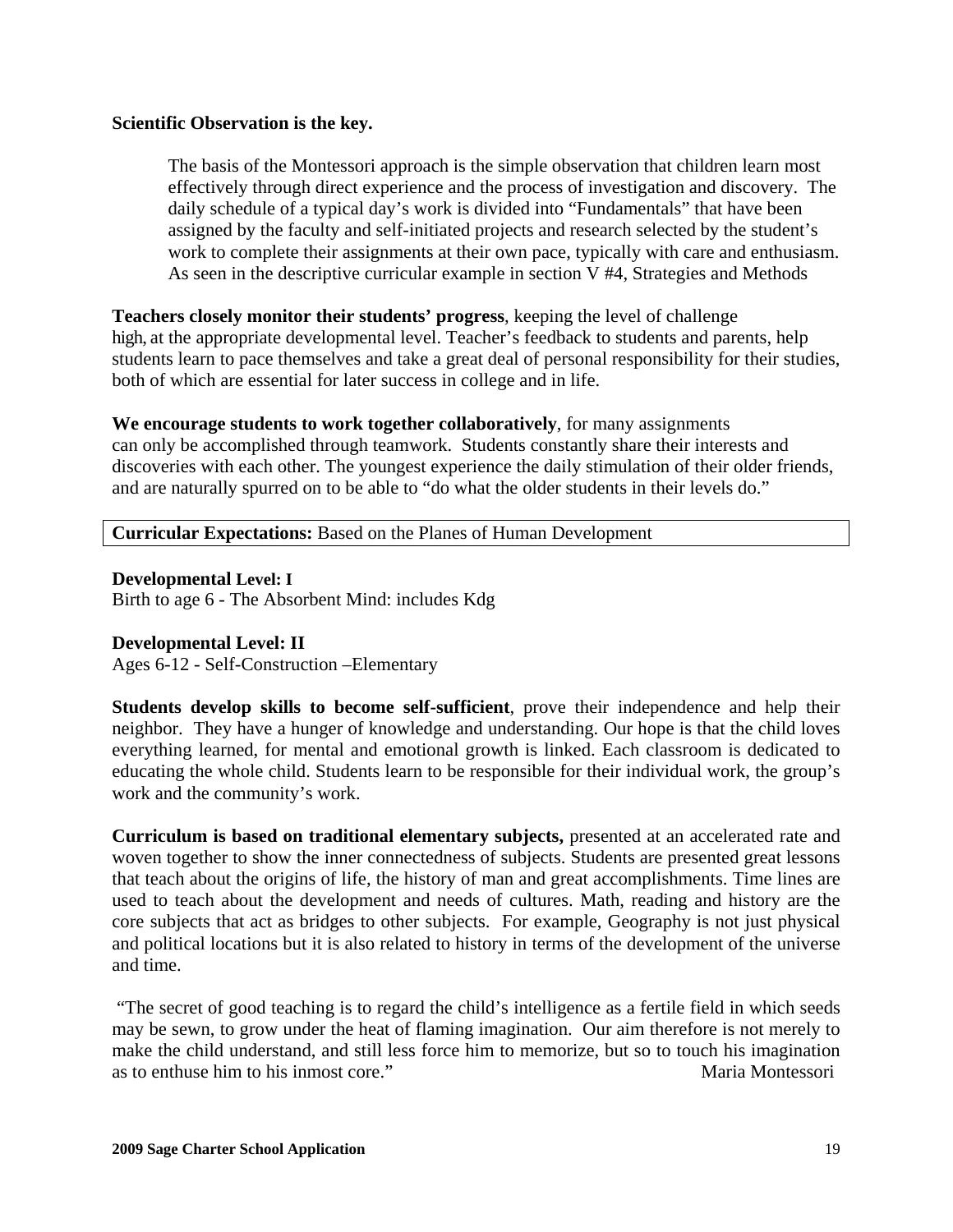**Scientific Observation is the key.**

The basis of the Montessori approach is the simple observation that children learn most effectively through direct experience and the process of investigation and discovery. The daily schedule of a typical day's work is divided into "Fundamentals" that have been assigned by the faculty and self-initiated projects and research selected by the student's work to complete their assignments at their own pace, typically with care and enthusiasm. As seen in the descriptive curricular example in section V #4, Strategies and Methods

**Teachers closely monitor their students' progress**, keeping the level of challenge high, at the appropriate developmental level. Teacher's feedback to students and parents, help students learn to pace themselves and take a great deal of personal responsibility for their studies, both of which are essential for later success in college and in life.

**We encourage students to work together collaboratively**, for many assignments can only be accomplished through teamwork. Students constantly share their interests and discoveries with each other. The youngest experience the daily stimulation of their older friends, and are naturally spurred on to be able to "do what the older students in their levels do."

**Curricular Expectations:** Based on the Planes of Human Development

**Developmental Level: I**
Birth to age 6 - The Absorbent Mind: includes Kdg

**Developmental Level: II**
Ages 6-12 - Self-Construction –Elementary

**Students develop skills to become self-sufficient**, prove their independence and help their neighbor. They have a hunger of knowledge and understanding. Our hope is that the child loves everything learned, for mental and emotional growth is linked. Each classroom is dedicated to educating the whole child. Students learn to be responsible for their individual work, the group's work and the community's work.

**Curriculum is based on traditional elementary subjects,** presented at an accelerated rate and woven together to show the inner connectedness of subjects. Students are presented great lessons that teach about the origins of life, the history of man and great accomplishments. Time lines are used to teach about the development and needs of cultures. Math, reading and history are the core subjects that act as bridges to other subjects. For example, Geography is not just physical and political locations but it is also related to history in terms of the development of the universe and time.

"The secret of good teaching is to regard the child's intelligence as a fertile field in which seeds may be sewn, to grow under the heat of flaming imagination. Our aim therefore is not merely to make the child understand, and still less force him to memorize, but so to touch his imagination as to enthuse him to his inmost core." Maria Montessori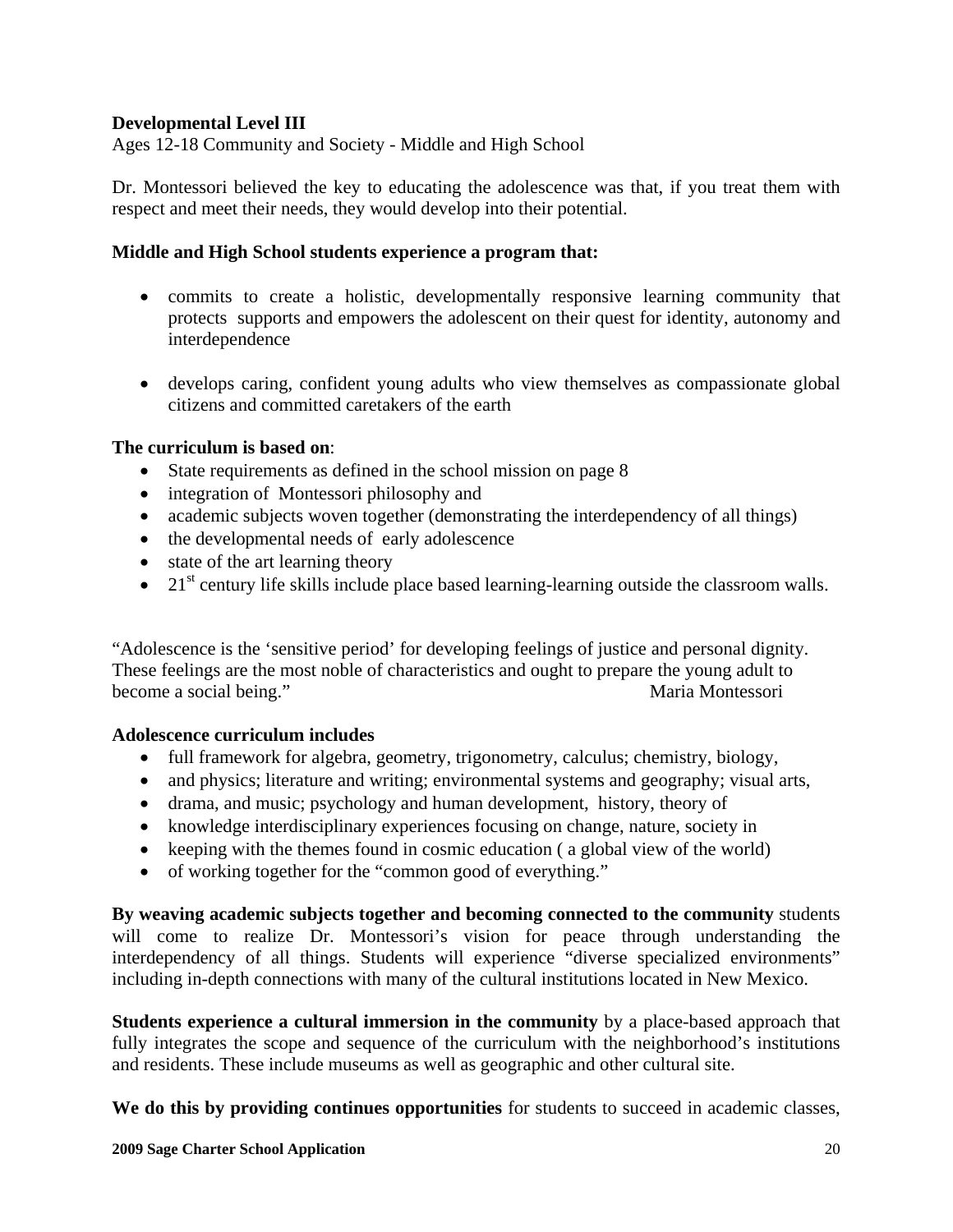**Developmental Level III**

Ages 12-18 Community and Society - Middle and High School

Dr. Montessori believed the key to educating the adolescence was that, if you treat them with respect and meet their needs, they would develop into their potential.

**Middle and High School students experience a program that:**

- commits to create a holistic, developmentally responsive learning community that protects supports and empowers the adolescent on their quest for identity, autonomy and interdependence
- develops caring, confident young adults who view themselves as compassionate global citizens and committed caretakers of the earth

**The curriculum is based on**:

- State requirements as defined in the school mission on page 8
- integration of Montessori philosophy and
- academic subjects woven together (demonstrating the interdependency of all things)
- the developmental needs of early adolescence
- state of the art learning theory
- 21st century life skills include place based learning-learning outside the classroom walls.

"Adolescence is the 'sensitive period' for developing feelings of justice and personal dignity. These feelings are the most noble of characteristics and ought to prepare the young adult to become a social being." Maria Montessori

**Adolescence curriculum includes**

- full framework for algebra, geometry, trigonometry, calculus; chemistry, biology,
- and physics; literature and writing; environmental systems and geography; visual arts,
- drama, and music; psychology and human development, history, theory of
- knowledge interdisciplinary experiences focusing on change, nature, society in
- keeping with the themes found in cosmic education ( a global view of the world)
- of working together for the "common good of everything."

**By weaving academic subjects together and becoming connected to the community** students will come to realize Dr. Montessori's vision for peace through understanding the interdependency of all things. Students will experience "diverse specialized environments" including in-depth connections with many of the cultural institutions located in New Mexico.

**Students experience a cultural immersion in the community** by a place-based approach that fully integrates the scope and sequence of the curriculum with the neighborhood's institutions and residents. These include museums as well as geographic and other cultural site.

**We do this by providing continues opportunities** for students to succeed in academic classes,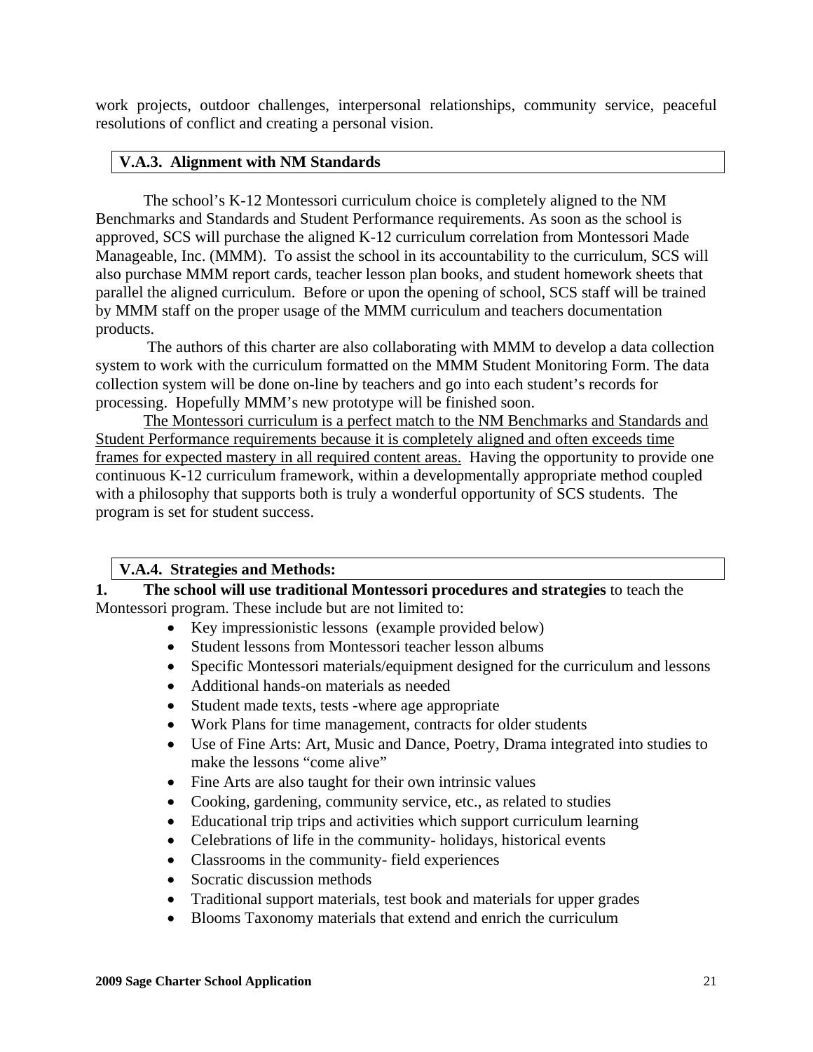work projects, outdoor challenges, interpersonal relationships, community service, peaceful resolutions of conflict and creating a personal vision.

### V.A.3. Alignment with NM Standards

The school's K-12 Montessori curriculum choice is completely aligned to the NM Benchmarks and Standards and Student Performance requirements. As soon as the school is approved, SCS will purchase the aligned K-12 curriculum correlation from Montessori Made Manageable, Inc. (MMM). To assist the school in its accountability to the curriculum, SCS will also purchase MMM report cards, teacher lesson plan books, and student homework sheets that parallel the aligned curriculum. Before or upon the opening of school, SCS staff will be trained by MMM staff on the proper usage of the MMM curriculum and teachers documentation products.

The authors of this charter are also collaborating with MMM to develop a data collection system to work with the curriculum formatted on the MMM Student Monitoring Form. The data collection system will be done on-line by teachers and go into each student's records for processing. Hopefully MMM's new prototype will be finished soon.

<u>The Montessori curriculum is a perfect match to the NM Benchmarks and Standards and Student Performance requirements because it is completely aligned and often exceeds time frames for expected mastery in all required content areas.</u> Having the opportunity to provide one continuous K-12 curriculum framework, within a developmentally appropriate method coupled with a philosophy that supports both is truly a wonderful opportunity of SCS students. The program is set for student success.

### V.A.4. Strategies and Methods:

**1. The school will use traditional Montessori procedures and strategies** to teach the Montessori program. These include but are not limited to:

- Key impressionistic lessons (example provided below)
- Student lessons from Montessori teacher lesson albums
- Specific Montessori materials/equipment designed for the curriculum and lessons
- Additional hands-on materials as needed
- Student made texts, tests -where age appropriate
- Work Plans for time management, contracts for older students
- Use of Fine Arts: Art, Music and Dance, Poetry, Drama integrated into studies to make the lessons "come alive"
- Fine Arts are also taught for their own intrinsic values
- Cooking, gardening, community service, etc., as related to studies
- Educational trip trips and activities which support curriculum learning
- Celebrations of life in the community- holidays, historical events
- Classrooms in the community- field experiences
- Socratic discussion methods
- Traditional support materials, test book and materials for upper grades
- Blooms Taxonomy materials that extend and enrich the curriculum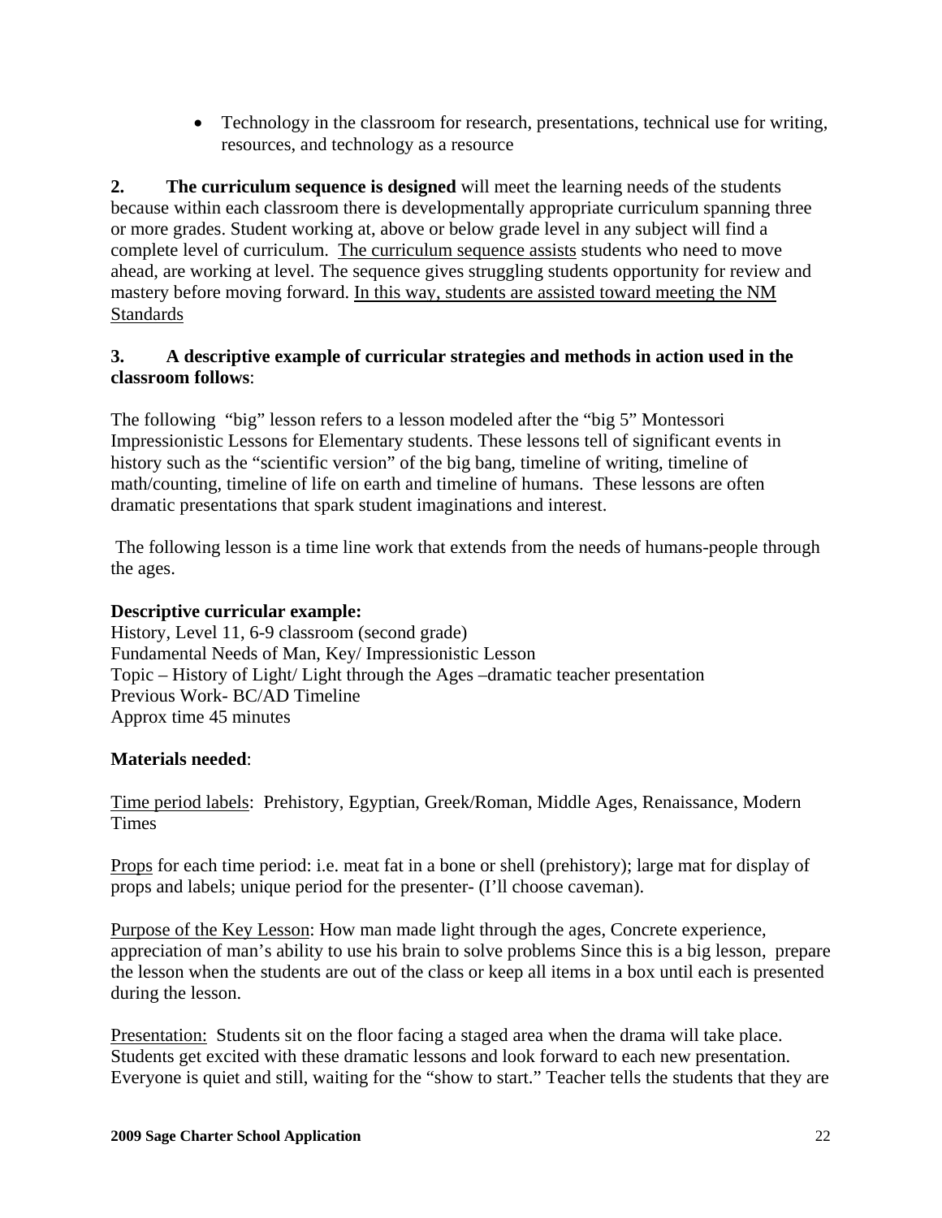- Technology in the classroom for research, presentations, technical use for writing, resources, and technology as a resource

**2. The curriculum sequence is designed** will meet the learning needs of the students because within each classroom there is developmentally appropriate curriculum spanning three or more grades. Student working at, above or below grade level in any subject will find a complete level of curriculum. <u>The curriculum sequence assists</u> students who need to move ahead, are working at level. The sequence gives struggling students opportunity for review and mastery before moving forward. <u>In this way, students are assisted toward meeting the NM Standards</u>

**3. A descriptive example of curricular strategies and methods in action used in the classroom follows**:

The following "big" lesson refers to a lesson modeled after the "big 5" Montessori Impressionistic Lessons for Elementary students. These lessons tell of significant events in history such as the "scientific version" of the big bang, timeline of writing, timeline of math/counting, timeline of life on earth and timeline of humans. These lessons are often dramatic presentations that spark student imaginations and interest.

The following lesson is a time line work that extends from the needs of humans-people through the ages.

**Descriptive curricular example:**
History, Level 11, 6-9 classroom (second grade)
Fundamental Needs of Man, Key/ Impressionistic Lesson
Topic – History of Light/ Light through the Ages –dramatic teacher presentation
Previous Work- BC/AD Timeline
Approx time 45 minutes

**Materials needed**:

<u>Time period labels</u>: Prehistory, Egyptian, Greek/Roman, Middle Ages, Renaissance, Modern Times

<u>Props</u> for each time period: i.e. meat fat in a bone or shell (prehistory); large mat for display of props and labels; unique period for the presenter- (I'll choose caveman).

<u>Purpose of the Key Lesson</u>: How man made light through the ages, Concrete experience, appreciation of man's ability to use his brain to solve problems Since this is a big lesson, prepare the lesson when the students are out of the class or keep all items in a box until each is presented during the lesson.

<u>Presentation:</u> Students sit on the floor facing a staged area when the drama will take place. Students get excited with these dramatic lessons and look forward to each new presentation. Everyone is quiet and still, waiting for the "show to start." Teacher tells the students that they are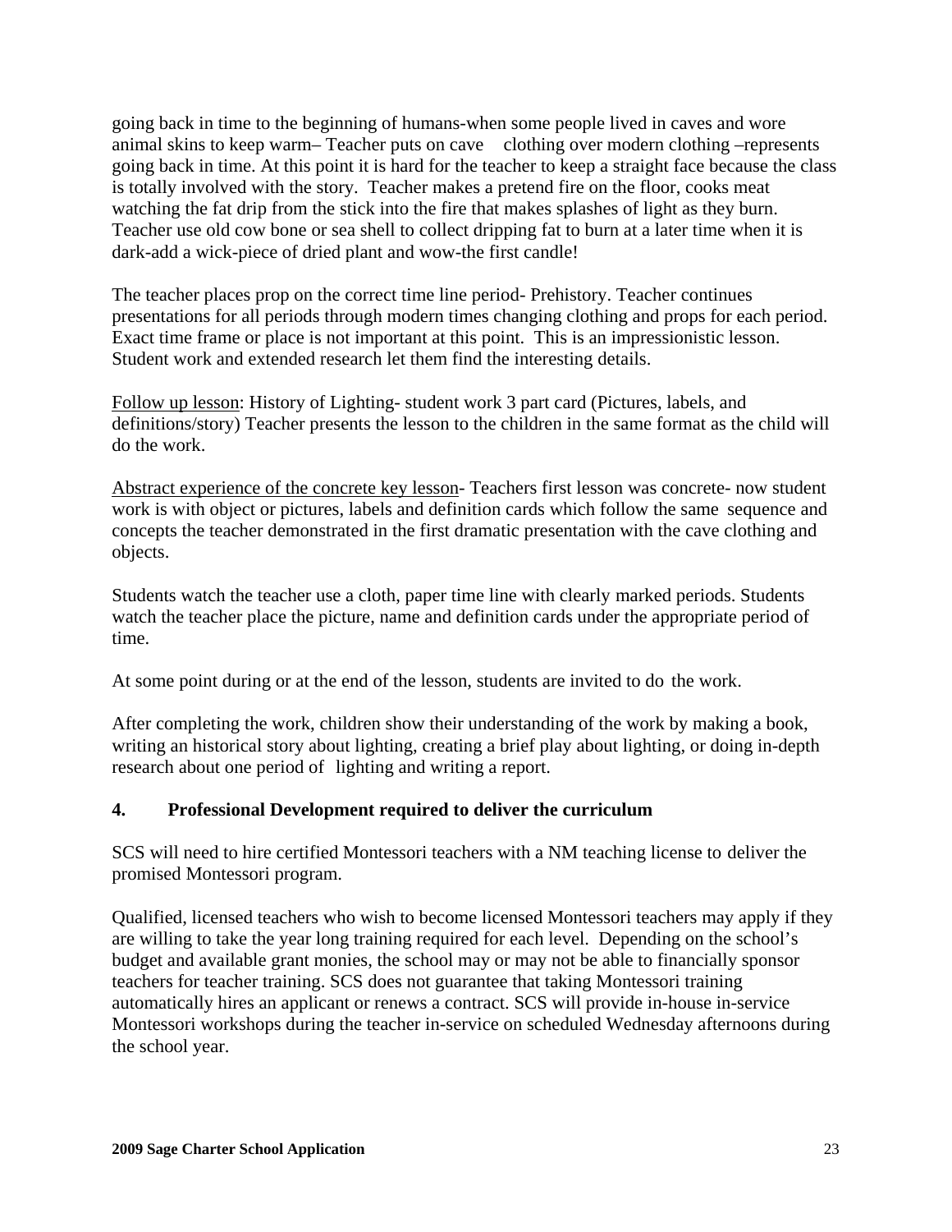going back in time to the beginning of humans-when some people lived in caves and wore animal skins to keep warm– Teacher puts on cave clothing over modern clothing –represents going back in time. At this point it is hard for the teacher to keep a straight face because the class is totally involved with the story. Teacher makes a pretend fire on the floor, cooks meat watching the fat drip from the stick into the fire that makes splashes of light as they burn. Teacher use old cow bone or sea shell to collect dripping fat to burn at a later time when it is dark-add a wick-piece of dried plant and wow-the first candle!

The teacher places prop on the correct time line period- Prehistory. Teacher continues presentations for all periods through modern times changing clothing and props for each period. Exact time frame or place is not important at this point. This is an impressionistic lesson. Student work and extended research let them find the interesting details.

Follow up lesson: History of Lighting- student work 3 part card (Pictures, labels, and definitions/story) Teacher presents the lesson to the children in the same format as the child will do the work.

Abstract experience of the concrete key lesson- Teachers first lesson was concrete- now student work is with object or pictures, labels and definition cards which follow the same sequence and concepts the teacher demonstrated in the first dramatic presentation with the cave clothing and objects.

Students watch the teacher use a cloth, paper time line with clearly marked periods. Students watch the teacher place the picture, name and definition cards under the appropriate period of time.

At some point during or at the end of the lesson, students are invited to do the work.

After completing the work, children show their understanding of the work by making a book, writing an historical story about lighting, creating a brief play about lighting, or doing in-depth research about one period of lighting and writing a report.

**4. Professional Development required to deliver the curriculum**

SCS will need to hire certified Montessori teachers with a NM teaching license to deliver the promised Montessori program.

Qualified, licensed teachers who wish to become licensed Montessori teachers may apply if they are willing to take the year long training required for each level. Depending on the school's budget and available grant monies, the school may or may not be able to financially sponsor teachers for teacher training. SCS does not guarantee that taking Montessori training automatically hires an applicant or renews a contract. SCS will provide in-house in-service Montessori workshops during the teacher in-service on scheduled Wednesday afternoons during the school year.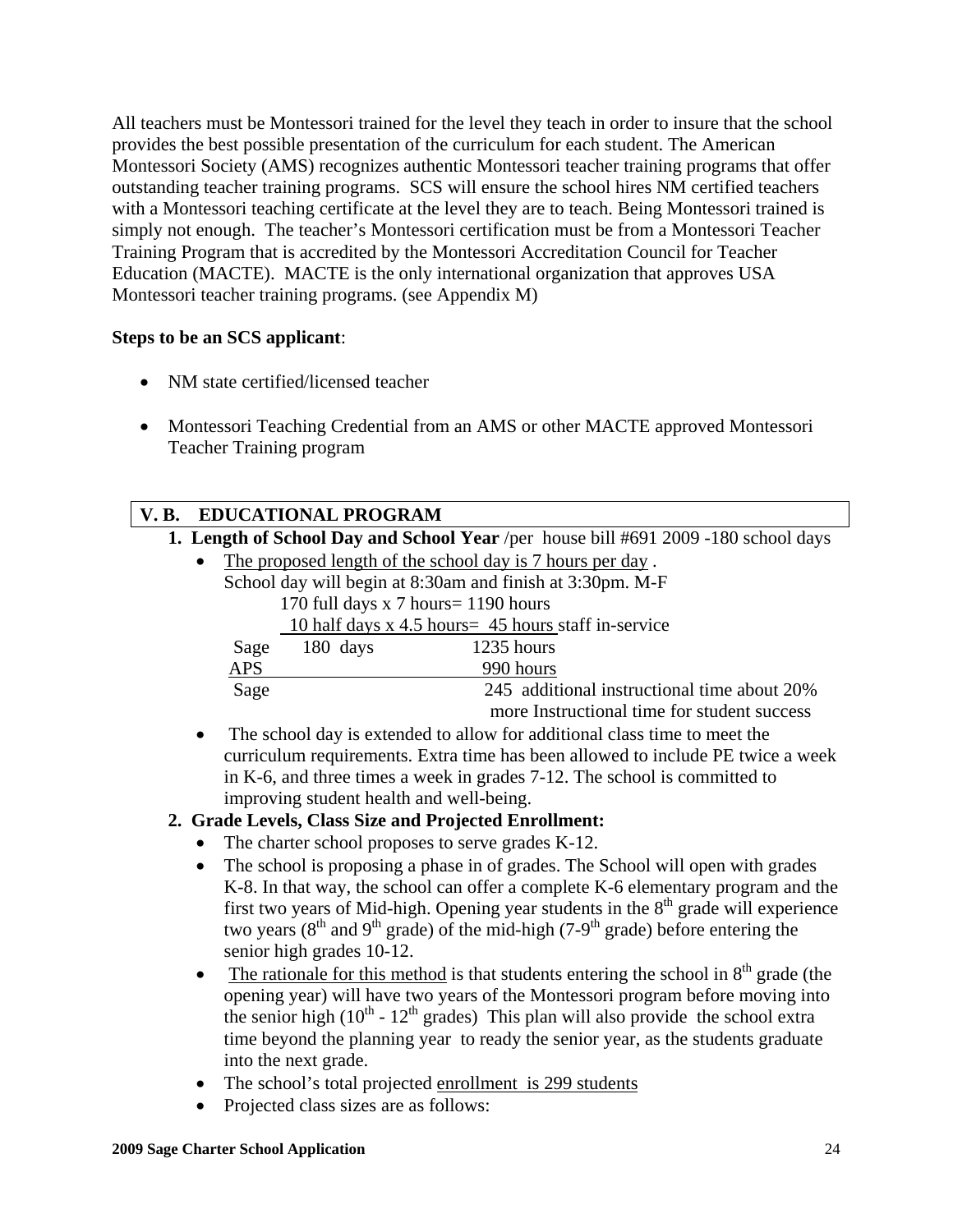All teachers must be Montessori trained for the level they teach in order to insure that the school provides the best possible presentation of the curriculum for each student. The American Montessori Society (AMS) recognizes authentic Montessori teacher training programs that offer outstanding teacher training programs. SCS will ensure the school hires NM certified teachers with a Montessori teaching certificate at the level they are to teach. Being Montessori trained is simply not enough. The teacher's Montessori certification must be from a Montessori Teacher Training Program that is accredited by the Montessori Accreditation Council for Teacher Education (MACTE). MACTE is the only international organization that approves USA Montessori teacher training programs. (see Appendix M)

**Steps to be an SCS applicant**:

- NM state certified/licensed teacher
- Montessori Teaching Credential from an AMS or other MACTE approved Montessori Teacher Training program

## V. B. EDUCATIONAL PROGRAM

1. **Length of School Day and School Year** /per house bill #691 2009 -180 school days
   - The proposed length of the school day is 7 hours per day .
     School day will begin at 8:30am and finish at 3:30pm. M-F
     170 full days x 7 hours= 1190 hours
     10 half days x 4.5 hours= 45 hours staff in-service

     | | | |
     |---|---|---|
     | Sage | 180 days | 1235 hours |
     | APS | | 990 hours |
     | Sage | | 245 additional instructional time about 20% more Instructional time for student success |

   - The school day is extended to allow for additional class time to meet the curriculum requirements. Extra time has been allowed to include PE twice a week in K-6, and three times a week in grades 7-12. The school is committed to improving student health and well-being.
2. **Grade Levels, Class Size and Projected Enrollment:**
   - The charter school proposes to serve grades K-12.
   - The school is proposing a phase in of grades. The School will open with grades K-8. In that way, the school can offer a complete K-6 elementary program and the first two years of Mid-high. Opening year students in the 8th grade will experience two years (8th and 9th grade) of the mid-high (7-9th grade) before entering the senior high grades 10-12.
   - The rationale for this method is that students entering the school in 8th grade (the opening year) will have two years of the Montessori program before moving into the senior high (10th - 12th grades) This plan will also provide the school extra time beyond the planning year to ready the senior year, as the students graduate into the next grade.
   - The school's total projected enrollment is 299 students
   - Projected class sizes are as follows: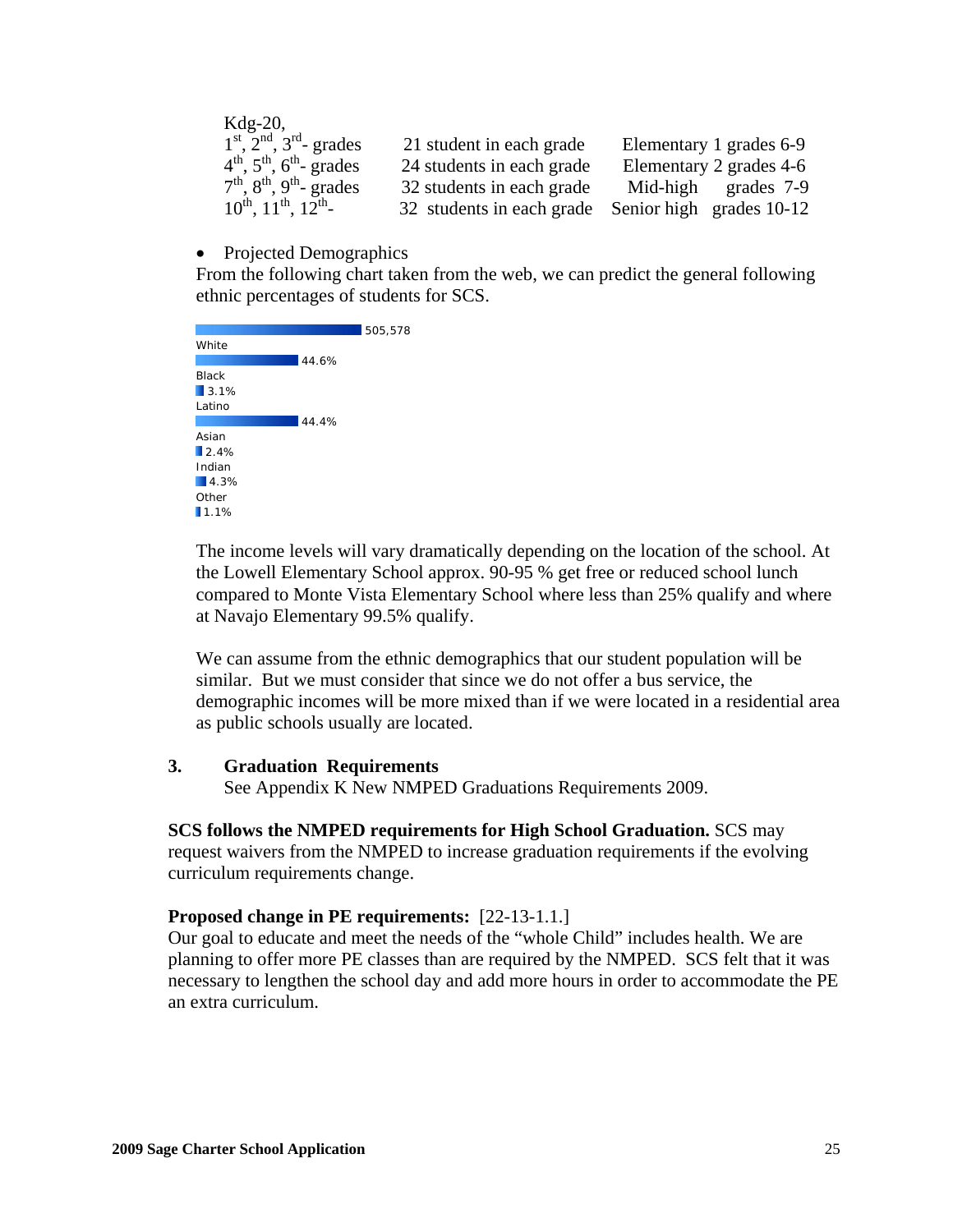| Kdg-20, | | |
|---|---|---|
| 1st, 2nd, 3rd- grades | 21 student in each grade | Elementary 1 grades 6-9 |
| 4th, 5th, 6th- grades | 24 students in each grade | Elementary 2 grades 4-6 |
| 7th, 8th, 9th- grades | 32 students in each grade | Mid-high grades 7-9 |
| 10th, 11th, 12th- | 32 students in each grade | Senior high grades 10-12 |

- Projected Demographics

From the following chart taken from the web, we can predict the general following ethnic percentages of students for SCS.

| | |
|---|---|
| | 505,578 |
| White | 44.6% |
| Black | 3.1% |
| Latino | 44.4% |
| Asian | 2.4% |
| Indian | 4.3% |
| Other | 1.1% |

The income levels will vary dramatically depending on the location of the school. At the Lowell Elementary School approx. 90-95 % get free or reduced school lunch compared to Monte Vista Elementary School where less than 25% qualify and where at Navajo Elementary 99.5% qualify.

We can assume from the ethnic demographics that our student population will be similar. But we must consider that since we do not offer a bus service, the demographic incomes will be more mixed than if we were located in a residential area as public schools usually are located.

### 3. Graduation Requirements

See Appendix K New NMPED Graduations Requirements 2009.

**SCS follows the NMPED requirements for High School Graduation.** SCS may request waivers from the NMPED to increase graduation requirements if the evolving curriculum requirements change.

**Proposed change in PE requirements:** [22-13-1.1.]
Our goal to educate and meet the needs of the "whole Child" includes health. We are planning to offer more PE classes than are required by the NMPED. SCS felt that it was necessary to lengthen the school day and add more hours in order to accommodate the PE an extra curriculum.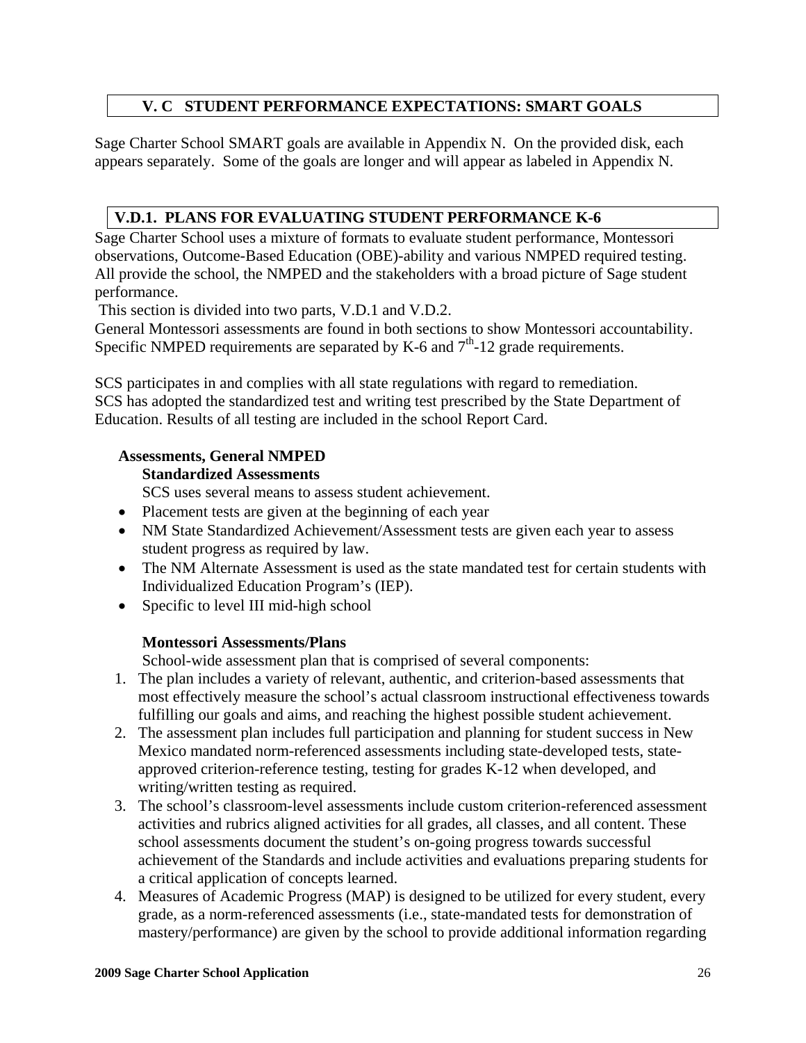## V. C STUDENT PERFORMANCE EXPECTATIONS: SMART GOALS

Sage Charter School SMART goals are available in Appendix N. On the provided disk, each appears separately. Some of the goals are longer and will appear as labeled in Appendix N.

## V.D.1. PLANS FOR EVALUATING STUDENT PERFORMANCE K-6

Sage Charter School uses a mixture of formats to evaluate student performance, Montessori observations, Outcome-Based Education (OBE)-ability and various NMPED required testing. All provide the school, the NMPED and the stakeholders with a broad picture of Sage student performance.

This section is divided into two parts, V.D.1 and V.D.2.

General Montessori assessments are found in both sections to show Montessori accountability. Specific NMPED requirements are separated by K-6 and 7th-12 grade requirements.

SCS participates in and complies with all state regulations with regard to remediation.
SCS has adopted the standardized test and writing test prescribed by the State Department of Education. Results of all testing are included in the school Report Card.

**Assessments, General NMPED**

**Standardized Assessments**

SCS uses several means to assess student achievement.

- Placement tests are given at the beginning of each year
- NM State Standardized Achievement/Assessment tests are given each year to assess student progress as required by law.
- The NM Alternate Assessment is used as the state mandated test for certain students with Individualized Education Program's (IEP).
- Specific to level III mid-high school

**Montessori Assessments/Plans**

School-wide assessment plan that is comprised of several components:

1. The plan includes a variety of relevant, authentic, and criterion-based assessments that most effectively measure the school's actual classroom instructional effectiveness towards fulfilling our goals and aims, and reaching the highest possible student achievement.
2. The assessment plan includes full participation and planning for student success in New Mexico mandated norm-referenced assessments including state-developed tests, state-approved criterion-reference testing, testing for grades K-12 when developed, and writing/written testing as required.
3. The school's classroom-level assessments include custom criterion-referenced assessment activities and rubrics aligned activities for all grades, all classes, and all content. These school assessments document the student's on-going progress towards successful achievement of the Standards and include activities and evaluations preparing students for a critical application of concepts learned.
4. Measures of Academic Progress (MAP) is designed to be utilized for every student, every grade, as a norm-referenced assessments (i.e., state-mandated tests for demonstration of mastery/performance) are given by the school to provide additional information regarding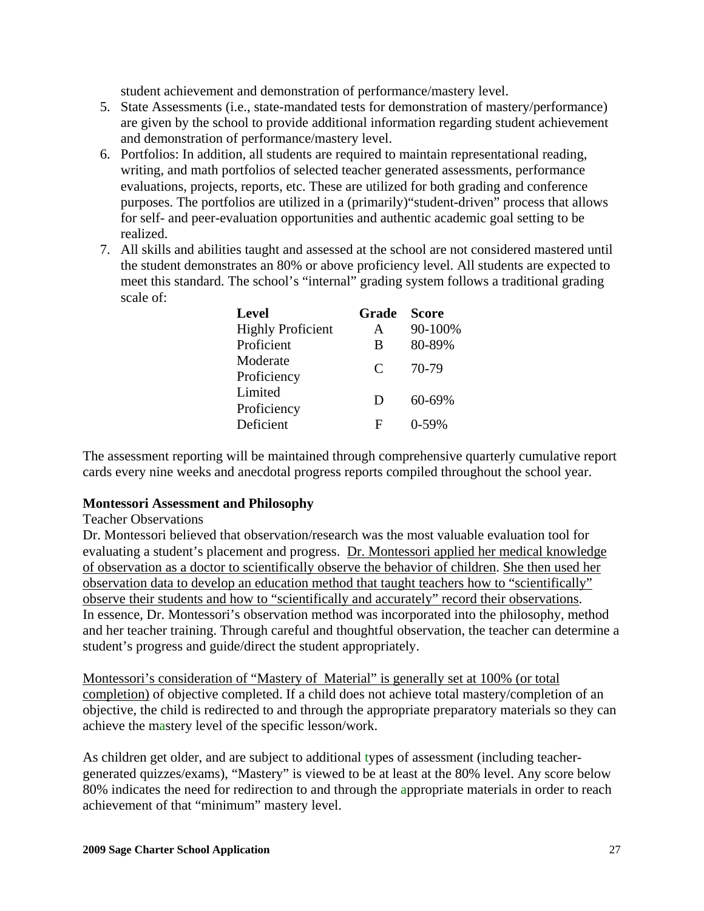student achievement and demonstration of performance/mastery level.

5. State Assessments (i.e., state-mandated tests for demonstration of mastery/performance) are given by the school to provide additional information regarding student achievement and demonstration of performance/mastery level.
6. Portfolios: In addition, all students are required to maintain representational reading, writing, and math portfolios of selected teacher generated assessments, performance evaluations, projects, reports, etc. These are utilized for both grading and conference purposes. The portfolios are utilized in a (primarily)"student-driven" process that allows for self- and peer-evaluation opportunities and authentic academic goal setting to be realized.
7. All skills and abilities taught and assessed at the school are not considered mastered until the student demonstrates an 80% or above proficiency level. All students are expected to meet this standard. The school's "internal" grading system follows a traditional grading scale of:

| Level | Grade | Score |
|---|---|---|
| Highly Proficient | A | 90-100% |
| Proficient | B | 80-89% |
| Moderate Proficiency | C | 70-79 |
| Limited Proficiency | D | 60-69% |
| Deficient | F | 0-59% |

The assessment reporting will be maintained through comprehensive quarterly cumulative report cards every nine weeks and anecdotal progress reports compiled throughout the school year.

**Montessori Assessment and Philosophy**

Teacher Observations

Dr. Montessori believed that observation/research was the most valuable evaluation tool for evaluating a student's placement and progress. Dr. Montessori applied her medical knowledge of observation as a doctor to scientifically observe the behavior of children. She then used her observation data to develop an education method that taught teachers how to "scientifically" observe their students and how to "scientifically and accurately" record their observations. In essence, Dr. Montessori's observation method was incorporated into the philosophy, method and her teacher training. Through careful and thoughtful observation, the teacher can determine a student's progress and guide/direct the student appropriately.

Montessori's consideration of "Mastery of Material" is generally set at 100% (or total completion) of objective completed. If a child does not achieve total mastery/completion of an objective, the child is redirected to and through the appropriate preparatory materials so they can achieve the mastery level of the specific lesson/work.

As children get older, and are subject to additional types of assessment (including teacher-generated quizzes/exams), "Mastery" is viewed to be at least at the 80% level. Any score below 80% indicates the need for redirection to and through the appropriate materials in order to reach achievement of that "minimum" mastery level.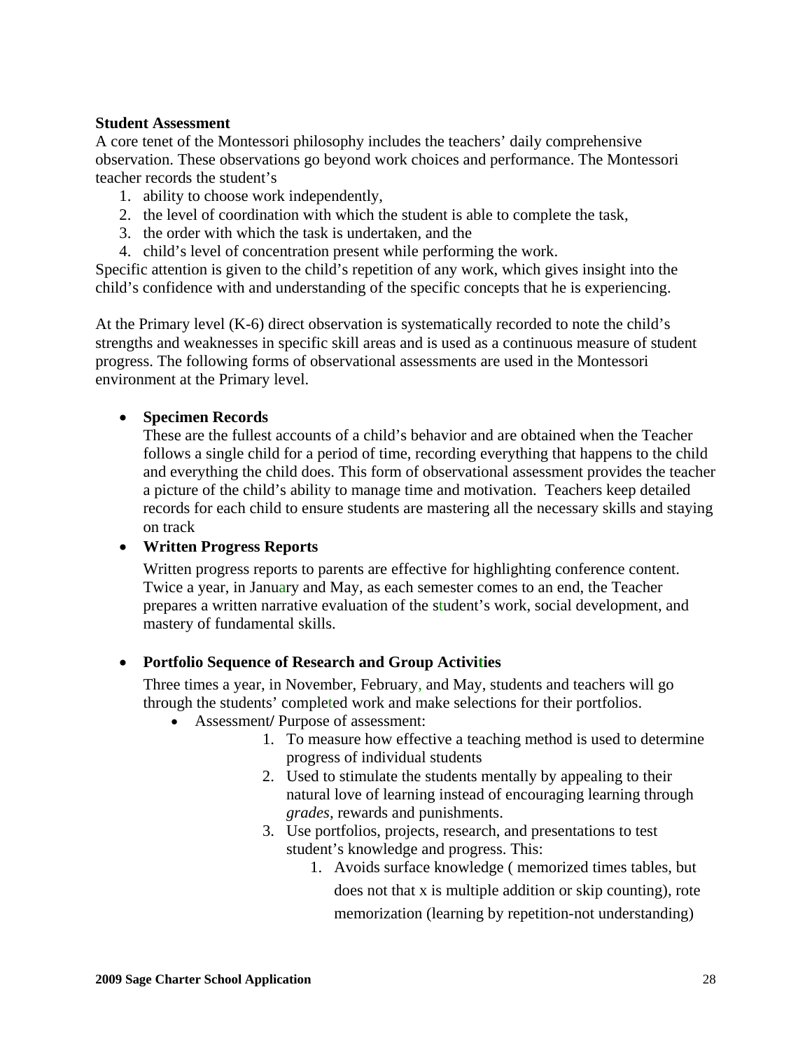**Student Assessment**

A core tenet of the Montessori philosophy includes the teachers' daily comprehensive observation. These observations go beyond work choices and performance. The Montessori teacher records the student's

1. ability to choose work independently,
2. the level of coordination with which the student is able to complete the task,
3. the order with which the task is undertaken, and the
4. child's level of concentration present while performing the work.

Specific attention is given to the child's repetition of any work, which gives insight into the child's confidence with and understanding of the specific concepts that he is experiencing.

At the Primary level (K-6) direct observation is systematically recorded to note the child's strengths and weaknesses in specific skill areas and is used as a continuous measure of student progress. The following forms of observational assessments are used in the Montessori environment at the Primary level.

- **Specimen Records**
  These are the fullest accounts of a child's behavior and are obtained when the Teacher follows a single child for a period of time, recording everything that happens to the child and everything the child does. This form of observational assessment provides the teacher a picture of the child's ability to manage time and motivation. Teachers keep detailed records for each child to ensure students are mastering all the necessary skills and staying on track
- **Written Progress Reports**
  Written progress reports to parents are effective for highlighting conference content. Twice a year, in January and May, as each semester comes to an end, the Teacher prepares a written narrative evaluation of the student's work, social development, and mastery of fundamental skills.

- **Portfolio Sequence of Research and Group Activities**
  Three times a year, in November, February, and May, students and teachers will go through the students' completed work and make selections for their portfolios.
  - Assessment/ Purpose of assessment:
    1. To measure how effective a teaching method is used to determine progress of individual students
    2. Used to stimulate the students mentally by appealing to their natural love of learning instead of encouraging learning through *grades*, rewards and punishments.
    3. Use portfolios, projects, research, and presentations to test student's knowledge and progress. This:
       1. Avoids surface knowledge ( memorized times tables, but does not that x is multiple addition or skip counting), rote memorization (learning by repetition-not understanding)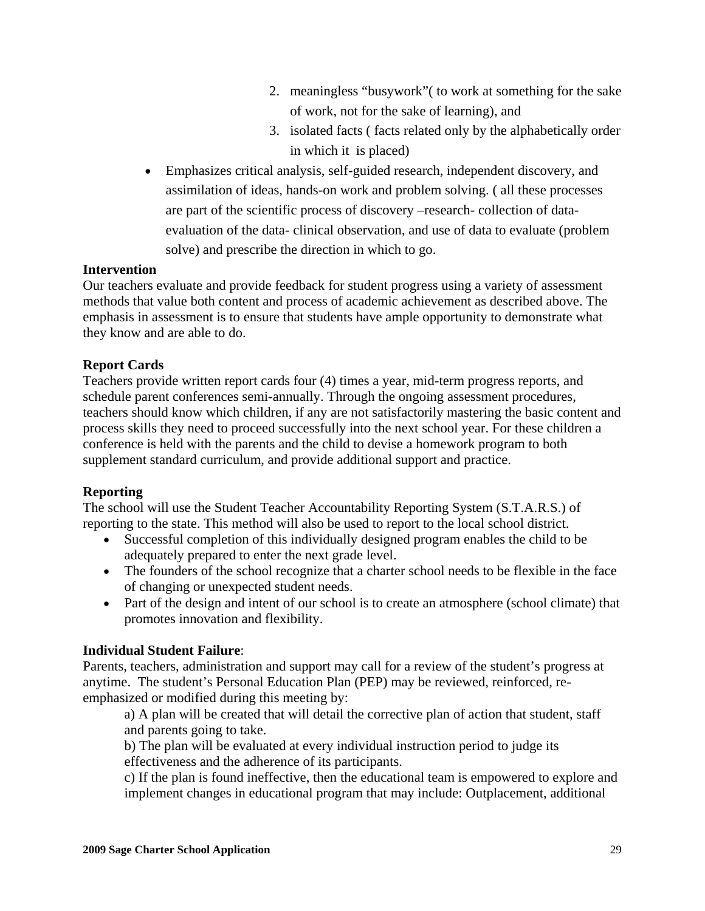2. meaningless “busywork”( to work at something for the sake of work, not for the sake of learning), and
3. isolated facts ( facts related only by the alphabetically order in which it is placed)

- Emphasizes critical analysis, self-guided research, independent discovery, and assimilation of ideas, hands-on work and problem solving. ( all these processes are part of the scientific process of discovery –research- collection of data- evaluation of the data- clinical observation, and use of data to evaluate (problem solve) and prescribe the direction in which to go.

**Intervention**

Our teachers evaluate and provide feedback for student progress using a variety of assessment methods that value both content and process of academic achievement as described above. The emphasis in assessment is to ensure that students have ample opportunity to demonstrate what they know and are able to do.

**Report Cards**

Teachers provide written report cards four (4) times a year, mid-term progress reports, and schedule parent conferences semi-annually. Through the ongoing assessment procedures, teachers should know which children, if any are not satisfactorily mastering the basic content and process skills they need to proceed successfully into the next school year. For these children a conference is held with the parents and the child to devise a homework program to both supplement standard curriculum, and provide additional support and practice.

**Reporting**

The school will use the Student Teacher Accountability Reporting System (S.T.A.R.S.) of reporting to the state. This method will also be used to report to the local school district.

- Successful completion of this individually designed program enables the child to be adequately prepared to enter the next grade level.
- The founders of the school recognize that a charter school needs to be flexible in the face of changing or unexpected student needs.
- Part of the design and intent of our school is to create an atmosphere (school climate) that promotes innovation and flexibility.

**Individual Student Failure**:

Parents, teachers, administration and support may call for a review of the student’s progress at anytime. The student’s Personal Education Plan (PEP) may be reviewed, reinforced, re-emphasized or modified during this meeting by:

a) A plan will be created that will detail the corrective plan of action that student, staff and parents going to take.

b) The plan will be evaluated at every individual instruction period to judge its effectiveness and the adherence of its participants.

c) If the plan is found ineffective, then the educational team is empowered to explore and implement changes in educational program that may include: Outplacement, additional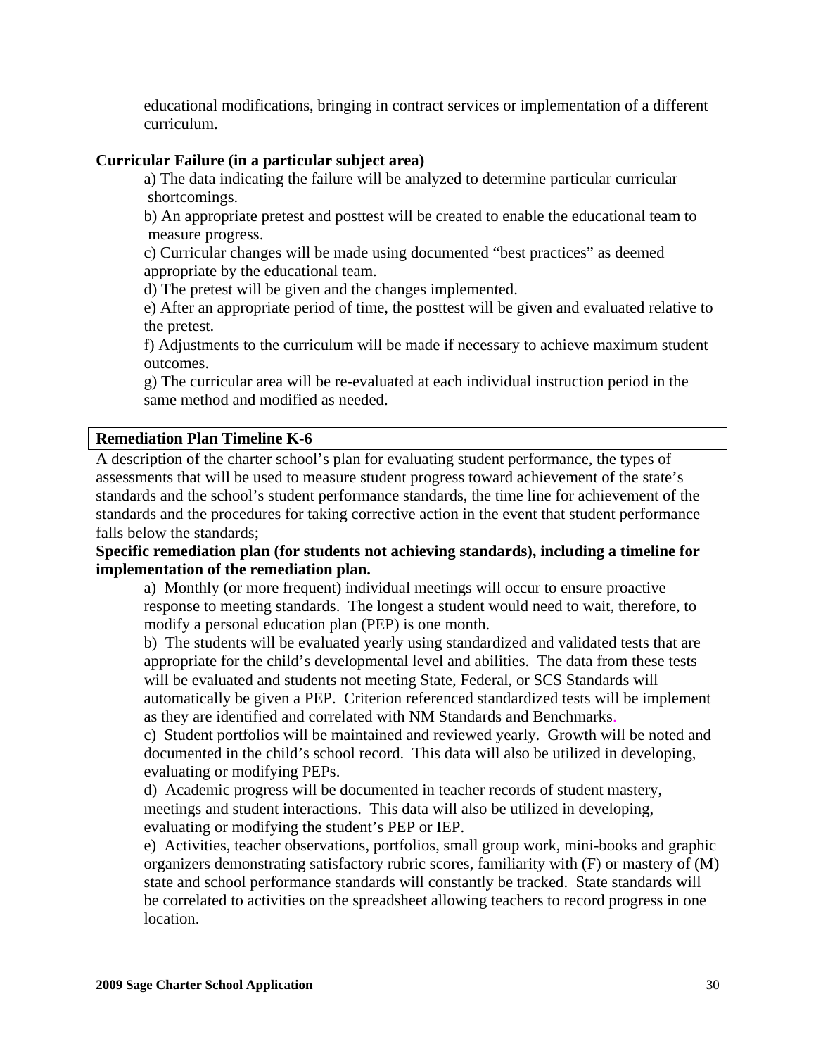educational modifications, bringing in contract services or implementation of a different curriculum.

**Curricular Failure (in a particular subject area)**

a) The data indicating the failure will be analyzed to determine particular curricular shortcomings.

b) An appropriate pretest and posttest will be created to enable the educational team to measure progress.

c) Curricular changes will be made using documented "best practices" as deemed appropriate by the educational team.

d) The pretest will be given and the changes implemented.

e) After an appropriate period of time, the posttest will be given and evaluated relative to the pretest.

f) Adjustments to the curriculum will be made if necessary to achieve maximum student outcomes.

g) The curricular area will be re-evaluated at each individual instruction period in the same method and modified as needed.

**Remediation Plan Timeline K-6**

A description of the charter school's plan for evaluating student performance, the types of assessments that will be used to measure student progress toward achievement of the state's standards and the school's student performance standards, the time line for achievement of the standards and the procedures for taking corrective action in the event that student performance falls below the standards;

**Specific remediation plan (for students not achieving standards), including a timeline for implementation of the remediation plan.**

a) Monthly (or more frequent) individual meetings will occur to ensure proactive response to meeting standards. The longest a student would need to wait, therefore, to modify a personal education plan (PEP) is one month.

b) The students will be evaluated yearly using standardized and validated tests that are appropriate for the child's developmental level and abilities. The data from these tests will be evaluated and students not meeting State, Federal, or SCS Standards will automatically be given a PEP. Criterion referenced standardized tests will be implement as they are identified and correlated with NM Standards and Benchmarks.

c) Student portfolios will be maintained and reviewed yearly. Growth will be noted and documented in the child's school record. This data will also be utilized in developing, evaluating or modifying PEPs.

d) Academic progress will be documented in teacher records of student mastery, meetings and student interactions. This data will also be utilized in developing, evaluating or modifying the student's PEP or IEP.

e) Activities, teacher observations, portfolios, small group work, mini-books and graphic organizers demonstrating satisfactory rubric scores, familiarity with (F) or mastery of (M) state and school performance standards will constantly be tracked. State standards will be correlated to activities on the spreadsheet allowing teachers to record progress in one location.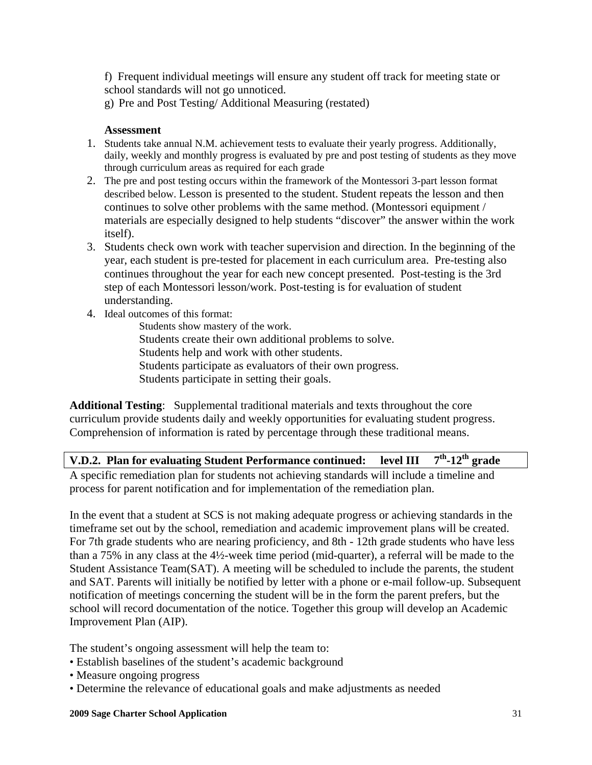f) Frequent individual meetings will ensure any student off track for meeting state or school standards will not go unnoticed.

g) Pre and Post Testing/ Additional Measuring (restated)

**Assessment**

1. Students take annual N.M. achievement tests to evaluate their yearly progress. Additionally, daily, weekly and monthly progress is evaluated by pre and post testing of students as they move through curriculum areas as required for each grade
2. The pre and post testing occurs within the framework of the Montessori 3-part lesson format described below. Lesson is presented to the student. Student repeats the lesson and then continues to solve other problems with the same method. (Montessori equipment / materials are especially designed to help students "discover" the answer within the work itself).
3. Students check own work with teacher supervision and direction. In the beginning of the year, each student is pre-tested for placement in each curriculum area. Pre-testing also continues throughout the year for each new concept presented. Post-testing is the 3rd step of each Montessori lesson/work. Post-testing is for evaluation of student understanding.
4. Ideal outcomes of this format:
   - Students show mastery of the work.
   - Students create their own additional problems to solve.
   - Students help and work with other students.
   - Students participate as evaluators of their own progress.
   - Students participate in setting their goals.

**Additional Testing**: Supplemental traditional materials and texts throughout the core curriculum provide students daily and weekly opportunities for evaluating student progress. Comprehension of information is rated by percentage through these traditional means.

**V.D.2. Plan for evaluating Student Performance continued: level III 7th-12th grade**

A specific remediation plan for students not achieving standards will include a timeline and process for parent notification and for implementation of the remediation plan.

In the event that a student at SCS is not making adequate progress or achieving standards in the timeframe set out by the school, remediation and academic improvement plans will be created. For 7th grade students who are nearing proficiency, and 8th - 12th grade students who have less than a 75% in any class at the 4½-week time period (mid-quarter), a referral will be made to the Student Assistance Team(SAT). A meeting will be scheduled to include the parents, the student and SAT. Parents will initially be notified by letter with a phone or e-mail follow-up. Subsequent notification of meetings concerning the student will be in the form the parent prefers, but the school will record documentation of the notice. Together this group will develop an Academic Improvement Plan (AIP).

The student's ongoing assessment will help the team to:

- Establish baselines of the student's academic background
- Measure ongoing progress
- Determine the relevance of educational goals and make adjustments as needed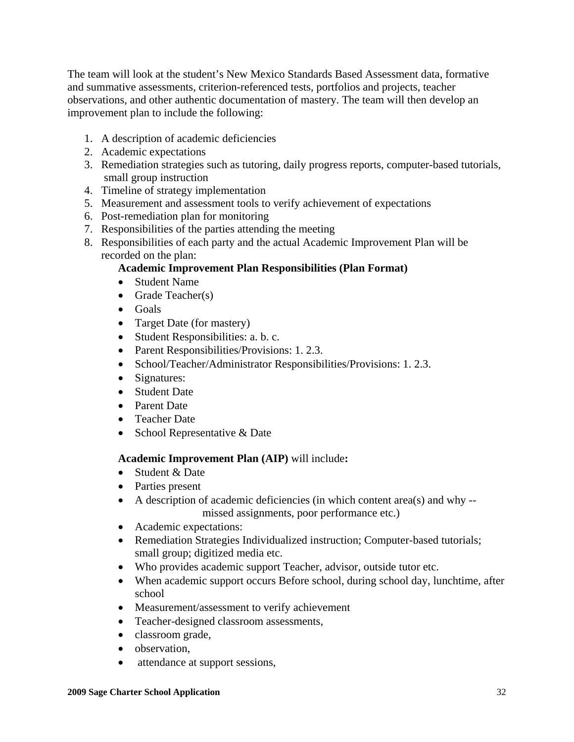The team will look at the student's New Mexico Standards Based Assessment data, formative and summative assessments, criterion-referenced tests, portfolios and projects, teacher observations, and other authentic documentation of mastery. The team will then develop an improvement plan to include the following:

1. A description of academic deficiencies
2. Academic expectations
3. Remediation strategies such as tutoring, daily progress reports, computer-based tutorials, small group instruction
4. Timeline of strategy implementation
5. Measurement and assessment tools to verify achievement of expectations
6. Post-remediation plan for monitoring
7. Responsibilities of the parties attending the meeting
8. Responsibilities of each party and the actual Academic Improvement Plan will be recorded on the plan:

   **Academic Improvement Plan Responsibilities (Plan Format)**

   - Student Name
   - Grade Teacher(s)
   - Goals
   - Target Date (for mastery)
   - Student Responsibilities: a. b. c.
   - Parent Responsibilities/Provisions: 1. 2.3.
   - School/Teacher/Administrator Responsibilities/Provisions: 1. 2.3.
   - Signatures:
   - Student Date
   - Parent Date
   - Teacher Date
   - School Representative & Date

   **Academic Improvement Plan (AIP)** will include**:**

   - Student & Date
   - Parties present
   - A description of academic deficiencies (in which content area(s) and why -- missed assignments, poor performance etc.)
   - Academic expectations:
   - Remediation Strategies Individualized instruction; Computer-based tutorials; small group; digitized media etc.
   - Who provides academic support Teacher, advisor, outside tutor etc.
   - When academic support occurs Before school, during school day, lunchtime, after school
   - Measurement/assessment to verify achievement
   - Teacher-designed classroom assessments,
   - classroom grade,
   - observation,
   - attendance at support sessions,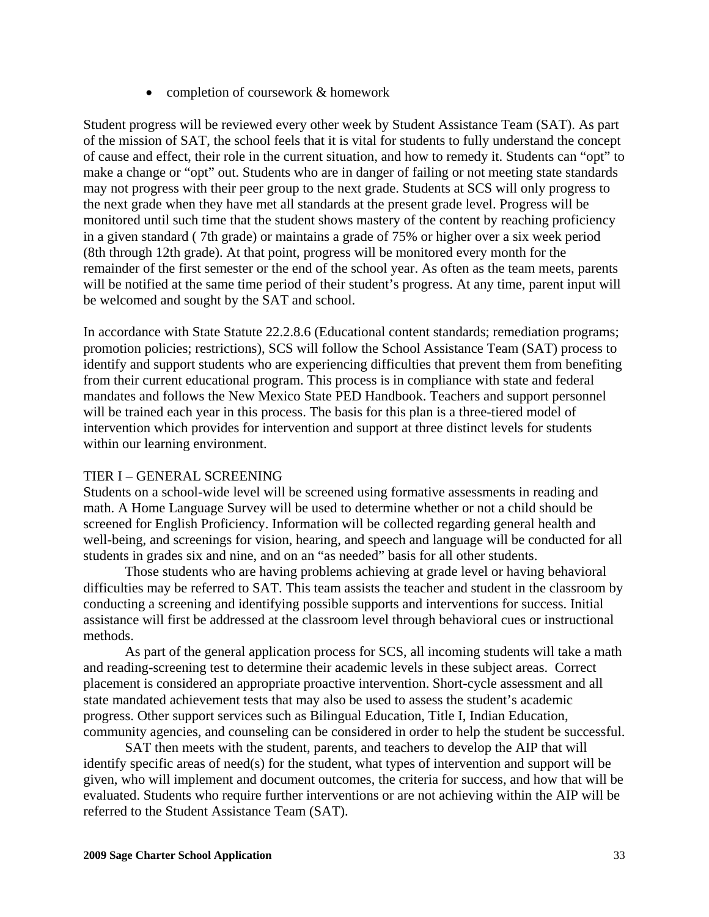- completion of coursework & homework

Student progress will be reviewed every other week by Student Assistance Team (SAT). As part of the mission of SAT, the school feels that it is vital for students to fully understand the concept of cause and effect, their role in the current situation, and how to remedy it. Students can "opt" to make a change or "opt" out. Students who are in danger of failing or not meeting state standards may not progress with their peer group to the next grade. Students at SCS will only progress to the next grade when they have met all standards at the present grade level. Progress will be monitored until such time that the student shows mastery of the content by reaching proficiency in a given standard ( 7th grade) or maintains a grade of 75% or higher over a six week period (8th through 12th grade). At that point, progress will be monitored every month for the remainder of the first semester or the end of the school year. As often as the team meets, parents will be notified at the same time period of their student's progress. At any time, parent input will be welcomed and sought by the SAT and school.

In accordance with State Statute 22.2.8.6 (Educational content standards; remediation programs; promotion policies; restrictions), SCS will follow the School Assistance Team (SAT) process to identify and support students who are experiencing difficulties that prevent them from benefiting from their current educational program. This process is in compliance with state and federal mandates and follows the New Mexico State PED Handbook. Teachers and support personnel will be trained each year in this process. The basis for this plan is a three-tiered model of intervention which provides for intervention and support at three distinct levels for students within our learning environment.

TIER I – GENERAL SCREENING

Students on a school-wide level will be screened using formative assessments in reading and math. A Home Language Survey will be used to determine whether or not a child should be screened for English Proficiency. Information will be collected regarding general health and well-being, and screenings for vision, hearing, and speech and language will be conducted for all students in grades six and nine, and on an "as needed" basis for all other students.

Those students who are having problems achieving at grade level or having behavioral difficulties may be referred to SAT. This team assists the teacher and student in the classroom by conducting a screening and identifying possible supports and interventions for success. Initial assistance will first be addressed at the classroom level through behavioral cues or instructional methods.

As part of the general application process for SCS, all incoming students will take a math and reading-screening test to determine their academic levels in these subject areas. Correct placement is considered an appropriate proactive intervention. Short-cycle assessment and all state mandated achievement tests that may also be used to assess the student's academic progress. Other support services such as Bilingual Education, Title I, Indian Education, community agencies, and counseling can be considered in order to help the student be successful.

SAT then meets with the student, parents, and teachers to develop the AIP that will identify specific areas of need(s) for the student, what types of intervention and support will be given, who will implement and document outcomes, the criteria for success, and how that will be evaluated. Students who require further interventions or are not achieving within the AIP will be referred to the Student Assistance Team (SAT).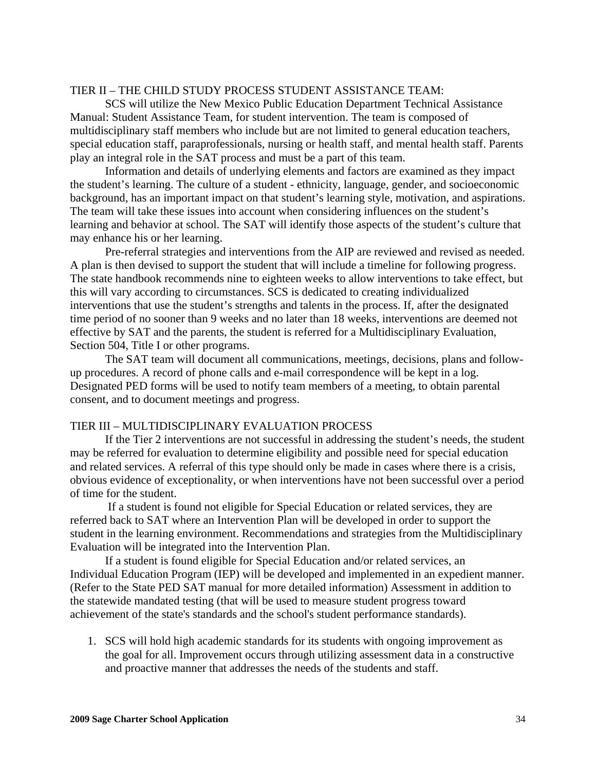TIER II – THE CHILD STUDY PROCESS STUDENT ASSISTANCE TEAM:

SCS will utilize the New Mexico Public Education Department Technical Assistance Manual: Student Assistance Team, for student intervention. The team is composed of multidisciplinary staff members who include but are not limited to general education teachers, special education staff, paraprofessionals, nursing or health staff, and mental health staff. Parents play an integral role in the SAT process and must be a part of this team.

Information and details of underlying elements and factors are examined as they impact the student's learning. The culture of a student - ethnicity, language, gender, and socioeconomic background, has an important impact on that student's learning style, motivation, and aspirations. The team will take these issues into account when considering influences on the student's learning and behavior at school. The SAT will identify those aspects of the student's culture that may enhance his or her learning.

Pre-referral strategies and interventions from the AIP are reviewed and revised as needed. A plan is then devised to support the student that will include a timeline for following progress. The state handbook recommends nine to eighteen weeks to allow interventions to take effect, but this will vary according to circumstances. SCS is dedicated to creating individualized interventions that use the student's strengths and talents in the process. If, after the designated time period of no sooner than 9 weeks and no later than 18 weeks, interventions are deemed not effective by SAT and the parents, the student is referred for a Multidisciplinary Evaluation, Section 504, Title I or other programs.

The SAT team will document all communications, meetings, decisions, plans and follow-up procedures. A record of phone calls and e-mail correspondence will be kept in a log. Designated PED forms will be used to notify team members of a meeting, to obtain parental consent, and to document meetings and progress.

TIER III – MULTIDISCIPLINARY EVALUATION PROCESS

If the Tier 2 interventions are not successful in addressing the student's needs, the student may be referred for evaluation to determine eligibility and possible need for special education and related services. A referral of this type should only be made in cases where there is a crisis, obvious evidence of exceptionality, or when interventions have not been successful over a period of time for the student.

If a student is found not eligible for Special Education or related services, they are referred back to SAT where an Intervention Plan will be developed in order to support the student in the learning environment. Recommendations and strategies from the Multidisciplinary Evaluation will be integrated into the Intervention Plan.

If a student is found eligible for Special Education and/or related services, an Individual Education Program (IEP) will be developed and implemented in an expedient manner. (Refer to the State PED SAT manual for more detailed information) Assessment in addition to the statewide mandated testing (that will be used to measure student progress toward achievement of the state's standards and the school's student performance standards).

1. SCS will hold high academic standards for its students with ongoing improvement as the goal for all. Improvement occurs through utilizing assessment data in a constructive and proactive manner that addresses the needs of the students and staff.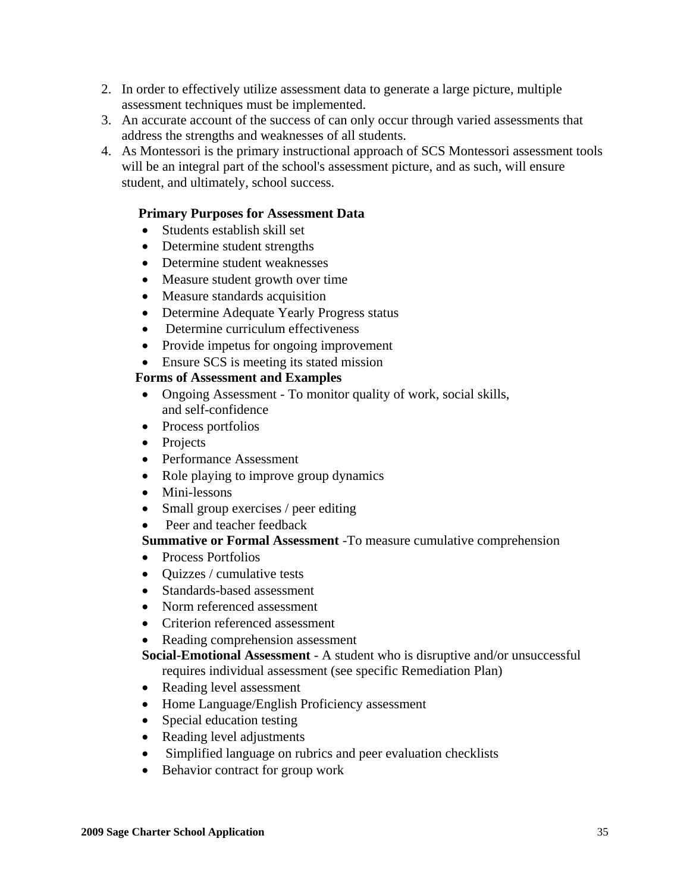2. In order to effectively utilize assessment data to generate a large picture, multiple assessment techniques must be implemented.
3. An accurate account of the success of can only occur through varied assessments that address the strengths and weaknesses of all students.
4. As Montessori is the primary instructional approach of SCS Montessori assessment tools will be an integral part of the school's assessment picture, and as such, will ensure student, and ultimately, school success.

**Primary Purposes for Assessment Data**

- Students establish skill set
- Determine student strengths
- Determine student weaknesses
- Measure student growth over time
- Measure standards acquisition
- Determine Adequate Yearly Progress status
- Determine curriculum effectiveness
- Provide impetus for ongoing improvement
- Ensure SCS is meeting its stated mission

**Forms of Assessment and Examples**

- Ongoing Assessment - To monitor quality of work, social skills, and self-confidence
- Process portfolios
- Projects
- Performance Assessment
- Role playing to improve group dynamics
- Mini-lessons
- Small group exercises / peer editing
- Peer and teacher feedback

**Summative or Formal Assessment** -To measure cumulative comprehension

- Process Portfolios
- Quizzes / cumulative tests
- Standards-based assessment
- Norm referenced assessment
- Criterion referenced assessment
- Reading comprehension assessment

**Social-Emotional Assessment** - A student who is disruptive and/or unsuccessful requires individual assessment (see specific Remediation Plan)

- Reading level assessment
- Home Language/English Proficiency assessment
- Special education testing
- Reading level adjustments
- Simplified language on rubrics and peer evaluation checklists
- Behavior contract for group work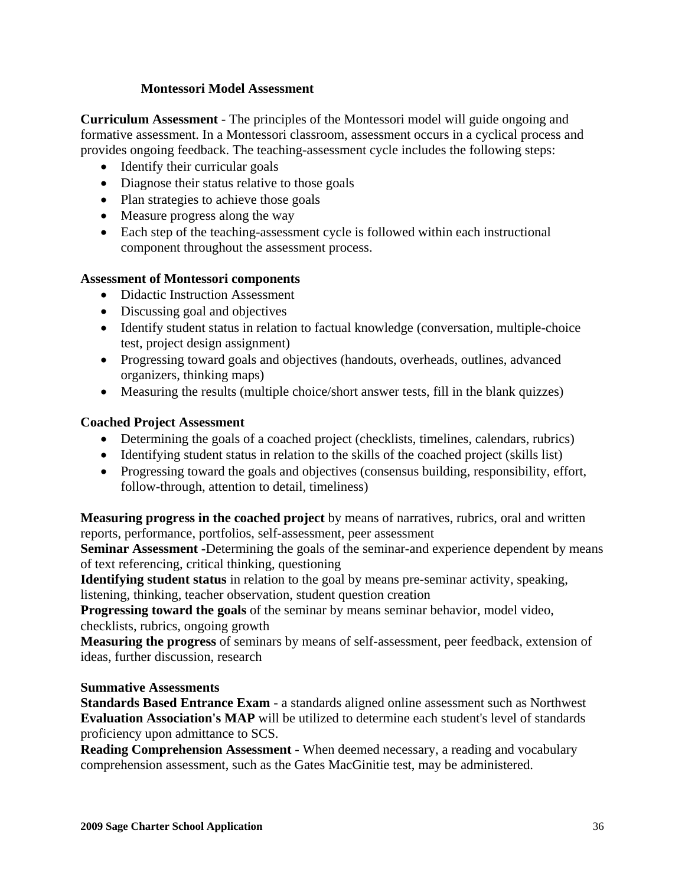### Montessori Model Assessment

**Curriculum Assessment** - The principles of the Montessori model will guide ongoing and formative assessment. In a Montessori classroom, assessment occurs in a cyclical process and provides ongoing feedback. The teaching-assessment cycle includes the following steps:

- Identify their curricular goals
- Diagnose their status relative to those goals
- Plan strategies to achieve those goals
- Measure progress along the way
- Each step of the teaching-assessment cycle is followed within each instructional component throughout the assessment process.

**Assessment of Montessori components**

- Didactic Instruction Assessment
- Discussing goal and objectives
- Identify student status in relation to factual knowledge (conversation, multiple-choice test, project design assignment)
- Progressing toward goals and objectives (handouts, overheads, outlines, advanced organizers, thinking maps)
- Measuring the results (multiple choice/short answer tests, fill in the blank quizzes)

**Coached Project Assessment**

- Determining the goals of a coached project (checklists, timelines, calendars, rubrics)
- Identifying student status in relation to the skills of the coached project (skills list)
- Progressing toward the goals and objectives (consensus building, responsibility, effort, follow-through, attention to detail, timeliness)

**Measuring progress in the coached project** by means of narratives, rubrics, oral and written reports, performance, portfolios, self-assessment, peer assessment

**Seminar Assessment -**Determining the goals of the seminar-and experience dependent by means of text referencing, critical thinking, questioning

**Identifying student status** in relation to the goal by means pre-seminar activity, speaking, listening, thinking, teacher observation, student question creation

**Progressing toward the goals** of the seminar by means seminar behavior, model video, checklists, rubrics, ongoing growth

**Measuring the progress** of seminars by means of self-assessment, peer feedback, extension of ideas, further discussion, research

**Summative Assessments**

**Standards Based Entrance Exam** - a standards aligned online assessment such as Northwest **Evaluation Association's MAP** will be utilized to determine each student's level of standards proficiency upon admittance to SCS.

**Reading Comprehension Assessment** - When deemed necessary, a reading and vocabulary comprehension assessment, such as the Gates MacGinitie test, may be administered.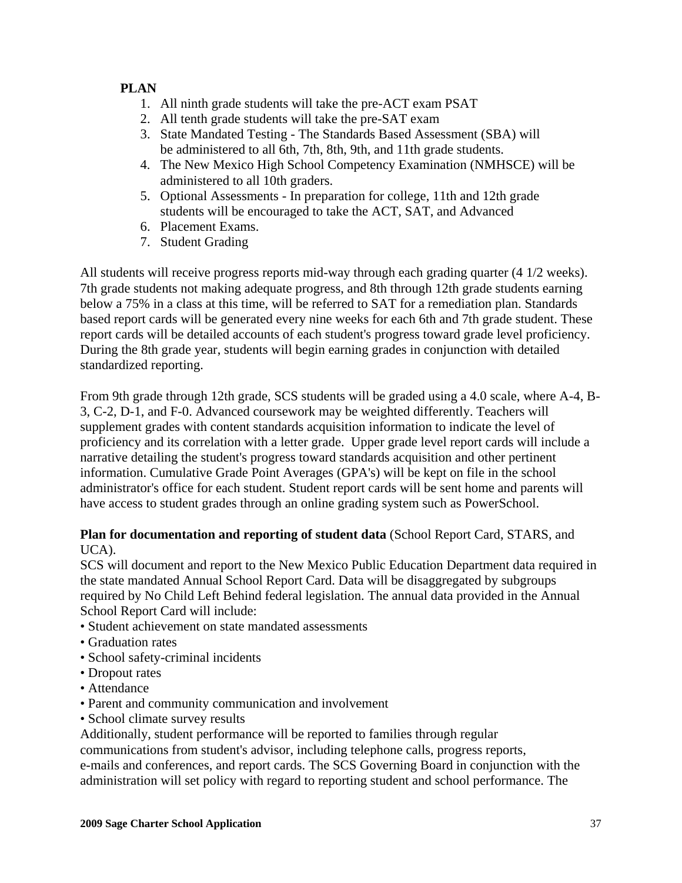**PLAN**

1. All ninth grade students will take the pre-ACT exam PSAT
2. All tenth grade students will take the pre-SAT exam
3. State Mandated Testing - The Standards Based Assessment (SBA) will be administered to all 6th, 7th, 8th, 9th, and 11th grade students.
4. The New Mexico High School Competency Examination (NMHSCE) will be administered to all 10th graders.
5. Optional Assessments - In preparation for college, 11th and 12th grade students will be encouraged to take the ACT, SAT, and Advanced
6. Placement Exams.
7. Student Grading

All students will receive progress reports mid-way through each grading quarter (4 1/2 weeks). 7th grade students not making adequate progress, and 8th through 12th grade students earning below a 75% in a class at this time, will be referred to SAT for a remediation plan. Standards based report cards will be generated every nine weeks for each 6th and 7th grade student. These report cards will be detailed accounts of each student's progress toward grade level proficiency. During the 8th grade year, students will begin earning grades in conjunction with detailed standardized reporting.

From 9th grade through 12th grade, SCS students will be graded using a 4.0 scale, where A-4, B-3, C-2, D-1, and F-0. Advanced coursework may be weighted differently. Teachers will supplement grades with content standards acquisition information to indicate the level of proficiency and its correlation with a letter grade. Upper grade level report cards will include a narrative detailing the student's progress toward standards acquisition and other pertinent information. Cumulative Grade Point Averages (GPA's) will be kept on file in the school administrator's office for each student. Student report cards will be sent home and parents will have access to student grades through an online grading system such as PowerSchool.

**Plan for documentation and reporting of student data** (School Report Card, STARS, and UCA).

SCS will document and report to the New Mexico Public Education Department data required in the state mandated Annual School Report Card. Data will be disaggregated by subgroups required by No Child Left Behind federal legislation. The annual data provided in the Annual School Report Card will include:

- Student achievement on state mandated assessments
- Graduation rates
- School safety-criminal incidents
- Dropout rates
- Attendance
- Parent and community communication and involvement
- School climate survey results

Additionally, student performance will be reported to families through regular communications from student's advisor, including telephone calls, progress reports, e-mails and conferences, and report cards. The SCS Governing Board in conjunction with the administration will set policy with regard to reporting student and school performance. The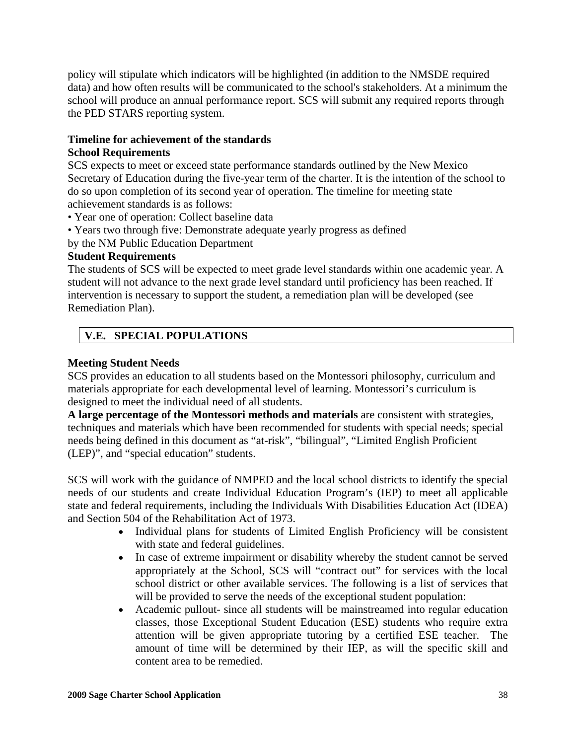policy will stipulate which indicators will be highlighted (in addition to the NMSDE required data) and how often results will be communicated to the school's stakeholders. At a minimum the school will produce an annual performance report. SCS will submit any required reports through the PED STARS reporting system.

**Timeline for achievement of the standards**

**School Requirements**

SCS expects to meet or exceed state performance standards outlined by the New Mexico Secretary of Education during the five-year term of the charter. It is the intention of the school to do so upon completion of its second year of operation. The timeline for meeting state achievement standards is as follows:

• Year one of operation: Collect baseline data

• Years two through five: Demonstrate adequate yearly progress as defined by the NM Public Education Department

**Student Requirements**

The students of SCS will be expected to meet grade level standards within one academic year. A student will not advance to the next grade level standard until proficiency has been reached. If intervention is necessary to support the student, a remediation plan will be developed (see Remediation Plan).

## V.E. SPECIAL POPULATIONS

**Meeting Student Needs**

SCS provides an education to all students based on the Montessori philosophy, curriculum and materials appropriate for each developmental level of learning. Montessori's curriculum is designed to meet the individual need of all students.

**A large percentage of the Montessori methods and materials** are consistent with strategies, techniques and materials which have been recommended for students with special needs; special needs being defined in this document as "at-risk", "bilingual", "Limited English Proficient (LEP)", and "special education" students.

SCS will work with the guidance of NMPED and the local school districts to identify the special needs of our students and create Individual Education Program's (IEP) to meet all applicable state and federal requirements, including the Individuals With Disabilities Education Act (IDEA) and Section 504 of the Rehabilitation Act of 1973.

- Individual plans for students of Limited English Proficiency will be consistent with state and federal guidelines.
- In case of extreme impairment or disability whereby the student cannot be served appropriately at the School, SCS will "contract out" for services with the local school district or other available services. The following is a list of services that will be provided to serve the needs of the exceptional student population:
- Academic pullout- since all students will be mainstreamed into regular education classes, those Exceptional Student Education (ESE) students who require extra attention will be given appropriate tutoring by a certified ESE teacher. The amount of time will be determined by their IEP, as will the specific skill and content area to be remedied.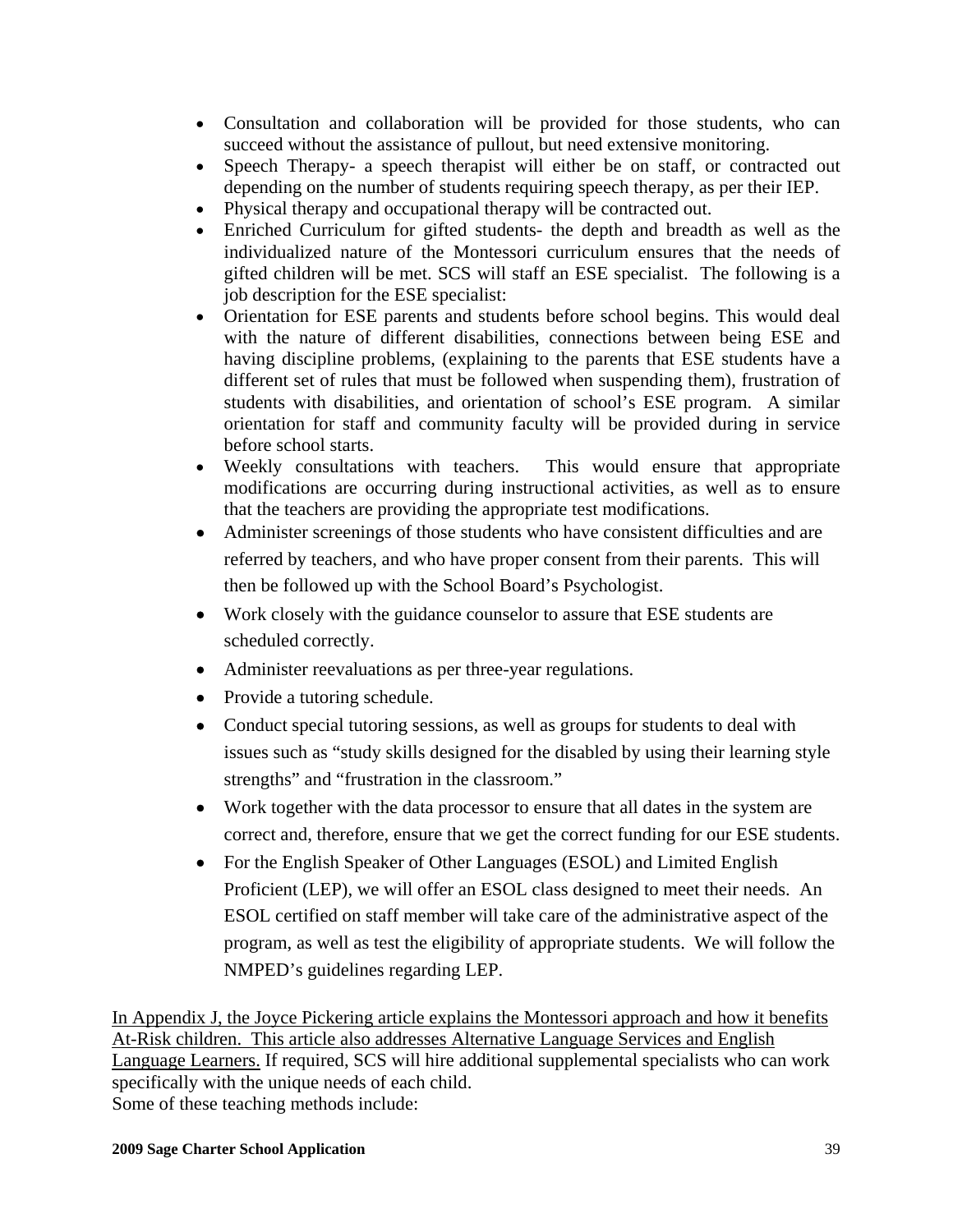- Consultation and collaboration will be provided for those students, who can succeed without the assistance of pullout, but need extensive monitoring.
- Speech Therapy- a speech therapist will either be on staff, or contracted out depending on the number of students requiring speech therapy, as per their IEP.
- Physical therapy and occupational therapy will be contracted out.
- Enriched Curriculum for gifted students- the depth and breadth as well as the individualized nature of the Montessori curriculum ensures that the needs of gifted children will be met. SCS will staff an ESE specialist. The following is a job description for the ESE specialist:
- Orientation for ESE parents and students before school begins. This would deal with the nature of different disabilities, connections between being ESE and having discipline problems, (explaining to the parents that ESE students have a different set of rules that must be followed when suspending them), frustration of students with disabilities, and orientation of school's ESE program. A similar orientation for staff and community faculty will be provided during in service before school starts.
- Weekly consultations with teachers. This would ensure that appropriate modifications are occurring during instructional activities, as well as to ensure that the teachers are providing the appropriate test modifications.
- Administer screenings of those students who have consistent difficulties and are referred by teachers, and who have proper consent from their parents. This will then be followed up with the School Board's Psychologist.
- Work closely with the guidance counselor to assure that ESE students are scheduled correctly.
- Administer reevaluations as per three-year regulations.
- Provide a tutoring schedule.
- Conduct special tutoring sessions, as well as groups for students to deal with issues such as "study skills designed for the disabled by using their learning style strengths" and "frustration in the classroom."
- Work together with the data processor to ensure that all dates in the system are correct and, therefore, ensure that we get the correct funding for our ESE students.
- For the English Speaker of Other Languages (ESOL) and Limited English Proficient (LEP), we will offer an ESOL class designed to meet their needs. An ESOL certified on staff member will take care of the administrative aspect of the program, as well as test the eligibility of appropriate students. We will follow the NMPED's guidelines regarding LEP.

In Appendix J, the Joyce Pickering article explains the Montessori approach and how it benefits At-Risk children. This article also addresses Alternative Language Services and English Language Learners. If required, SCS will hire additional supplemental specialists who can work specifically with the unique needs of each child.
Some of these teaching methods include: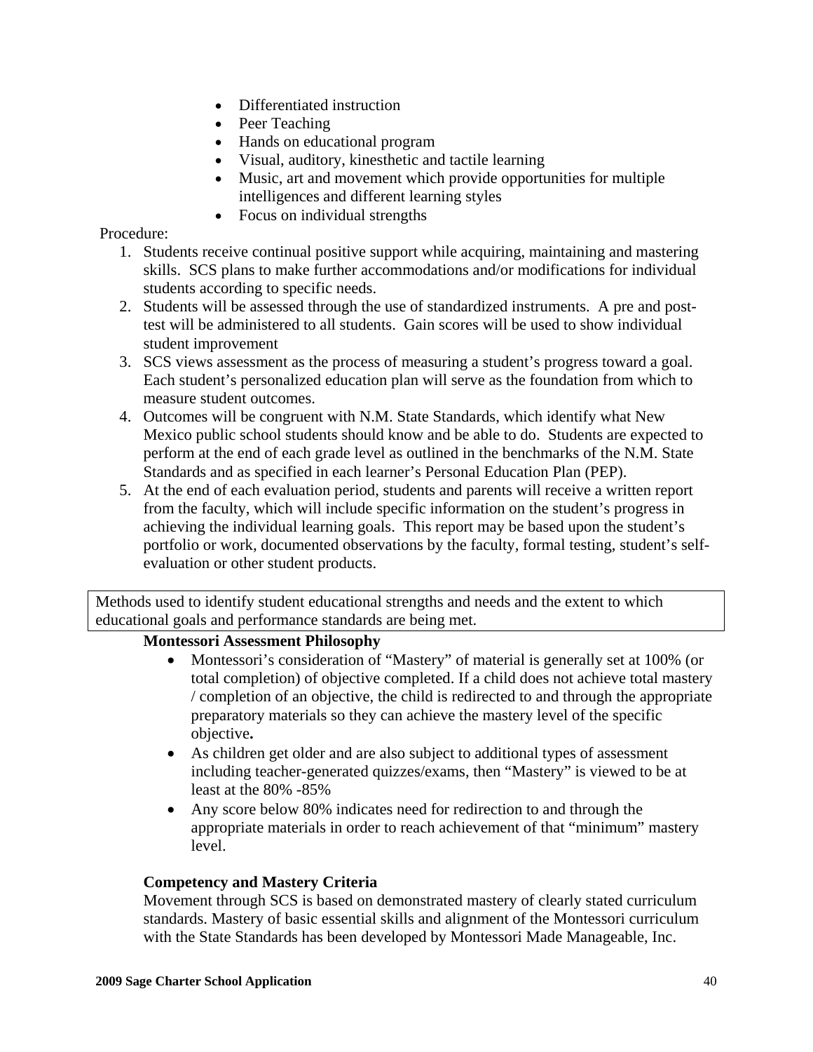- Differentiated instruction
- Peer Teaching
- Hands on educational program
- Visual, auditory, kinesthetic and tactile learning
- Music, art and movement which provide opportunities for multiple intelligences and different learning styles
- Focus on individual strengths

Procedure:

1. Students receive continual positive support while acquiring, maintaining and mastering skills. SCS plans to make further accommodations and/or modifications for individual students according to specific needs.
2. Students will be assessed through the use of standardized instruments. A pre and post-test will be administered to all students. Gain scores will be used to show individual student improvement
3. SCS views assessment as the process of measuring a student's progress toward a goal. Each student's personalized education plan will serve as the foundation from which to measure student outcomes.
4. Outcomes will be congruent with N.M. State Standards, which identify what New Mexico public school students should know and be able to do. Students are expected to perform at the end of each grade level as outlined in the benchmarks of the N.M. State Standards and as specified in each learner's Personal Education Plan (PEP).
5. At the end of each evaluation period, students and parents will receive a written report from the faculty, which will include specific information on the student's progress in achieving the individual learning goals. This report may be based upon the student's portfolio or work, documented observations by the faculty, formal testing, student's self-evaluation or other student products.

Methods used to identify student educational strengths and needs and the extent to which educational goals and performance standards are being met.

**Montessori Assessment Philosophy**

- Montessori's consideration of "Mastery" of material is generally set at 100% (or total completion) of objective completed. If a child does not achieve total mastery / completion of an objective, the child is redirected to and through the appropriate preparatory materials so they can achieve the mastery level of the specific objective**.**
- As children get older and are also subject to additional types of assessment including teacher-generated quizzes/exams, then "Mastery" is viewed to be at least at the 80% -85%
- Any score below 80% indicates need for redirection to and through the appropriate materials in order to reach achievement of that "minimum" mastery level.

**Competency and Mastery Criteria**

Movement through SCS is based on demonstrated mastery of clearly stated curriculum standards. Mastery of basic essential skills and alignment of the Montessori curriculum with the State Standards has been developed by Montessori Made Manageable, Inc.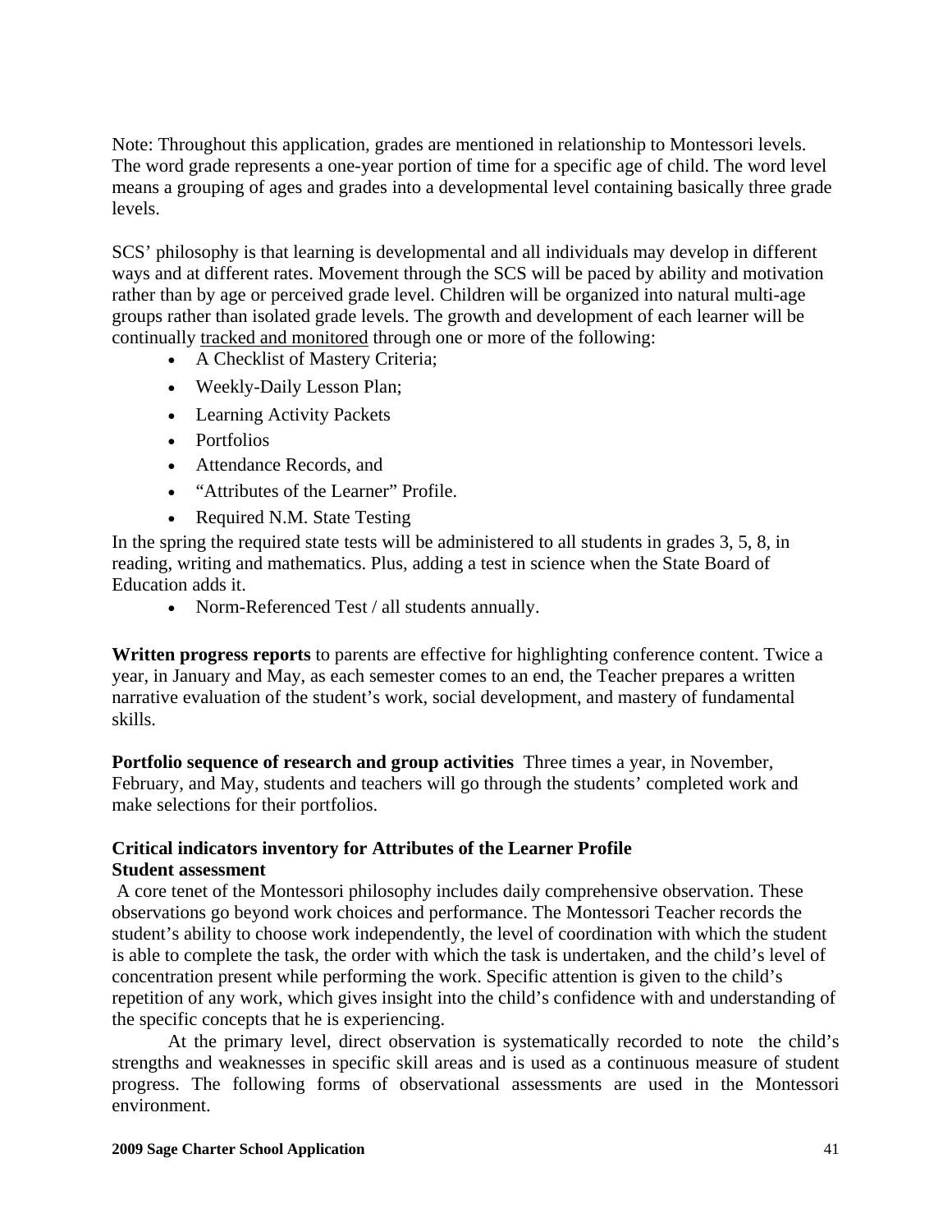Note: Throughout this application, grades are mentioned in relationship to Montessori levels. The word grade represents a one-year portion of time for a specific age of child. The word level means a grouping of ages and grades into a developmental level containing basically three grade levels.

SCS' philosophy is that learning is developmental and all individuals may develop in different ways and at different rates. Movement through the SCS will be paced by ability and motivation rather than by age or perceived grade level. Children will be organized into natural multi-age groups rather than isolated grade levels. The growth and development of each learner will be continually tracked and monitored through one or more of the following:

- A Checklist of Mastery Criteria;
- Weekly-Daily Lesson Plan;
- Learning Activity Packets
- Portfolios
- Attendance Records, and
- "Attributes of the Learner" Profile.
- Required N.M. State Testing

In the spring the required state tests will be administered to all students in grades 3, 5, 8, in reading, writing and mathematics. Plus, adding a test in science when the State Board of Education adds it.

- Norm-Referenced Test / all students annually.

**Written progress reports** to parents are effective for highlighting conference content. Twice a year, in January and May, as each semester comes to an end, the Teacher prepares a written narrative evaluation of the student's work, social development, and mastery of fundamental skills.

**Portfolio sequence of research and group activities** Three times a year, in November, February, and May, students and teachers will go through the students' completed work and make selections for their portfolios.

**Critical indicators inventory for Attributes of the Learner Profile**
**Student assessment**

A core tenet of the Montessori philosophy includes daily comprehensive observation. These observations go beyond work choices and performance. The Montessori Teacher records the student's ability to choose work independently, the level of coordination with which the student is able to complete the task, the order with which the task is undertaken, and the child's level of concentration present while performing the work. Specific attention is given to the child's repetition of any work, which gives insight into the child's confidence with and understanding of the specific concepts that he is experiencing.

At the primary level, direct observation is systematically recorded to note the child's strengths and weaknesses in specific skill areas and is used as a continuous measure of student progress. The following forms of observational assessments are used in the Montessori environment.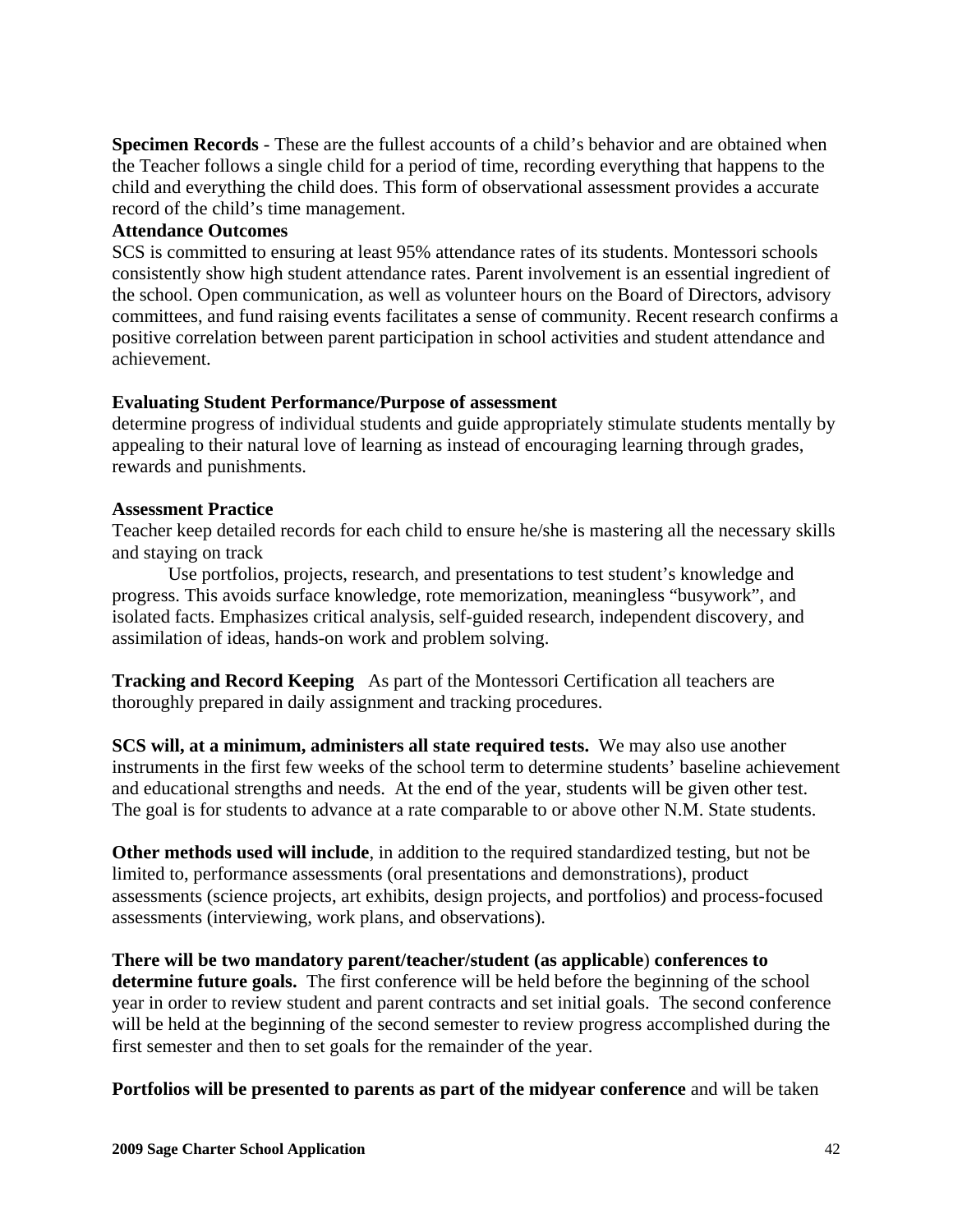**Specimen Records** - These are the fullest accounts of a child's behavior and are obtained when the Teacher follows a single child for a period of time, recording everything that happens to the child and everything the child does. This form of observational assessment provides a accurate record of the child's time management.

**Attendance Outcomes**

SCS is committed to ensuring at least 95% attendance rates of its students. Montessori schools consistently show high student attendance rates. Parent involvement is an essential ingredient of the school. Open communication, as well as volunteer hours on the Board of Directors, advisory committees, and fund raising events facilitates a sense of community. Recent research confirms a positive correlation between parent participation in school activities and student attendance and achievement.

**Evaluating Student Performance/Purpose of assessment**

determine progress of individual students and guide appropriately stimulate students mentally by appealing to their natural love of learning as instead of encouraging learning through grades, rewards and punishments.

**Assessment Practice**

Teacher keep detailed records for each child to ensure he/she is mastering all the necessary skills and staying on track

Use portfolios, projects, research, and presentations to test student's knowledge and progress. This avoids surface knowledge, rote memorization, meaningless "busywork", and isolated facts. Emphasizes critical analysis, self-guided research, independent discovery, and assimilation of ideas, hands-on work and problem solving.

**Tracking and Record Keeping** As part of the Montessori Certification all teachers are thoroughly prepared in daily assignment and tracking procedures.

**SCS will, at a minimum, administers all state required tests.** We may also use another instruments in the first few weeks of the school term to determine students' baseline achievement and educational strengths and needs. At the end of the year, students will be given other test. The goal is for students to advance at a rate comparable to or above other N.M. State students.

**Other methods used will include**, in addition to the required standardized testing, but not be limited to, performance assessments (oral presentations and demonstrations), product assessments (science projects, art exhibits, design projects, and portfolios) and process-focused assessments (interviewing, work plans, and observations).

**There will be two mandatory parent/teacher/student (as applicable) conferences to determine future goals.** The first conference will be held before the beginning of the school year in order to review student and parent contracts and set initial goals. The second conference will be held at the beginning of the second semester to review progress accomplished during the first semester and then to set goals for the remainder of the year.

**Portfolios will be presented to parents as part of the midyear conference** and will be taken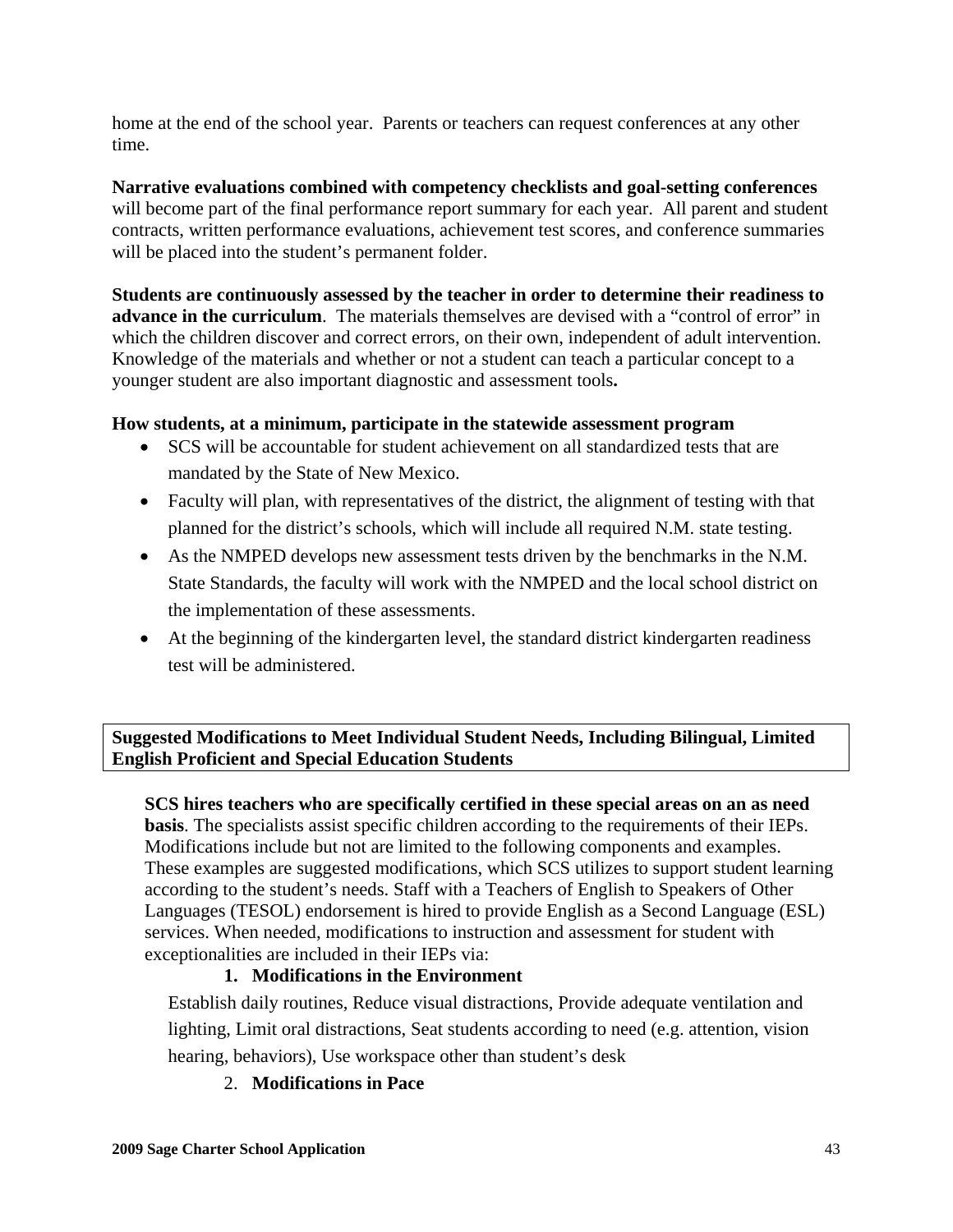home at the end of the school year. Parents or teachers can request conferences at any other time.

**Narrative evaluations combined with competency checklists and goal-setting conferences** will become part of the final performance report summary for each year. All parent and student contracts, written performance evaluations, achievement test scores, and conference summaries will be placed into the student's permanent folder.

**Students are continuously assessed by the teacher in order to determine their readiness to advance in the curriculum**. The materials themselves are devised with a "control of error" in which the children discover and correct errors, on their own, independent of adult intervention. Knowledge of the materials and whether or not a student can teach a particular concept to a younger student are also important diagnostic and assessment tools**.**

**How students, at a minimum, participate in the statewide assessment program**

- SCS will be accountable for student achievement on all standardized tests that are mandated by the State of New Mexico.
- Faculty will plan, with representatives of the district, the alignment of testing with that planned for the district's schools, which will include all required N.M. state testing.
- As the NMPED develops new assessment tests driven by the benchmarks in the N.M. State Standards, the faculty will work with the NMPED and the local school district on the implementation of these assessments.
- At the beginning of the kindergarten level, the standard district kindergarten readiness test will be administered.

## Suggested Modifications to Meet Individual Student Needs, Including Bilingual, Limited English Proficient and Special Education Students

**SCS hires teachers who are specifically certified in these special areas on an as need basis**. The specialists assist specific children according to the requirements of their IEPs. Modifications include but not are limited to the following components and examples. These examples are suggested modifications, which SCS utilizes to support student learning according to the student's needs. Staff with a Teachers of English to Speakers of Other Languages (TESOL) endorsement is hired to provide English as a Second Language (ESL) services. When needed, modifications to instruction and assessment for student with exceptionalities are included in their IEPs via:

1. **Modifications in the Environment**

Establish daily routines, Reduce visual distractions, Provide adequate ventilation and lighting, Limit oral distractions, Seat students according to need (e.g. attention, vision hearing, behaviors), Use workspace other than student's desk

2. **Modifications in Pace**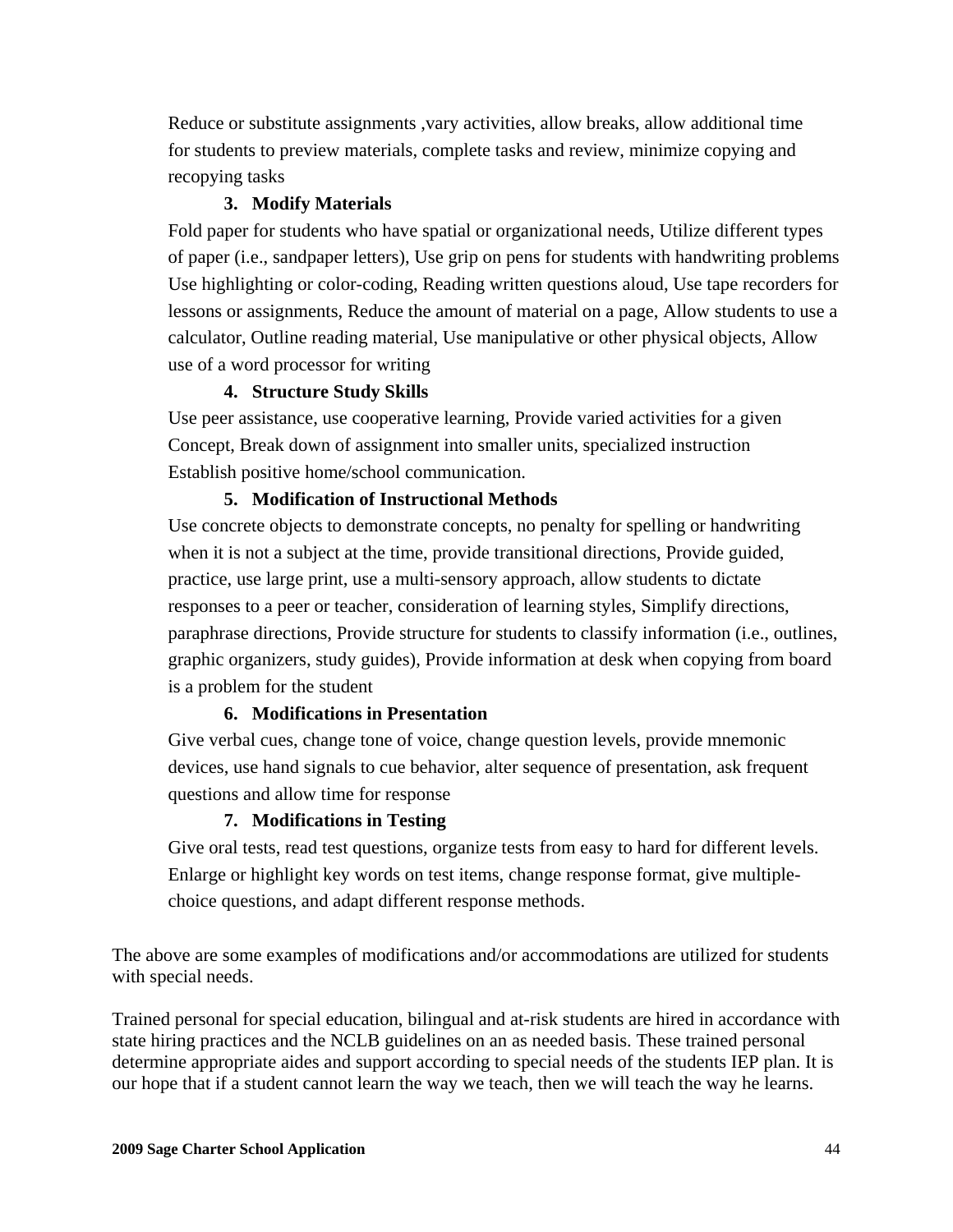Reduce or substitute assignments ,vary activities, allow breaks, allow additional time for students to preview materials, complete tasks and review, minimize copying and recopying tasks

3. **Modify Materials**

Fold paper for students who have spatial or organizational needs, Utilize different types of paper (i.e., sandpaper letters), Use grip on pens for students with handwriting problems Use highlighting or color-coding, Reading written questions aloud, Use tape recorders for lessons or assignments, Reduce the amount of material on a page, Allow students to use a calculator, Outline reading material, Use manipulative or other physical objects, Allow use of a word processor for writing

4. **Structure Study Skills**

Use peer assistance, use cooperative learning, Provide varied activities for a given Concept, Break down of assignment into smaller units, specialized instruction Establish positive home/school communication.

5. **Modification of Instructional Methods**

Use concrete objects to demonstrate concepts, no penalty for spelling or handwriting when it is not a subject at the time, provide transitional directions, Provide guided, practice, use large print, use a multi-sensory approach, allow students to dictate responses to a peer or teacher, consideration of learning styles, Simplify directions, paraphrase directions, Provide structure for students to classify information (i.e., outlines, graphic organizers, study guides), Provide information at desk when copying from board is a problem for the student

6. **Modifications in Presentation**

Give verbal cues, change tone of voice, change question levels, provide mnemonic devices, use hand signals to cue behavior, alter sequence of presentation, ask frequent questions and allow time for response

7. **Modifications in Testing**

Give oral tests, read test questions, organize tests from easy to hard for different levels. Enlarge or highlight key words on test items, change response format, give multiple-choice questions, and adapt different response methods.

The above are some examples of modifications and/or accommodations are utilized for students with special needs.

Trained personal for special education, bilingual and at-risk students are hired in accordance with state hiring practices and the NCLB guidelines on an as needed basis. These trained personal determine appropriate aides and support according to special needs of the students IEP plan. It is our hope that if a student cannot learn the way we teach, then we will teach the way he learns.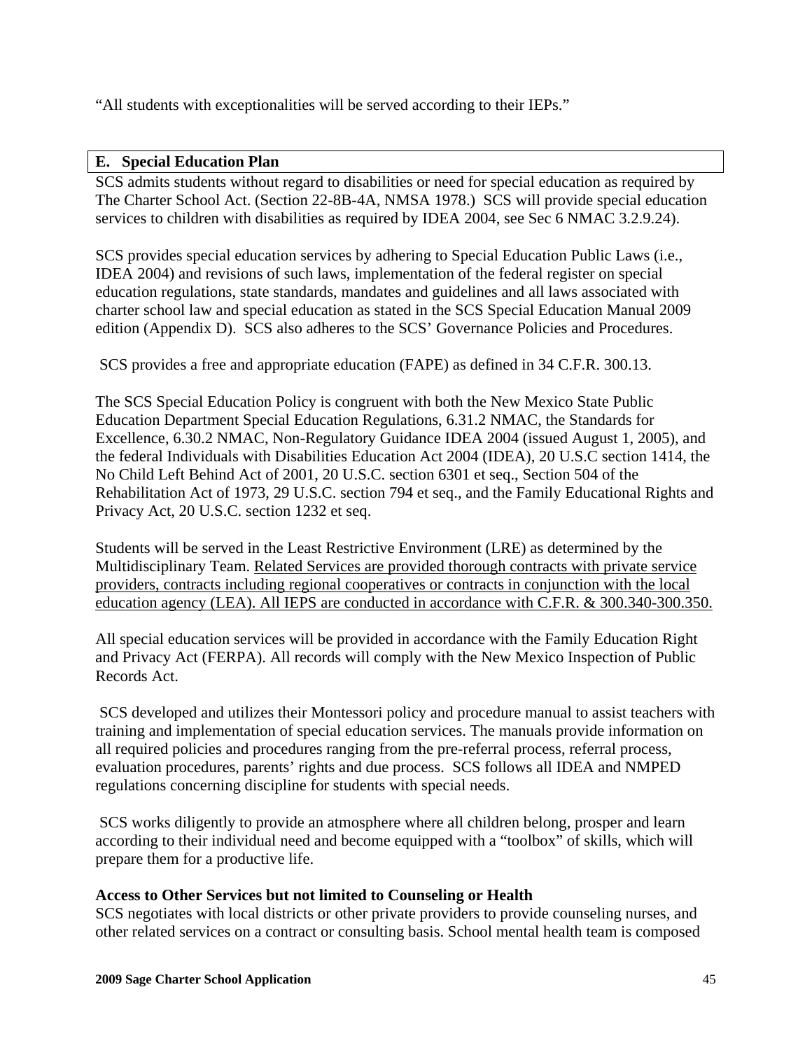"All students with exceptionalities will be served according to their IEPs."

## E. Special Education Plan

SCS admits students without regard to disabilities or need for special education as required by The Charter School Act. (Section 22-8B-4A, NMSA 1978.) SCS will provide special education services to children with disabilities as required by IDEA 2004, see Sec 6 NMAC 3.2.9.24).

SCS provides special education services by adhering to Special Education Public Laws (i.e., IDEA 2004) and revisions of such laws, implementation of the federal register on special education regulations, state standards, mandates and guidelines and all laws associated with charter school law and special education as stated in the SCS Special Education Manual 2009 edition (Appendix D). SCS also adheres to the SCS' Governance Policies and Procedures.

SCS provides a free and appropriate education (FAPE) as defined in 34 C.F.R. 300.13.

The SCS Special Education Policy is congruent with both the New Mexico State Public Education Department Special Education Regulations, 6.31.2 NMAC, the Standards for Excellence, 6.30.2 NMAC, Non-Regulatory Guidance IDEA 2004 (issued August 1, 2005), and the federal Individuals with Disabilities Education Act 2004 (IDEA), 20 U.S.C section 1414, the No Child Left Behind Act of 2001, 20 U.S.C. section 6301 et seq., Section 504 of the Rehabilitation Act of 1973, 29 U.S.C. section 794 et seq., and the Family Educational Rights and Privacy Act, 20 U.S.C. section 1232 et seq.

Students will be served in the Least Restrictive Environment (LRE) as determined by the Multidisciplinary Team. <u>Related Services are provided thorough contracts with private service providers, contracts including regional cooperatives or contracts in conjunction with the local education agency (LEA). All IEPS are conducted in accordance with C.F.R. & 300.340-300.350.</u>

All special education services will be provided in accordance with the Family Education Right and Privacy Act (FERPA). All records will comply with the New Mexico Inspection of Public Records Act.

SCS developed and utilizes their Montessori policy and procedure manual to assist teachers with training and implementation of special education services. The manuals provide information on all required policies and procedures ranging from the pre-referral process, referral process, evaluation procedures, parents' rights and due process. SCS follows all IDEA and NMPED regulations concerning discipline for students with special needs.

SCS works diligently to provide an atmosphere where all children belong, prosper and learn according to their individual need and become equipped with a "toolbox" of skills, which will prepare them for a productive life.

**Access to Other Services but not limited to Counseling or Health**

SCS negotiates with local districts or other private providers to provide counseling nurses, and other related services on a contract or consulting basis. School mental health team is composed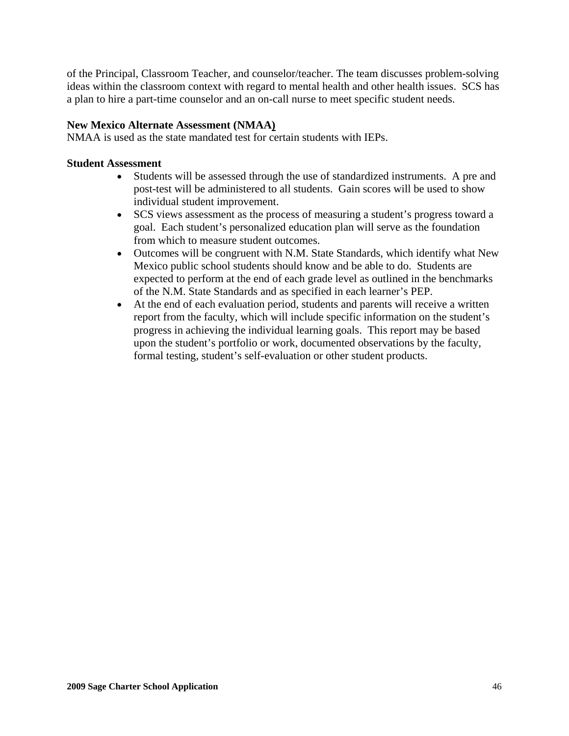of the Principal, Classroom Teacher, and counselor/teacher. The team discusses problem-solving ideas within the classroom context with regard to mental health and other health issues. SCS has a plan to hire a part-time counselor and an on-call nurse to meet specific student needs.

**New Mexico Alternate Assessment (NMAA)**

NMAA is used as the state mandated test for certain students with IEPs.

**Student Assessment**

- Students will be assessed through the use of standardized instruments. A pre and post-test will be administered to all students. Gain scores will be used to show individual student improvement.
- SCS views assessment as the process of measuring a student's progress toward a goal. Each student's personalized education plan will serve as the foundation from which to measure student outcomes.
- Outcomes will be congruent with N.M. State Standards, which identify what New Mexico public school students should know and be able to do. Students are expected to perform at the end of each grade level as outlined in the benchmarks of the N.M. State Standards and as specified in each learner's PEP.
- At the end of each evaluation period, students and parents will receive a written report from the faculty, which will include specific information on the student's progress in achieving the individual learning goals. This report may be based upon the student's portfolio or work, documented observations by the faculty, formal testing, student's self-evaluation or other student products.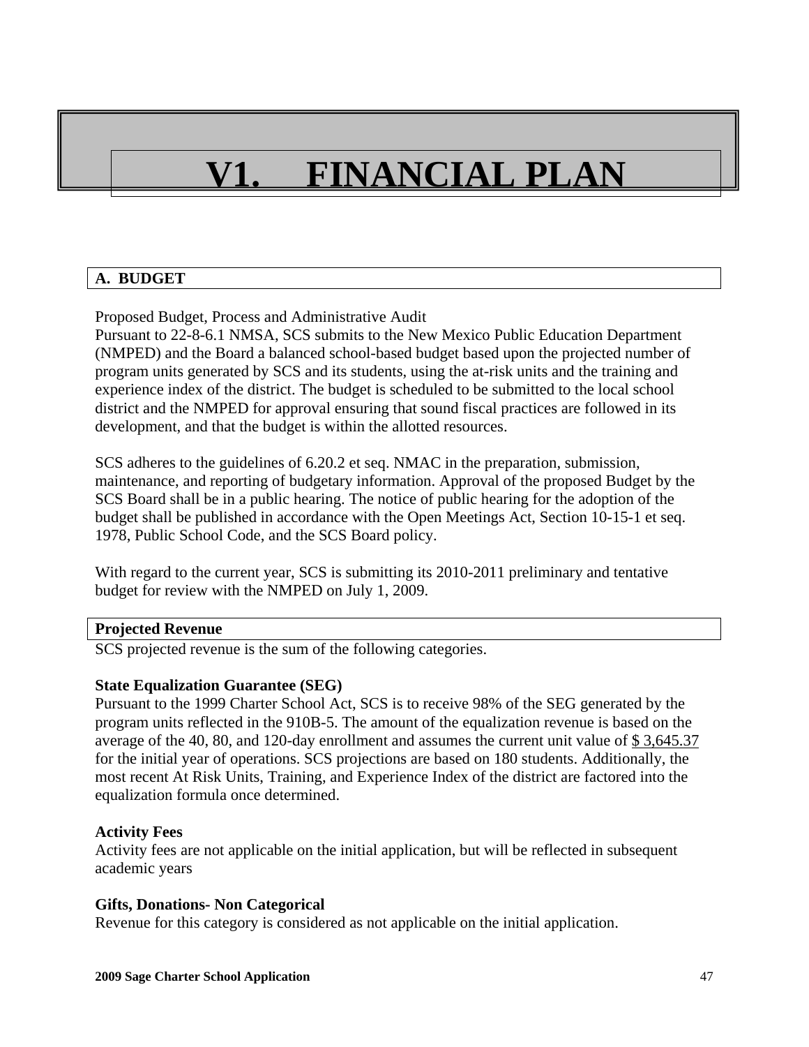# V1. FINANCIAL PLAN

## A. BUDGET

Proposed Budget, Process and Administrative Audit
Pursuant to 22-8-6.1 NMSA, SCS submits to the New Mexico Public Education Department (NMPED) and the Board a balanced school-based budget based upon the projected number of program units generated by SCS and its students, using the at-risk units and the training and experience index of the district. The budget is scheduled to be submitted to the local school district and the NMPED for approval ensuring that sound fiscal practices are followed in its development, and that the budget is within the allotted resources.

SCS adheres to the guidelines of 6.20.2 et seq. NMAC in the preparation, submission, maintenance, and reporting of budgetary information. Approval of the proposed Budget by the SCS Board shall be in a public hearing. The notice of public hearing for the adoption of the budget shall be published in accordance with the Open Meetings Act, Section 10-15-1 et seq. 1978, Public School Code, and the SCS Board policy.

With regard to the current year, SCS is submitting its 2010-2011 preliminary and tentative budget for review with the NMPED on July 1, 2009.

### Projected Revenue

SCS projected revenue is the sum of the following categories.

**State Equalization Guarantee (SEG)**
Pursuant to the 1999 Charter School Act, SCS is to receive 98% of the SEG generated by the program units reflected in the 910B-5. The amount of the equalization revenue is based on the average of the 40, 80, and 120-day enrollment and assumes the current unit value of $ 3,645.37 for the initial year of operations. SCS projections are based on 180 students. Additionally, the most recent At Risk Units, Training, and Experience Index of the district are factored into the equalization formula once determined.

**Activity Fees**
Activity fees are not applicable on the initial application, but will be reflected in subsequent academic years

**Gifts, Donations- Non Categorical**
Revenue for this category is considered as not applicable on the initial application.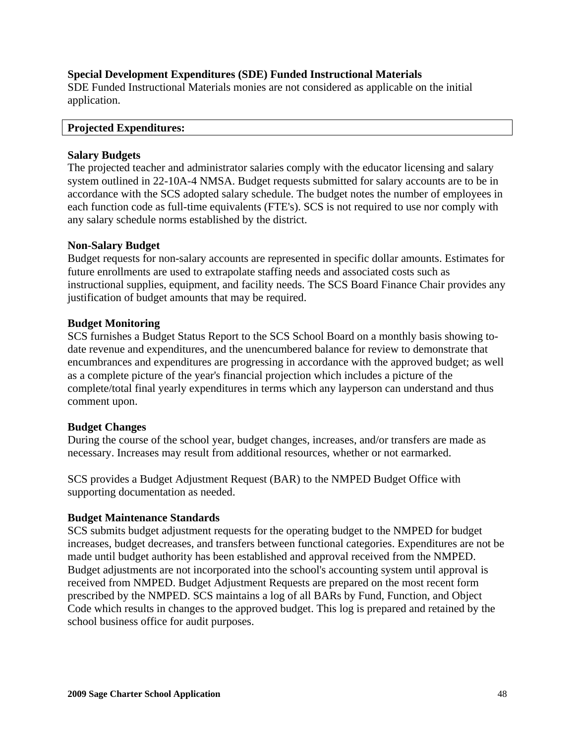**Special Development Expenditures (SDE) Funded Instructional Materials**

SDE Funded Instructional Materials monies are not considered as applicable on the initial application.

**Projected Expenditures:**

**Salary Budgets**

The projected teacher and administrator salaries comply with the educator licensing and salary system outlined in 22-10A-4 NMSA. Budget requests submitted for salary accounts are to be in accordance with the SCS adopted salary schedule. The budget notes the number of employees in each function code as full-time equivalents (FTE's). SCS is not required to use nor comply with any salary schedule norms established by the district.

**Non-Salary Budget**

Budget requests for non-salary accounts are represented in specific dollar amounts. Estimates for future enrollments are used to extrapolate staffing needs and associated costs such as instructional supplies, equipment, and facility needs. The SCS Board Finance Chair provides any justification of budget amounts that may be required.

**Budget Monitoring**

SCS furnishes a Budget Status Report to the SCS School Board on a monthly basis showing to-date revenue and expenditures, and the unencumbered balance for review to demonstrate that encumbrances and expenditures are progressing in accordance with the approved budget; as well as a complete picture of the year's financial projection which includes a picture of the complete/total final yearly expenditures in terms which any layperson can understand and thus comment upon.

**Budget Changes**

During the course of the school year, budget changes, increases, and/or transfers are made as necessary. Increases may result from additional resources, whether or not earmarked.

SCS provides a Budget Adjustment Request (BAR) to the NMPED Budget Office with supporting documentation as needed.

**Budget Maintenance Standards**

SCS submits budget adjustment requests for the operating budget to the NMPED for budget increases, budget decreases, and transfers between functional categories. Expenditures are not be made until budget authority has been established and approval received from the NMPED. Budget adjustments are not incorporated into the school's accounting system until approval is received from NMPED. Budget Adjustment Requests are prepared on the most recent form prescribed by the NMPED. SCS maintains a log of all BARs by Fund, Function, and Object Code which results in changes to the approved budget. This log is prepared and retained by the school business office for audit purposes.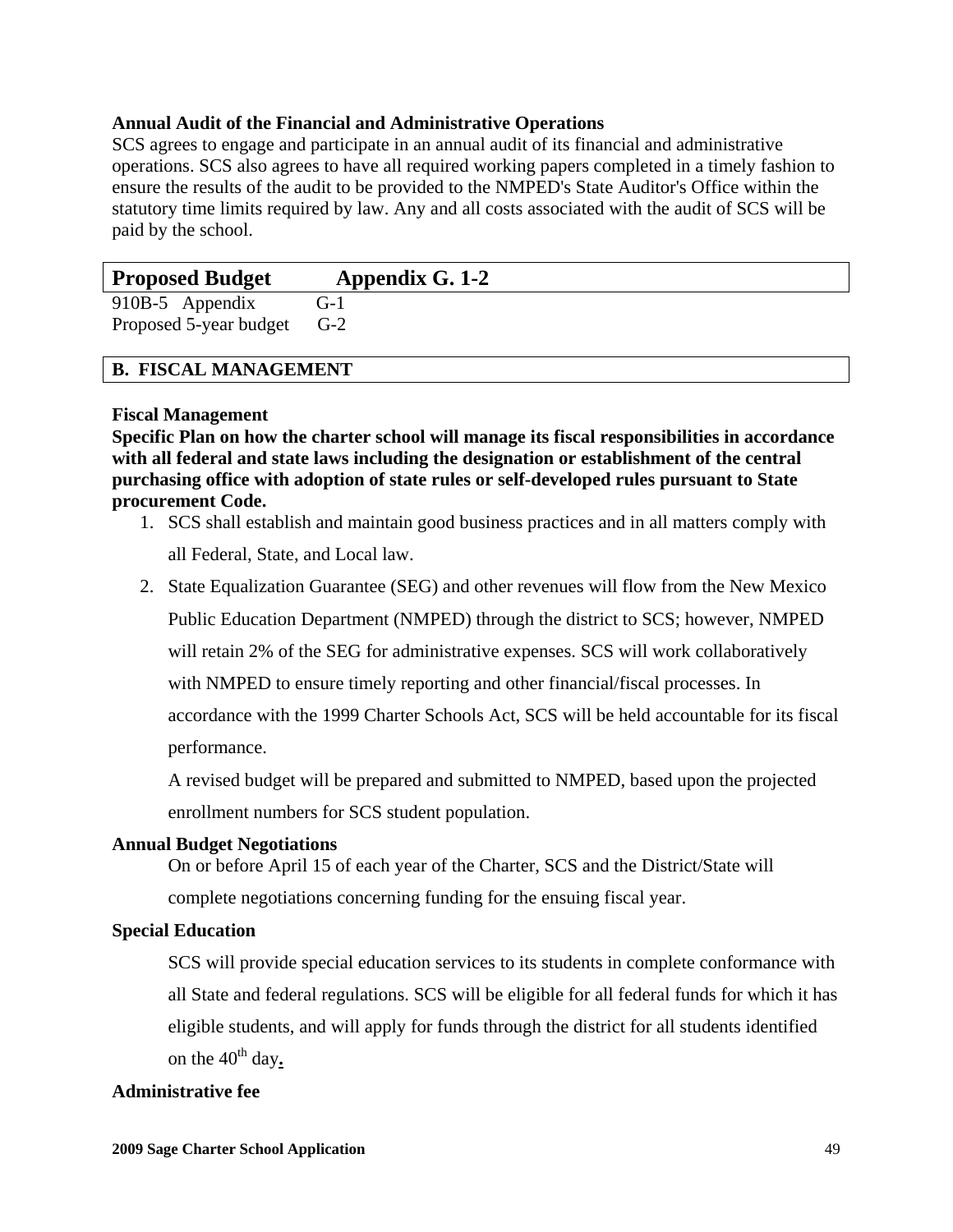**Annual Audit of the Financial and Administrative Operations**

SCS agrees to engage and participate in an annual audit of its financial and administrative operations. SCS also agrees to have all required working papers completed in a timely fashion to ensure the results of the audit to be provided to the NMPED's State Auditor's Office within the statutory time limits required by law. Any and all costs associated with the audit of SCS will be paid by the school.

## Proposed Budget Appendix G. 1-2

910B-5 Appendix G-1
Proposed 5-year budget G-2

## B. FISCAL MANAGEMENT

**Fiscal Management**

**Specific Plan on how the charter school will manage its fiscal responsibilities in accordance with all federal and state laws including the designation or establishment of the central purchasing office with adoption of state rules or self-developed rules pursuant to State procurement Code.**

1. SCS shall establish and maintain good business practices and in all matters comply with all Federal, State, and Local law.
2. State Equalization Guarantee (SEG) and other revenues will flow from the New Mexico Public Education Department (NMPED) through the district to SCS; however, NMPED will retain 2% of the SEG for administrative expenses. SCS will work collaboratively with NMPED to ensure timely reporting and other financial/fiscal processes. In accordance with the 1999 Charter Schools Act, SCS will be held accountable for its fiscal performance.

   A revised budget will be prepared and submitted to NMPED, based upon the projected enrollment numbers for SCS student population.

**Annual Budget Negotiations**

On or before April 15 of each year of the Charter, SCS and the District/State will complete negotiations concerning funding for the ensuing fiscal year.

**Special Education**

SCS will provide special education services to its students in complete conformance with all State and federal regulations. SCS will be eligible for all federal funds for which it has eligible students, and will apply for funds through the district for all students identified on the 40th day.

**Administrative fee**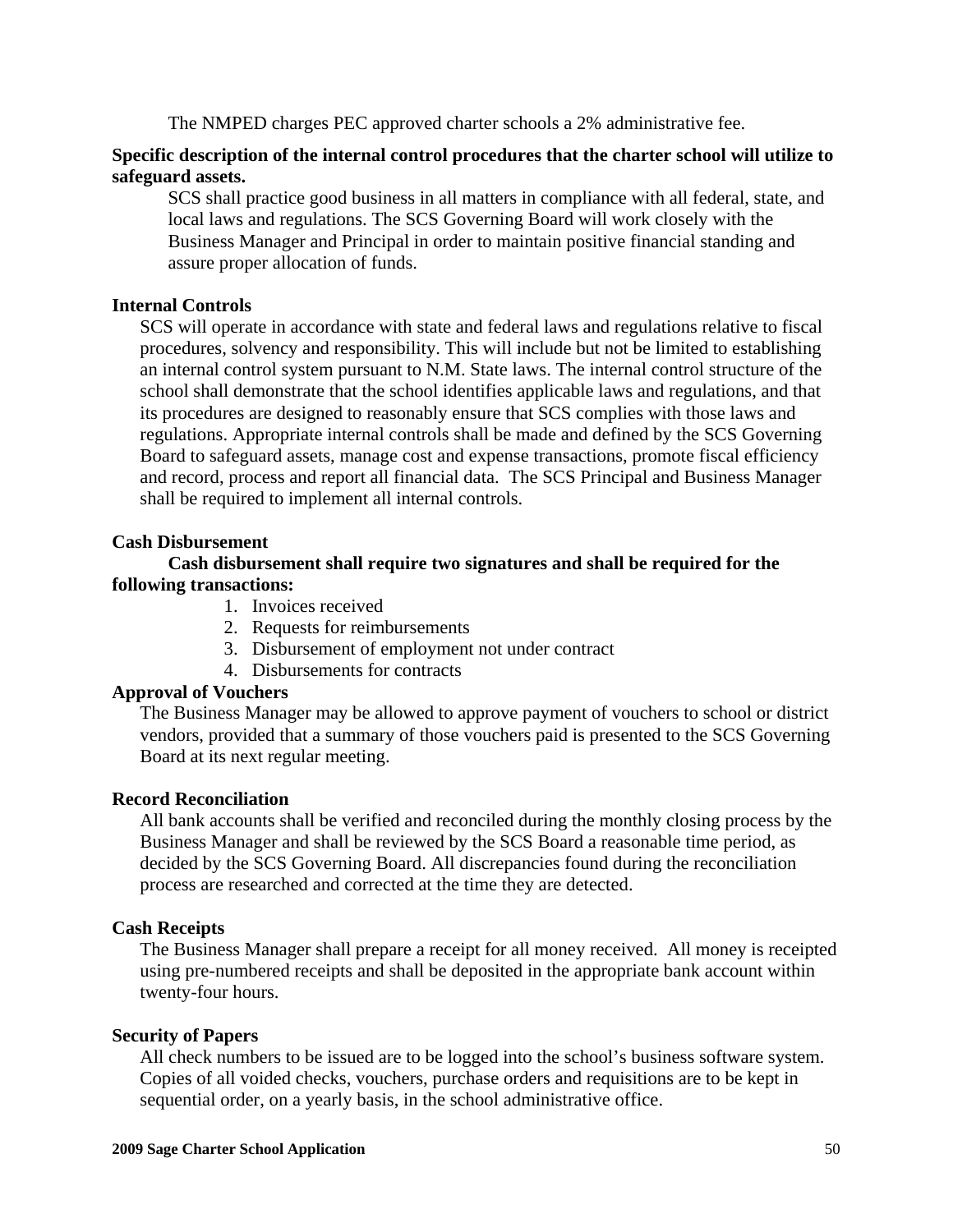The NMPED charges PEC approved charter schools a 2% administrative fee.

**Specific description of the internal control procedures that the charter school will utilize to safeguard assets.**

SCS shall practice good business in all matters in compliance with all federal, state, and local laws and regulations. The SCS Governing Board will work closely with the Business Manager and Principal in order to maintain positive financial standing and assure proper allocation of funds.

**Internal Controls**

SCS will operate in accordance with state and federal laws and regulations relative to fiscal procedures, solvency and responsibility. This will include but not be limited to establishing an internal control system pursuant to N.M. State laws. The internal control structure of the school shall demonstrate that the school identifies applicable laws and regulations, and that its procedures are designed to reasonably ensure that SCS complies with those laws and regulations. Appropriate internal controls shall be made and defined by the SCS Governing Board to safeguard assets, manage cost and expense transactions, promote fiscal efficiency and record, process and report all financial data. The SCS Principal and Business Manager shall be required to implement all internal controls.

**Cash Disbursement**

**Cash disbursement shall require two signatures and shall be required for the following transactions:**

1. Invoices received
2. Requests for reimbursements
3. Disbursement of employment not under contract
4. Disbursements for contracts

**Approval of Vouchers**

The Business Manager may be allowed to approve payment of vouchers to school or district vendors, provided that a summary of those vouchers paid is presented to the SCS Governing Board at its next regular meeting.

**Record Reconciliation**

All bank accounts shall be verified and reconciled during the monthly closing process by the Business Manager and shall be reviewed by the SCS Board a reasonable time period, as decided by the SCS Governing Board. All discrepancies found during the reconciliation process are researched and corrected at the time they are detected.

**Cash Receipts**

The Business Manager shall prepare a receipt for all money received. All money is receipted using pre-numbered receipts and shall be deposited in the appropriate bank account within twenty-four hours.

**Security of Papers**

All check numbers to be issued are to be logged into the school's business software system. Copies of all voided checks, vouchers, purchase orders and requisitions are to be kept in sequential order, on a yearly basis, in the school administrative office.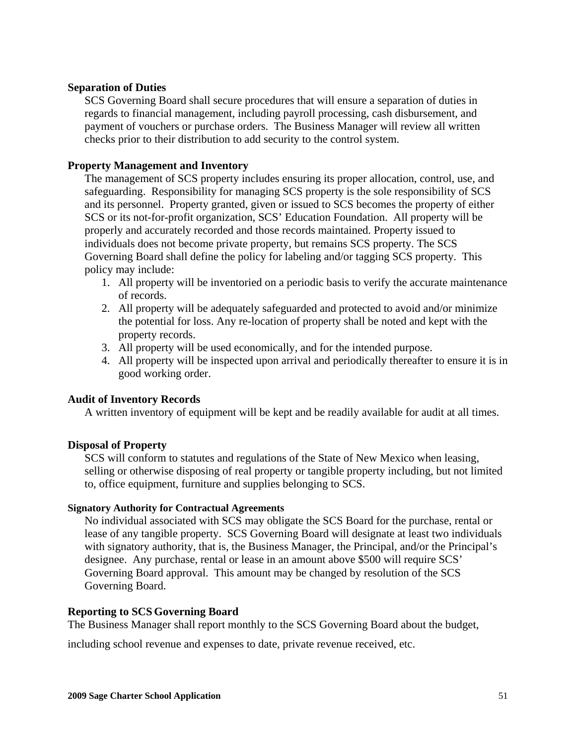**Separation of Duties**

SCS Governing Board shall secure procedures that will ensure a separation of duties in regards to financial management, including payroll processing, cash disbursement, and payment of vouchers or purchase orders. The Business Manager will review all written checks prior to their distribution to add security to the control system.

**Property Management and Inventory**

The management of SCS property includes ensuring its proper allocation, control, use, and safeguarding. Responsibility for managing SCS property is the sole responsibility of SCS and its personnel. Property granted, given or issued to SCS becomes the property of either SCS or its not-for-profit organization, SCS' Education Foundation. All property will be properly and accurately recorded and those records maintained. Property issued to individuals does not become private property, but remains SCS property. The SCS Governing Board shall define the policy for labeling and/or tagging SCS property. This policy may include:

1. All property will be inventoried on a periodic basis to verify the accurate maintenance of records.
2. All property will be adequately safeguarded and protected to avoid and/or minimize the potential for loss. Any re-location of property shall be noted and kept with the property records.
3. All property will be used economically, and for the intended purpose.
4. All property will be inspected upon arrival and periodically thereafter to ensure it is in good working order.

**Audit of Inventory Records**

A written inventory of equipment will be kept and be readily available for audit at all times.

**Disposal of Property**

SCS will conform to statutes and regulations of the State of New Mexico when leasing, selling or otherwise disposing of real property or tangible property including, but not limited to, office equipment, furniture and supplies belonging to SCS.

**Signatory Authority for Contractual Agreements**

No individual associated with SCS may obligate the SCS Board for the purchase, rental or lease of any tangible property. SCS Governing Board will designate at least two individuals with signatory authority, that is, the Business Manager, the Principal, and/or the Principal's designee. Any purchase, rental or lease in an amount above $500 will require SCS' Governing Board approval. This amount may be changed by resolution of the SCS Governing Board.

**Reporting to SCS Governing Board**

The Business Manager shall report monthly to the SCS Governing Board about the budget, including school revenue and expenses to date, private revenue received, etc.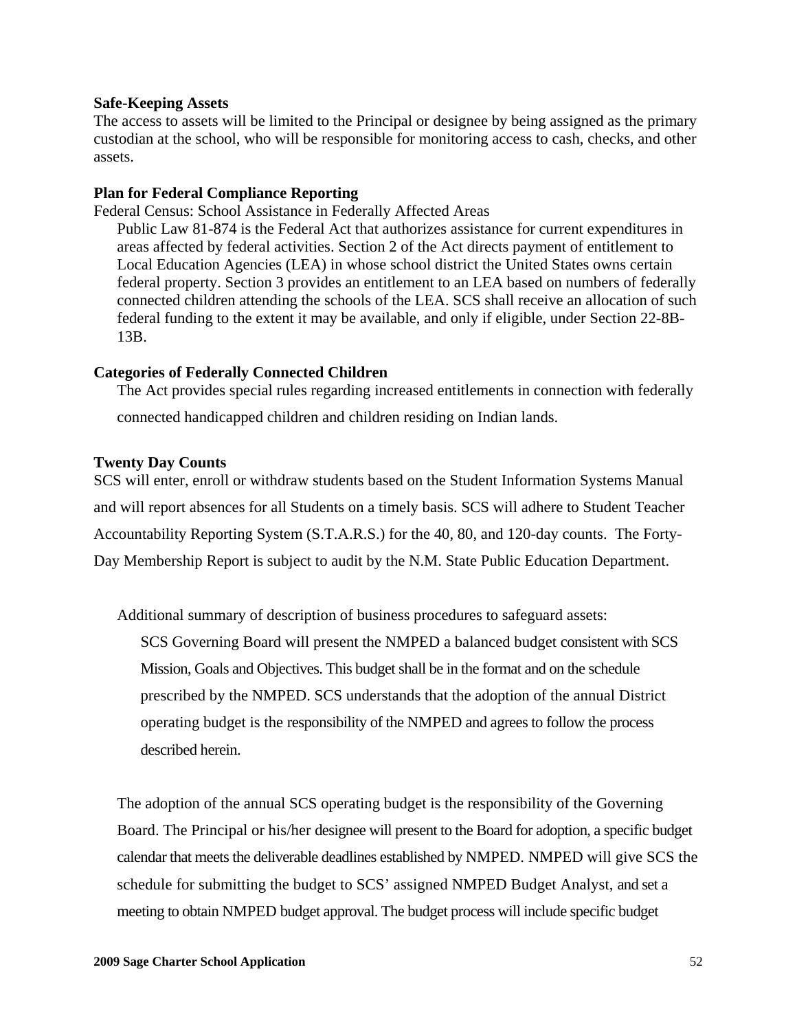**Safe-Keeping Assets**

The access to assets will be limited to the Principal or designee by being assigned as the primary custodian at the school, who will be responsible for monitoring access to cash, checks, and other assets.

**Plan for Federal Compliance Reporting**

Federal Census: School Assistance in Federally Affected Areas

Public Law 81-874 is the Federal Act that authorizes assistance for current expenditures in areas affected by federal activities. Section 2 of the Act directs payment of entitlement to Local Education Agencies (LEA) in whose school district the United States owns certain federal property. Section 3 provides an entitlement to an LEA based on numbers of federally connected children attending the schools of the LEA. SCS shall receive an allocation of such federal funding to the extent it may be available, and only if eligible, under Section 22-8B-13B.

**Categories of Federally Connected Children**

The Act provides special rules regarding increased entitlements in connection with federally connected handicapped children and children residing on Indian lands.

**Twenty Day Counts**

SCS will enter, enroll or withdraw students based on the Student Information Systems Manual and will report absences for all Students on a timely basis. SCS will adhere to Student Teacher Accountability Reporting System (S.T.A.R.S.) for the 40, 80, and 120-day counts. The Forty-Day Membership Report is subject to audit by the N.M. State Public Education Department.

Additional summary of description of business procedures to safeguard assets:

SCS Governing Board will present the NMPED a balanced budget consistent with SCS Mission, Goals and Objectives. This budget shall be in the format and on the schedule prescribed by the NMPED. SCS understands that the adoption of the annual District operating budget is the responsibility of the NMPED and agrees to follow the process described herein.

The adoption of the annual SCS operating budget is the responsibility of the Governing Board. The Principal or his/her designee will present to the Board for adoption, a specific budget calendar that meets the deliverable deadlines established by NMPED. NMPED will give SCS the schedule for submitting the budget to SCS' assigned NMPED Budget Analyst, and set a meeting to obtain NMPED budget approval. The budget process will include specific budget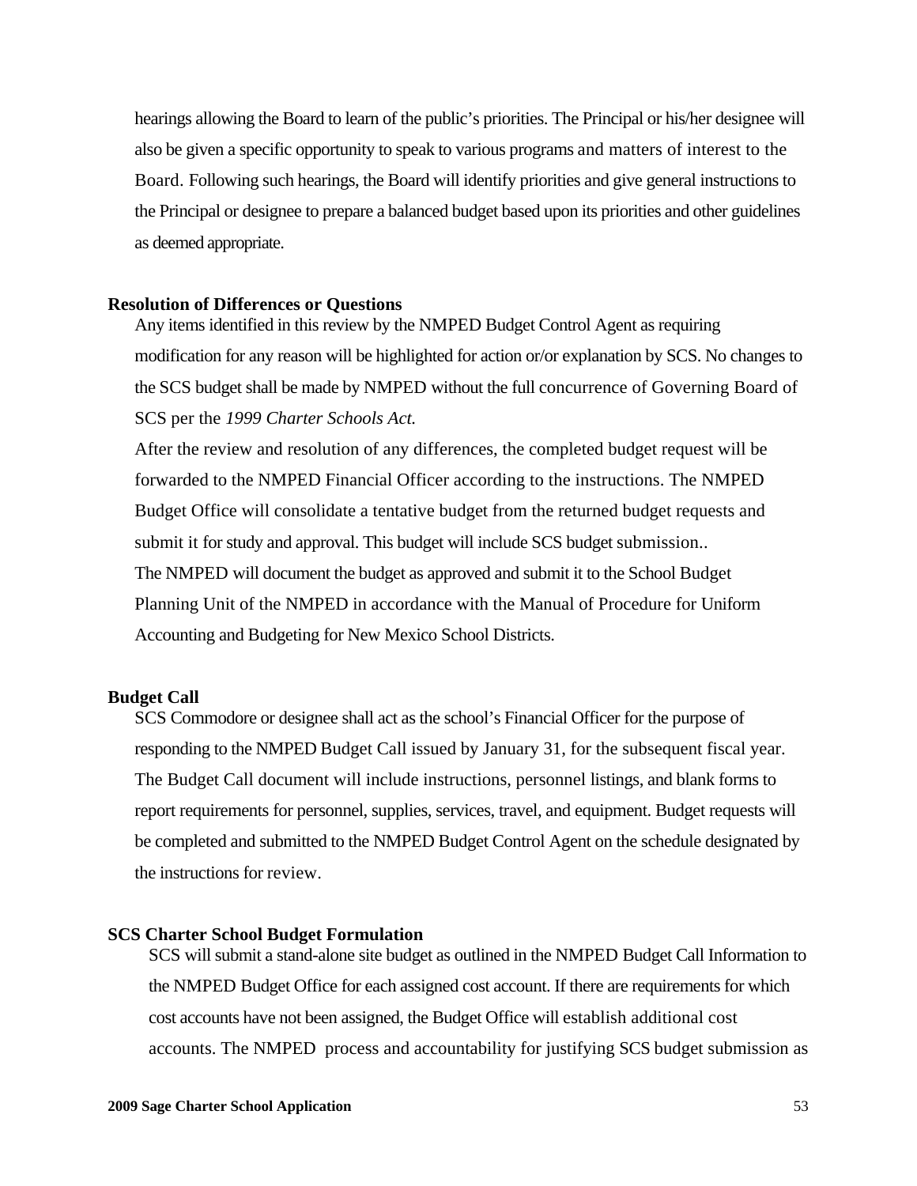hearings allowing the Board to learn of the public's priorities. The Principal or his/her designee will also be given a specific opportunity to speak to various programs and matters of interest to the Board. Following such hearings, the Board will identify priorities and give general instructions to the Principal or designee to prepare a balanced budget based upon its priorities and other guidelines as deemed appropriate.

**Resolution of Differences or Questions**

Any items identified in this review by the NMPED Budget Control Agent as requiring modification for any reason will be highlighted for action or/or explanation by SCS. No changes to the SCS budget shall be made by NMPED without the full concurrence of Governing Board of SCS per the *1999 Charter Schools Act.*

After the review and resolution of any differences, the completed budget request will be forwarded to the NMPED Financial Officer according to the instructions. The NMPED Budget Office will consolidate a tentative budget from the returned budget requests and submit it for study and approval. This budget will include SCS budget submission..

The NMPED will document the budget as approved and submit it to the School Budget Planning Unit of the NMPED in accordance with the Manual of Procedure for Uniform Accounting and Budgeting for New Mexico School Districts.

**Budget Call**

SCS Commodore or designee shall act as the school's Financial Officer for the purpose of responding to the NMPED Budget Call issued by January 31, for the subsequent fiscal year. The Budget Call document will include instructions, personnel listings, and blank forms to report requirements for personnel, supplies, services, travel, and equipment. Budget requests will be completed and submitted to the NMPED Budget Control Agent on the schedule designated by the instructions for review.

**SCS Charter School Budget Formulation**

SCS will submit a stand-alone site budget as outlined in the NMPED Budget Call Information to the NMPED Budget Office for each assigned cost account. If there are requirements for which cost accounts have not been assigned, the Budget Office will establish additional cost accounts. The NMPED process and accountability for justifying SCS budget submission as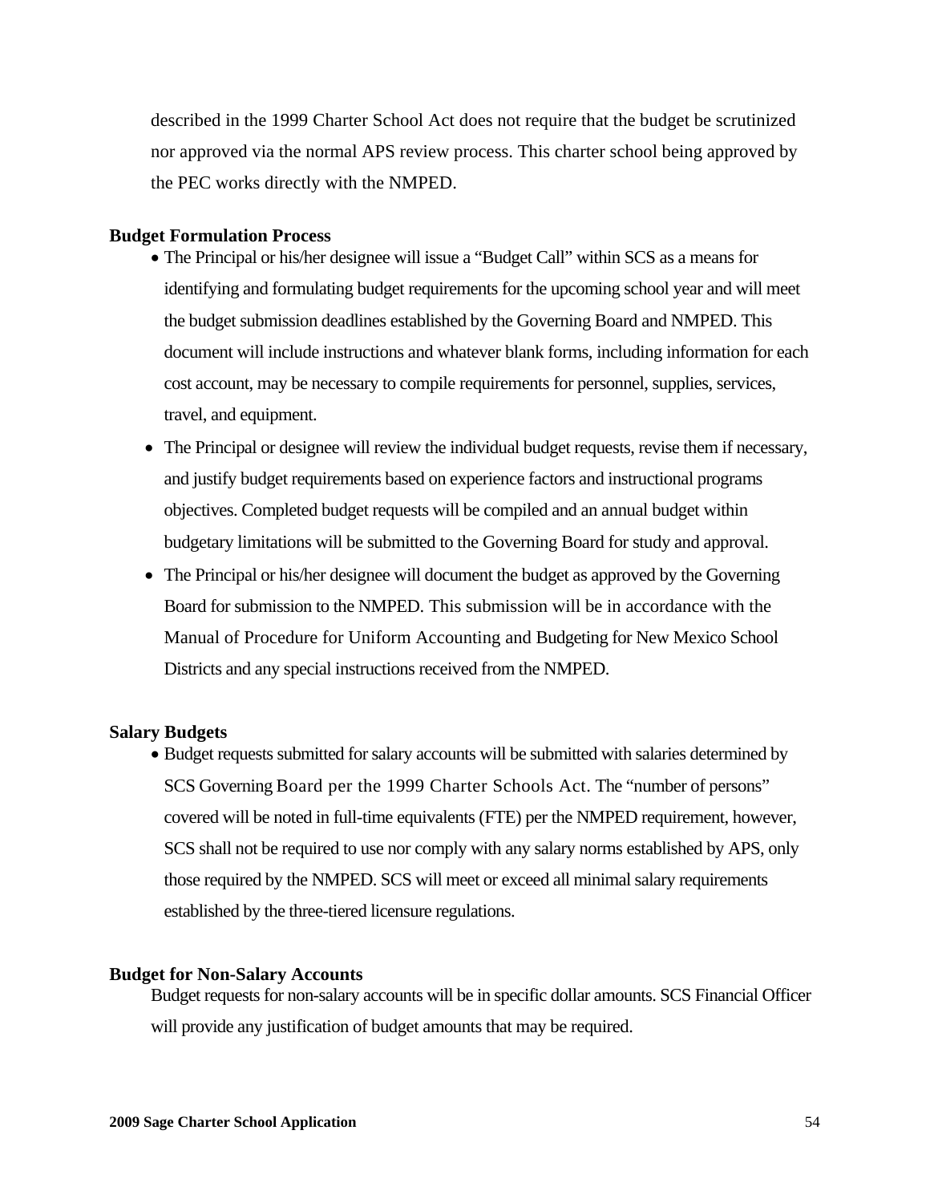described in the 1999 Charter School Act does not require that the budget be scrutinized nor approved via the normal APS review process. This charter school being approved by the PEC works directly with the NMPED.

**Budget Formulation Process**

- The Principal or his/her designee will issue a "Budget Call" within SCS as a means for identifying and formulating budget requirements for the upcoming school year and will meet the budget submission deadlines established by the Governing Board and NMPED. This document will include instructions and whatever blank forms, including information for each cost account, may be necessary to compile requirements for personnel, supplies, services, travel, and equipment.
- The Principal or designee will review the individual budget requests, revise them if necessary, and justify budget requirements based on experience factors and instructional programs objectives. Completed budget requests will be compiled and an annual budget within budgetary limitations will be submitted to the Governing Board for study and approval.
- The Principal or his/her designee will document the budget as approved by the Governing Board for submission to the NMPED. This submission will be in accordance with the Manual of Procedure for Uniform Accounting and Budgeting for New Mexico School Districts and any special instructions received from the NMPED.

**Salary Budgets**

- Budget requests submitted for salary accounts will be submitted with salaries determined by SCS Governing Board per the 1999 Charter Schools Act. The "number of persons" covered will be noted in full-time equivalents (FTE) per the NMPED requirement, however, SCS shall not be required to use nor comply with any salary norms established by APS, only those required by the NMPED. SCS will meet or exceed all minimal salary requirements established by the three-tiered licensure regulations.

**Budget for Non-Salary Accounts**

Budget requests for non-salary accounts will be in specific dollar amounts. SCS Financial Officer will provide any justification of budget amounts that may be required.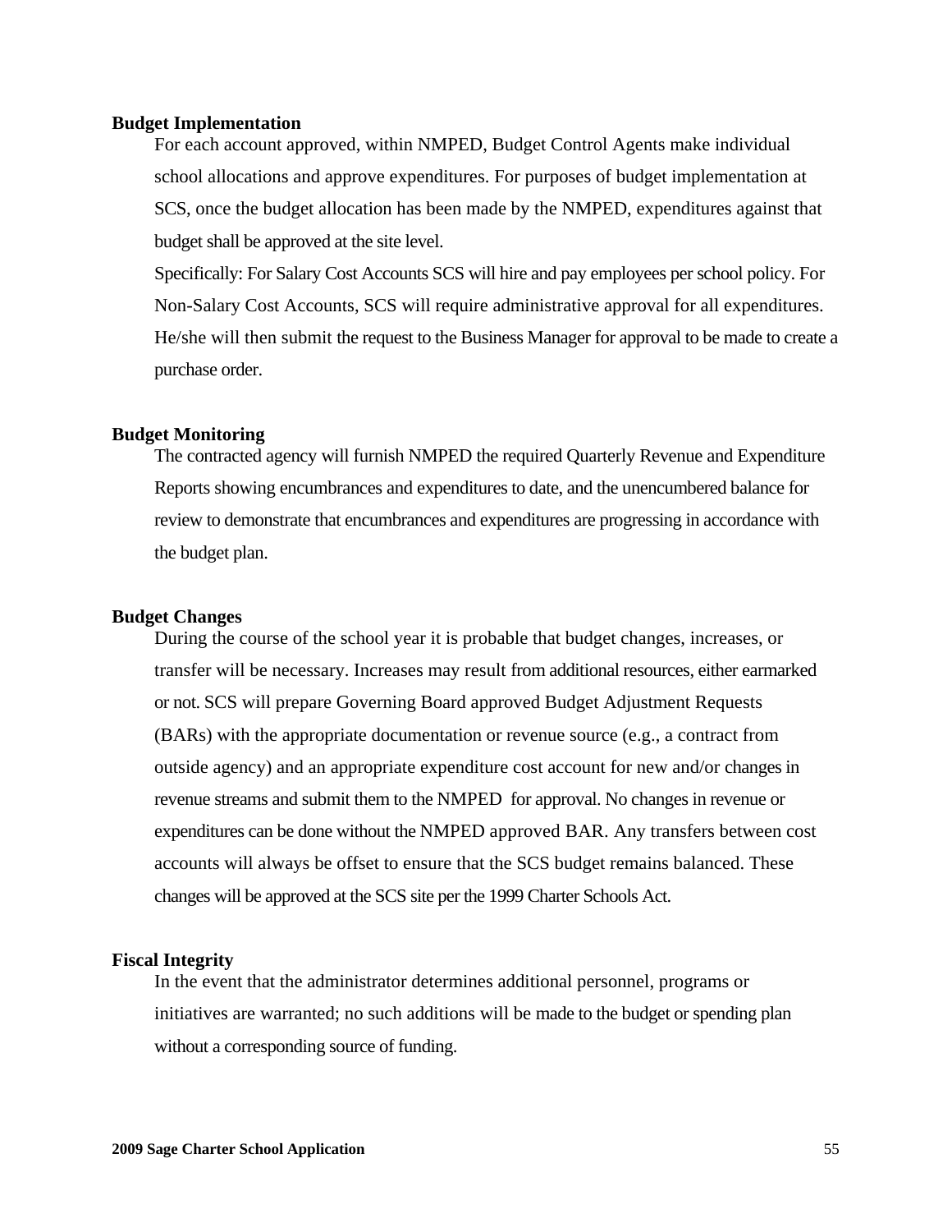**Budget Implementation**

For each account approved, within NMPED, Budget Control Agents make individual school allocations and approve expenditures. For purposes of budget implementation at SCS, once the budget allocation has been made by the NMPED, expenditures against that budget shall be approved at the site level.

Specifically: For Salary Cost Accounts SCS will hire and pay employees per school policy. For Non-Salary Cost Accounts, SCS will require administrative approval for all expenditures. He/she will then submit the request to the Business Manager for approval to be made to create a purchase order.

**Budget Monitoring**

The contracted agency will furnish NMPED the required Quarterly Revenue and Expenditure Reports showing encumbrances and expenditures to date, and the unencumbered balance for review to demonstrate that encumbrances and expenditures are progressing in accordance with the budget plan.

**Budget Changes**

During the course of the school year it is probable that budget changes, increases, or transfer will be necessary. Increases may result from additional resources, either earmarked or not. SCS will prepare Governing Board approved Budget Adjustment Requests (BARs) with the appropriate documentation or revenue source (e.g., a contract from outside agency) and an appropriate expenditure cost account for new and/or changes in revenue streams and submit them to the NMPED for approval. No changes in revenue or expenditures can be done without the NMPED approved BAR. Any transfers between cost accounts will always be offset to ensure that the SCS budget remains balanced. These changes will be approved at the SCS site per the 1999 Charter Schools Act.

**Fiscal Integrity**

In the event that the administrator determines additional personnel, programs or initiatives are warranted; no such additions will be made to the budget or spending plan without a corresponding source of funding.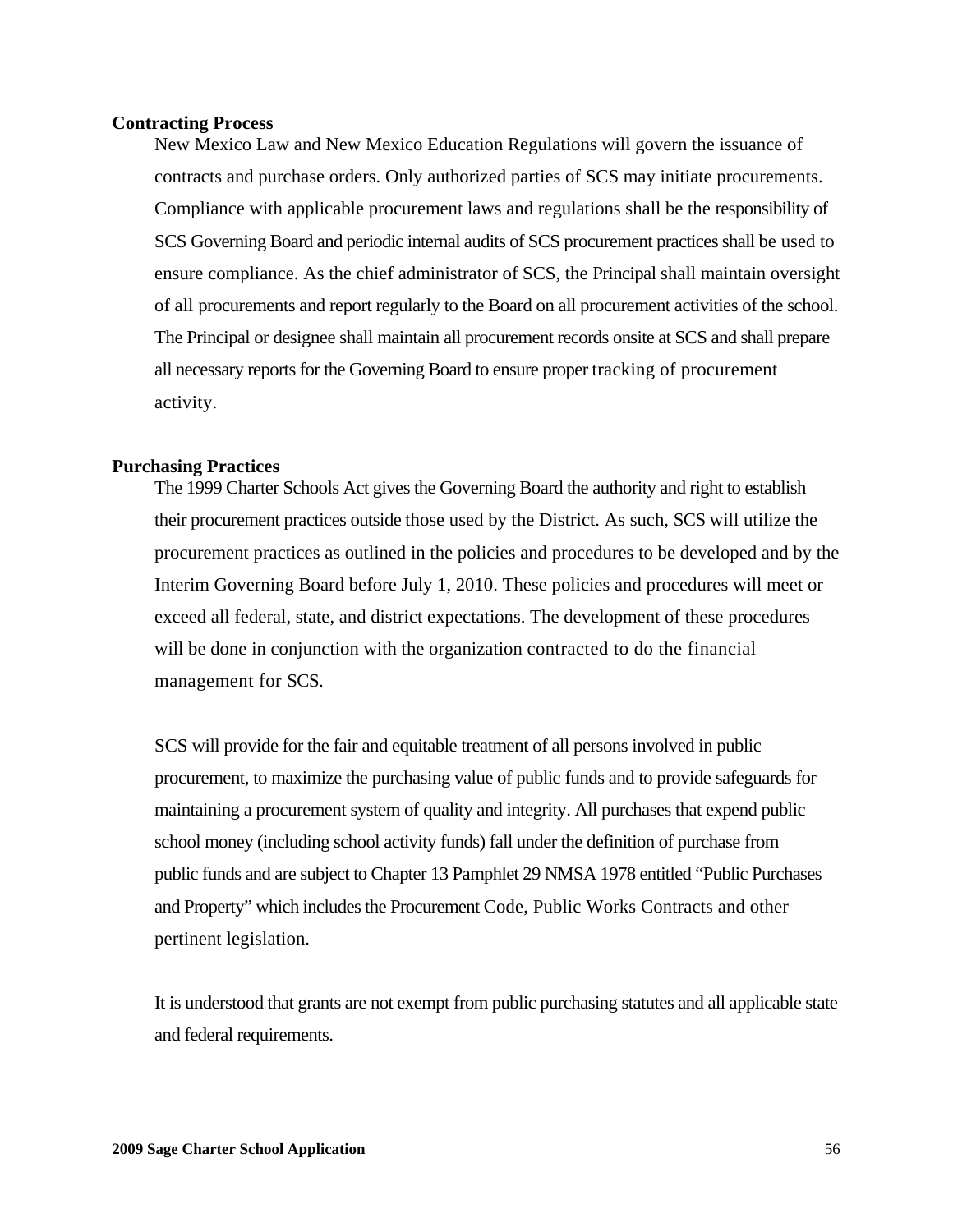**Contracting Process**

New Mexico Law and New Mexico Education Regulations will govern the issuance of contracts and purchase orders. Only authorized parties of SCS may initiate procurements. Compliance with applicable procurement laws and regulations shall be the responsibility of SCS Governing Board and periodic internal audits of SCS procurement practices shall be used to ensure compliance. As the chief administrator of SCS, the Principal shall maintain oversight of all procurements and report regularly to the Board on all procurement activities of the school. The Principal or designee shall maintain all procurement records onsite at SCS and shall prepare all necessary reports for the Governing Board to ensure proper tracking of procurement activity.

**Purchasing Practices**

The 1999 Charter Schools Act gives the Governing Board the authority and right to establish their procurement practices outside those used by the District. As such, SCS will utilize the procurement practices as outlined in the policies and procedures to be developed and by the Interim Governing Board before July 1, 2010. These policies and procedures will meet or exceed all federal, state, and district expectations. The development of these procedures will be done in conjunction with the organization contracted to do the financial management for SCS.

SCS will provide for the fair and equitable treatment of all persons involved in public procurement, to maximize the purchasing value of public funds and to provide safeguards for maintaining a procurement system of quality and integrity. All purchases that expend public school money (including school activity funds) fall under the definition of purchase from public funds and are subject to Chapter 13 Pamphlet 29 NMSA 1978 entitled "Public Purchases and Property" which includes the Procurement Code, Public Works Contracts and other pertinent legislation.

It is understood that grants are not exempt from public purchasing statutes and all applicable state and federal requirements.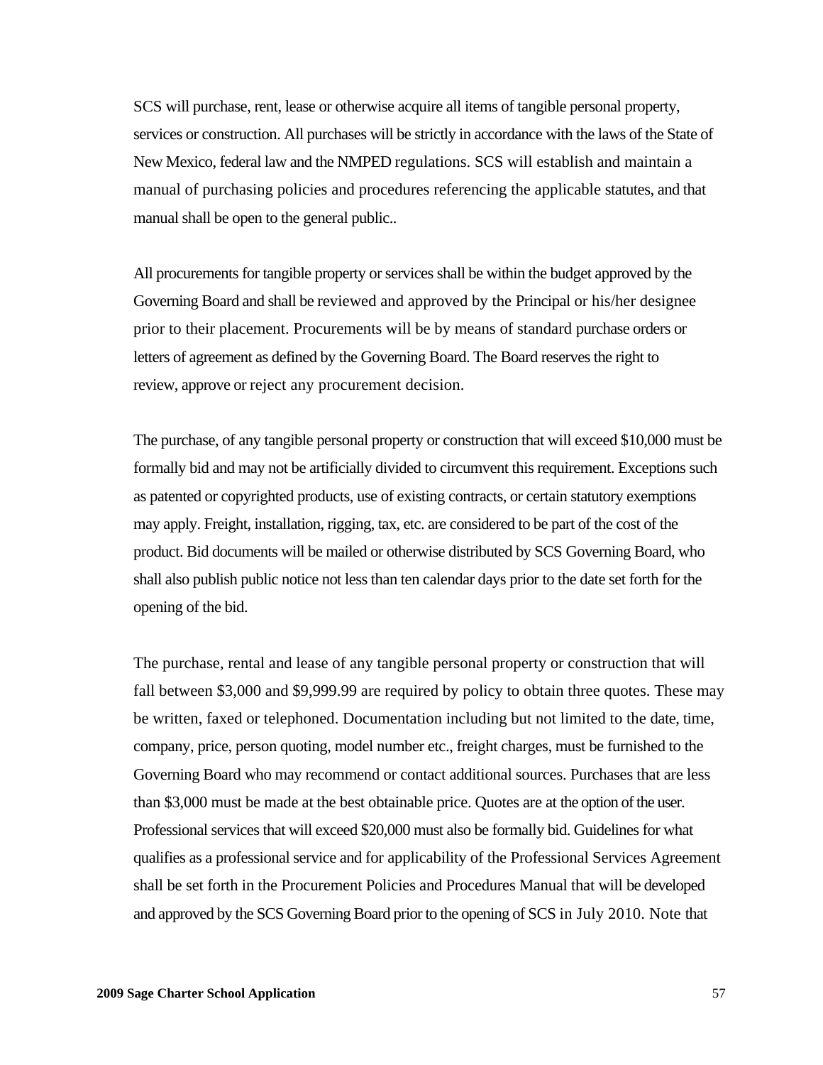SCS will purchase, rent, lease or otherwise acquire all items of tangible personal property, services or construction. All purchases will be strictly in accordance with the laws of the State of New Mexico, federal law and the NMPED regulations. SCS will establish and maintain a manual of purchasing policies and procedures referencing the applicable statutes, and that manual shall be open to the general public..

All procurements for tangible property or services shall be within the budget approved by the Governing Board and shall be reviewed and approved by the Principal or his/her designee prior to their placement. Procurements will be by means of standard purchase orders or letters of agreement as defined by the Governing Board. The Board reserves the right to review, approve or reject any procurement decision.

The purchase, of any tangible personal property or construction that will exceed $10,000 must be formally bid and may not be artificially divided to circumvent this requirement. Exceptions such as patented or copyrighted products, use of existing contracts, or certain statutory exemptions may apply. Freight, installation, rigging, tax, etc. are considered to be part of the cost of the product. Bid documents will be mailed or otherwise distributed by SCS Governing Board, who shall also publish public notice not less than ten calendar days prior to the date set forth for the opening of the bid.

The purchase, rental and lease of any tangible personal property or construction that will fall between $3,000 and $9,999.99 are required by policy to obtain three quotes. These may be written, faxed or telephoned. Documentation including but not limited to the date, time, company, price, person quoting, model number etc., freight charges, must be furnished to the Governing Board who may recommend or contact additional sources. Purchases that are less than $3,000 must be made at the best obtainable price. Quotes are at the option of the user. Professional services that will exceed $20,000 must also be formally bid. Guidelines for what qualifies as a professional service and for applicability of the Professional Services Agreement shall be set forth in the Procurement Policies and Procedures Manual that will be developed and approved by the SCS Governing Board prior to the opening of SCS in July 2010. Note that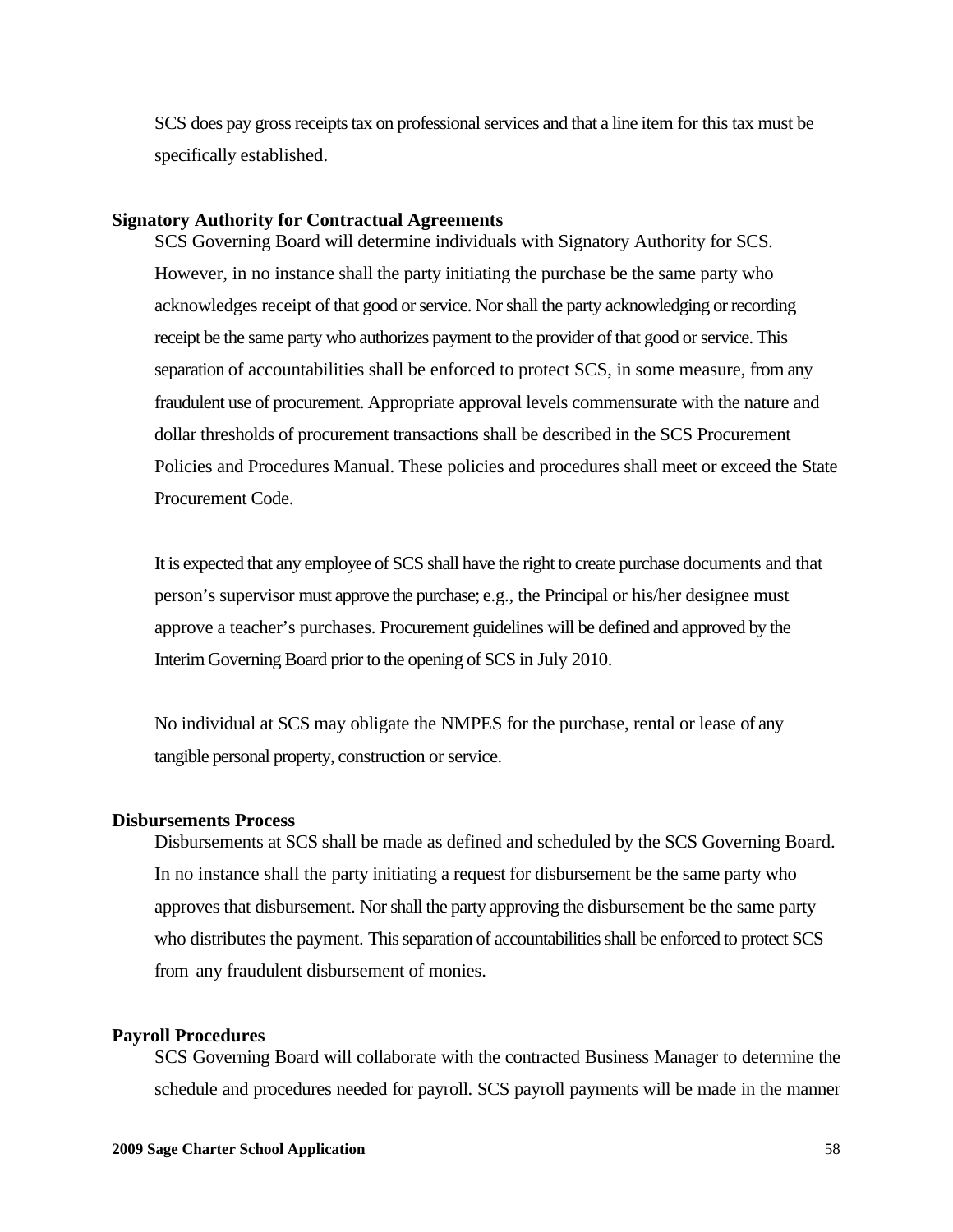SCS does pay gross receipts tax on professional services and that a line item for this tax must be specifically established.

**Signatory Authority for Contractual Agreements**

SCS Governing Board will determine individuals with Signatory Authority for SCS. However, in no instance shall the party initiating the purchase be the same party who acknowledges receipt of that good or service. Nor shall the party acknowledging or recording receipt be the same party who authorizes payment to the provider of that good or service. This separation of accountabilities shall be enforced to protect SCS, in some measure, from any fraudulent use of procurement. Appropriate approval levels commensurate with the nature and dollar thresholds of procurement transactions shall be described in the SCS Procurement Policies and Procedures Manual. These policies and procedures shall meet or exceed the State Procurement Code.

It is expected that any employee of SCS shall have the right to create purchase documents and that person's supervisor must approve the purchase; e.g., the Principal or his/her designee must approve a teacher's purchases. Procurement guidelines will be defined and approved by the Interim Governing Board prior to the opening of SCS in July 2010.

No individual at SCS may obligate the NMPES for the purchase, rental or lease of any tangible personal property, construction or service.

**Disbursements Process**

Disbursements at SCS shall be made as defined and scheduled by the SCS Governing Board. In no instance shall the party initiating a request for disbursement be the same party who approves that disbursement. Nor shall the party approving the disbursement be the same party who distributes the payment. This separation of accountabilities shall be enforced to protect SCS from any fraudulent disbursement of monies.

**Payroll Procedures**

SCS Governing Board will collaborate with the contracted Business Manager to determine the schedule and procedures needed for payroll. SCS payroll payments will be made in the manner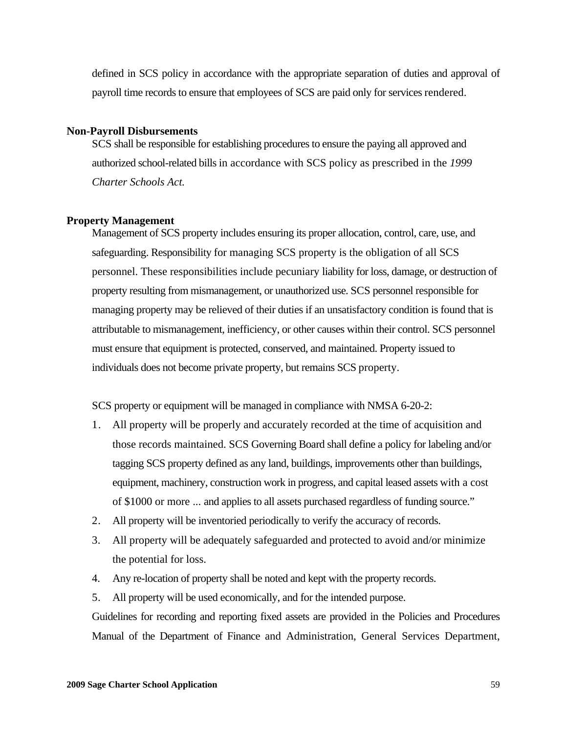defined in SCS policy in accordance with the appropriate separation of duties and approval of payroll time records to ensure that employees of SCS are paid only for services rendered.

**Non-Payroll Disbursements**

SCS shall be responsible for establishing procedures to ensure the paying all approved and authorized school-related bills in accordance with SCS policy as prescribed in the *1999 Charter Schools Act.*

**Property Management**

Management of SCS property includes ensuring its proper allocation, control, care, use, and safeguarding. Responsibility for managing SCS property is the obligation of all SCS personnel. These responsibilities include pecuniary liability for loss, damage, or destruction of property resulting from mismanagement, or unauthorized use. SCS personnel responsible for managing property may be relieved of their duties if an unsatisfactory condition is found that is attributable to mismanagement, inefficiency, or other causes within their control. SCS personnel must ensure that equipment is protected, conserved, and maintained. Property issued to individuals does not become private property, but remains SCS property.

SCS property or equipment will be managed in compliance with NMSA 6-20-2:

1. All property will be properly and accurately recorded at the time of acquisition and those records maintained. SCS Governing Board shall define a policy for labeling and/or tagging SCS property defined as any land, buildings, improvements other than buildings, equipment, machinery, construction work in progress, and capital leased assets with a cost of $1000 or more ... and applies to all assets purchased regardless of funding source."
2. All property will be inventoried periodically to verify the accuracy of records.
3. All property will be adequately safeguarded and protected to avoid and/or minimize the potential for loss.
4. Any re-location of property shall be noted and kept with the property records.
5. All property will be used economically, and for the intended purpose.

Guidelines for recording and reporting fixed assets are provided in the Policies and Procedures Manual of the Department of Finance and Administration, General Services Department,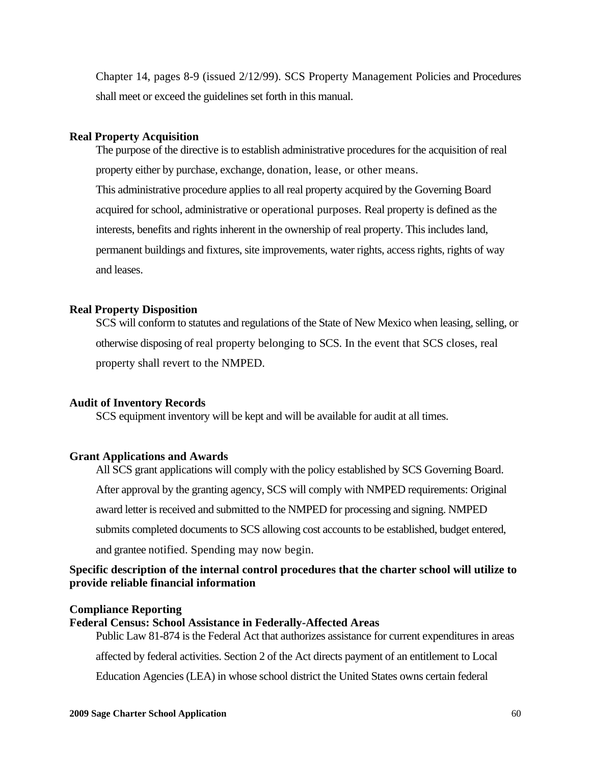Chapter 14, pages 8-9 (issued 2/12/99). SCS Property Management Policies and Procedures shall meet or exceed the guidelines set forth in this manual.

**Real Property Acquisition**

The purpose of the directive is to establish administrative procedures for the acquisition of real property either by purchase, exchange, donation, lease, or other means.

This administrative procedure applies to all real property acquired by the Governing Board acquired for school, administrative or operational purposes. Real property is defined as the interests, benefits and rights inherent in the ownership of real property. This includes land, permanent buildings and fixtures, site improvements, water rights, access rights, rights of way and leases.

**Real Property Disposition**

SCS will conform to statutes and regulations of the State of New Mexico when leasing, selling, or otherwise disposing of real property belonging to SCS. In the event that SCS closes, real property shall revert to the NMPED.

**Audit of Inventory Records**

SCS equipment inventory will be kept and will be available for audit at all times.

**Grant Applications and Awards**

All SCS grant applications will comply with the policy established by SCS Governing Board. After approval by the granting agency, SCS will comply with NMPED requirements: Original award letter is received and submitted to the NMPED for processing and signing. NMPED submits completed documents to SCS allowing cost accounts to be established, budget entered, and grantee notified. Spending may now begin.

**Specific description of the internal control procedures that the charter school will utilize to provide reliable financial information**

**Compliance Reporting**

**Federal Census: School Assistance in Federally-Affected Areas**

Public Law 81-874 is the Federal Act that authorizes assistance for current expenditures in areas affected by federal activities. Section 2 of the Act directs payment of an entitlement to Local Education Agencies (LEA) in whose school district the United States owns certain federal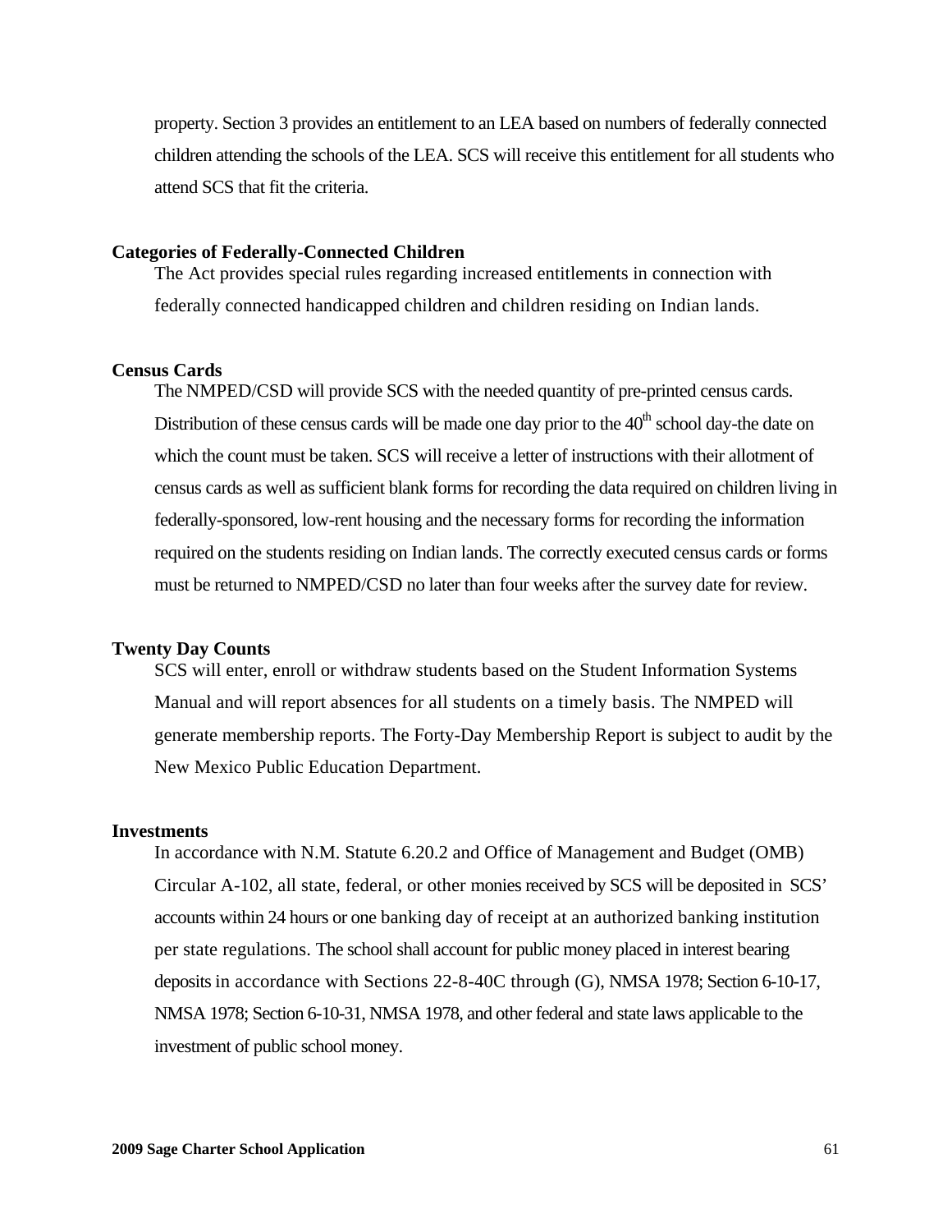property. Section 3 provides an entitlement to an LEA based on numbers of federally connected children attending the schools of the LEA. SCS will receive this entitlement for all students who attend SCS that fit the criteria.

**Categories of Federally-Connected Children**

The Act provides special rules regarding increased entitlements in connection with federally connected handicapped children and children residing on Indian lands.

**Census Cards**

The NMPED/CSD will provide SCS with the needed quantity of pre-printed census cards. Distribution of these census cards will be made one day prior to the 40th school day-the date on which the count must be taken. SCS will receive a letter of instructions with their allotment of census cards as well as sufficient blank forms for recording the data required on children living in federally-sponsored, low-rent housing and the necessary forms for recording the information required on the students residing on Indian lands. The correctly executed census cards or forms must be returned to NMPED/CSD no later than four weeks after the survey date for review.

**Twenty Day Counts**

SCS will enter, enroll or withdraw students based on the Student Information Systems Manual and will report absences for all students on a timely basis. The NMPED will generate membership reports. The Forty-Day Membership Report is subject to audit by the New Mexico Public Education Department.

**Investments**

In accordance with N.M. Statute 6.20.2 and Office of Management and Budget (OMB) Circular A-102, all state, federal, or other monies received by SCS will be deposited in SCS' accounts within 24 hours or one banking day of receipt at an authorized banking institution per state regulations. The school shall account for public money placed in interest bearing deposits in accordance with Sections 22-8-40C through (G), NMSA 1978; Section 6-10-17, NMSA 1978; Section 6-10-31, NMSA 1978, and other federal and state laws applicable to the investment of public school money.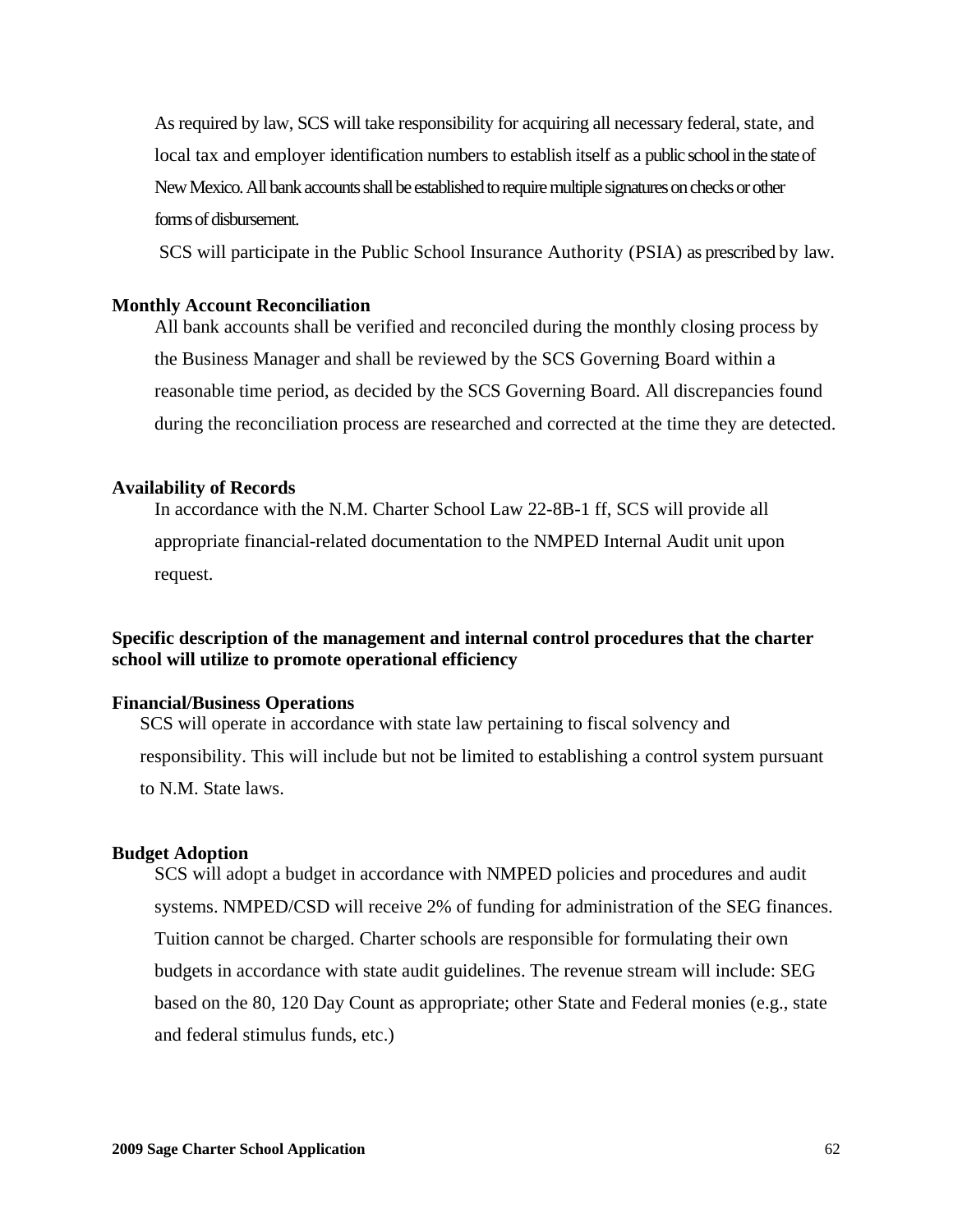As required by law, SCS will take responsibility for acquiring all necessary federal, state, and local tax and employer identification numbers to establish itself as a public school in the state of New Mexico. All bank accounts shall be established to require multiple signatures on checks or other forms of disbursement.

SCS will participate in the Public School Insurance Authority (PSIA) as prescribed by law.

**Monthly Account Reconciliation**

All bank accounts shall be verified and reconciled during the monthly closing process by the Business Manager and shall be reviewed by the SCS Governing Board within a reasonable time period, as decided by the SCS Governing Board. All discrepancies found during the reconciliation process are researched and corrected at the time they are detected.

**Availability of Records**

In accordance with the N.M. Charter School Law 22-8B-1 ff, SCS will provide all appropriate financial-related documentation to the NMPED Internal Audit unit upon request.

**Specific description of the management and internal control procedures that the charter school will utilize to promote operational efficiency**

**Financial/Business Operations**

SCS will operate in accordance with state law pertaining to fiscal solvency and responsibility. This will include but not be limited to establishing a control system pursuant to N.M. State laws.

**Budget Adoption**

SCS will adopt a budget in accordance with NMPED policies and procedures and audit systems. NMPED/CSD will receive 2% of funding for administration of the SEG finances. Tuition cannot be charged. Charter schools are responsible for formulating their own budgets in accordance with state audit guidelines. The revenue stream will include: SEG based on the 80, 120 Day Count as appropriate; other State and Federal monies (e.g., state and federal stimulus funds, etc.)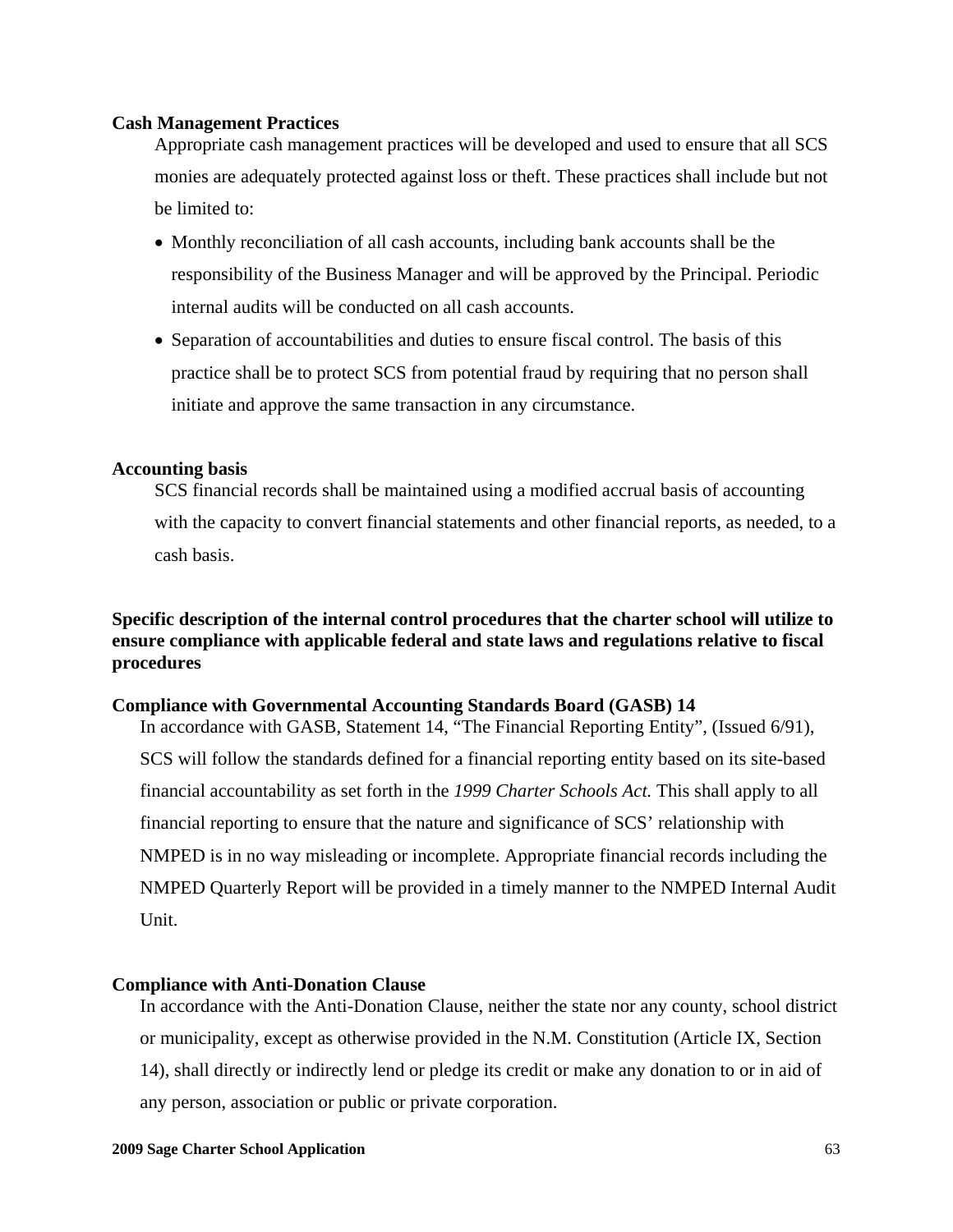**Cash Management Practices**

Appropriate cash management practices will be developed and used to ensure that all SCS monies are adequately protected against loss or theft. These practices shall include but not be limited to:

- Monthly reconciliation of all cash accounts, including bank accounts shall be the responsibility of the Business Manager and will be approved by the Principal. Periodic internal audits will be conducted on all cash accounts.
- Separation of accountabilities and duties to ensure fiscal control. The basis of this practice shall be to protect SCS from potential fraud by requiring that no person shall initiate and approve the same transaction in any circumstance.

**Accounting basis**

SCS financial records shall be maintained using a modified accrual basis of accounting with the capacity to convert financial statements and other financial reports, as needed, to a cash basis.

**Specific description of the internal control procedures that the charter school will utilize to ensure compliance with applicable federal and state laws and regulations relative to fiscal procedures**

**Compliance with Governmental Accounting Standards Board (GASB) 14**

In accordance with GASB, Statement 14, "The Financial Reporting Entity", (Issued 6/91), SCS will follow the standards defined for a financial reporting entity based on its site-based financial accountability as set forth in the *1999 Charter Schools Act.* This shall apply to all financial reporting to ensure that the nature and significance of SCS' relationship with NMPED is in no way misleading or incomplete. Appropriate financial records including the NMPED Quarterly Report will be provided in a timely manner to the NMPED Internal Audit Unit.

**Compliance with Anti-Donation Clause**

In accordance with the Anti-Donation Clause, neither the state nor any county, school district or municipality, except as otherwise provided in the N.M. Constitution (Article IX, Section 14), shall directly or indirectly lend or pledge its credit or make any donation to or in aid of any person, association or public or private corporation.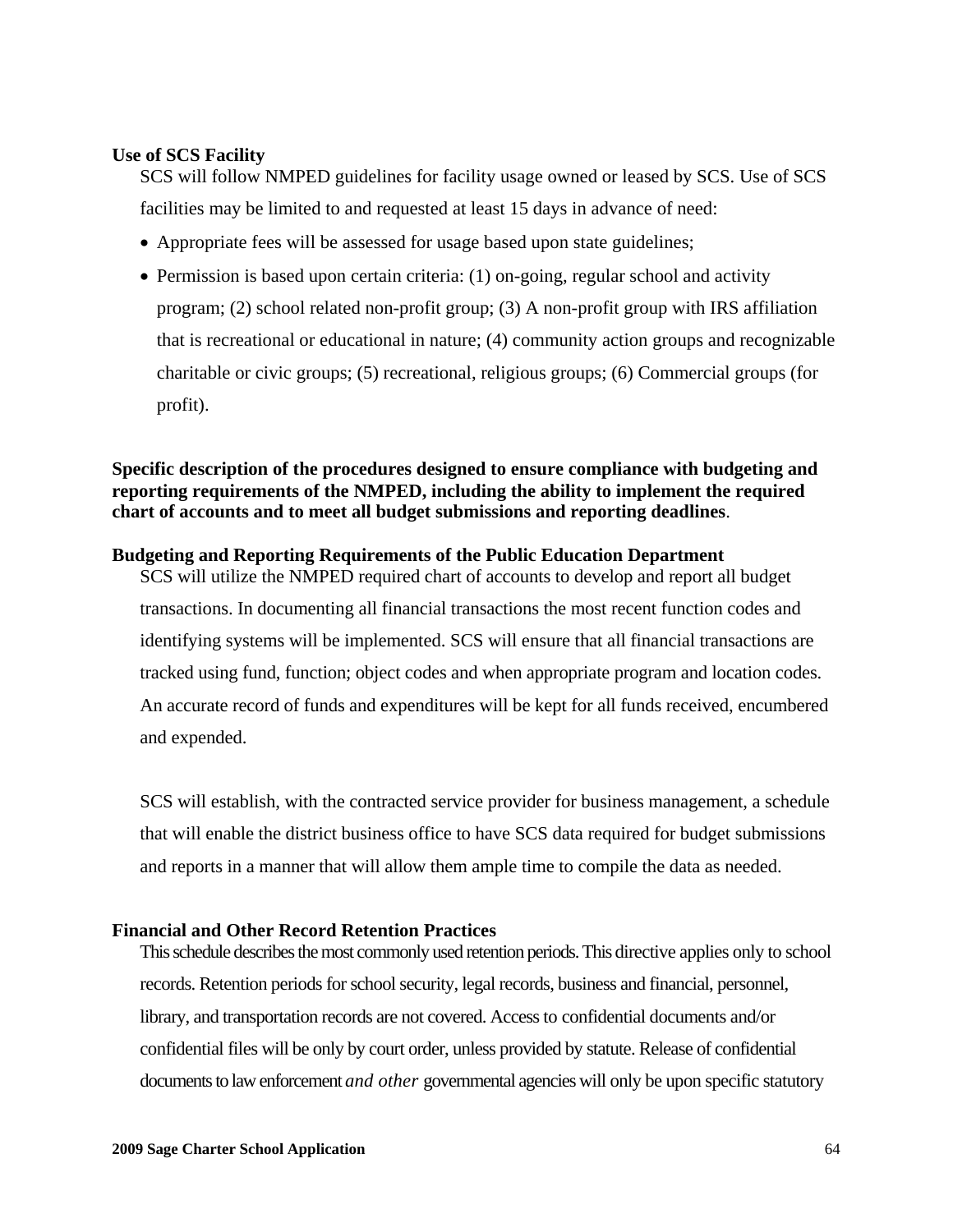**Use of SCS Facility**

SCS will follow NMPED guidelines for facility usage owned or leased by SCS. Use of SCS facilities may be limited to and requested at least 15 days in advance of need:

- Appropriate fees will be assessed for usage based upon state guidelines;
- Permission is based upon certain criteria: (1) on-going, regular school and activity program; (2) school related non-profit group; (3) A non-profit group with IRS affiliation that is recreational or educational in nature; (4) community action groups and recognizable charitable or civic groups; (5) recreational, religious groups; (6) Commercial groups (for profit).

**Specific description of the procedures designed to ensure compliance with budgeting and reporting requirements of the NMPED, including the ability to implement the required chart of accounts and to meet all budget submissions and reporting deadlines**.

**Budgeting and Reporting Requirements of the Public Education Department**

SCS will utilize the NMPED required chart of accounts to develop and report all budget transactions. In documenting all financial transactions the most recent function codes and identifying systems will be implemented. SCS will ensure that all financial transactions are tracked using fund, function; object codes and when appropriate program and location codes. An accurate record of funds and expenditures will be kept for all funds received, encumbered and expended.

SCS will establish, with the contracted service provider for business management, a schedule that will enable the district business office to have SCS data required for budget submissions and reports in a manner that will allow them ample time to compile the data as needed.

**Financial and Other Record Retention Practices**

This schedule describes the most commonly used retention periods. This directive applies only to school records. Retention periods for school security, legal records, business and financial, personnel, library, and transportation records are not covered. Access to confidential documents and/or confidential files will be only by court order, unless provided by statute. Release of confidential documents to law enforcement *and other* governmental agencies will only be upon specific statutory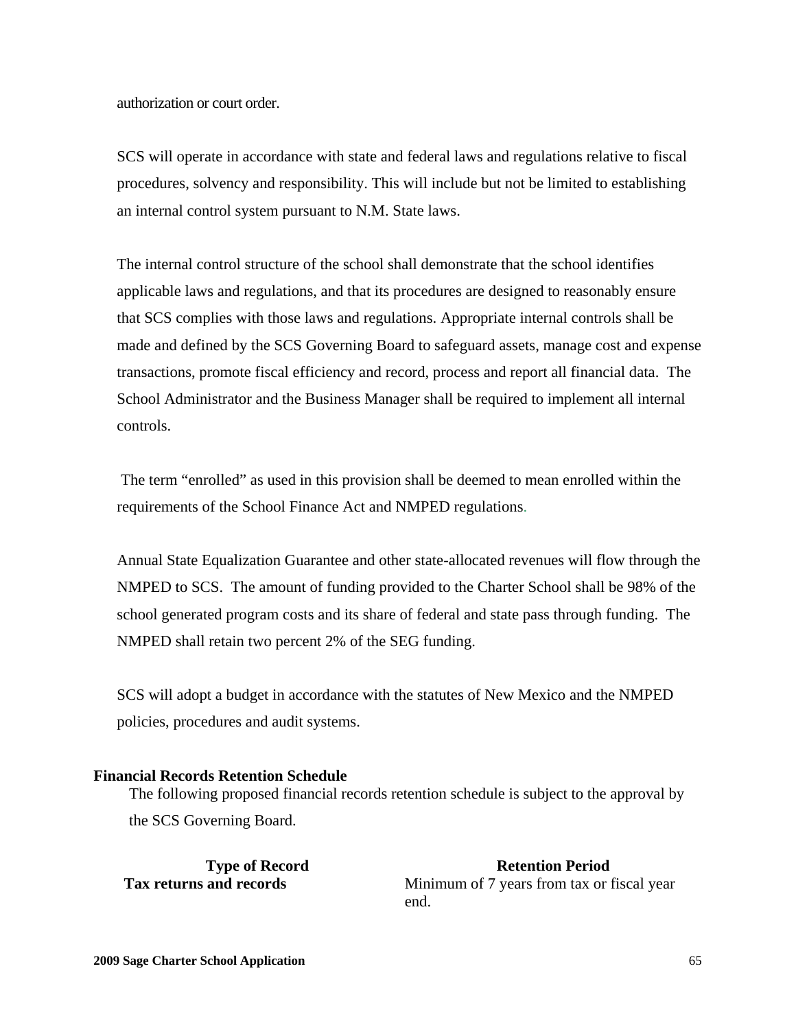authorization or court order.

SCS will operate in accordance with state and federal laws and regulations relative to fiscal procedures, solvency and responsibility. This will include but not be limited to establishing an internal control system pursuant to N.M. State laws.

The internal control structure of the school shall demonstrate that the school identifies applicable laws and regulations, and that its procedures are designed to reasonably ensure that SCS complies with those laws and regulations. Appropriate internal controls shall be made and defined by the SCS Governing Board to safeguard assets, manage cost and expense transactions, promote fiscal efficiency and record, process and report all financial data. The School Administrator and the Business Manager shall be required to implement all internal controls.

The term "enrolled" as used in this provision shall be deemed to mean enrolled within the requirements of the School Finance Act and NMPED regulations.

Annual State Equalization Guarantee and other state-allocated revenues will flow through the NMPED to SCS. The amount of funding provided to the Charter School shall be 98% of the school generated program costs and its share of federal and state pass through funding. The NMPED shall retain two percent 2% of the SEG funding.

SCS will adopt a budget in accordance with the statutes of New Mexico and the NMPED policies, procedures and audit systems.

**Financial Records Retention Schedule**

The following proposed financial records retention schedule is subject to the approval by the SCS Governing Board.

| Type of Record | Retention Period |
|---|---|
| **Tax returns and records** | Minimum of 7 years from tax or fiscal year end. |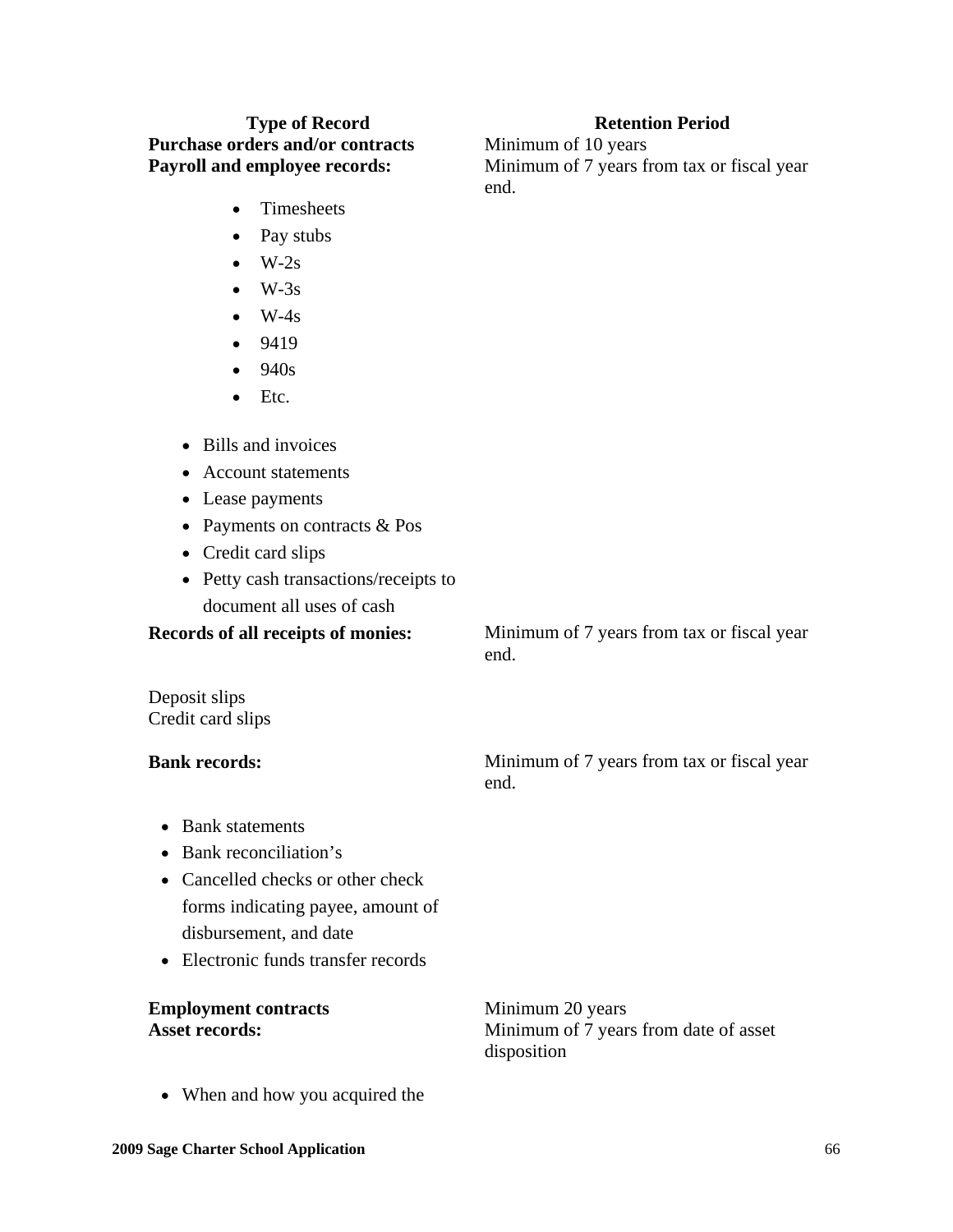| Type of Record | Retention Period |
|---|---|
| **Purchase orders and/or contracts** | Minimum of 10 years |
| **Payroll and employee records:** | Minimum of 7 years from tax or fiscal year end. |

- Timesheets
- Pay stubs
- W-2s
- W-3s
- W-4s
- 9419
- 940s
- Etc.

- Bills and invoices
- Account statements
- Lease payments
- Payments on contracts & Pos
- Credit card slips
- Petty cash transactions/receipts to document all uses of cash

| | |
|---|---|
| **Records of all receipts of monies:** | Minimum of 7 years from tax or fiscal year end. |

Deposit slips
Credit card slips

| | |
|---|---|
| **Bank records:** | Minimum of 7 years from tax or fiscal year end. |

- Bank statements
- Bank reconciliation's
- Cancelled checks or other check forms indicating payee, amount of disbursement, and date
- Electronic funds transfer records

| | |
|---|---|
| **Employment contracts** | Minimum 20 years |
| **Asset records:** | Minimum of 7 years from date of asset disposition |

- When and how you acquired the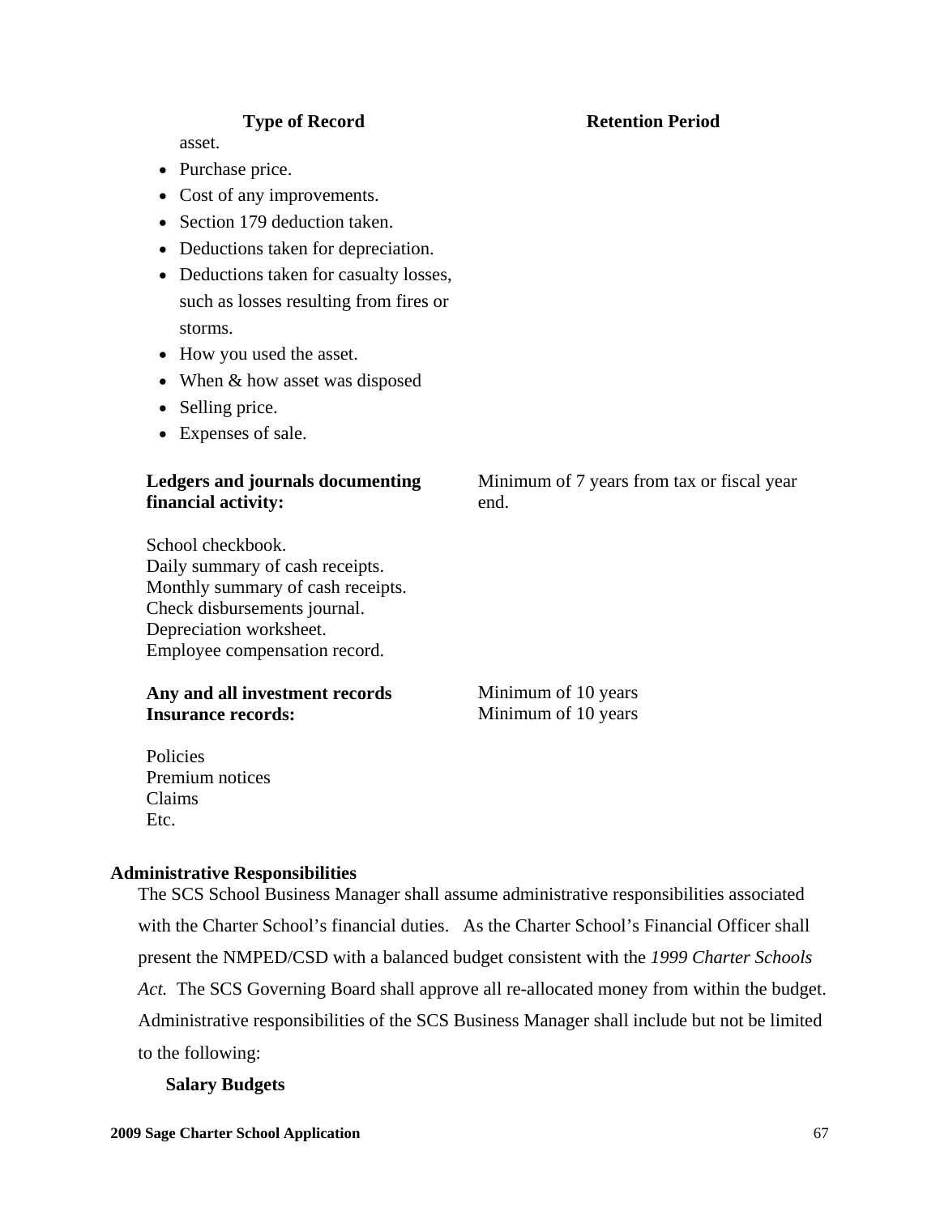| Type of Record | Retention Period |
|---|---|
| asset.<br>• Purchase price.<br>• Cost of any improvements.<br>• Section 179 deduction taken.<br>• Deductions taken for depreciation.<br>• Deductions taken for casualty losses, such as losses resulting from fires or storms.<br>• How you used the asset.<br>• When & how asset was disposed<br>• Selling price.<br>• Expenses of sale. | |
| **Ledgers and journals documenting financial activity:**<br><br>School checkbook.<br>Daily summary of cash receipts.<br>Monthly summary of cash receipts.<br>Check disbursements journal.<br>Depreciation worksheet.<br>Employee compensation record. | Minimum of 7 years from tax or fiscal year end. |
| **Any and all investment records** | Minimum of 10 years |
| **Insurance records:**<br><br>Policies<br>Premium notices<br>Claims<br>Etc. | Minimum of 10 years |

**Administrative Responsibilities**

The SCS School Business Manager shall assume administrative responsibilities associated with the Charter School's financial duties. As the Charter School's Financial Officer shall present the NMPED/CSD with a balanced budget consistent with the *1999 Charter Schools Act.* The SCS Governing Board shall approve all re-allocated money from within the budget. Administrative responsibilities of the SCS Business Manager shall include but not be limited to the following:

**Salary Budgets**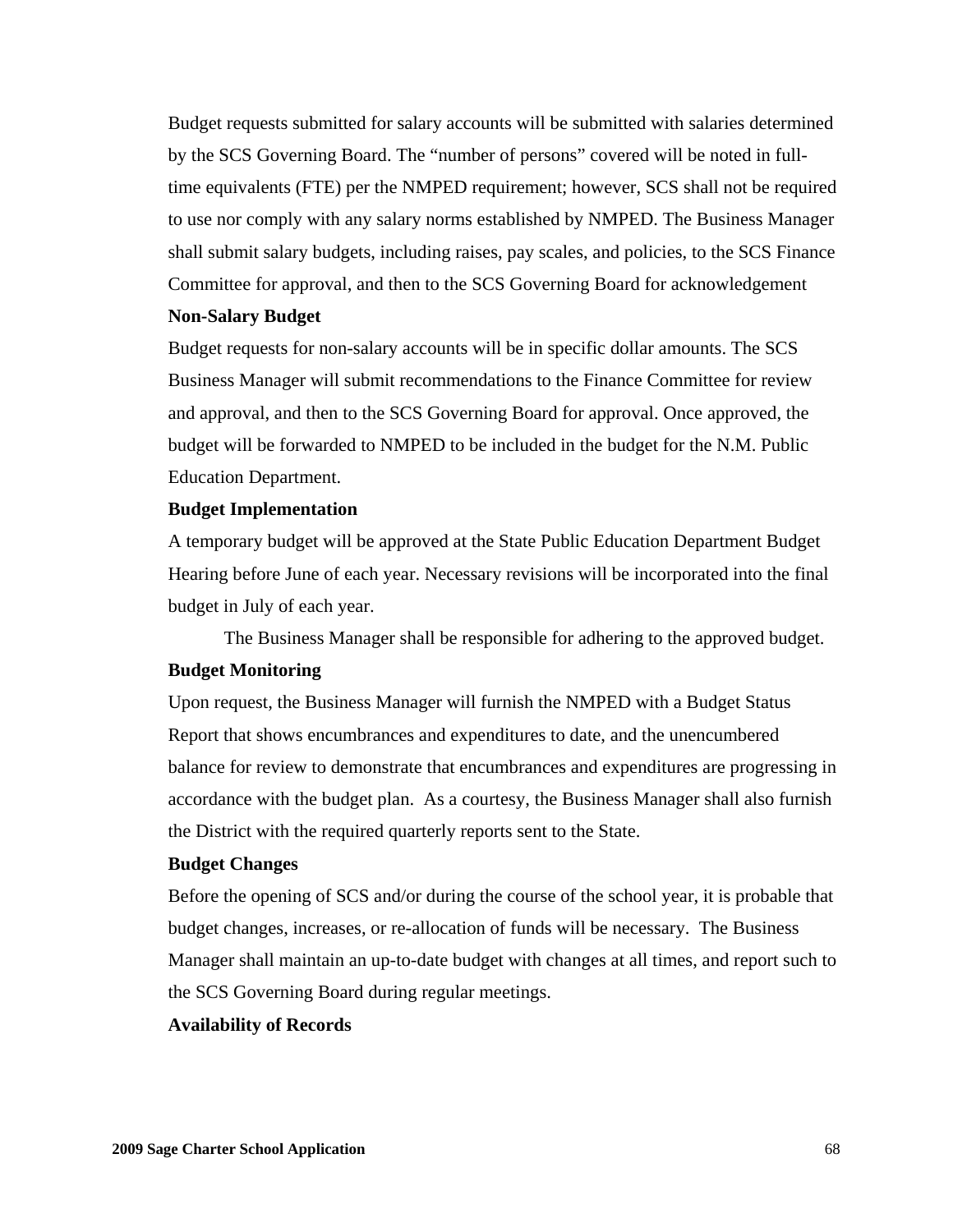Budget requests submitted for salary accounts will be submitted with salaries determined by the SCS Governing Board. The "number of persons" covered will be noted in full-time equivalents (FTE) per the NMPED requirement; however, SCS shall not be required to use nor comply with any salary norms established by NMPED. The Business Manager shall submit salary budgets, including raises, pay scales, and policies, to the SCS Finance Committee for approval, and then to the SCS Governing Board for acknowledgement

**Non-Salary Budget**

Budget requests for non-salary accounts will be in specific dollar amounts. The SCS Business Manager will submit recommendations to the Finance Committee for review and approval, and then to the SCS Governing Board for approval. Once approved, the budget will be forwarded to NMPED to be included in the budget for the N.M. Public Education Department.

**Budget Implementation**

A temporary budget will be approved at the State Public Education Department Budget Hearing before June of each year. Necessary revisions will be incorporated into the final budget in July of each year.

The Business Manager shall be responsible for adhering to the approved budget.

**Budget Monitoring**

Upon request, the Business Manager will furnish the NMPED with a Budget Status Report that shows encumbrances and expenditures to date, and the unencumbered balance for review to demonstrate that encumbrances and expenditures are progressing in accordance with the budget plan. As a courtesy, the Business Manager shall also furnish the District with the required quarterly reports sent to the State.

**Budget Changes**

Before the opening of SCS and/or during the course of the school year, it is probable that budget changes, increases, or re-allocation of funds will be necessary. The Business Manager shall maintain an up-to-date budget with changes at all times, and report such to the SCS Governing Board during regular meetings.

**Availability of Records**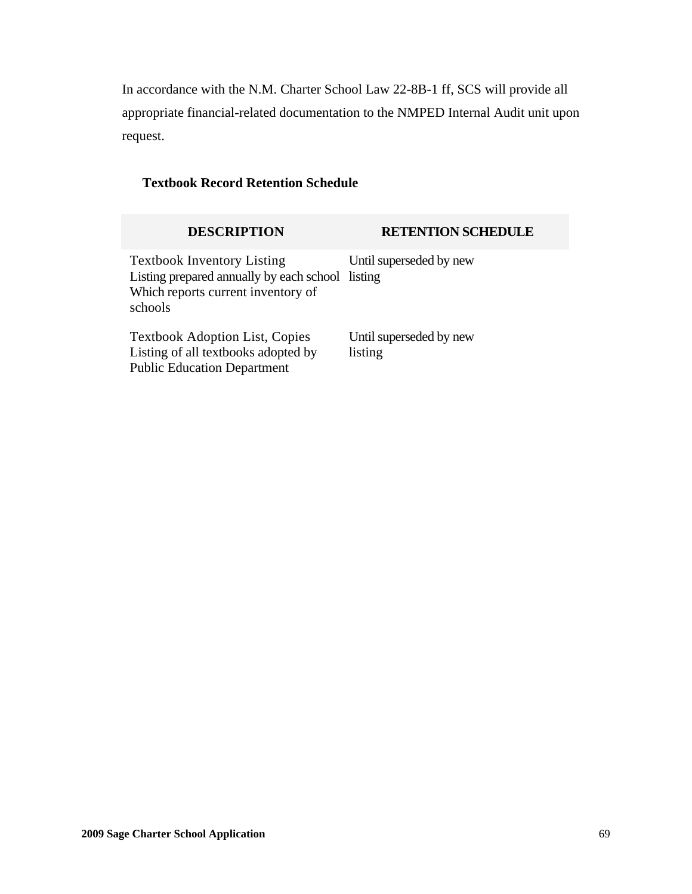In accordance with the N.M. Charter School Law 22-8B-1 ff, SCS will provide all appropriate financial-related documentation to the NMPED Internal Audit unit upon request.

**Textbook Record Retention Schedule**

| DESCRIPTION | RETENTION SCHEDULE |
|---|---|
| Textbook Inventory Listing<br>Listing prepared annually by each school Which reports current inventory of schools | Until superseded by new listing |
| Textbook Adoption List, Copies<br>Listing of all textbooks adopted by Public Education Department | Until superseded by new listing |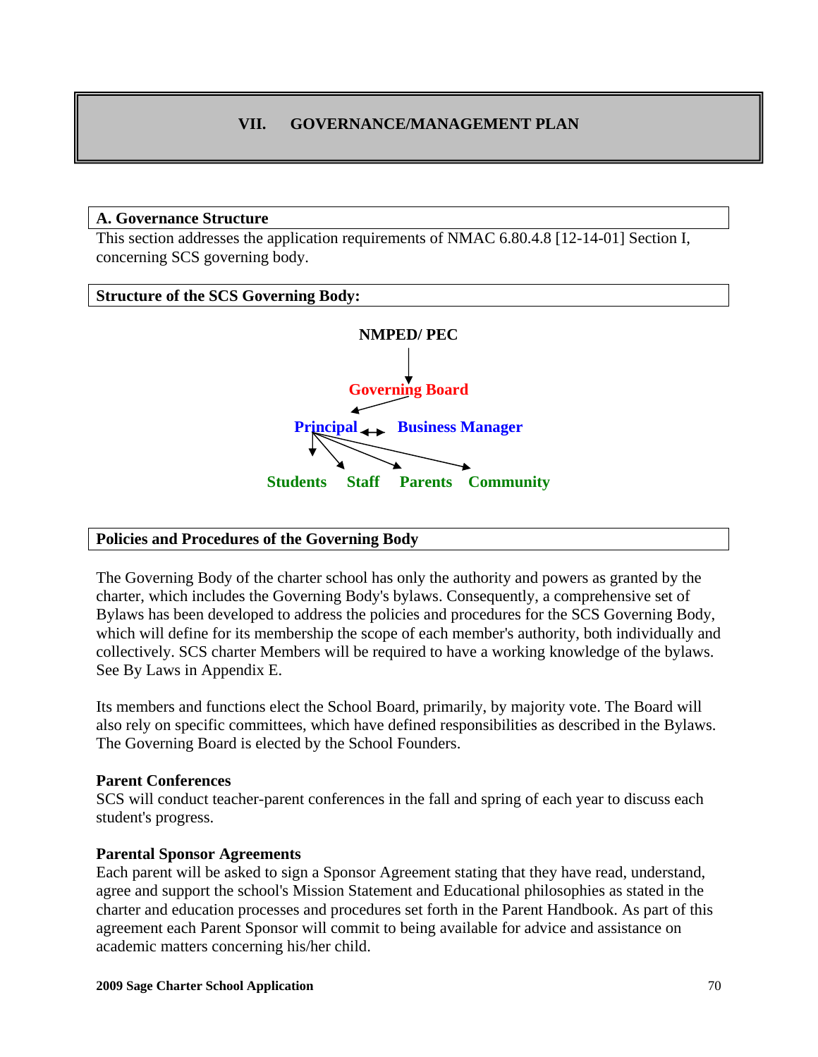# VII. GOVERNANCE/MANAGEMENT PLAN

## A. Governance Structure

This section addresses the application requirements of NMAC 6.80.4.8 [12-14-01] Section I, concerning SCS governing body.

### Structure of the SCS Governing Body:

**NMPED/ PEC**

↓

**Governing Board**

↙

**Principal** ↔ **Business Manager**

**Students** **Staff** **Parents** **Community**

### Policies and Procedures of the Governing Body

The Governing Body of the charter school has only the authority and powers as granted by the charter, which includes the Governing Body's bylaws. Consequently, a comprehensive set of Bylaws has been developed to address the policies and procedures for the SCS Governing Body, which will define for its membership the scope of each member's authority, both individually and collectively. SCS charter Members will be required to have a working knowledge of the bylaws. See By Laws in Appendix E.

Its members and functions elect the School Board, primarily, by majority vote. The Board will also rely on specific committees, which have defined responsibilities as described in the Bylaws. The Governing Board is elected by the School Founders.

**Parent Conferences**

SCS will conduct teacher-parent conferences in the fall and spring of each year to discuss each student's progress.

**Parental Sponsor Agreements**

Each parent will be asked to sign a Sponsor Agreement stating that they have read, understand, agree and support the school's Mission Statement and Educational philosophies as stated in the charter and education processes and procedures set forth in the Parent Handbook. As part of this agreement each Parent Sponsor will commit to being available for advice and assistance on academic matters concerning his/her child.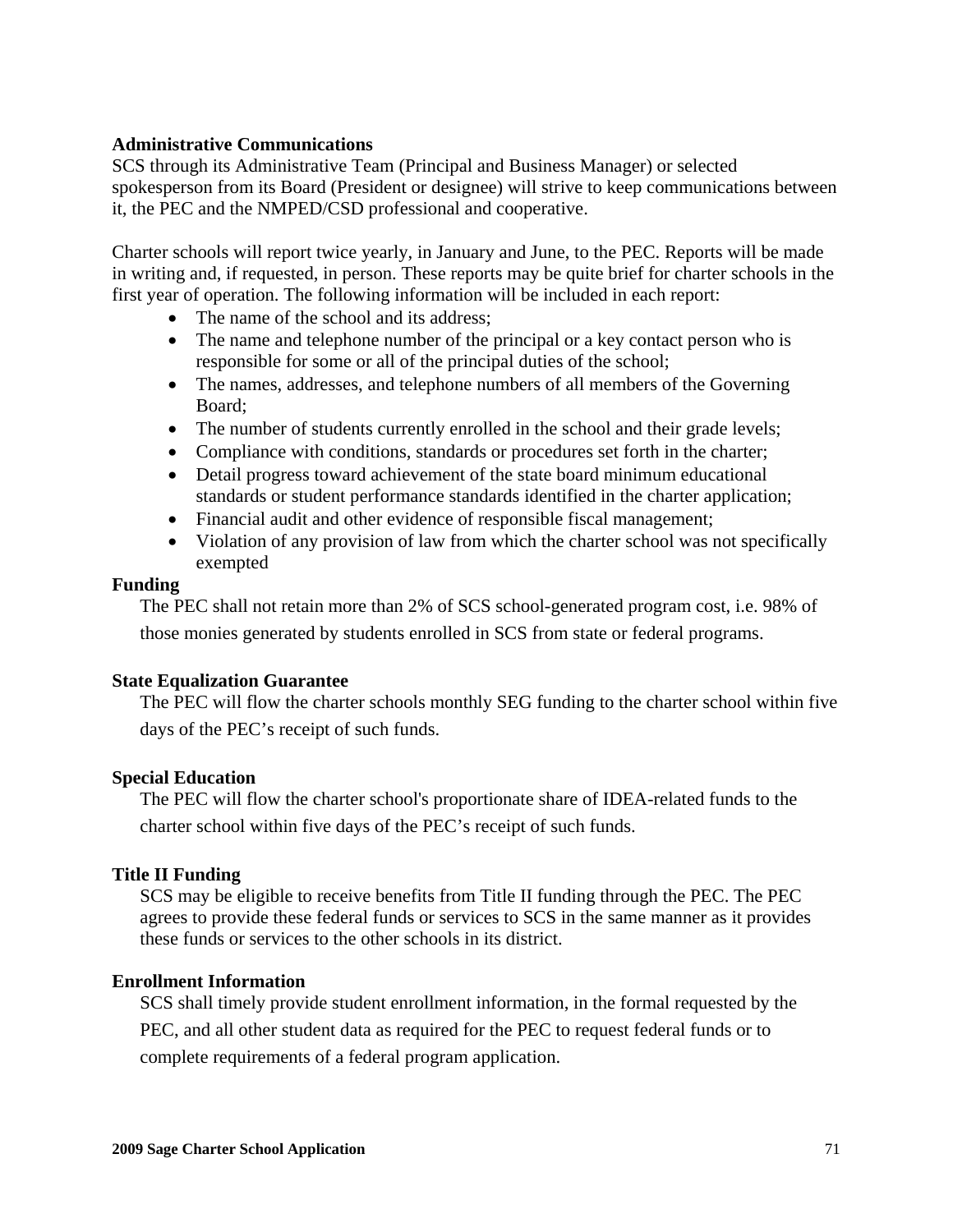**Administrative Communications**

SCS through its Administrative Team (Principal and Business Manager) or selected spokesperson from its Board (President or designee) will strive to keep communications between it, the PEC and the NMPED/CSD professional and cooperative.

Charter schools will report twice yearly, in January and June, to the PEC. Reports will be made in writing and, if requested, in person. These reports may be quite brief for charter schools in the first year of operation. The following information will be included in each report:

- The name of the school and its address;
- The name and telephone number of the principal or a key contact person who is responsible for some or all of the principal duties of the school;
- The names, addresses, and telephone numbers of all members of the Governing Board;
- The number of students currently enrolled in the school and their grade levels;
- Compliance with conditions, standards or procedures set forth in the charter;
- Detail progress toward achievement of the state board minimum educational standards or student performance standards identified in the charter application;
- Financial audit and other evidence of responsible fiscal management;
- Violation of any provision of law from which the charter school was not specifically exempted

**Funding**

The PEC shall not retain more than 2% of SCS school-generated program cost, i.e. 98% of those monies generated by students enrolled in SCS from state or federal programs.

**State Equalization Guarantee**

The PEC will flow the charter schools monthly SEG funding to the charter school within five days of the PEC's receipt of such funds.

**Special Education**

The PEC will flow the charter school's proportionate share of IDEA-related funds to the charter school within five days of the PEC's receipt of such funds.

**Title II Funding**

SCS may be eligible to receive benefits from Title II funding through the PEC. The PEC agrees to provide these federal funds or services to SCS in the same manner as it provides these funds or services to the other schools in its district.

**Enrollment Information**

SCS shall timely provide student enrollment information, in the formal requested by the PEC, and all other student data as required for the PEC to request federal funds or to complete requirements of a federal program application.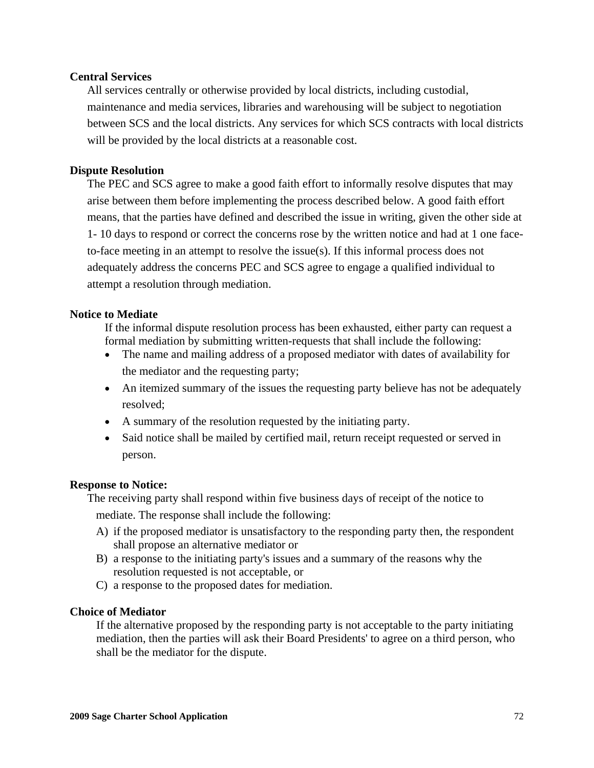**Central Services**

All services centrally or otherwise provided by local districts, including custodial, maintenance and media services, libraries and warehousing will be subject to negotiation between SCS and the local districts. Any services for which SCS contracts with local districts will be provided by the local districts at a reasonable cost.

**Dispute Resolution**

The PEC and SCS agree to make a good faith effort to informally resolve disputes that may arise between them before implementing the process described below. A good faith effort means, that the parties have defined and described the issue in writing, given the other side at 1- 10 days to respond or correct the concerns rose by the written notice and had at 1 one face-to-face meeting in an attempt to resolve the issue(s). If this informal process does not adequately address the concerns PEC and SCS agree to engage a qualified individual to attempt a resolution through mediation.

**Notice to Mediate**

If the informal dispute resolution process has been exhausted, either party can request a formal mediation by submitting written-requests that shall include the following:

- The name and mailing address of a proposed mediator with dates of availability for the mediator and the requesting party;
- An itemized summary of the issues the requesting party believe has not be adequately resolved;
- A summary of the resolution requested by the initiating party.
- Said notice shall be mailed by certified mail, return receipt requested or served in person.

**Response to Notice:**

The receiving party shall respond within five business days of receipt of the notice to mediate. The response shall include the following:

A) if the proposed mediator is unsatisfactory to the responding party then, the respondent shall propose an alternative mediator or

B) a response to the initiating party's issues and a summary of the reasons why the resolution requested is not acceptable, or

C) a response to the proposed dates for mediation.

**Choice of Mediator**

If the alternative proposed by the responding party is not acceptable to the party initiating mediation, then the parties will ask their Board Presidents' to agree on a third person, who shall be the mediator for the dispute.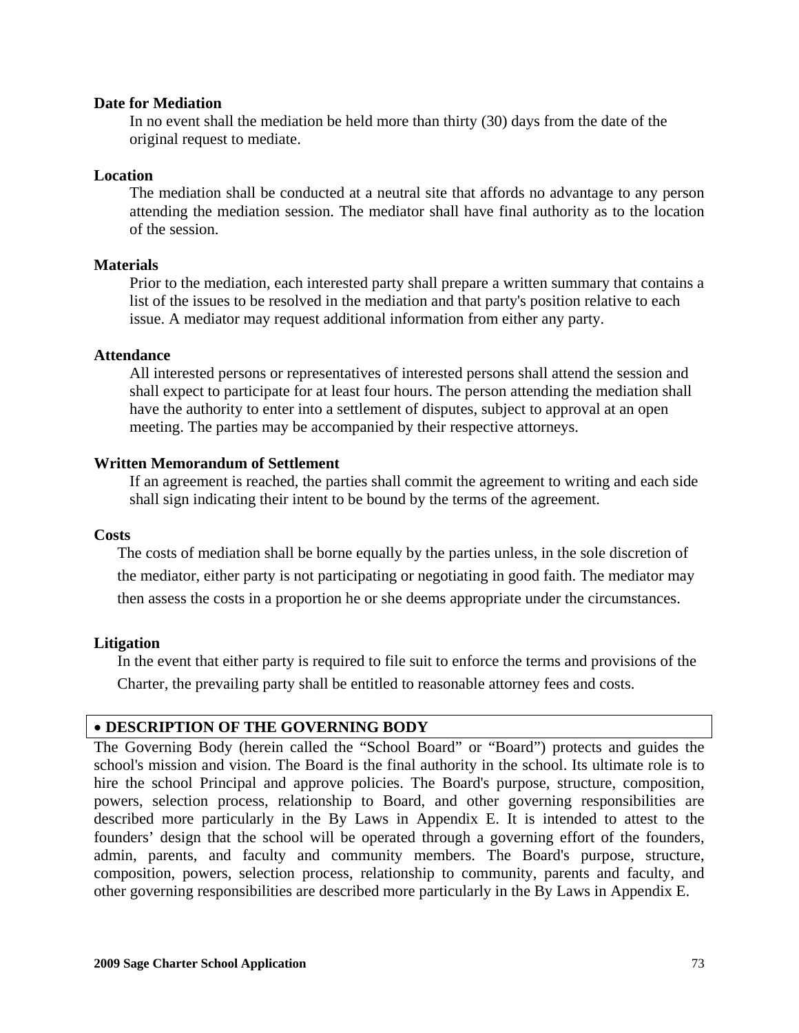**Date for Mediation**

In no event shall the mediation be held more than thirty (30) days from the date of the original request to mediate.

**Location**

The mediation shall be conducted at a neutral site that affords no advantage to any person attending the mediation session. The mediator shall have final authority as to the location of the session.

**Materials**

Prior to the mediation, each interested party shall prepare a written summary that contains a list of the issues to be resolved in the mediation and that party's position relative to each issue. A mediator may request additional information from either any party.

**Attendance**

All interested persons or representatives of interested persons shall attend the session and shall expect to participate for at least four hours. The person attending the mediation shall have the authority to enter into a settlement of disputes, subject to approval at an open meeting. The parties may be accompanied by their respective attorneys.

**Written Memorandum of Settlement**

If an agreement is reached, the parties shall commit the agreement to writing and each side shall sign indicating their intent to be bound by the terms of the agreement.

**Costs**

The costs of mediation shall be borne equally by the parties unless, in the sole discretion of the mediator, either party is not participating or negotiating in good faith. The mediator may then assess the costs in a proportion he or she deems appropriate under the circumstances.

**Litigation**

In the event that either party is required to file suit to enforce the terms and provisions of the Charter, the prevailing party shall be entitled to reasonable attorney fees and costs.

## • DESCRIPTION OF THE GOVERNING BODY

The Governing Body (herein called the "School Board" or "Board") protects and guides the school's mission and vision. The Board is the final authority in the school. Its ultimate role is to hire the school Principal and approve policies. The Board's purpose, structure, composition, powers, selection process, relationship to Board, and other governing responsibilities are described more particularly in the By Laws in Appendix E. It is intended to attest to the founders' design that the school will be operated through a governing effort of the founders, admin, parents, and faculty and community members. The Board's purpose, structure, composition, powers, selection process, relationship to community, parents and faculty, and other governing responsibilities are described more particularly in the By Laws in Appendix E.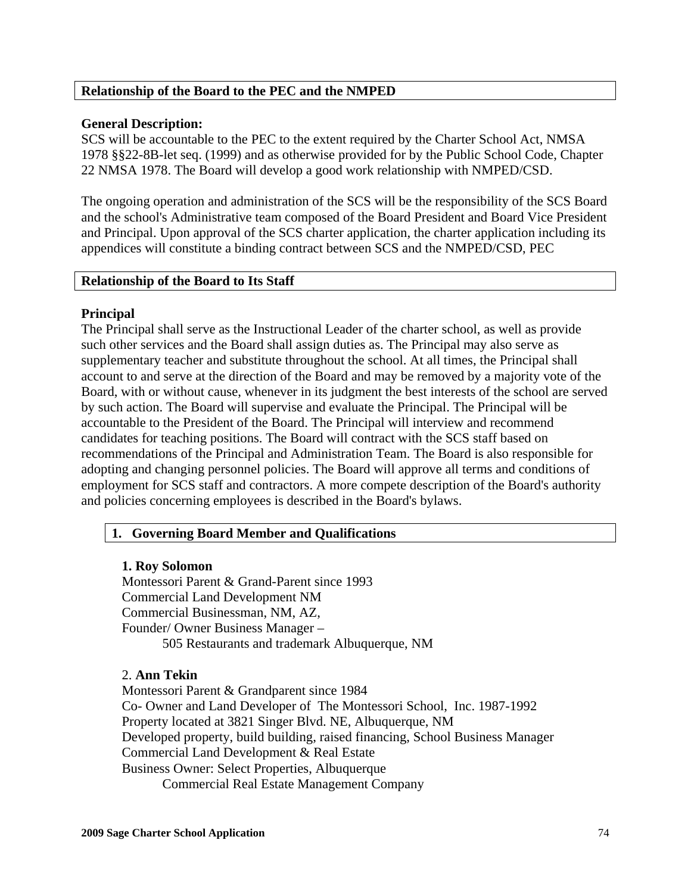## Relationship of the Board to the PEC and the NMPED

**General Description:**
SCS will be accountable to the PEC to the extent required by the Charter School Act, NMSA 1978 §§22-8B-let seq. (1999) and as otherwise provided for by the Public School Code, Chapter 22 NMSA 1978. The Board will develop a good work relationship with NMPED/CSD.

The ongoing operation and administration of the SCS will be the responsibility of the SCS Board and the school's Administrative team composed of the Board President and Board Vice President and Principal. Upon approval of the SCS charter application, the charter application including its appendices will constitute a binding contract between SCS and the NMPED/CSD, PEC

## Relationship of the Board to Its Staff

**Principal**
The Principal shall serve as the Instructional Leader of the charter school, as well as provide such other services and the Board shall assign duties as. The Principal may also serve as supplementary teacher and substitute throughout the school. At all times, the Principal shall account to and serve at the direction of the Board and may be removed by a majority vote of the Board, with or without cause, whenever in its judgment the best interests of the school are served by such action. The Board will supervise and evaluate the Principal. The Principal will be accountable to the President of the Board. The Principal will interview and recommend candidates for teaching positions. The Board will contract with the SCS staff based on recommendations of the Principal and Administration Team. The Board is also responsible for adopting and changing personnel policies. The Board will approve all terms and conditions of employment for SCS staff and contractors. A more compete description of the Board's authority and policies concerning employees is described in the Board's bylaws.

## 1. Governing Board Member and Qualifications

**1. Roy Solomon**
Montessori Parent & Grand-Parent since 1993
Commercial Land Development NM
Commercial Businessman, NM, AZ,
Founder/ Owner Business Manager –
    505 Restaurants and trademark Albuquerque, NM

2. **Ann Tekin**
Montessori Parent & Grandparent since 1984
Co- Owner and Land Developer of The Montessori School, Inc. 1987-1992
Property located at 3821 Singer Blvd. NE, Albuquerque, NM
Developed property, build building, raised financing, School Business Manager
Commercial Land Development & Real Estate
Business Owner: Select Properties, Albuquerque
    Commercial Real Estate Management Company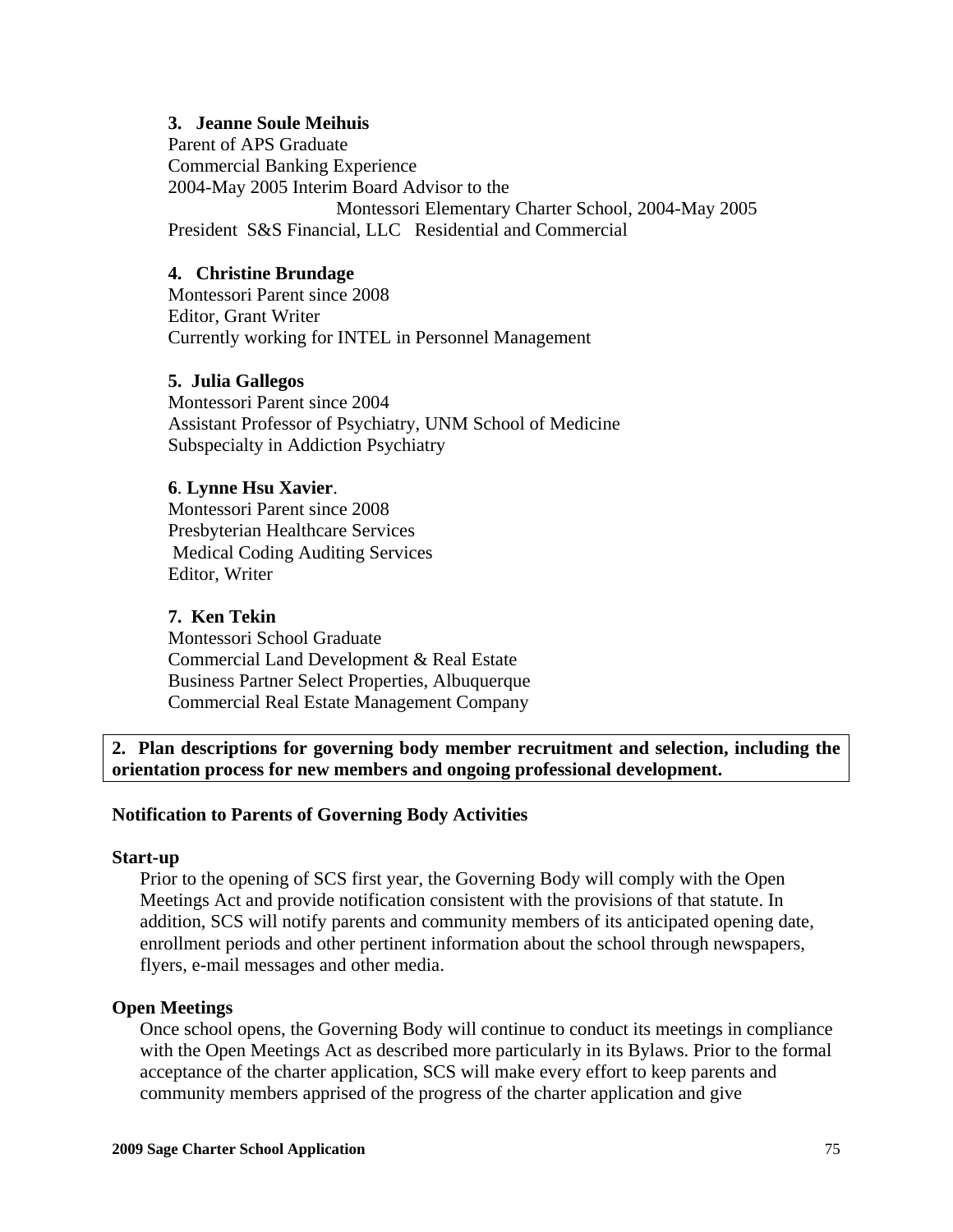**3. Jeanne Soule Meihuis**
Parent of APS Graduate
Commercial Banking Experience
2004-May 2005 Interim Board Advisor to the
Montessori Elementary Charter School, 2004-May 2005
President S&S Financial, LLC Residential and Commercial

**4. Christine Brundage**
Montessori Parent since 2008
Editor, Grant Writer
Currently working for INTEL in Personnel Management

**5. Julia Gallegos**
Montessori Parent since 2004
Assistant Professor of Psychiatry, UNM School of Medicine
Subspecialty in Addiction Psychiatry

**6. Lynne Hsu Xavier.**
Montessori Parent since 2008
Presbyterian Healthcare Services
Medical Coding Auditing Services
Editor, Writer

**7. Ken Tekin**
Montessori School Graduate
Commercial Land Development & Real Estate
Business Partner Select Properties, Albuquerque
Commercial Real Estate Management Company

**2. Plan descriptions for governing body member recruitment and selection, including the orientation process for new members and ongoing professional development.**

### Notification to Parents of Governing Body Activities

**Start-up**

Prior to the opening of SCS first year, the Governing Body will comply with the Open Meetings Act and provide notification consistent with the provisions of that statute. In addition, SCS will notify parents and community members of its anticipated opening date, enrollment periods and other pertinent information about the school through newspapers, flyers, e-mail messages and other media.

**Open Meetings**

Once school opens, the Governing Body will continue to conduct its meetings in compliance with the Open Meetings Act as described more particularly in its Bylaws. Prior to the formal acceptance of the charter application, SCS will make every effort to keep parents and community members apprised of the progress of the charter application and give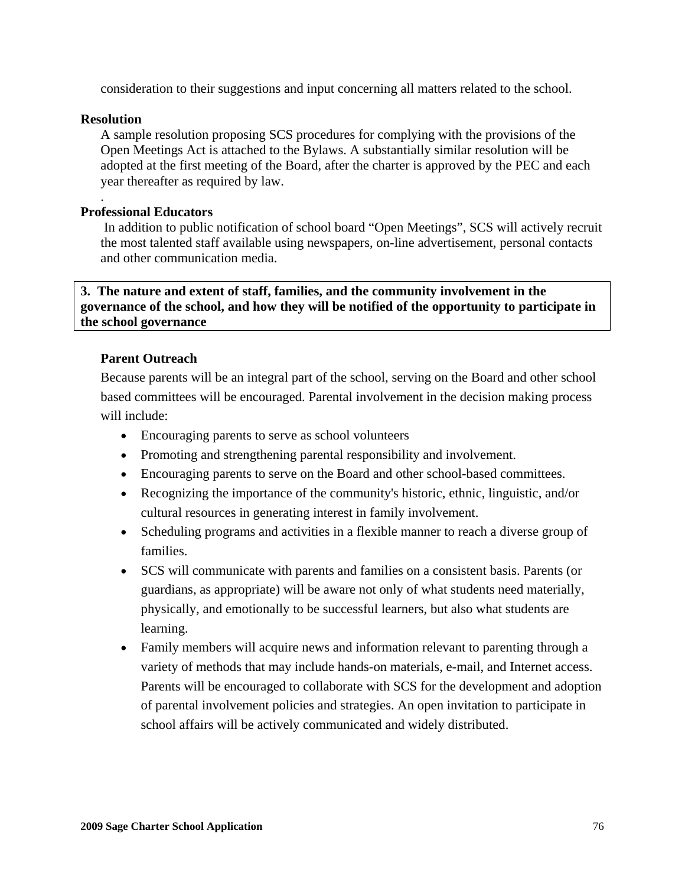consideration to their suggestions and input concerning all matters related to the school.

**Resolution**

A sample resolution proposing SCS procedures for complying with the provisions of the Open Meetings Act is attached to the Bylaws. A substantially similar resolution will be adopted at the first meeting of the Board, after the charter is approved by the PEC and each year thereafter as required by law.

.

**Professional Educators**

In addition to public notification of school board "Open Meetings", SCS will actively recruit the most talented staff available using newspapers, on-line advertisement, personal contacts and other communication media.

**3. The nature and extent of staff, families, and the community involvement in the governance of the school, and how they will be notified of the opportunity to participate in the school governance**

**Parent Outreach**

Because parents will be an integral part of the school, serving on the Board and other school based committees will be encouraged. Parental involvement in the decision making process will include:

- Encouraging parents to serve as school volunteers
- Promoting and strengthening parental responsibility and involvement.
- Encouraging parents to serve on the Board and other school-based committees.
- Recognizing the importance of the community's historic, ethnic, linguistic, and/or cultural resources in generating interest in family involvement.
- Scheduling programs and activities in a flexible manner to reach a diverse group of families.
- SCS will communicate with parents and families on a consistent basis. Parents (or guardians, as appropriate) will be aware not only of what students need materially, physically, and emotionally to be successful learners, but also what students are learning.
- Family members will acquire news and information relevant to parenting through a variety of methods that may include hands-on materials, e-mail, and Internet access. Parents will be encouraged to collaborate with SCS for the development and adoption of parental involvement policies and strategies. An open invitation to participate in school affairs will be actively communicated and widely distributed.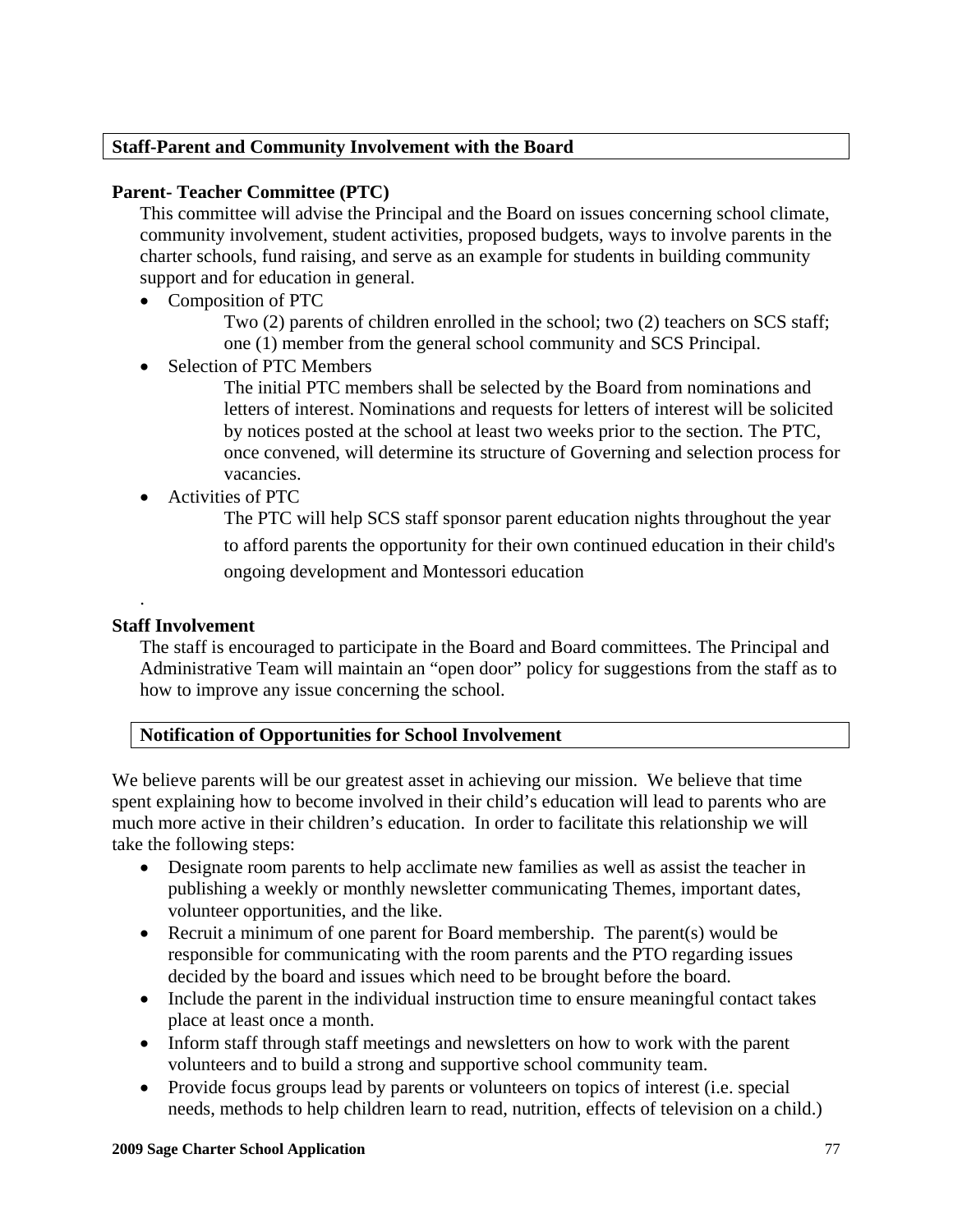## Staff-Parent and Community Involvement with the Board

### Parent- Teacher Committee (PTC)

This committee will advise the Principal and the Board on issues concerning school climate, community involvement, student activities, proposed budgets, ways to involve parents in the charter schools, fund raising, and serve as an example for students in building community support and for education in general.

- Composition of PTC

  Two (2) parents of children enrolled in the school; two (2) teachers on SCS staff; one (1) member from the general school community and SCS Principal.

- Selection of PTC Members

  The initial PTC members shall be selected by the Board from nominations and letters of interest. Nominations and requests for letters of interest will be solicited by notices posted at the school at least two weeks prior to the section. The PTC, once convened, will determine its structure of Governing and selection process for vacancies.

- Activities of PTC

  The PTC will help SCS staff sponsor parent education nights throughout the year to afford parents the opportunity for their own continued education in their child's ongoing development and Montessori education

.

### Staff Involvement

The staff is encouraged to participate in the Board and Board committees. The Principal and Administrative Team will maintain an "open door" policy for suggestions from the staff as to how to improve any issue concerning the school.

## Notification of Opportunities for School Involvement

We believe parents will be our greatest asset in achieving our mission. We believe that time spent explaining how to become involved in their child's education will lead to parents who are much more active in their children's education. In order to facilitate this relationship we will take the following steps:

- Designate room parents to help acclimate new families as well as assist the teacher in publishing a weekly or monthly newsletter communicating Themes, important dates, volunteer opportunities, and the like.
- Recruit a minimum of one parent for Board membership. The parent(s) would be responsible for communicating with the room parents and the PTO regarding issues decided by the board and issues which need to be brought before the board.
- Include the parent in the individual instruction time to ensure meaningful contact takes place at least once a month.
- Inform staff through staff meetings and newsletters on how to work with the parent volunteers and to build a strong and supportive school community team.
- Provide focus groups lead by parents or volunteers on topics of interest (i.e. special needs, methods to help children learn to read, nutrition, effects of television on a child.)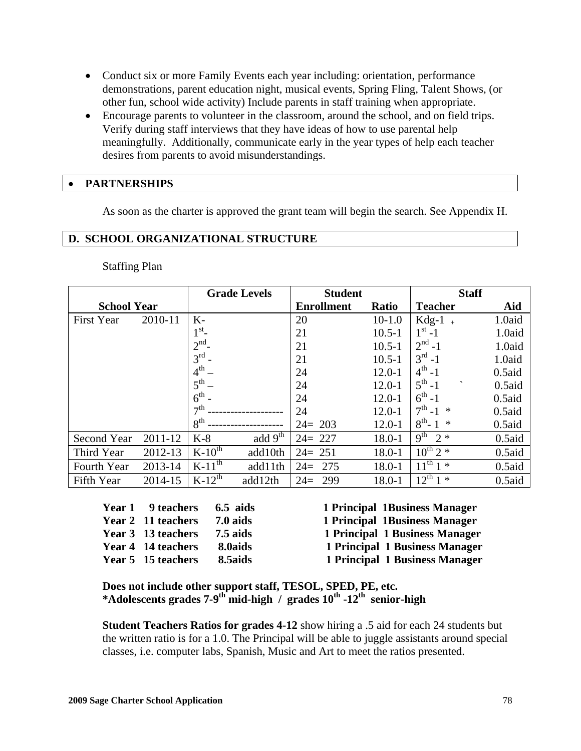- Conduct six or more Family Events each year including: orientation, performance demonstrations, parent education night, musical events, Spring Fling, Talent Shows, (or other fun, school wide activity) Include parents in staff training when appropriate.
- Encourage parents to volunteer in the classroom, around the school, and on field trips. Verify during staff interviews that they have ideas of how to use parental help meaningfully. Additionally, communicate early in the year types of help each teacher desires from parents to avoid misunderstandings.

- **PARTNERSHIPS**

As soon as the charter is approved the grant team will begin the search. See Appendix H.

## D. SCHOOL ORGANIZATIONAL STRUCTURE

Staffing Plan

| School Year | | Grade Levels | | Student Enrollment | Ratio | Staff Teacher | Aid |
|---|---|---|---|---|---|---|---|
| First Year | 2010-11 | K- | | 20 | 10-1.0 | Kdg-1 + | 1.0aid |
| | | 1st- | | 21 | 10.5-1 | 1st -1 | 1.0aid |
| | | 2nd- | | 21 | 10.5-1 | 2nd -1 | 1.0aid |
| | | 3rd - | | 21 | 10.5-1 | 3rd -1 | 1.0aid |
| | | 4th – | | 24 | 12.0-1 | 4th -1 | 0.5aid |
| | | 5th – | | 24 | 12.0-1 | 5th -1 ` | 0.5aid |
| | | 6th - | | 24 | 12.0-1 | 6th -1 | 0.5aid |
| | | 7th -------------------- | | 24 | 12.0-1 | 7th -1 * | 0.5aid |
| | | 8th -------------------- | | 24= 203 | 12.0-1 | 8th- 1 * | 0.5aid |
| Second Year | 2011-12 | K-8 | add 9th | 24= 227 | 18.0-1 | 9th 2 * | 0.5aid |
| Third Year | 2012-13 | K-10th | add10th | 24= 251 | 18.0-1 | 10th 2 * | 0.5aid |
| Fourth Year | 2013-14 | K-11th | add11th | 24= 275 | 18.0-1 | 11th 1 * | 0.5aid |
| Fifth Year | 2014-15 | K-12th | add12th | 24= 299 | 18.0-1 | 12th 1 * | 0.5aid |

**Year 1 9 teachers 6.5 aids 1 Principal 1Business Manager**
**Year 2 11 teachers 7.0 aids 1 Principal 1Business Manager**
**Year 3 13 teachers 7.5 aids 1 Principal 1 Business Manager**
**Year 4 14 teachers 8.0aids 1 Principal 1 Business Manager**
**Year 5 15 teachers 8.5aids 1 Principal 1 Business Manager**

**Does not include other support staff, TESOL, SPED, PE, etc.**
**\*Adolescents grades 7-9th mid-high / grades 10th -12th senior-high**

**Student Teachers Ratios for grades 4-12** show hiring a .5 aid for each 24 students but the written ratio is for a 1.0. The Principal will be able to juggle assistants around special classes, i.e. computer labs, Spanish, Music and Art to meet the ratios presented.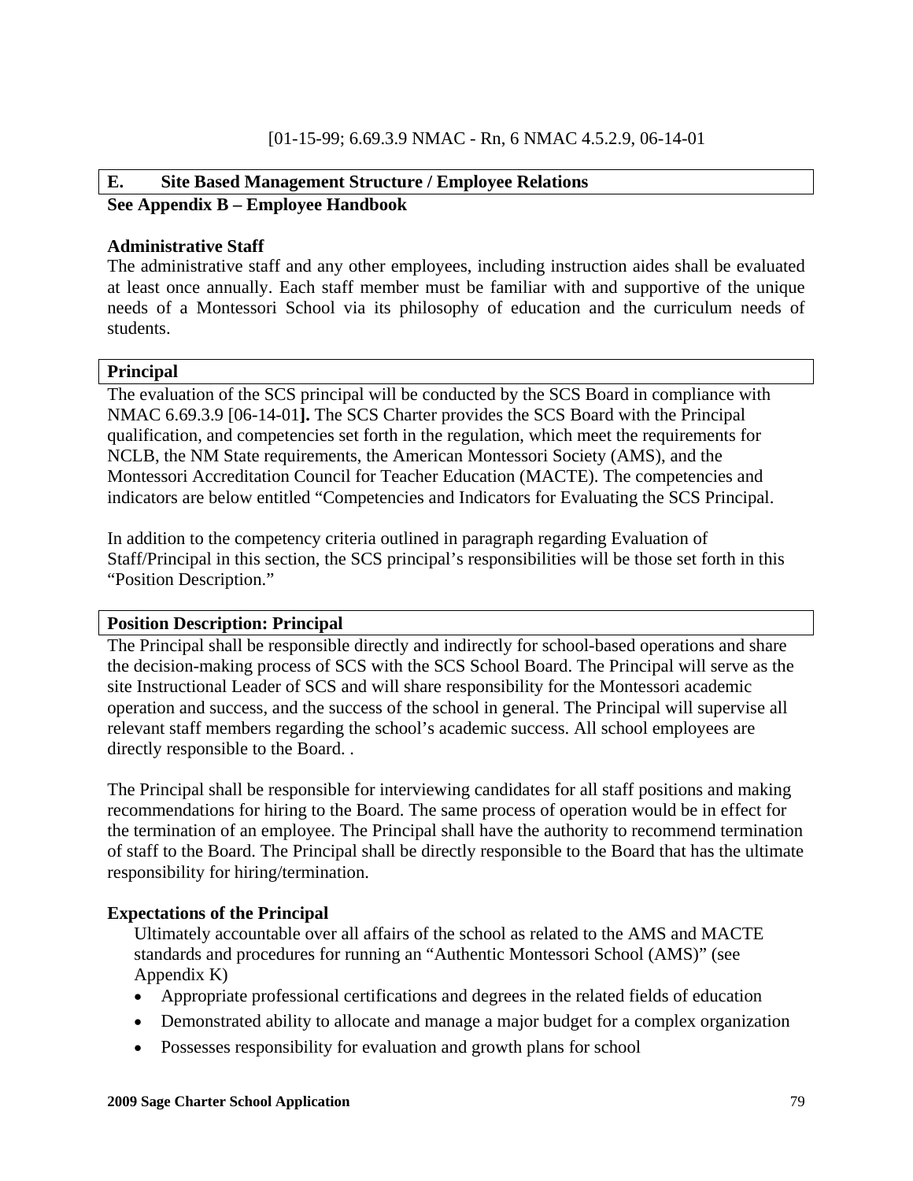[01-15-99; 6.69.3.9 NMAC - Rn, 6 NMAC 4.5.2.9, 06-14-01

## E. Site Based Management Structure / Employee Relations

**See Appendix B – Employee Handbook**

**Administrative Staff**

The administrative staff and any other employees, including instruction aides shall be evaluated at least once annually. Each staff member must be familiar with and supportive of the unique needs of a Montessori School via its philosophy of education and the curriculum needs of students.

### Principal

The evaluation of the SCS principal will be conducted by the SCS Board in compliance with NMAC 6.69.3.9 [06-14-01**].** The SCS Charter provides the SCS Board with the Principal qualification, and competencies set forth in the regulation, which meet the requirements for NCLB, the NM State requirements, the American Montessori Society (AMS), and the Montessori Accreditation Council for Teacher Education (MACTE). The competencies and indicators are below entitled "Competencies and Indicators for Evaluating the SCS Principal.

In addition to the competency criteria outlined in paragraph regarding Evaluation of Staff/Principal in this section, the SCS principal's responsibilities will be those set forth in this "Position Description."

### Position Description: Principal

The Principal shall be responsible directly and indirectly for school-based operations and share the decision-making process of SCS with the SCS School Board. The Principal will serve as the site Instructional Leader of SCS and will share responsibility for the Montessori academic operation and success, and the success of the school in general. The Principal will supervise all relevant staff members regarding the school's academic success. All school employees are directly responsible to the Board. .

The Principal shall be responsible for interviewing candidates for all staff positions and making recommendations for hiring to the Board. The same process of operation would be in effect for the termination of an employee. The Principal shall have the authority to recommend termination of staff to the Board. The Principal shall be directly responsible to the Board that has the ultimate responsibility for hiring/termination.

**Expectations of the Principal**

Ultimately accountable over all affairs of the school as related to the AMS and MACTE standards and procedures for running an "Authentic Montessori School (AMS)" (see Appendix K)

- Appropriate professional certifications and degrees in the related fields of education
- Demonstrated ability to allocate and manage a major budget for a complex organization
- Possesses responsibility for evaluation and growth plans for school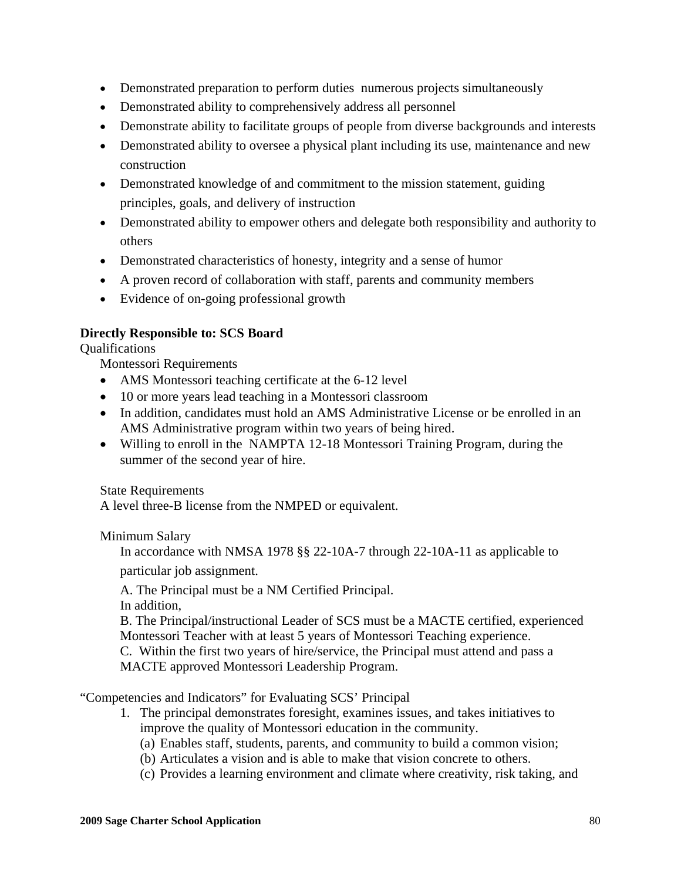- Demonstrated preparation to perform duties  numerous projects simultaneously
- Demonstrated ability to comprehensively address all personnel
- Demonstrate ability to facilitate groups of people from diverse backgrounds and interests
- Demonstrated ability to oversee a physical plant including its use, maintenance and new construction
- Demonstrated knowledge of and commitment to the mission statement, guiding principles, goals, and delivery of instruction
- Demonstrated ability to empower others and delegate both responsibility and authority to others
- Demonstrated characteristics of honesty, integrity and a sense of humor
- A proven record of collaboration with staff, parents and community members
- Evidence of on-going professional growth

**Directly Responsible to: SCS Board**

Qualifications

Montessori Requirements

- AMS Montessori teaching certificate at the 6-12 level
- 10 or more years lead teaching in a Montessori classroom
- In addition, candidates must hold an AMS Administrative License or be enrolled in an AMS Administrative program within two years of being hired.
- Willing to enroll in the  NAMPTA 12-18 Montessori Training Program, during the summer of the second year of hire.

State Requirements

A level three-B license from the NMPED or equivalent.

Minimum Salary

In accordance with NMSA 1978 §§ 22-10A-7 through 22-10A-11 as applicable to particular job assignment.

A. The Principal must be a NM Certified Principal.
In addition,
B. The Principal/instructional Leader of SCS must be a MACTE certified, experienced Montessori Teacher with at least 5 years of Montessori Teaching experience.
C.  Within the first two years of hire/service, the Principal must attend and pass a MACTE approved Montessori Leadership Program.

"Competencies and Indicators" for Evaluating SCS' Principal

1. The principal demonstrates foresight, examines issues, and takes initiatives to improve the quality of Montessori education in the community.
   (a) Enables staff, students, parents, and community to build a common vision;
   (b) Articulates a vision and is able to make that vision concrete to others.
   (c) Provides a learning environment and climate where creativity, risk taking, and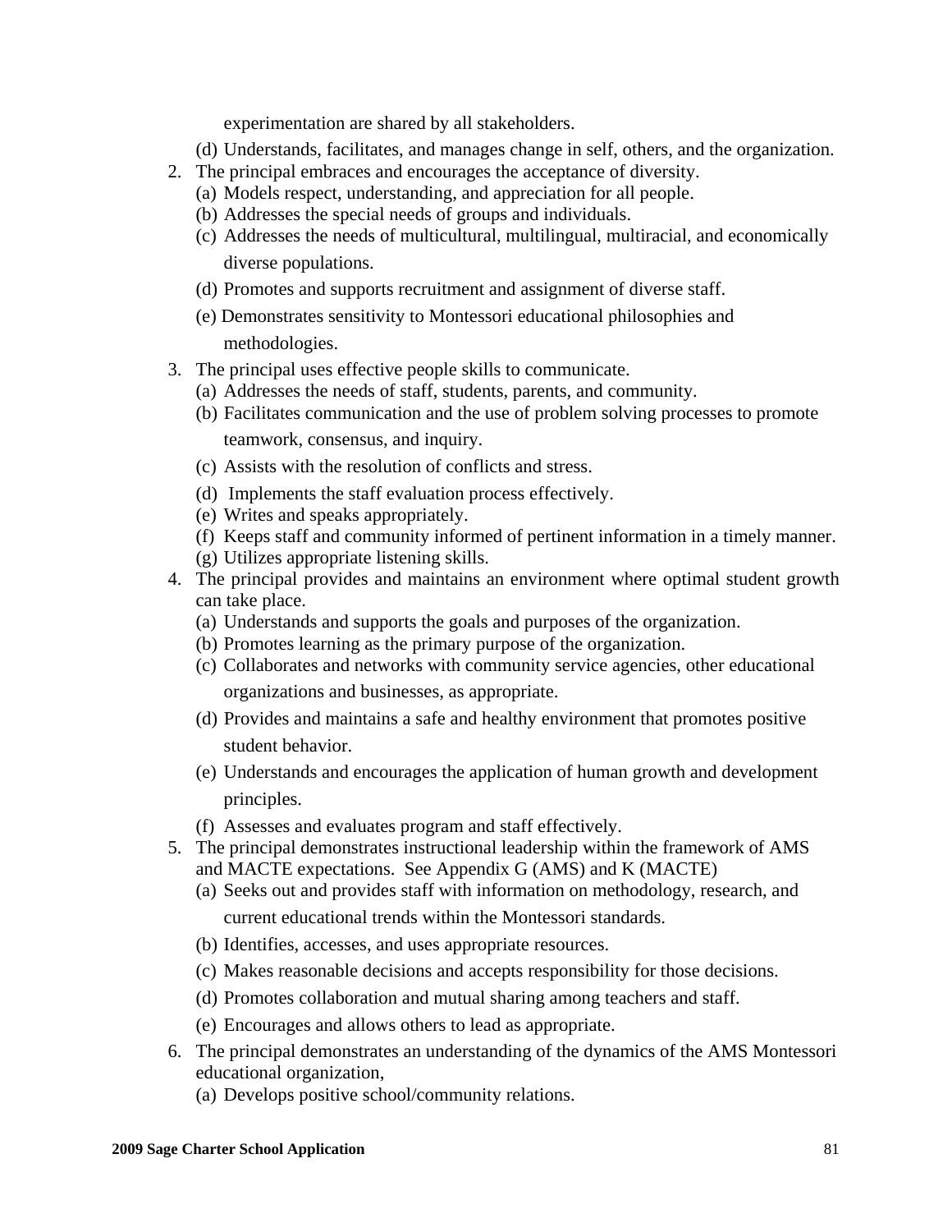experimentation are shared by all stakeholders.

   (d) Understands, facilitates, and manages change in self, others, and the organization.

2. The principal embraces and encourages the acceptance of diversity.
   (a) Models respect, understanding, and appreciation for all people.
   (b) Addresses the special needs of groups and individuals.
   (c) Addresses the needs of multicultural, multilingual, multiracial, and economically diverse populations.
   (d) Promotes and supports recruitment and assignment of diverse staff.
   (e) Demonstrates sensitivity to Montessori educational philosophies and methodologies.
3. The principal uses effective people skills to communicate.
   (a) Addresses the needs of staff, students, parents, and community.
   (b) Facilitates communication and the use of problem solving processes to promote teamwork, consensus, and inquiry.
   (c) Assists with the resolution of conflicts and stress.
   (d) Implements the staff evaluation process effectively.
   (e) Writes and speaks appropriately.
   (f) Keeps staff and community informed of pertinent information in a timely manner.
   (g) Utilizes appropriate listening skills.
4. The principal provides and maintains an environment where optimal student growth can take place.
   (a) Understands and supports the goals and purposes of the organization.
   (b) Promotes learning as the primary purpose of the organization.
   (c) Collaborates and networks with community service agencies, other educational organizations and businesses, as appropriate.
   (d) Provides and maintains a safe and healthy environment that promotes positive student behavior.
   (e) Understands and encourages the application of human growth and development principles.
   (f) Assesses and evaluates program and staff effectively.
5. The principal demonstrates instructional leadership within the framework of AMS and MACTE expectations. See Appendix G (AMS) and K (MACTE)
   (a) Seeks out and provides staff with information on methodology, research, and current educational trends within the Montessori standards.
   (b) Identifies, accesses, and uses appropriate resources.
   (c) Makes reasonable decisions and accepts responsibility for those decisions.
   (d) Promotes collaboration and mutual sharing among teachers and staff.
   (e) Encourages and allows others to lead as appropriate.
6. The principal demonstrates an understanding of the dynamics of the AMS Montessori educational organization,
   (a) Develops positive school/community relations.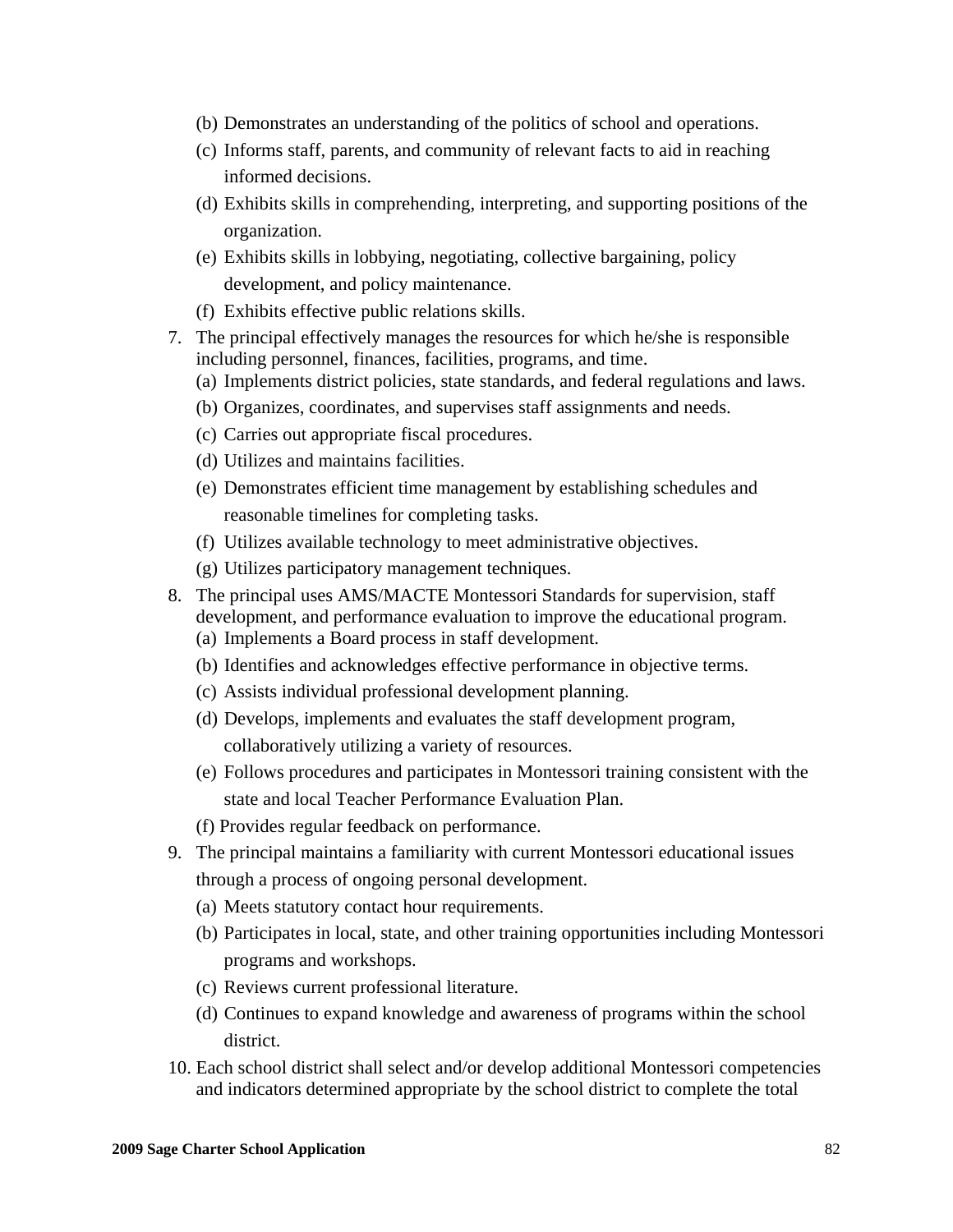- (b) Demonstrates an understanding of the politics of school and operations.
   - (c) Informs staff, parents, and community of relevant facts to aid in reaching informed decisions.
   - (d) Exhibits skills in comprehending, interpreting, and supporting positions of the organization.
   - (e) Exhibits skills in lobbying, negotiating, collective bargaining, policy development, and policy maintenance.
   - (f) Exhibits effective public relations skills.

7. The principal effectively manages the resources for which he/she is responsible including personnel, finances, facilities, programs, and time.
   - (a) Implements district policies, state standards, and federal regulations and laws.
   - (b) Organizes, coordinates, and supervises staff assignments and needs.
   - (c) Carries out appropriate fiscal procedures.
   - (d) Utilizes and maintains facilities.
   - (e) Demonstrates efficient time management by establishing schedules and reasonable timelines for completing tasks.
   - (f) Utilizes available technology to meet administrative objectives.
   - (g) Utilizes participatory management techniques.

8. The principal uses AMS/MACTE Montessori Standards for supervision, staff development, and performance evaluation to improve the educational program.
   - (a) Implements a Board process in staff development.
   - (b) Identifies and acknowledges effective performance in objective terms.
   - (c) Assists individual professional development planning.
   - (d) Develops, implements and evaluates the staff development program, collaboratively utilizing a variety of resources.
   - (e) Follows procedures and participates in Montessori training consistent with the state and local Teacher Performance Evaluation Plan.
   - (f) Provides regular feedback on performance.

9. The principal maintains a familiarity with current Montessori educational issues through a process of ongoing personal development.
   - (a) Meets statutory contact hour requirements.
   - (b) Participates in local, state, and other training opportunities including Montessori programs and workshops.
   - (c) Reviews current professional literature.
   - (d) Continues to expand knowledge and awareness of programs within the school district.

10. Each school district shall select and/or develop additional Montessori competencies and indicators determined appropriate by the school district to complete the total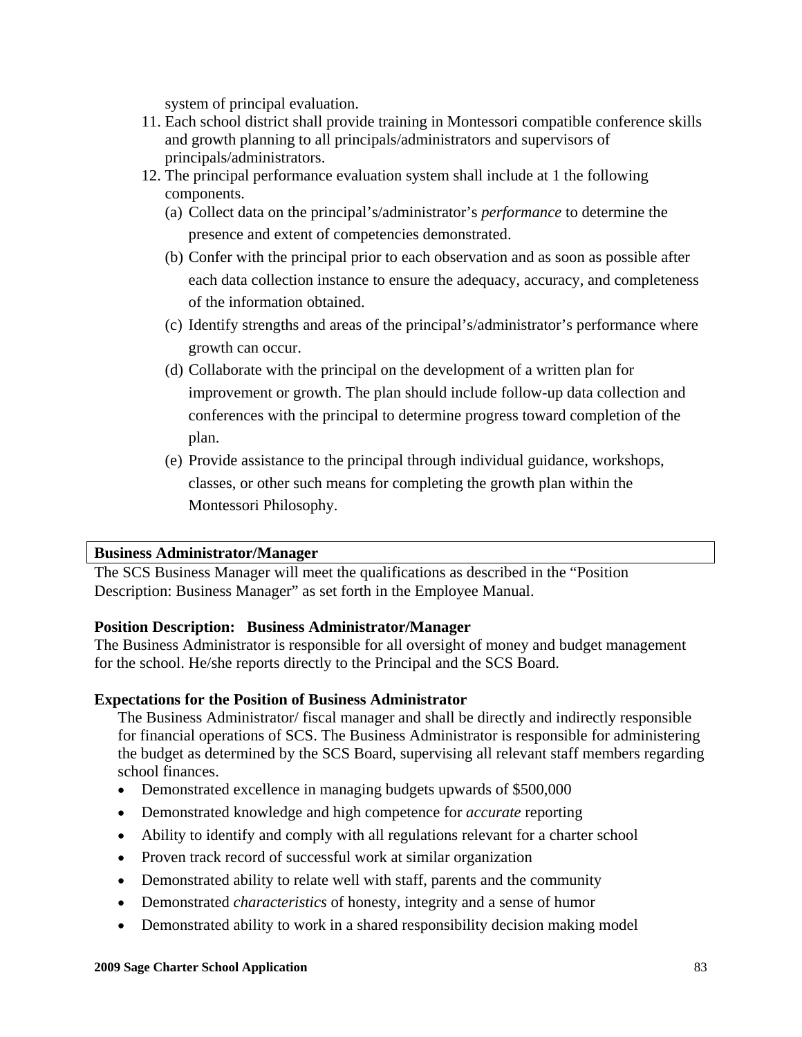system of principal evaluation.

11. Each school district shall provide training in Montessori compatible conference skills and growth planning to all principals/administrators and supervisors of principals/administrators.
12. The principal performance evaluation system shall include at 1 the following components.
    (a) Collect data on the principal's/administrator's *performance* to determine the presence and extent of competencies demonstrated.
    (b) Confer with the principal prior to each observation and as soon as possible after each data collection instance to ensure the adequacy, accuracy, and completeness of the information obtained.
    (c) Identify strengths and areas of the principal's/administrator's performance where growth can occur.
    (d) Collaborate with the principal on the development of a written plan for improvement or growth. The plan should include follow-up data collection and conferences with the principal to determine progress toward completion of the plan.
    (e) Provide assistance to the principal through individual guidance, workshops, classes, or other such means for completing the growth plan within the Montessori Philosophy.

**Business Administrator/Manager**

The SCS Business Manager will meet the qualifications as described in the "Position Description: Business Manager" as set forth in the Employee Manual.

**Position Description: Business Administrator/Manager**

The Business Administrator is responsible for all oversight of money and budget management for the school. He/she reports directly to the Principal and the SCS Board.

**Expectations for the Position of Business Administrator**

The Business Administrator/ fiscal manager and shall be directly and indirectly responsible for financial operations of SCS. The Business Administrator is responsible for administering the budget as determined by the SCS Board, supervising all relevant staff members regarding school finances.

- Demonstrated excellence in managing budgets upwards of $500,000
- Demonstrated knowledge and high competence for *accurate* reporting
- Ability to identify and comply with all regulations relevant for a charter school
- Proven track record of successful work at similar organization
- Demonstrated ability to relate well with staff, parents and the community
- Demonstrated *characteristics* of honesty, integrity and a sense of humor
- Demonstrated ability to work in a shared responsibility decision making model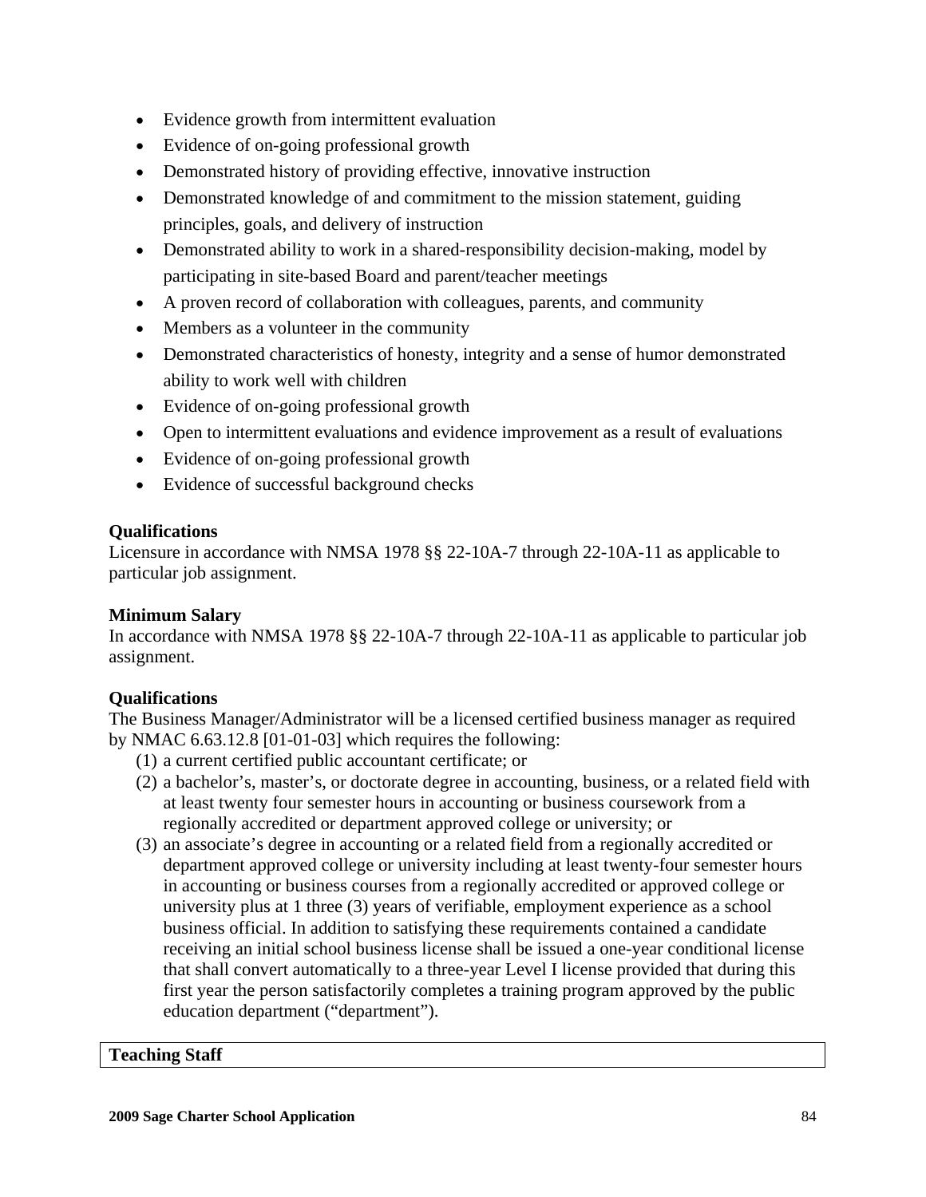- Evidence growth from intermittent evaluation
- Evidence of on-going professional growth
- Demonstrated history of providing effective, innovative instruction
- Demonstrated knowledge of and commitment to the mission statement, guiding principles, goals, and delivery of instruction
- Demonstrated ability to work in a shared-responsibility decision-making, model by participating in site-based Board and parent/teacher meetings
- A proven record of collaboration with colleagues, parents, and community
- Members as a volunteer in the community
- Demonstrated characteristics of honesty, integrity and a sense of humor demonstrated ability to work well with children
- Evidence of on-going professional growth
- Open to intermittent evaluations and evidence improvement as a result of evaluations
- Evidence of on-going professional growth
- Evidence of successful background checks

**Qualifications**
Licensure in accordance with NMSA 1978 §§ 22-10A-7 through 22-10A-11 as applicable to particular job assignment.

**Minimum Salary**
In accordance with NMSA 1978 §§ 22-10A-7 through 22-10A-11 as applicable to particular job assignment.

**Qualifications**
The Business Manager/Administrator will be a licensed certified business manager as required by NMAC 6.63.12.8 [01-01-03] which requires the following:

(1) a current certified public accountant certificate; or
(2) a bachelor's, master's, or doctorate degree in accounting, business, or a related field with at least twenty four semester hours in accounting or business coursework from a regionally accredited or department approved college or university; or
(3) an associate's degree in accounting or a related field from a regionally accredited or department approved college or university including at least twenty-four semester hours in accounting or business courses from a regionally accredited or approved college or university plus at 1 three (3) years of verifiable, employment experience as a school business official. In addition to satisfying these requirements contained a candidate receiving an initial school business license shall be issued a one-year conditional license that shall convert automatically to a three-year Level I license provided that during this first year the person satisfactorily completes a training program approved by the public education department ("department").

| **Teaching Staff** |
|---|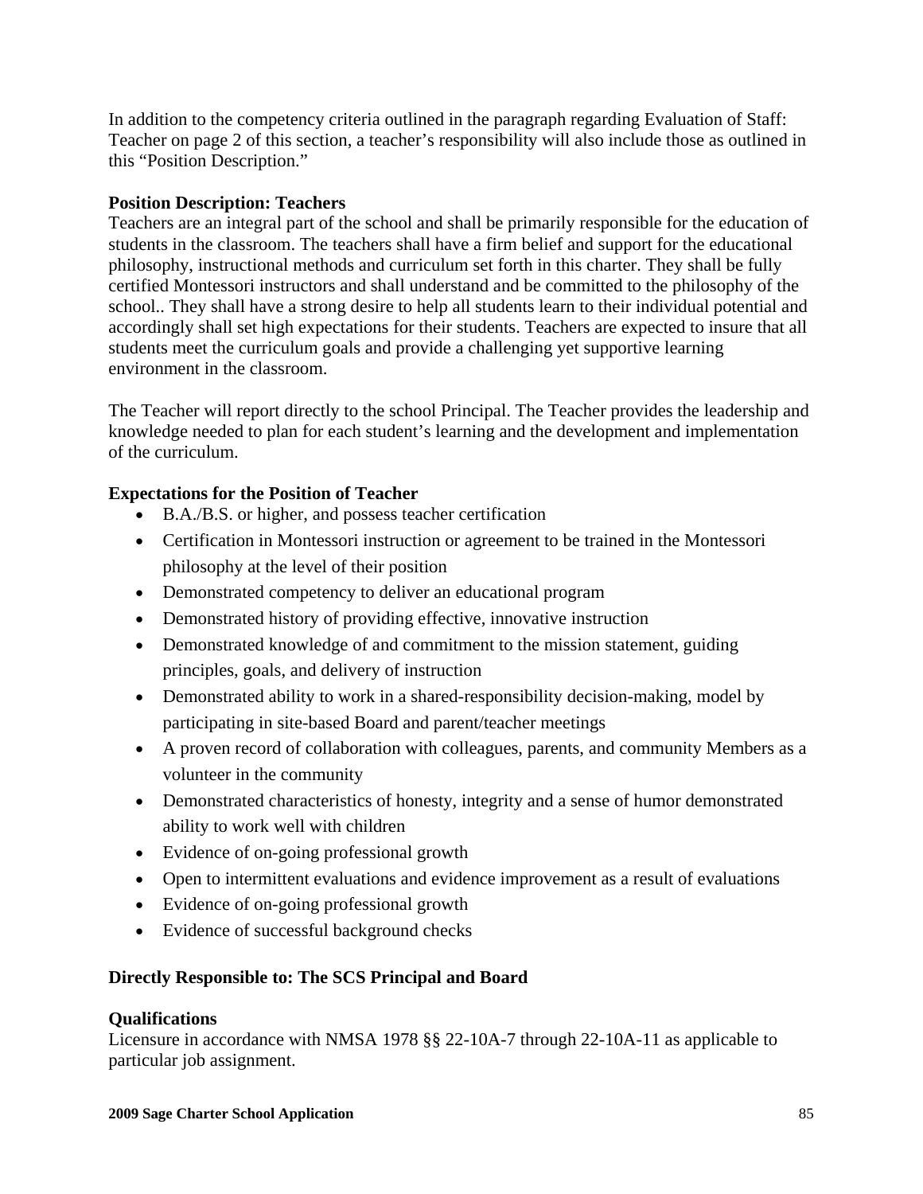In addition to the competency criteria outlined in the paragraph regarding Evaluation of Staff: Teacher on page 2 of this section, a teacher's responsibility will also include those as outlined in this "Position Description."

**Position Description: Teachers**

Teachers are an integral part of the school and shall be primarily responsible for the education of students in the classroom. The teachers shall have a firm belief and support for the educational philosophy, instructional methods and curriculum set forth in this charter. They shall be fully certified Montessori instructors and shall understand and be committed to the philosophy of the school.. They shall have a strong desire to help all students learn to their individual potential and accordingly shall set high expectations for their students. Teachers are expected to insure that all students meet the curriculum goals and provide a challenging yet supportive learning environment in the classroom.

The Teacher will report directly to the school Principal. The Teacher provides the leadership and knowledge needed to plan for each student's learning and the development and implementation of the curriculum.

**Expectations for the Position of Teacher**

- B.A./B.S. or higher, and possess teacher certification
- Certification in Montessori instruction or agreement to be trained in the Montessori philosophy at the level of their position
- Demonstrated competency to deliver an educational program
- Demonstrated history of providing effective, innovative instruction
- Demonstrated knowledge of and commitment to the mission statement, guiding principles, goals, and delivery of instruction
- Demonstrated ability to work in a shared-responsibility decision-making, model by participating in site-based Board and parent/teacher meetings
- A proven record of collaboration with colleagues, parents, and community Members as a volunteer in the community
- Demonstrated characteristics of honesty, integrity and a sense of humor demonstrated ability to work well with children
- Evidence of on-going professional growth
- Open to intermittent evaluations and evidence improvement as a result of evaluations
- Evidence of on-going professional growth
- Evidence of successful background checks

**Directly Responsible to: The SCS Principal and Board**

**Qualifications**

Licensure in accordance with NMSA 1978 §§ 22-10A-7 through 22-10A-11 as applicable to particular job assignment.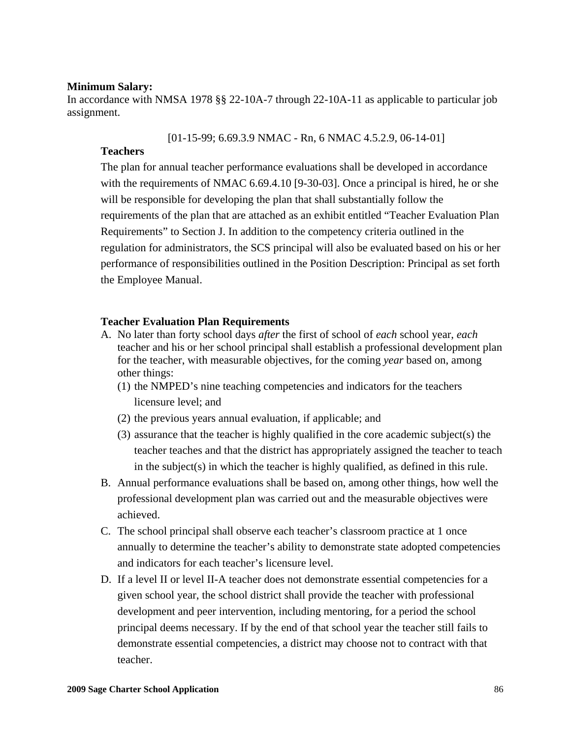**Minimum Salary:**
In accordance with NMSA 1978 §§ 22-10A-7 through 22-10A-11 as applicable to particular job assignment.

[01-15-99; 6.69.3.9 NMAC - Rn, 6 NMAC 4.5.2.9, 06-14-01]

**Teachers**

The plan for annual teacher performance evaluations shall be developed in accordance with the requirements of NMAC 6.69.4.10 [9-30-03]. Once a principal is hired, he or she will be responsible for developing the plan that shall substantially follow the requirements of the plan that are attached as an exhibit entitled "Teacher Evaluation Plan Requirements" to Section J. In addition to the competency criteria outlined in the regulation for administrators, the SCS principal will also be evaluated based on his or her performance of responsibilities outlined in the Position Description: Principal as set forth the Employee Manual.

**Teacher Evaluation Plan Requirements**

A. No later than forty school days *after* the first of school of *each* school year, *each* teacher and his or her school principal shall establish a professional development plan for the teacher, with measurable objectives, for the coming *year* based on, among other things:
   (1) the NMPED's nine teaching competencies and indicators for the teachers licensure level; and
   (2) the previous years annual evaluation, if applicable; and
   (3) assurance that the teacher is highly qualified in the core academic subject(s) the teacher teaches and that the district has appropriately assigned the teacher to teach in the subject(s) in which the teacher is highly qualified, as defined in this rule.
B. Annual performance evaluations shall be based on, among other things, how well the professional development plan was carried out and the measurable objectives were achieved.
C. The school principal shall observe each teacher's classroom practice at 1 once annually to determine the teacher's ability to demonstrate state adopted competencies and indicators for each teacher's licensure level.
D. If a level II or level II-A teacher does not demonstrate essential competencies for a given school year, the school district shall provide the teacher with professional development and peer intervention, including mentoring, for a period the school principal deems necessary. If by the end of that school year the teacher still fails to demonstrate essential competencies, a district may choose not to contract with that teacher.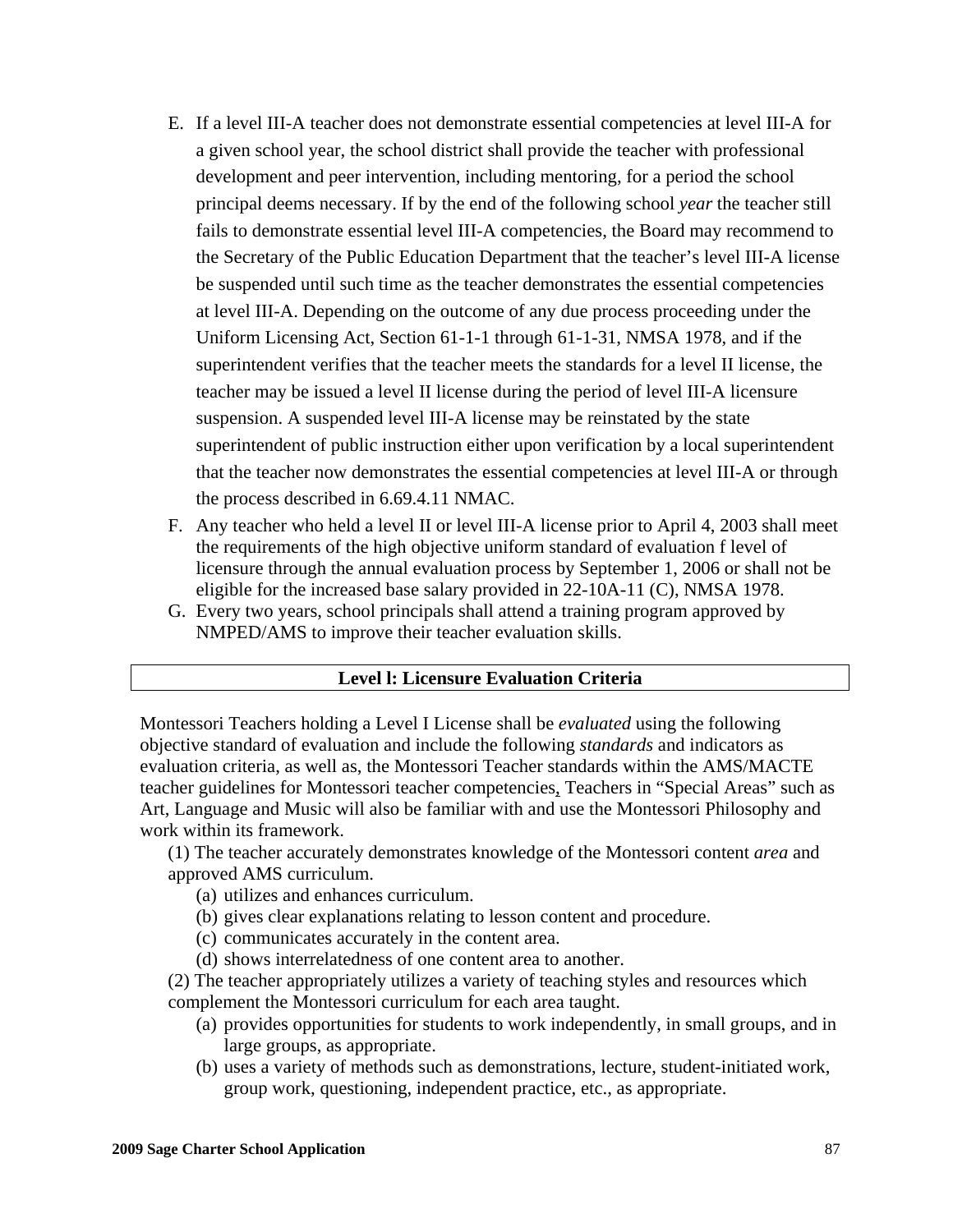E. If a level III-A teacher does not demonstrate essential competencies at level III-A for a given school year, the school district shall provide the teacher with professional development and peer intervention, including mentoring, for a period the school principal deems necessary. If by the end of the following school *year* the teacher still fails to demonstrate essential level III-A competencies, the Board may recommend to the Secretary of the Public Education Department that the teacher's level III-A license be suspended until such time as the teacher demonstrates the essential competencies at level III-A. Depending on the outcome of any due process proceeding under the Uniform Licensing Act, Section 61-1-1 through 61-1-31, NMSA 1978, and if the superintendent verifies that the teacher meets the standards for a level II license, the teacher may be issued a level II license during the period of level III-A licensure suspension. A suspended level III-A license may be reinstated by the state superintendent of public instruction either upon verification by a local superintendent that the teacher now demonstrates the essential competencies at level III-A or through the process described in 6.69.4.11 NMAC.

F. Any teacher who held a level II or level III-A license prior to April 4, 2003 shall meet the requirements of the high objective uniform standard of evaluation f level of licensure through the annual evaluation process by September 1, 2006 or shall not be eligible for the increased base salary provided in 22-10A-11 (C), NMSA 1978.

G. Every two years, school principals shall attend a training program approved by NMPED/AMS to improve their teacher evaluation skills.

## Level l: Licensure Evaluation Criteria

Montessori Teachers holding a Level I License shall be *evaluated* using the following objective standard of evaluation and include the following *standards* and indicators as evaluation criteria, as well as, the Montessori Teacher standards within the AMS/MACTE teacher guidelines for Montessori teacher competencies, Teachers in "Special Areas" such as Art, Language and Music will also be familiar with and use the Montessori Philosophy and work within its framework.

(1) The teacher accurately demonstrates knowledge of the Montessori content *area* and approved AMS curriculum.

- (a) utilizes and enhances curriculum.
- (b) gives clear explanations relating to lesson content and procedure.
- (c) communicates accurately in the content area.
- (d) shows interrelatedness of one content area to another.

(2) The teacher appropriately utilizes a variety of teaching styles and resources which complement the Montessori curriculum for each area taught.

- (a) provides opportunities for students to work independently, in small groups, and in large groups, as appropriate.
- (b) uses a variety of methods such as demonstrations, lecture, student-initiated work, group work, questioning, independent practice, etc., as appropriate.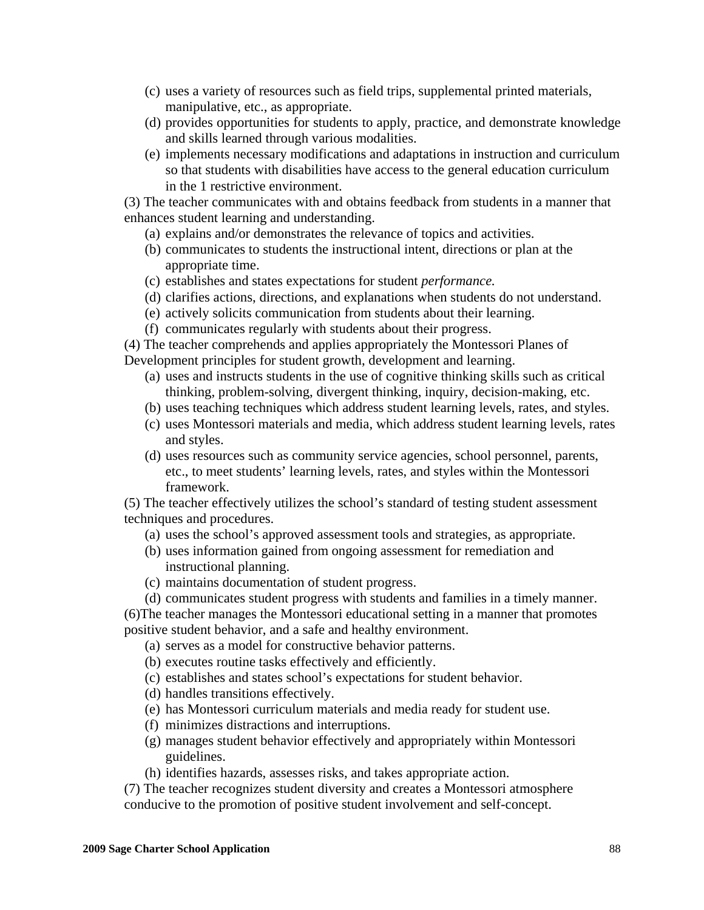(c) uses a variety of resources such as field trips, supplemental printed materials, manipulative, etc., as appropriate.
(d) provides opportunities for students to apply, practice, and demonstrate knowledge and skills learned through various modalities.
(e) implements necessary modifications and adaptations in instruction and curriculum so that students with disabilities have access to the general education curriculum in the 1 restrictive environment.

(3) The teacher communicates with and obtains feedback from students in a manner that enhances student learning and understanding.
(a) explains and/or demonstrates the relevance of topics and activities.
(b) communicates to students the instructional intent, directions or plan at the appropriate time.
(c) establishes and states expectations for student *performance.*
(d) clarifies actions, directions, and explanations when students do not understand.
(e) actively solicits communication from students about their learning.
(f) communicates regularly with students about their progress.

(4) The teacher comprehends and applies appropriately the Montessori Planes of Development principles for student growth, development and learning.
(a) uses and instructs students in the use of cognitive thinking skills such as critical thinking, problem-solving, divergent thinking, inquiry, decision-making, etc.
(b) uses teaching techniques which address student learning levels, rates, and styles.
(c) uses Montessori materials and media, which address student learning levels, rates and styles.
(d) uses resources such as community service agencies, school personnel, parents, etc., to meet students' learning levels, rates, and styles within the Montessori framework.

(5) The teacher effectively utilizes the school's standard of testing student assessment techniques and procedures.
(a) uses the school's approved assessment tools and strategies, as appropriate.
(b) uses information gained from ongoing assessment for remediation and instructional planning.
(c) maintains documentation of student progress.
(d) communicates student progress with students and families in a timely manner.

(6)The teacher manages the Montessori educational setting in a manner that promotes positive student behavior, and a safe and healthy environment.
(a) serves as a model for constructive behavior patterns.
(b) executes routine tasks effectively and efficiently.
(c) establishes and states school's expectations for student behavior.
(d) handles transitions effectively.
(e) has Montessori curriculum materials and media ready for student use.
(f) minimizes distractions and interruptions.
(g) manages student behavior effectively and appropriately within Montessori guidelines.
(h) identifies hazards, assesses risks, and takes appropriate action.

(7) The teacher recognizes student diversity and creates a Montessori atmosphere conducive to the promotion of positive student involvement and self-concept.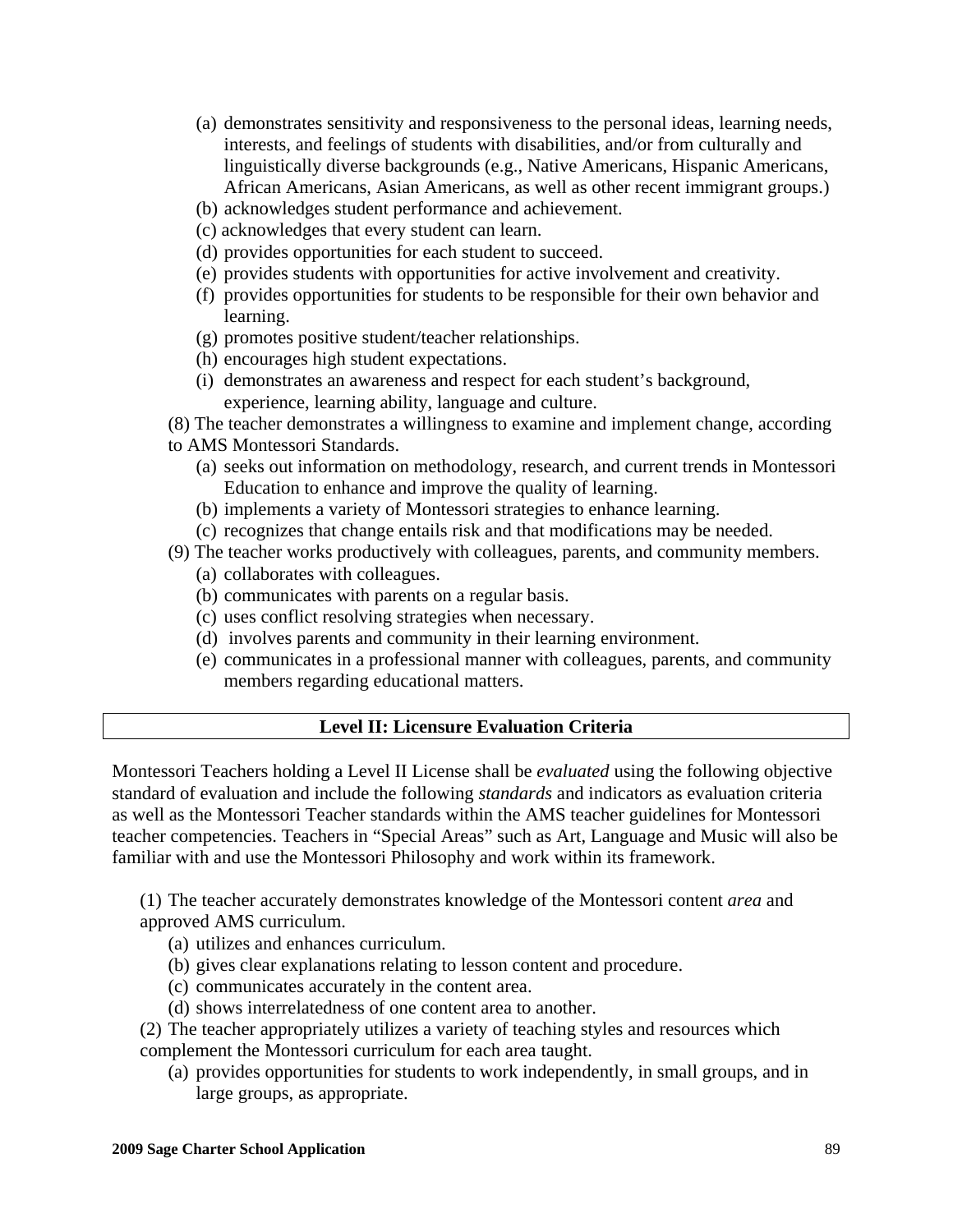(a) demonstrates sensitivity and responsiveness to the personal ideas, learning needs, interests, and feelings of students with disabilities, and/or from culturally and linguistically diverse backgrounds (e.g., Native Americans, Hispanic Americans, African Americans, Asian Americans, as well as other recent immigrant groups.)
(b) acknowledges student performance and achievement.
(c) acknowledges that every student can learn.
(d) provides opportunities for each student to succeed.
(e) provides students with opportunities for active involvement and creativity.
(f) provides opportunities for students to be responsible for their own behavior and learning.
(g) promotes positive student/teacher relationships.
(h) encourages high student expectations.
(i) demonstrates an awareness and respect for each student's background, experience, learning ability, language and culture.

(8) The teacher demonstrates a willingness to examine and implement change, according to AMS Montessori Standards.
(a) seeks out information on methodology, research, and current trends in Montessori Education to enhance and improve the quality of learning.
(b) implements a variety of Montessori strategies to enhance learning.
(c) recognizes that change entails risk and that modifications may be needed.

(9) The teacher works productively with colleagues, parents, and community members.
(a) collaborates with colleagues.
(b) communicates with parents on a regular basis.
(c) uses conflict resolving strategies when necessary.
(d) involves parents and community in their learning environment.
(e) communicates in a professional manner with colleagues, parents, and community members regarding educational matters.

## Level II: Licensure Evaluation Criteria

Montessori Teachers holding a Level II License shall be *evaluated* using the following objective standard of evaluation and include the following *standards* and indicators as evaluation criteria as well as the Montessori Teacher standards within the AMS teacher guidelines for Montessori teacher competencies. Teachers in "Special Areas" such as Art, Language and Music will also be familiar with and use the Montessori Philosophy and work within its framework.

(1) The teacher accurately demonstrates knowledge of the Montessori content *area* and approved AMS curriculum.
(a) utilizes and enhances curriculum.
(b) gives clear explanations relating to lesson content and procedure.
(c) communicates accurately in the content area.
(d) shows interrelatedness of one content area to another.

(2) The teacher appropriately utilizes a variety of teaching styles and resources which complement the Montessori curriculum for each area taught.
(a) provides opportunities for students to work independently, in small groups, and in large groups, as appropriate.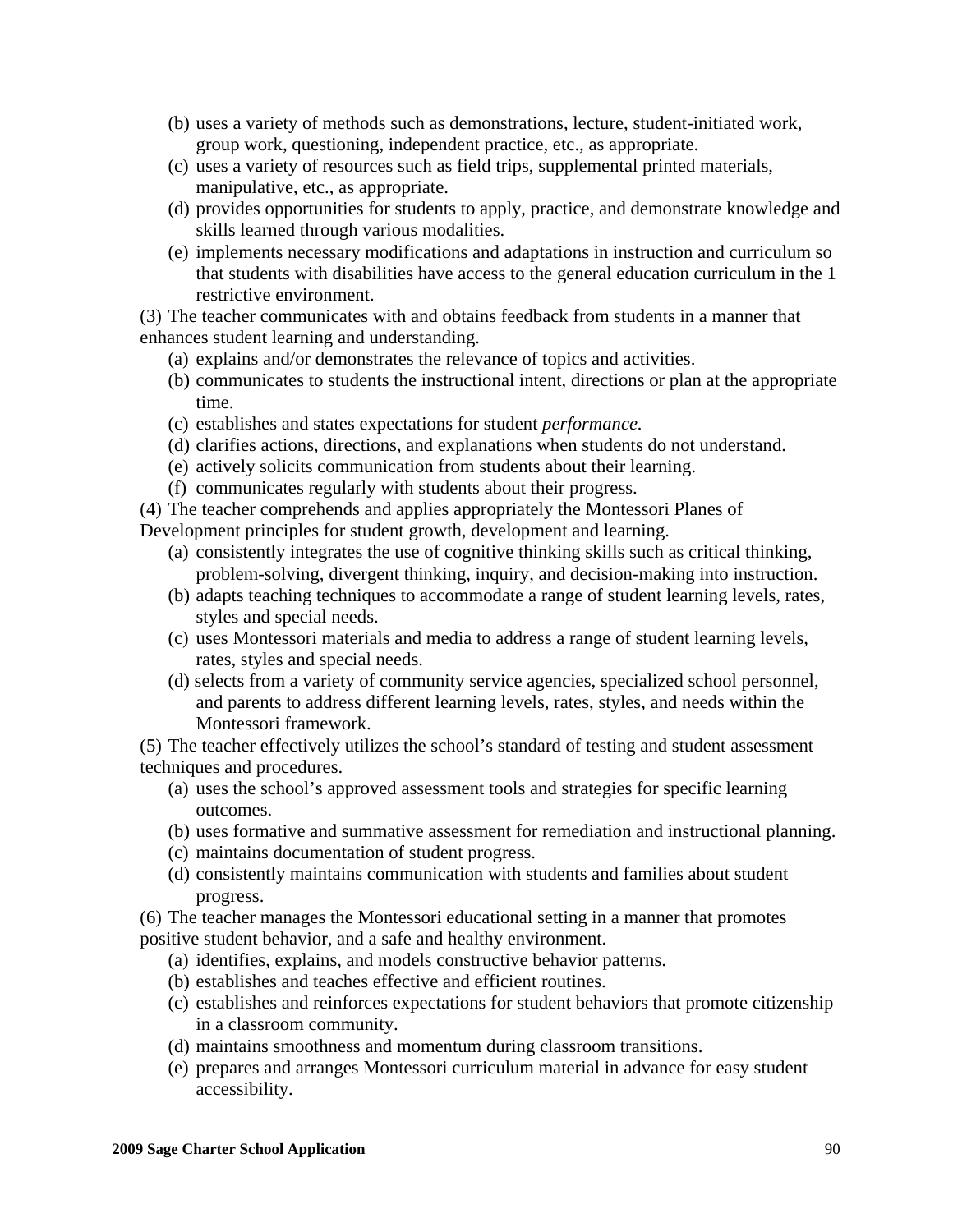(b) uses a variety of methods such as demonstrations, lecture, student-initiated work, group work, questioning, independent practice, etc., as appropriate.
(c) uses a variety of resources such as field trips, supplemental printed materials, manipulative, etc., as appropriate.
(d) provides opportunities for students to apply, practice, and demonstrate knowledge and skills learned through various modalities.
(e) implements necessary modifications and adaptations in instruction and curriculum so that students with disabilities have access to the general education curriculum in the 1 restrictive environment.

(3) The teacher communicates with and obtains feedback from students in a manner that enhances student learning and understanding.

(a) explains and/or demonstrates the relevance of topics and activities.
(b) communicates to students the instructional intent, directions or plan at the appropriate time.
(c) establishes and states expectations for student *performance.*
(d) clarifies actions, directions, and explanations when students do not understand.
(e) actively solicits communication from students about their learning.
(f) communicates regularly with students about their progress.

(4) The teacher comprehends and applies appropriately the Montessori Planes of Development principles for student growth, development and learning.

(a) consistently integrates the use of cognitive thinking skills such as critical thinking, problem-solving, divergent thinking, inquiry, and decision-making into instruction.
(b) adapts teaching techniques to accommodate a range of student learning levels, rates, styles and special needs.
(c) uses Montessori materials and media to address a range of student learning levels, rates, styles and special needs.
(d) selects from a variety of community service agencies, specialized school personnel, and parents to address different learning levels, rates, styles, and needs within the Montessori framework.

(5) The teacher effectively utilizes the school's standard of testing and student assessment techniques and procedures.

(a) uses the school's approved assessment tools and strategies for specific learning outcomes.
(b) uses formative and summative assessment for remediation and instructional planning.
(c) maintains documentation of student progress.
(d) consistently maintains communication with students and families about student progress.

(6) The teacher manages the Montessori educational setting in a manner that promotes positive student behavior, and a safe and healthy environment.

(a) identifies, explains, and models constructive behavior patterns.
(b) establishes and teaches effective and efficient routines.
(c) establishes and reinforces expectations for student behaviors that promote citizenship in a classroom community.
(d) maintains smoothness and momentum during classroom transitions.
(e) prepares and arranges Montessori curriculum material in advance for easy student accessibility.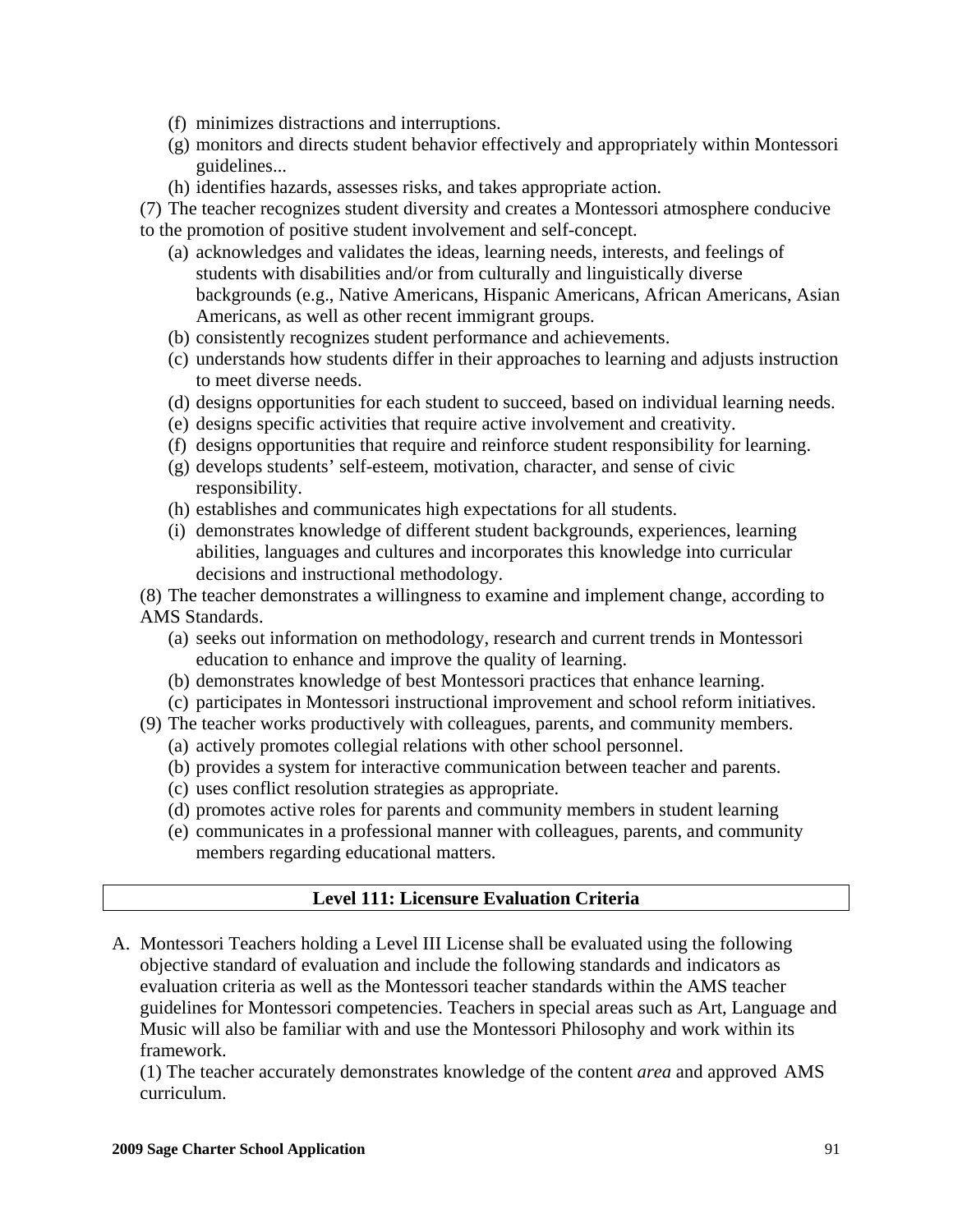(f) minimizes distractions and interruptions.

(g) monitors and directs student behavior effectively and appropriately within Montessori guidelines...

(h) identifies hazards, assesses risks, and takes appropriate action.

(7) The teacher recognizes student diversity and creates a Montessori atmosphere conducive to the promotion of positive student involvement and self-concept.

(a) acknowledges and validates the ideas, learning needs, interests, and feelings of students with disabilities and/or from culturally and linguistically diverse backgrounds (e.g., Native Americans, Hispanic Americans, African Americans, Asian Americans, as well as other recent immigrant groups.

(b) consistently recognizes student performance and achievements.

(c) understands how students differ in their approaches to learning and adjusts instruction to meet diverse needs.

(d) designs opportunities for each student to succeed, based on individual learning needs.

(e) designs specific activities that require active involvement and creativity.

(f) designs opportunities that require and reinforce student responsibility for learning.

(g) develops students' self-esteem, motivation, character, and sense of civic responsibility.

(h) establishes and communicates high expectations for all students.

(i) demonstrates knowledge of different student backgrounds, experiences, learning abilities, languages and cultures and incorporates this knowledge into curricular decisions and instructional methodology.

(8) The teacher demonstrates a willingness to examine and implement change, according to AMS Standards.

(a) seeks out information on methodology, research and current trends in Montessori education to enhance and improve the quality of learning.

(b) demonstrates knowledge of best Montessori practices that enhance learning.

(c) participates in Montessori instructional improvement and school reform initiatives.

(9) The teacher works productively with colleagues, parents, and community members.

(a) actively promotes collegial relations with other school personnel.

(b) provides a system for interactive communication between teacher and parents.

(c) uses conflict resolution strategies as appropriate.

(d) promotes active roles for parents and community members in student learning

(e) communicates in a professional manner with colleagues, parents, and community members regarding educational matters.

## Level 111: Licensure Evaluation Criteria

A. Montessori Teachers holding a Level III License shall be evaluated using the following objective standard of evaluation and include the following standards and indicators as evaluation criteria as well as the Montessori teacher standards within the AMS teacher guidelines for Montessori competencies. Teachers in special areas such as Art, Language and Music will also be familiar with and use the Montessori Philosophy and work within its framework.

(1) The teacher accurately demonstrates knowledge of the content *area* and approved AMS curriculum.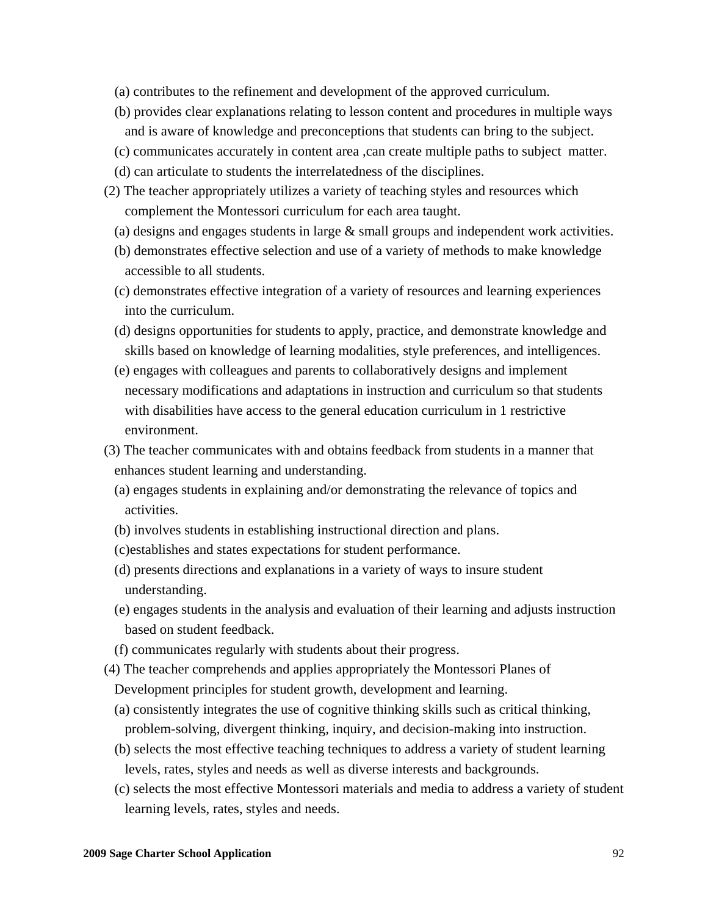(a) contributes to the refinement and development of the approved curriculum.

(b) provides clear explanations relating to lesson content and procedures in multiple ways and is aware of knowledge and preconceptions that students can bring to the subject.

(c) communicates accurately in content area ,can create multiple paths to subject matter.

(d) can articulate to students the interrelatedness of the disciplines.

(2) The teacher appropriately utilizes a variety of teaching styles and resources which complement the Montessori curriculum for each area taught.

(a) designs and engages students in large & small groups and independent work activities.

(b) demonstrates effective selection and use of a variety of methods to make knowledge accessible to all students.

(c) demonstrates effective integration of a variety of resources and learning experiences into the curriculum.

(d) designs opportunities for students to apply, practice, and demonstrate knowledge and skills based on knowledge of learning modalities, style preferences, and intelligences.

(e) engages with colleagues and parents to collaboratively designs and implement necessary modifications and adaptations in instruction and curriculum so that students with disabilities have access to the general education curriculum in 1 restrictive environment.

(3) The teacher communicates with and obtains feedback from students in a manner that enhances student learning and understanding.

(a) engages students in explaining and/or demonstrating the relevance of topics and activities.

(b) involves students in establishing instructional direction and plans.

(c)establishes and states expectations for student performance.

(d) presents directions and explanations in a variety of ways to insure student understanding.

(e) engages students in the analysis and evaluation of their learning and adjusts instruction based on student feedback.

(f) communicates regularly with students about their progress.

(4) The teacher comprehends and applies appropriately the Montessori Planes of Development principles for student growth, development and learning.

(a) consistently integrates the use of cognitive thinking skills such as critical thinking, problem-solving, divergent thinking, inquiry, and decision-making into instruction.

(b) selects the most effective teaching techniques to address a variety of student learning levels, rates, styles and needs as well as diverse interests and backgrounds.

(c) selects the most effective Montessori materials and media to address a variety of student learning levels, rates, styles and needs.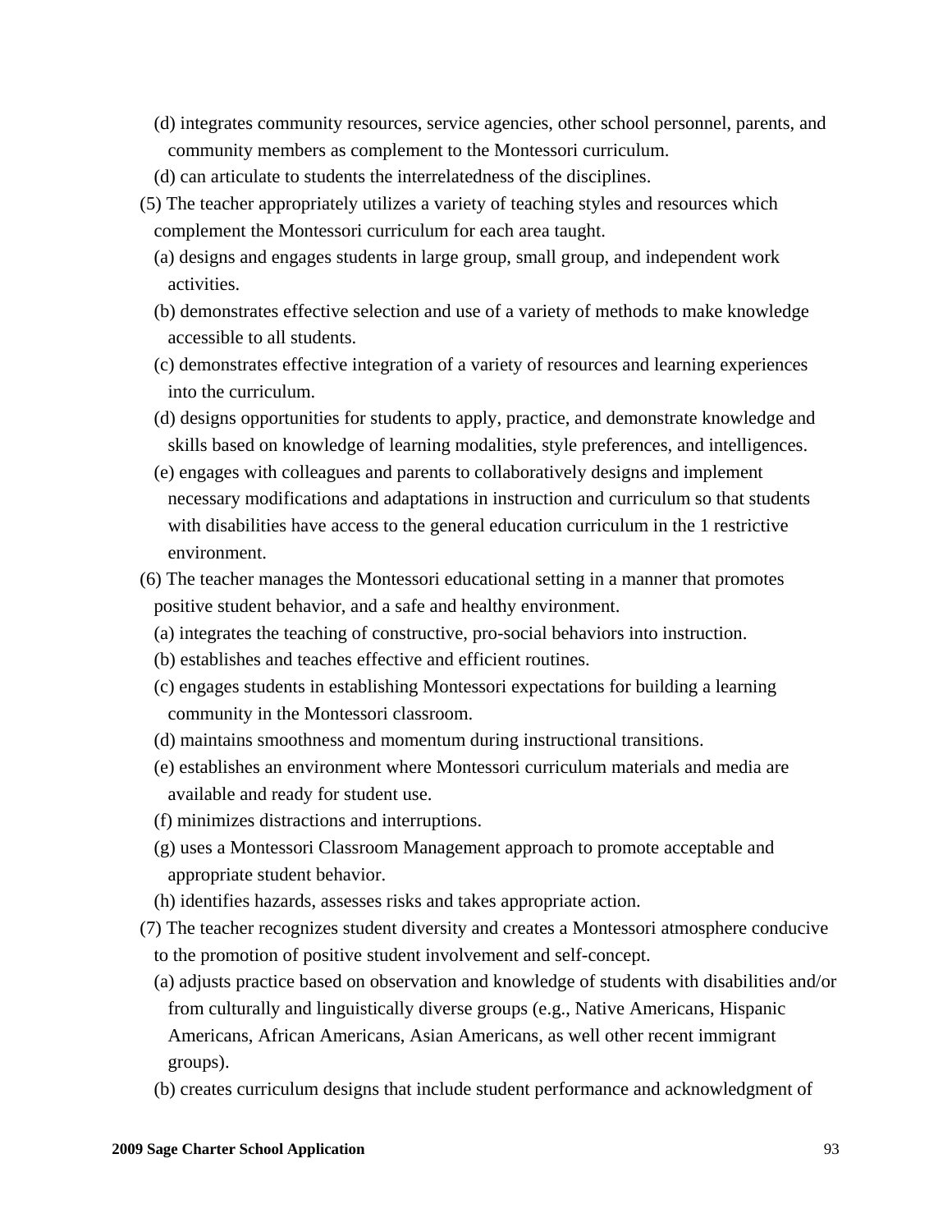(d) integrates community resources, service agencies, other school personnel, parents, and community members as complement to the Montessori curriculum.

(d) can articulate to students the interrelatedness of the disciplines.

(5) The teacher appropriately utilizes a variety of teaching styles and resources which complement the Montessori curriculum for each area taught.

(a) designs and engages students in large group, small group, and independent work activities.

(b) demonstrates effective selection and use of a variety of methods to make knowledge accessible to all students.

(c) demonstrates effective integration of a variety of resources and learning experiences into the curriculum.

(d) designs opportunities for students to apply, practice, and demonstrate knowledge and skills based on knowledge of learning modalities, style preferences, and intelligences.

(e) engages with colleagues and parents to collaboratively designs and implement necessary modifications and adaptations in instruction and curriculum so that students with disabilities have access to the general education curriculum in the 1 restrictive environment.

(6) The teacher manages the Montessori educational setting in a manner that promotes positive student behavior, and a safe and healthy environment.

(a) integrates the teaching of constructive, pro-social behaviors into instruction.

(b) establishes and teaches effective and efficient routines.

(c) engages students in establishing Montessori expectations for building a learning community in the Montessori classroom.

(d) maintains smoothness and momentum during instructional transitions.

(e) establishes an environment where Montessori curriculum materials and media are available and ready for student use.

(f) minimizes distractions and interruptions.

(g) uses a Montessori Classroom Management approach to promote acceptable and appropriate student behavior.

(h) identifies hazards, assesses risks and takes appropriate action.

(7) The teacher recognizes student diversity and creates a Montessori atmosphere conducive to the promotion of positive student involvement and self-concept.

(a) adjusts practice based on observation and knowledge of students with disabilities and/or from culturally and linguistically diverse groups (e.g., Native Americans, Hispanic Americans, African Americans, Asian Americans, as well other recent immigrant groups).

(b) creates curriculum designs that include student performance and acknowledgment of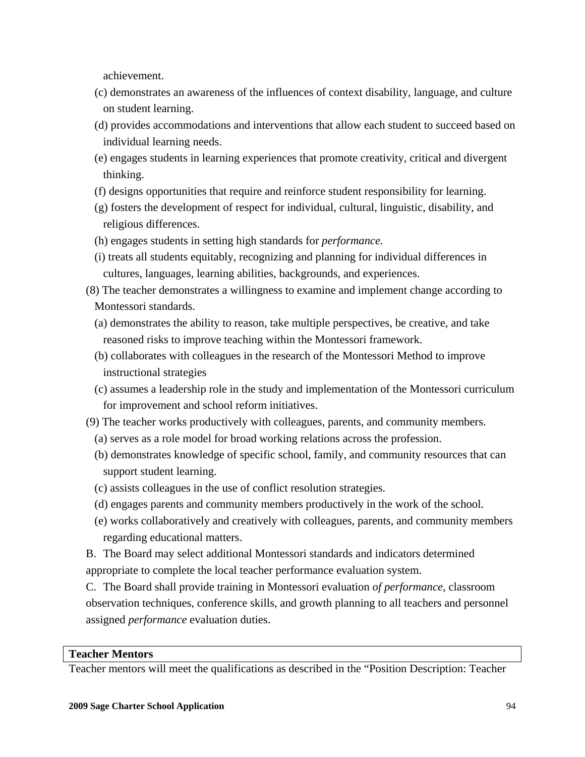achievement.

(c) demonstrates an awareness of the influences of context disability, language, and culture on student learning.

(d) provides accommodations and interventions that allow each student to succeed based on individual learning needs.

(e) engages students in learning experiences that promote creativity, critical and divergent thinking.

(f) designs opportunities that require and reinforce student responsibility for learning.

(g) fosters the development of respect for individual, cultural, linguistic, disability, and religious differences.

(h) engages students in setting high standards for *performance.*

(i) treats all students equitably, recognizing and planning for individual differences in cultures, languages, learning abilities, backgrounds, and experiences.

(8) The teacher demonstrates a willingness to examine and implement change according to Montessori standards.

(a) demonstrates the ability to reason, take multiple perspectives, be creative, and take reasoned risks to improve teaching within the Montessori framework.

(b) collaborates with colleagues in the research of the Montessori Method to improve instructional strategies

(c) assumes a leadership role in the study and implementation of the Montessori curriculum for improvement and school reform initiatives.

(9) The teacher works productively with colleagues, parents, and community members.

(a) serves as a role model for broad working relations across the profession.

(b) demonstrates knowledge of specific school, family, and community resources that can support student learning.

(c) assists colleagues in the use of conflict resolution strategies.

(d) engages parents and community members productively in the work of the school.

(e) works collaboratively and creatively with colleagues, parents, and community members regarding educational matters.

B. The Board may select additional Montessori standards and indicators determined appropriate to complete the local teacher performance evaluation system.

C. The Board shall provide training in Montessori evaluation *of performance*, classroom observation techniques, conference skills, and growth planning to all teachers and personnel assigned *performance* evaluation duties.

**Teacher Mentors**

Teacher mentors will meet the qualifications as described in the "Position Description: Teacher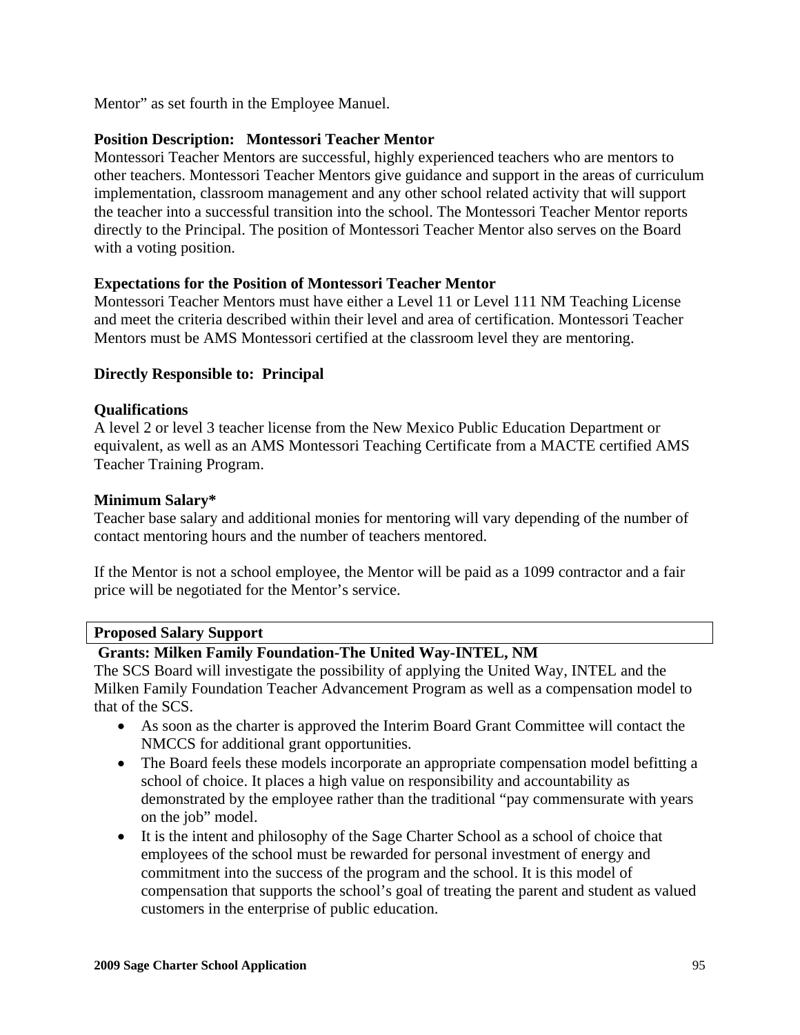Mentor" as set fourth in the Employee Manuel.

**Position Description: Montessori Teacher Mentor**
Montessori Teacher Mentors are successful, highly experienced teachers who are mentors to other teachers. Montessori Teacher Mentors give guidance and support in the areas of curriculum implementation, classroom management and any other school related activity that will support the teacher into a successful transition into the school. The Montessori Teacher Mentor reports directly to the Principal. The position of Montessori Teacher Mentor also serves on the Board with a voting position.

**Expectations for the Position of Montessori Teacher Mentor**
Montessori Teacher Mentors must have either a Level 11 or Level 111 NM Teaching License and meet the criteria described within their level and area of certification. Montessori Teacher Mentors must be AMS Montessori certified at the classroom level they are mentoring.

**Directly Responsible to: Principal**

**Qualifications**
A level 2 or level 3 teacher license from the New Mexico Public Education Department or equivalent, as well as an AMS Montessori Teaching Certificate from a MACTE certified AMS Teacher Training Program.

**Minimum Salary***
Teacher base salary and additional monies for mentoring will vary depending of the number of contact mentoring hours and the number of teachers mentored.

If the Mentor is not a school employee, the Mentor will be paid as a 1099 contractor and a fair price will be negotiated for the Mentor's service.

**Proposed Salary Support**

**Grants: Milken Family Foundation-The United Way-INTEL, NM**
The SCS Board will investigate the possibility of applying the United Way, INTEL and the Milken Family Foundation Teacher Advancement Program as well as a compensation model to that of the SCS.

- As soon as the charter is approved the Interim Board Grant Committee will contact the NMCCS for additional grant opportunities.
- The Board feels these models incorporate an appropriate compensation model befitting a school of choice. It places a high value on responsibility and accountability as demonstrated by the employee rather than the traditional "pay commensurate with years on the job" model.
- It is the intent and philosophy of the Sage Charter School as a school of choice that employees of the school must be rewarded for personal investment of energy and commitment into the success of the program and the school. It is this model of compensation that supports the school's goal of treating the parent and student as valued customers in the enterprise of public education.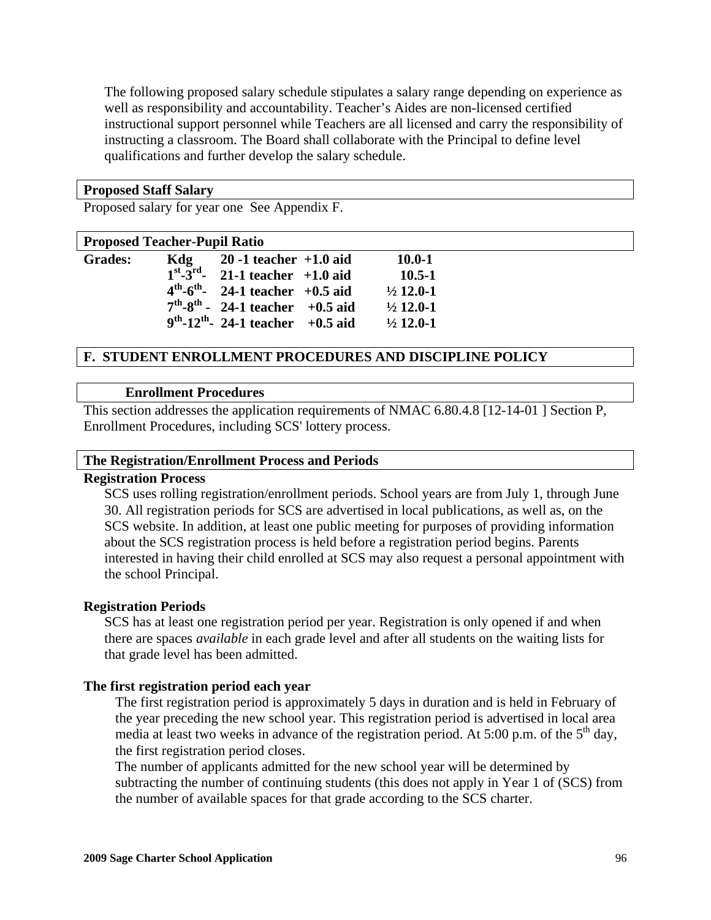The following proposed salary schedule stipulates a salary range depending on experience as well as responsibility and accountability. Teacher's Aides are non-licensed certified instructional support personnel while Teachers are all licensed and carry the responsibility of instructing a classroom. The Board shall collaborate with the Principal to define level qualifications and further develop the salary schedule.

**Proposed Staff Salary**

Proposed salary for year one See Appendix F.

**Proposed Teacher-Pupil Ratio**

| Grades: | | | |
|---|---|---|---|
| | Kdg | 20 -1 teacher +1.0 aid | 10.0-1 |
| | 1st-3rd- | 21-1 teacher +1.0 aid | 10.5-1 |
| | 4th-6th- | 24-1 teacher +0.5 aid | ½ 12.0-1 |
| | 7th-8th - | 24-1 teacher +0.5 aid | ½ 12.0-1 |
| | 9th-12th- | 24-1 teacher +0.5 aid | ½ 12.0-1 |

## F. STUDENT ENROLLMENT PROCEDURES AND DISCIPLINE POLICY

### Enrollment Procedures

This section addresses the application requirements of NMAC 6.80.4.8 [12-14-01 ] Section P, Enrollment Procedures, including SCS' lottery process.

### The Registration/Enrollment Process and Periods

**Registration Process**

SCS uses rolling registration/enrollment periods. School years are from July 1, through June 30. All registration periods for SCS are advertised in local publications, as well as, on the SCS website. In addition, at least one public meeting for purposes of providing information about the SCS registration process is held before a registration period begins. Parents interested in having their child enrolled at SCS may also request a personal appointment with the school Principal.

**Registration Periods**

SCS has at least one registration period per year. Registration is only opened if and when there are spaces *available* in each grade level and after all students on the waiting lists for that grade level has been admitted.

**The first registration period each year**

The first registration period is approximately 5 days in duration and is held in February of the year preceding the new school year. This registration period is advertised in local area media at least two weeks in advance of the registration period. At 5:00 p.m. of the 5th day, the first registration period closes.

The number of applicants admitted for the new school year will be determined by subtracting the number of continuing students (this does not apply in Year 1 of (SCS) from the number of available spaces for that grade according to the SCS charter.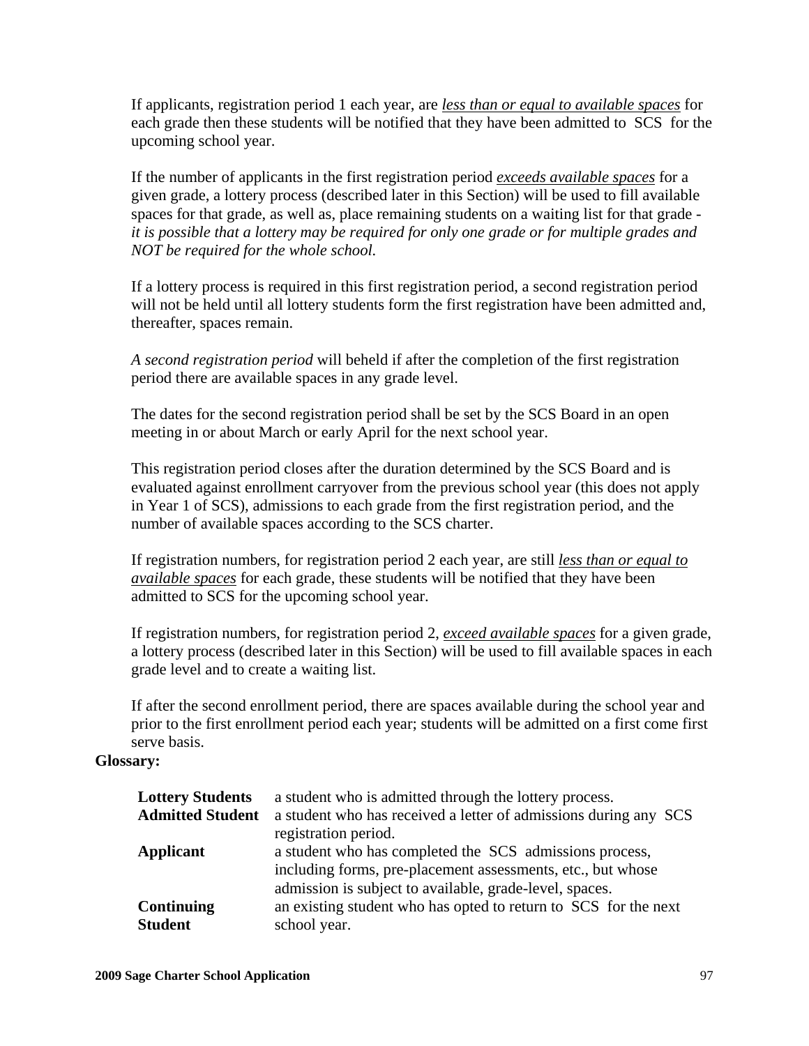If applicants, registration period 1 each year, are <u>*less than or equal to available spaces*</u> for each grade then these students will be notified that they have been admitted to SCS for the upcoming school year.

If the number of applicants in the first registration period <u>*exceeds available spaces*</u> for a given grade, a lottery process (described later in this Section) will be used to fill available spaces for that grade, as well as, place remaining students on a waiting list for that grade - *it is possible that a lottery may be required for only one grade or for multiple grades and NOT be required for the whole school.*

If a lottery process is required in this first registration period, a second registration period will not be held until all lottery students form the first registration have been admitted and, thereafter, spaces remain.

*A second registration period* will beheld if after the completion of the first registration period there are available spaces in any grade level.

The dates for the second registration period shall be set by the SCS Board in an open meeting in or about March or early April for the next school year.

This registration period closes after the duration determined by the SCS Board and is evaluated against enrollment carryover from the previous school year (this does not apply in Year 1 of SCS), admissions to each grade from the first registration period, and the number of available spaces according to the SCS charter.

If registration numbers, for registration period 2 each year, are still <u>*less than or equal to available spaces*</u> for each grade, these students will be notified that they have been admitted to SCS for the upcoming school year.

If registration numbers, for registration period 2, <u>*exceed available spaces*</u> for a given grade, a lottery process (described later in this Section) will be used to fill available spaces in each grade level and to create a waiting list.

If after the second enrollment period, there are spaces available during the school year and prior to the first enrollment period each year; students will be admitted on a first come first serve basis.

**Glossary:**

| | |
|---|---|
| **Lottery Students** | a student who is admitted through the lottery process. |
| **Admitted Student** | a student who has received a letter of admissions during any SCS registration period. |
| **Applicant** | a student who has completed the SCS admissions process, including forms, pre-placement assessments, etc., but whose admission is subject to available, grade-level, spaces. |
| **Continuing Student** | an existing student who has opted to return to SCS for the next school year. |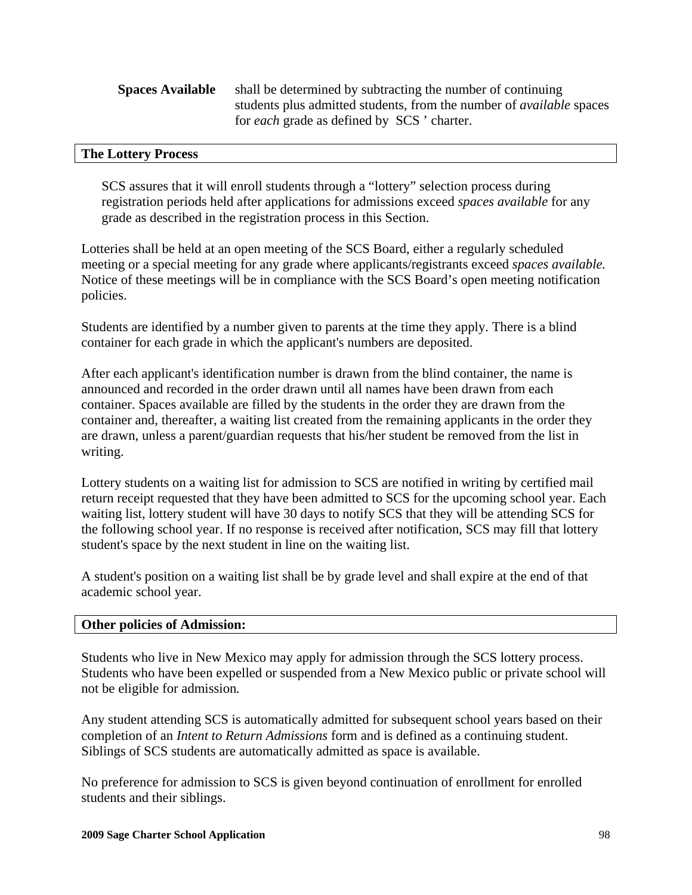**Spaces Available** shall be determined by subtracting the number of continuing students plus admitted students, from the number of *available* spaces for *each* grade as defined by SCS ' charter.

## The Lottery Process

SCS assures that it will enroll students through a "lottery" selection process during registration periods held after applications for admissions exceed *spaces available* for any grade as described in the registration process in this Section.

Lotteries shall be held at an open meeting of the SCS Board, either a regularly scheduled meeting or a special meeting for any grade where applicants/registrants exceed *spaces available.* Notice of these meetings will be in compliance with the SCS Board's open meeting notification policies.

Students are identified by a number given to parents at the time they apply. There is a blind container for each grade in which the applicant's numbers are deposited.

After each applicant's identification number is drawn from the blind container, the name is announced and recorded in the order drawn until all names have been drawn from each container. Spaces available are filled by the students in the order they are drawn from the container and, thereafter, a waiting list created from the remaining applicants in the order they are drawn, unless a parent/guardian requests that his/her student be removed from the list in writing.

Lottery students on a waiting list for admission to SCS are notified in writing by certified mail return receipt requested that they have been admitted to SCS for the upcoming school year. Each waiting list, lottery student will have 30 days to notify SCS that they will be attending SCS for the following school year. If no response is received after notification, SCS may fill that lottery student's space by the next student in line on the waiting list.

A student's position on a waiting list shall be by grade level and shall expire at the end of that academic school year.

## Other policies of Admission:

Students who live in New Mexico may apply for admission through the SCS lottery process. Students who have been expelled or suspended from a New Mexico public or private school will not be eligible for admission*.*

Any student attending SCS is automatically admitted for subsequent school years based on their completion of an *Intent to Return Admissions* form and is defined as a continuing student. Siblings of SCS students are automatically admitted as space is available.

No preference for admission to SCS is given beyond continuation of enrollment for enrolled students and their siblings.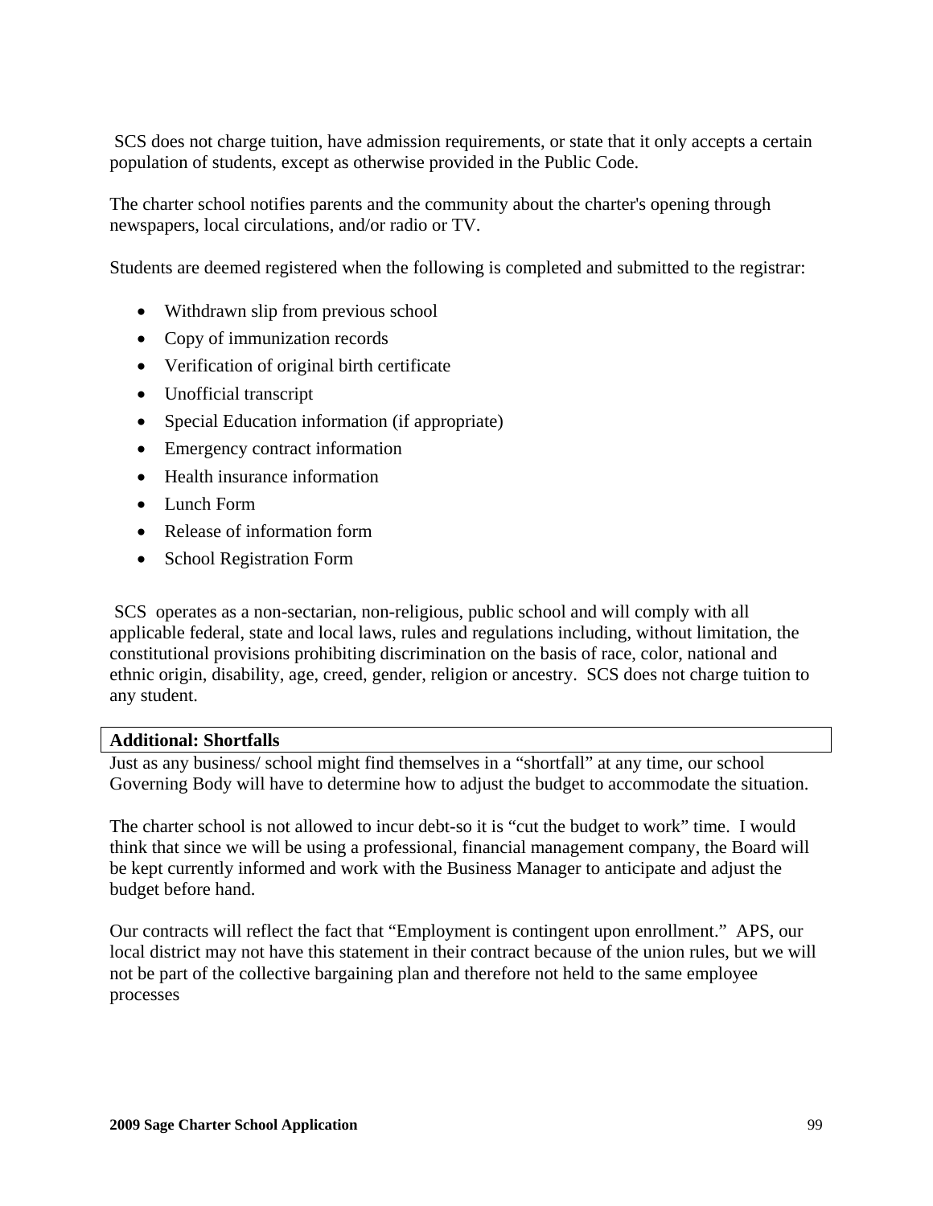SCS does not charge tuition, have admission requirements, or state that it only accepts a certain population of students, except as otherwise provided in the Public Code.

The charter school notifies parents and the community about the charter's opening through newspapers, local circulations, and/or radio or TV.

Students are deemed registered when the following is completed and submitted to the registrar:

- Withdrawn slip from previous school
- Copy of immunization records
- Verification of original birth certificate
- Unofficial transcript
- Special Education information (if appropriate)
- Emergency contract information
- Health insurance information
- Lunch Form
- Release of information form
- School Registration Form

SCS operates as a non-sectarian, non-religious, public school and will comply with all applicable federal, state and local laws, rules and regulations including, without limitation, the constitutional provisions prohibiting discrimination on the basis of race, color, national and ethnic origin, disability, age, creed, gender, religion or ancestry. SCS does not charge tuition to any student.

**Additional: Shortfalls**

Just as any business/ school might find themselves in a "shortfall" at any time, our school Governing Body will have to determine how to adjust the budget to accommodate the situation.

The charter school is not allowed to incur debt-so it is "cut the budget to work" time. I would think that since we will be using a professional, financial management company, the Board will be kept currently informed and work with the Business Manager to anticipate and adjust the budget before hand.

Our contracts will reflect the fact that "Employment is contingent upon enrollment." APS, our local district may not have this statement in their contract because of the union rules, but we will not be part of the collective bargaining plan and therefore not held to the same employee processes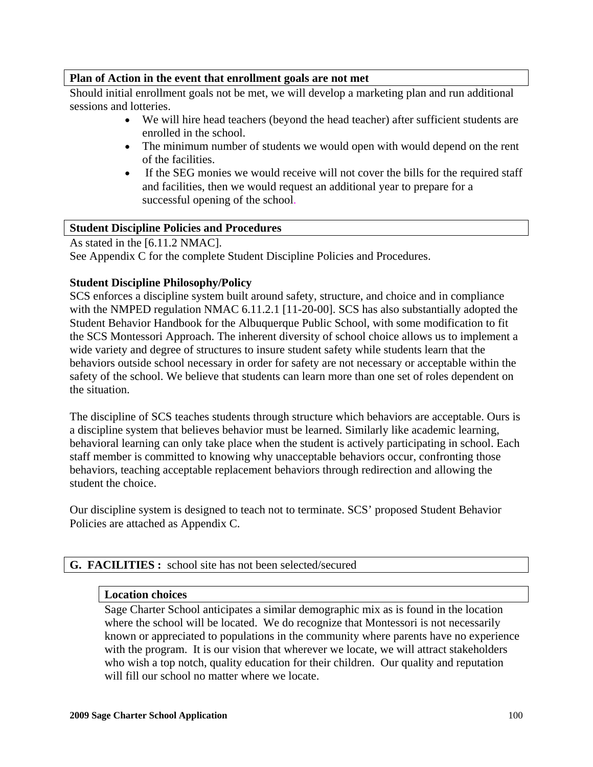**Plan of Action in the event that enrollment goals are not met**

Should initial enrollment goals not be met, we will develop a marketing plan and run additional sessions and lotteries.

- We will hire head teachers (beyond the head teacher) after sufficient students are enrolled in the school.
- The minimum number of students we would open with would depend on the rent of the facilities.
- If the SEG monies we would receive will not cover the bills for the required staff and facilities, then we would request an additional year to prepare for a successful opening of the school.

**Student Discipline Policies and Procedures**

As stated in the [6.11.2 NMAC].
See Appendix C for the complete Student Discipline Policies and Procedures.

**Student Discipline Philosophy/Policy**

SCS enforces a discipline system built around safety, structure, and choice and in compliance with the NMPED regulation NMAC 6.11.2.1 [11-20-00]. SCS has also substantially adopted the Student Behavior Handbook for the Albuquerque Public School, with some modification to fit the SCS Montessori Approach. The inherent diversity of school choice allows us to implement a wide variety and degree of structures to insure student safety while students learn that the behaviors outside school necessary in order for safety are not necessary or acceptable within the safety of the school. We believe that students can learn more than one set of roles dependent on the situation.

The discipline of SCS teaches students through structure which behaviors are acceptable. Ours is a discipline system that believes behavior must be learned. Similarly like academic learning, behavioral learning can only take place when the student is actively participating in school. Each staff member is committed to knowing why unacceptable behaviors occur, confronting those behaviors, teaching acceptable replacement behaviors through redirection and allowing the student the choice.

Our discipline system is designed to teach not to terminate. SCS' proposed Student Behavior Policies are attached as Appendix C.

**G. FACILITIES :** school site has not been selected/secured

**Location choices**

Sage Charter School anticipates a similar demographic mix as is found in the location where the school will be located. We do recognize that Montessori is not necessarily known or appreciated to populations in the community where parents have no experience with the program. It is our vision that wherever we locate, we will attract stakeholders who wish a top notch, quality education for their children. Our quality and reputation will fill our school no matter where we locate.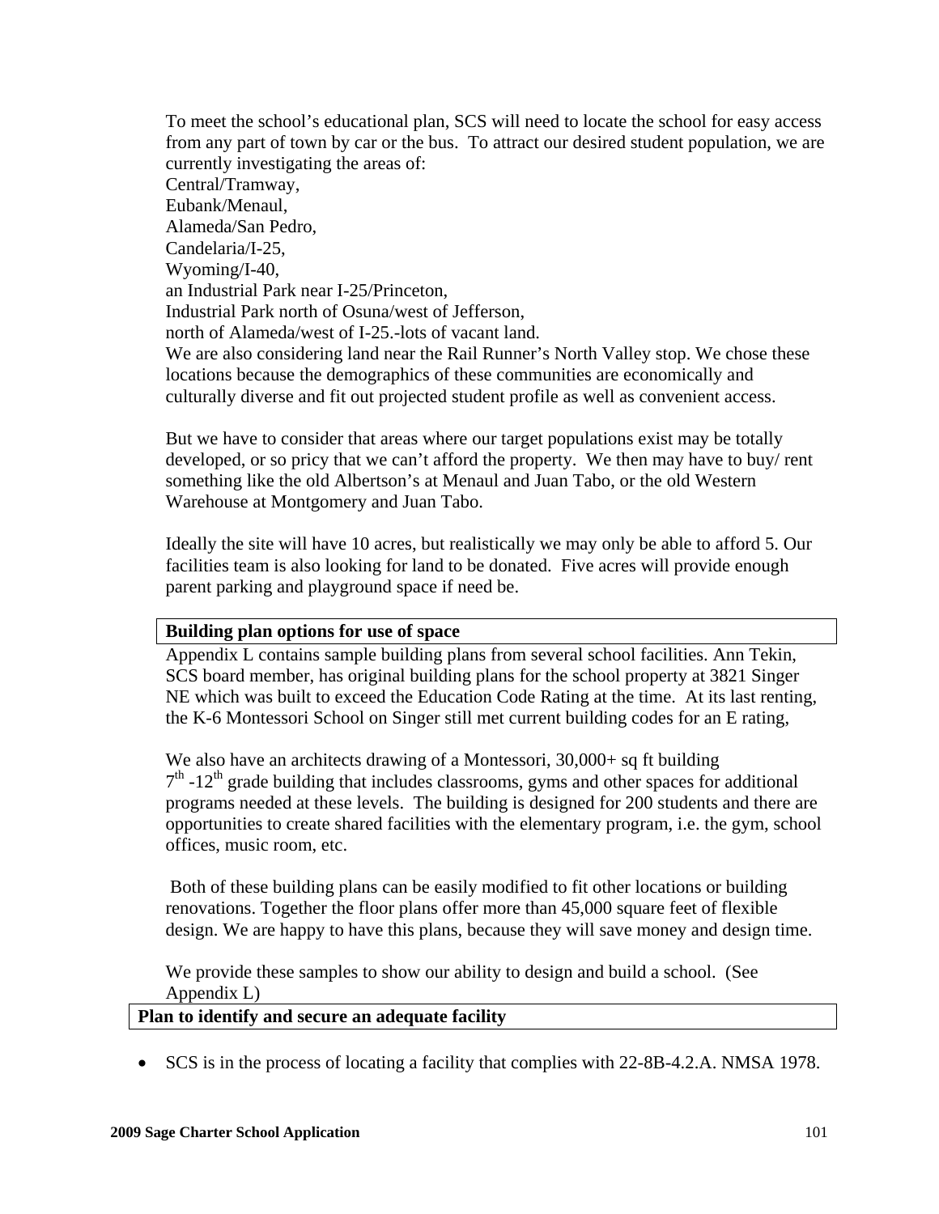To meet the school's educational plan, SCS will need to locate the school for easy access from any part of town by car or the bus. To attract our desired student population, we are currently investigating the areas of:

Central/Tramway,
Eubank/Menaul,
Alameda/San Pedro,
Candelaria/I-25,
Wyoming/I-40,
an Industrial Park near I-25/Princeton,
Industrial Park north of Osuna/west of Jefferson,
north of Alameda/west of I-25.-lots of vacant land.
We are also considering land near the Rail Runner's North Valley stop. We chose these locations because the demographics of these communities are economically and culturally diverse and fit out projected student profile as well as convenient access.

But we have to consider that areas where our target populations exist may be totally developed, or so pricy that we can't afford the property. We then may have to buy/ rent something like the old Albertson's at Menaul and Juan Tabo, or the old Western Warehouse at Montgomery and Juan Tabo.

Ideally the site will have 10 acres, but realistically we may only be able to afford 5. Our facilities team is also looking for land to be donated. Five acres will provide enough parent parking and playground space if need be.

**Building plan options for use of space**

Appendix L contains sample building plans from several school facilities. Ann Tekin, SCS board member, has original building plans for the school property at 3821 Singer NE which was built to exceed the Education Code Rating at the time. At its last renting, the K-6 Montessori School on Singer still met current building codes for an E rating,

We also have an architects drawing of a Montessori, 30,000+ sq ft building 7th -12th grade building that includes classrooms, gyms and other spaces for additional programs needed at these levels. The building is designed for 200 students and there are opportunities to create shared facilities with the elementary program, i.e. the gym, school offices, music room, etc.

Both of these building plans can be easily modified to fit other locations or building renovations. Together the floor plans offer more than 45,000 square feet of flexible design. We are happy to have this plans, because they will save money and design time.

We provide these samples to show our ability to design and build a school. (See Appendix L)

**Plan to identify and secure an adequate facility**

- SCS is in the process of locating a facility that complies with 22-8B-4.2.A. NMSA 1978.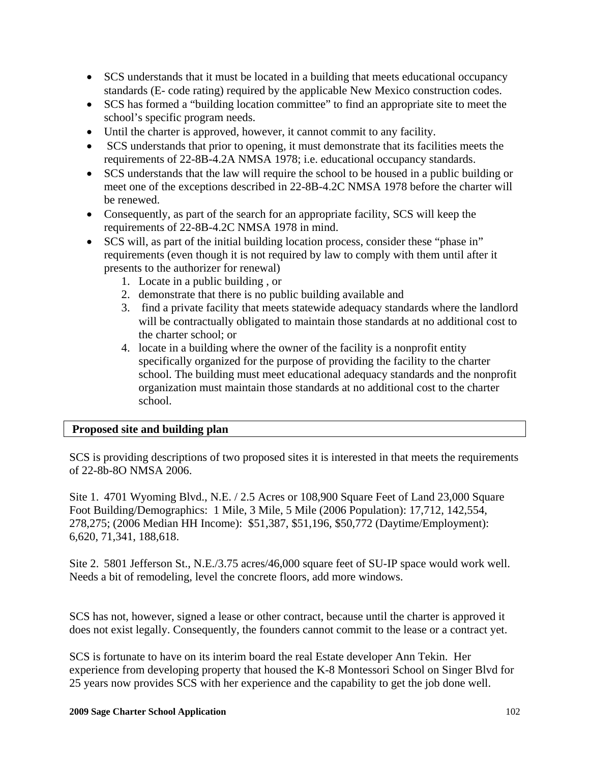- SCS understands that it must be located in a building that meets educational occupancy standards (E- code rating) required by the applicable New Mexico construction codes.
- SCS has formed a "building location committee" to find an appropriate site to meet the school's specific program needs.
- Until the charter is approved, however, it cannot commit to any facility.
- SCS understands that prior to opening, it must demonstrate that its facilities meets the requirements of 22-8B-4.2A NMSA 1978; i.e. educational occupancy standards.
- SCS understands that the law will require the school to be housed in a public building or meet one of the exceptions described in 22-8B-4.2C NMSA 1978 before the charter will be renewed.
- Consequently, as part of the search for an appropriate facility, SCS will keep the requirements of 22-8B-4.2C NMSA 1978 in mind.
- SCS will, as part of the initial building location process, consider these "phase in" requirements (even though it is not required by law to comply with them until after it presents to the authorizer for renewal)
    1. Locate in a public building , or
    2. demonstrate that there is no public building available and
    3. find a private facility that meets statewide adequacy standards where the landlord will be contractually obligated to maintain those standards at no additional cost to the charter school; or
    4. locate in a building where the owner of the facility is a nonprofit entity specifically organized for the purpose of providing the facility to the charter school. The building must meet educational adequacy standards and the nonprofit organization must maintain those standards at no additional cost to the charter school.

**Proposed site and building plan**

SCS is providing descriptions of two proposed sites it is interested in that meets the requirements of 22-8b-8O NMSA 2006.

Site 1. 4701 Wyoming Blvd., N.E. / 2.5 Acres or 108,900 Square Feet of Land 23,000 Square Foot Building/Demographics: 1 Mile, 3 Mile, 5 Mile (2006 Population): 17,712, 142,554, 278,275; (2006 Median HH Income): $51,387, $51,196, $50,772 (Daytime/Employment): 6,620, 71,341, 188,618.

Site 2. 5801 Jefferson St., N.E./3.75 acres/46,000 square feet of SU-IP space would work well. Needs a bit of remodeling, level the concrete floors, add more windows.

SCS has not, however, signed a lease or other contract, because until the charter is approved it does not exist legally. Consequently, the founders cannot commit to the lease or a contract yet.

SCS is fortunate to have on its interim board the real Estate developer Ann Tekin. Her experience from developing property that housed the K-8 Montessori School on Singer Blvd for 25 years now provides SCS with her experience and the capability to get the job done well.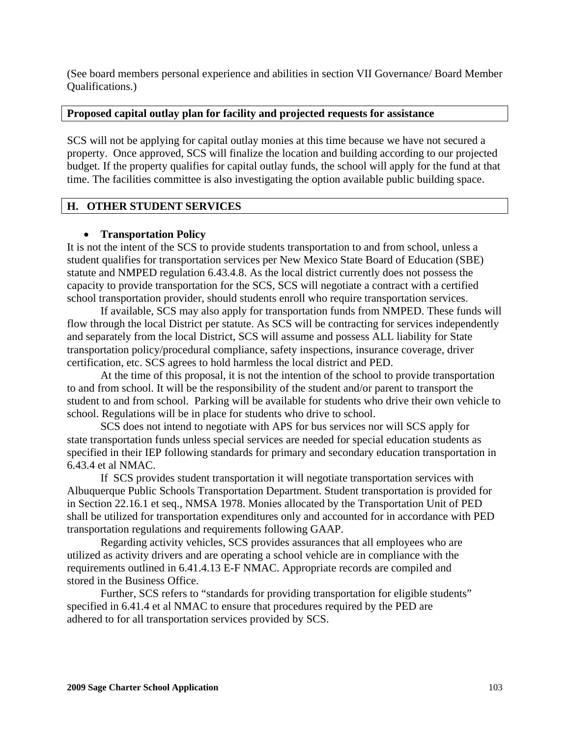(See board members personal experience and abilities in section VII Governance/ Board Member Qualifications.)

**Proposed capital outlay plan for facility and projected requests for assistance**

SCS will not be applying for capital outlay monies at this time because we have not secured a property. Once approved, SCS will finalize the location and building according to our projected budget. If the property qualifies for capital outlay funds, the school will apply for the fund at that time. The facilities committee is also investigating the option available public building space.

## H. OTHER STUDENT SERVICES

- **Transportation Policy**

It is not the intent of the SCS to provide students transportation to and from school, unless a student qualifies for transportation services per New Mexico State Board of Education (SBE) statute and NMPED regulation 6.43.4.8. As the local district currently does not possess the capacity to provide transportation for the SCS, SCS will negotiate a contract with a certified school transportation provider, should students enroll who require transportation services.

If available, SCS may also apply for transportation funds from NMPED. These funds will flow through the local District per statute. As SCS will be contracting for services independently and separately from the local District, SCS will assume and possess ALL liability for State transportation policy/procedural compliance, safety inspections, insurance coverage, driver certification, etc. SCS agrees to hold harmless the local district and PED.

At the time of this proposal, it is not the intention of the school to provide transportation to and from school. It will be the responsibility of the student and/or parent to transport the student to and from school. Parking will be available for students who drive their own vehicle to school. Regulations will be in place for students who drive to school.

SCS does not intend to negotiate with APS for bus services nor will SCS apply for state transportation funds unless special services are needed for special education students as specified in their IEP following standards for primary and secondary education transportation in 6.43.4 et al NMAC.

If SCS provides student transportation it will negotiate transportation services with Albuquerque Public Schools Transportation Department. Student transportation is provided for in Section 22.16.1 et seq., NMSA 1978. Monies allocated by the Transportation Unit of PED shall be utilized for transportation expenditures only and accounted for in accordance with PED transportation regulations and requirements following GAAP.

Regarding activity vehicles, SCS provides assurances that all employees who are utilized as activity drivers and are operating a school vehicle are in compliance with the requirements outlined in 6.41.4.13 E-F NMAC. Appropriate records are compiled and stored in the Business Office.

Further, SCS refers to "standards for providing transportation for eligible students" specified in 6.41.4 et al NMAC to ensure that procedures required by the PED are adhered to for all transportation services provided by SCS.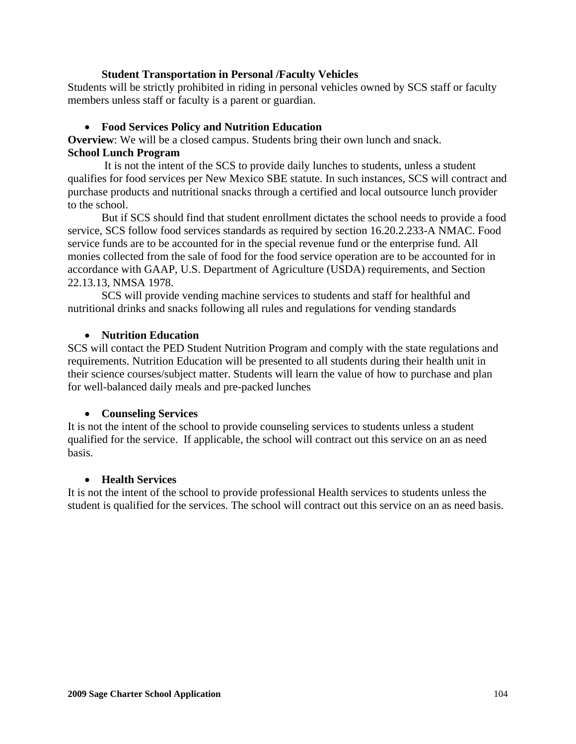**Student Transportation in Personal /Faculty Vehicles**

Students will be strictly prohibited in riding in personal vehicles owned by SCS staff or faculty members unless staff or faculty is a parent or guardian.

- **Food Services Policy and Nutrition Education**

**Overview**: We will be a closed campus. Students bring their own lunch and snack.

**School Lunch Program**

It is not the intent of the SCS to provide daily lunches to students, unless a student qualifies for food services per New Mexico SBE statute. In such instances, SCS will contract and purchase products and nutritional snacks through a certified and local outsource lunch provider to the school.

But if SCS should find that student enrollment dictates the school needs to provide a food service, SCS follow food services standards as required by section 16.20.2.233-A NMAC. Food service funds are to be accounted for in the special revenue fund or the enterprise fund. All monies collected from the sale of food for the food service operation are to be accounted for in accordance with GAAP, U.S. Department of Agriculture (USDA) requirements, and Section 22.13.13, NMSA 1978.

SCS will provide vending machine services to students and staff for healthful and nutritional drinks and snacks following all rules and regulations for vending standards

- **Nutrition Education**

SCS will contact the PED Student Nutrition Program and comply with the state regulations and requirements. Nutrition Education will be presented to all students during their health unit in their science courses/subject matter. Students will learn the value of how to purchase and plan for well-balanced daily meals and pre-packed lunches

- **Counseling Services**

It is not the intent of the school to provide counseling services to students unless a student qualified for the service. If applicable, the school will contract out this service on an as need basis.

- **Health Services**

It is not the intent of the school to provide professional Health services to students unless the student is qualified for the services. The school will contract out this service on an as need basis.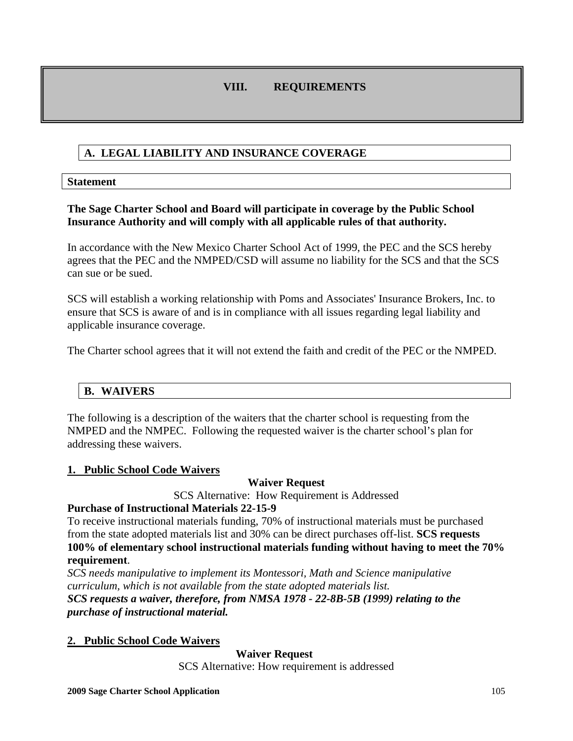# VIII. REQUIREMENTS

## A. LEGAL LIABILITY AND INSURANCE COVERAGE

### Statement

**The Sage Charter School and Board will participate in coverage by the Public School Insurance Authority and will comply with all applicable rules of that authority.**

In accordance with the New Mexico Charter School Act of 1999, the PEC and the SCS hereby agrees that the PEC and the NMPED/CSD will assume no liability for the SCS and that the SCS can sue or be sued.

SCS will establish a working relationship with Poms and Associates' Insurance Brokers, Inc. to ensure that SCS is aware of and is in compliance with all issues regarding legal liability and applicable insurance coverage.

The Charter school agrees that it will not extend the faith and credit of the PEC or the NMPED.

## B. WAIVERS

The following is a description of the waiters that the charter school is requesting from the NMPED and the NMPEC. Following the requested waiver is the charter school's plan for addressing these waivers.

**1. Public School Code Waivers**

**Waiver Request**

SCS Alternative: How Requirement is Addressed

**Purchase of Instructional Materials 22-15-9**

To receive instructional materials funding, 70% of instructional materials must be purchased from the state adopted materials list and 30% can be direct purchases off-list. **SCS requests 100% of elementary school instructional materials funding without having to meet the 70% requirement**.

*SCS needs manipulative to implement its Montessori, Math and Science manipulative curriculum, which is not available from the state adopted materials list.*

***SCS requests a waiver, therefore, from NMSA 1978 - 22-8B-5B (1999) relating to the purchase of instructional material.***

**2. Public School Code Waivers**

**Waiver Request**

SCS Alternative: How requirement is addressed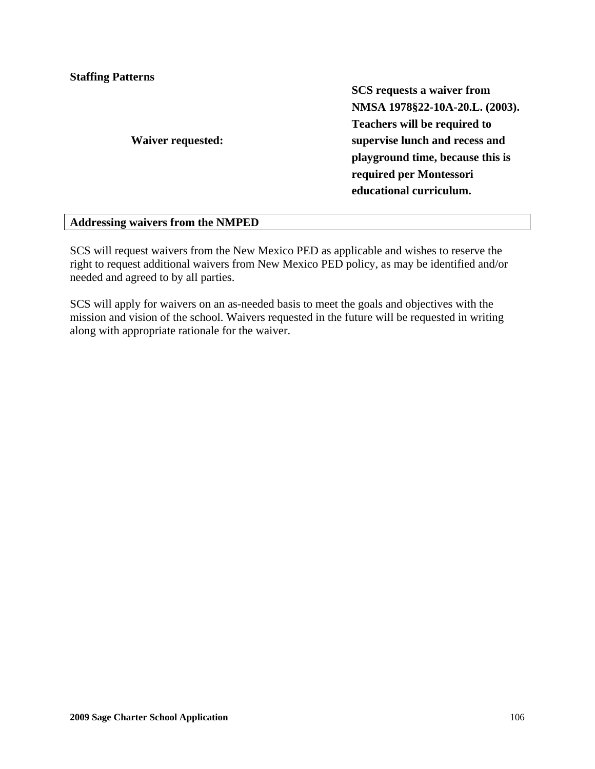**Staffing Patterns**

| | |
|---|---|
| **Waiver requested:** | **SCS requests a waiver from NMSA 1978§22-10A-20.L. (2003). Teachers will be required to supervise lunch and recess and playground time, because this is required per Montessori educational curriculum.** |

**Addressing waivers from the NMPED**

SCS will request waivers from the New Mexico PED as applicable and wishes to reserve the right to request additional waivers from New Mexico PED policy, as may be identified and/or needed and agreed to by all parties.

SCS will apply for waivers on an as-needed basis to meet the goals and objectives with the mission and vision of the school. Waivers requested in the future will be requested in writing along with appropriate rationale for the waiver.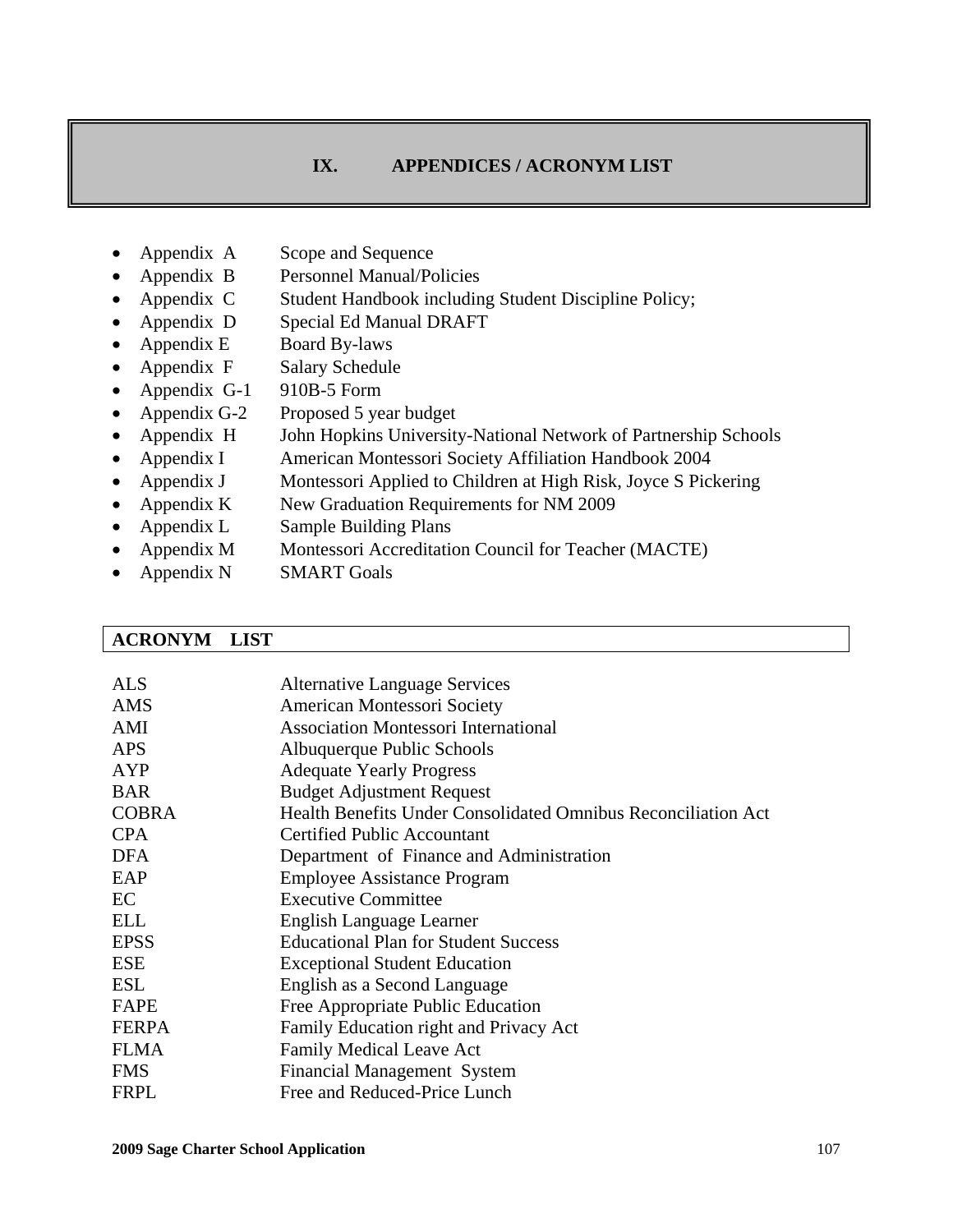# IX. APPENDICES / ACRONYM LIST

- Appendix A Scope and Sequence
- Appendix B Personnel Manual/Policies
- Appendix C Student Handbook including Student Discipline Policy;
- Appendix D Special Ed Manual DRAFT
- Appendix E Board By-laws
- Appendix F Salary Schedule
- Appendix G-1 910B-5 Form
- Appendix G-2 Proposed 5 year budget
- Appendix H John Hopkins University-National Network of Partnership Schools
- Appendix I American Montessori Society Affiliation Handbook 2004
- Appendix J Montessori Applied to Children at High Risk, Joyce S Pickering
- Appendix K New Graduation Requirements for NM 2009
- Appendix L Sample Building Plans
- Appendix M Montessori Accreditation Council for Teacher (MACTE)
- Appendix N SMART Goals

## ACRONYM LIST

| | |
|---|---|
| ALS | Alternative Language Services |
| AMS | American Montessori Society |
| AMI | Association Montessori International |
| APS | Albuquerque Public Schools |
| AYP | Adequate Yearly Progress |
| BAR | Budget Adjustment Request |
| COBRA | Health Benefits Under Consolidated Omnibus Reconciliation Act |
| CPA | Certified Public Accountant |
| DFA | Department of Finance and Administration |
| EAP | Employee Assistance Program |
| EC | Executive Committee |
| ELL | English Language Learner |
| EPSS | Educational Plan for Student Success |
| ESE | Exceptional Student Education |
| ESL | English as a Second Language |
| FAPE | Free Appropriate Public Education |
| FERPA | Family Education right and Privacy Act |
| FLMA | Family Medical Leave Act |
| FMS | Financial Management System |
| FRPL | Free and Reduced-Price Lunch |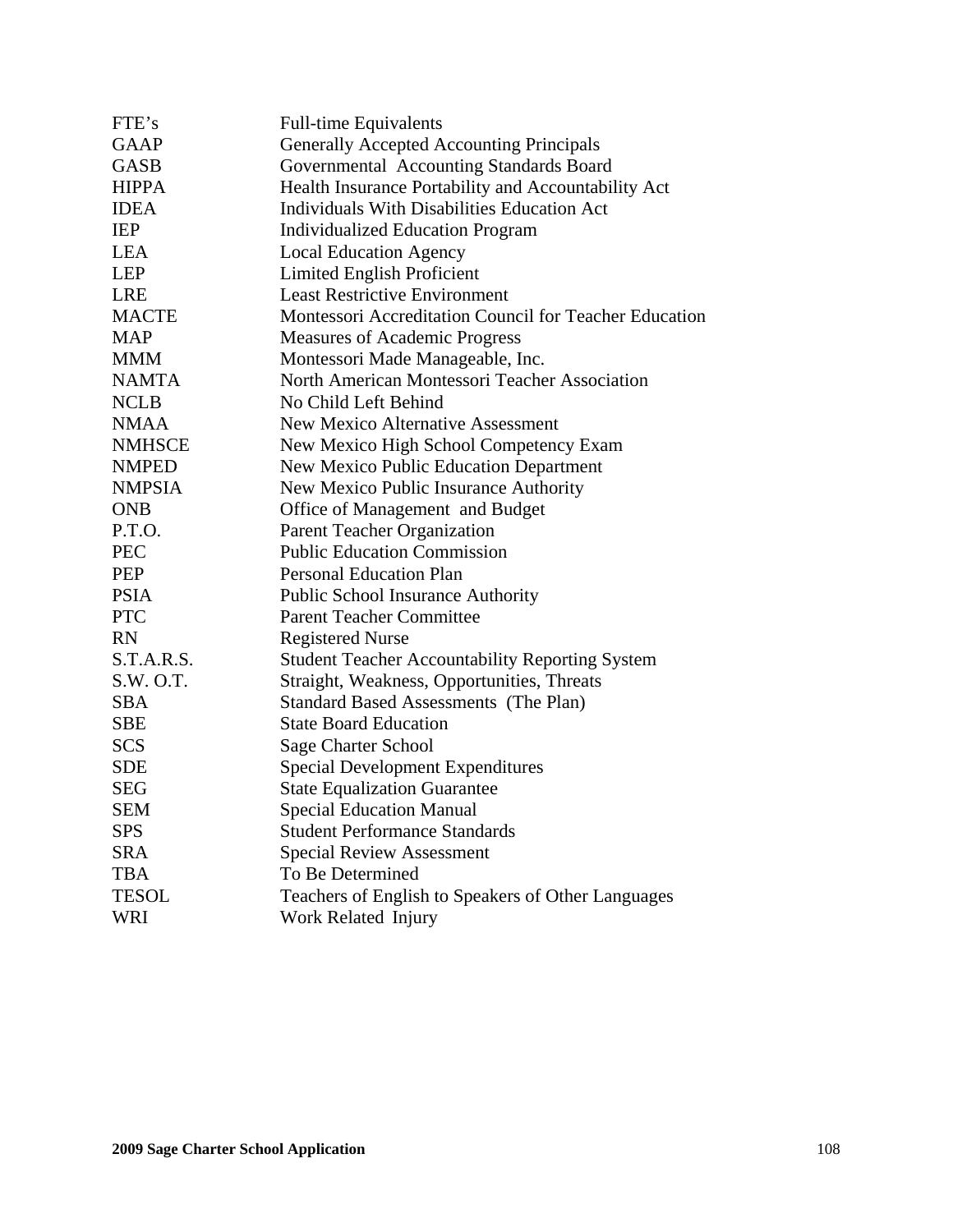| | |
|---|---|
| FTE's | Full-time Equivalents |
| GAAP | Generally Accepted Accounting Principals |
| GASB | Governmental Accounting Standards Board |
| HIPPA | Health Insurance Portability and Accountability Act |
| IDEA | Individuals With Disabilities Education Act |
| IEP | Individualized Education Program |
| LEA | Local Education Agency |
| LEP | Limited English Proficient |
| LRE | Least Restrictive Environment |
| MACTE | Montessori Accreditation Council for Teacher Education |
| MAP | Measures of Academic Progress |
| MMM | Montessori Made Manageable, Inc. |
| NAMTA | North American Montessori Teacher Association |
| NCLB | No Child Left Behind |
| NMAA | New Mexico Alternative Assessment |
| NMHSCE | New Mexico High School Competency Exam |
| NMPED | New Mexico Public Education Department |
| NMPSIA | New Mexico Public Insurance Authority |
| ONB | Office of Management and Budget |
| P.T.O. | Parent Teacher Organization |
| PEC | Public Education Commission |
| PEP | Personal Education Plan |
| PSIA | Public School Insurance Authority |
| PTC | Parent Teacher Committee |
| RN | Registered Nurse |
| S.T.A.R.S. | Student Teacher Accountability Reporting System |
| S.W. O.T. | Straight, Weakness, Opportunities, Threats |
| SBA | Standard Based Assessments (The Plan) |
| SBE | State Board Education |
| SCS | Sage Charter School |
| SDE | Special Development Expenditures |
| SEG | State Equalization Guarantee |
| SEM | Special Education Manual |
| SPS | Student Performance Standards |
| SRA | Special Review Assessment |
| TBA | To Be Determined |
| TESOL | Teachers of English to Speakers of Other Languages |
| WRI | Work Related Injury |